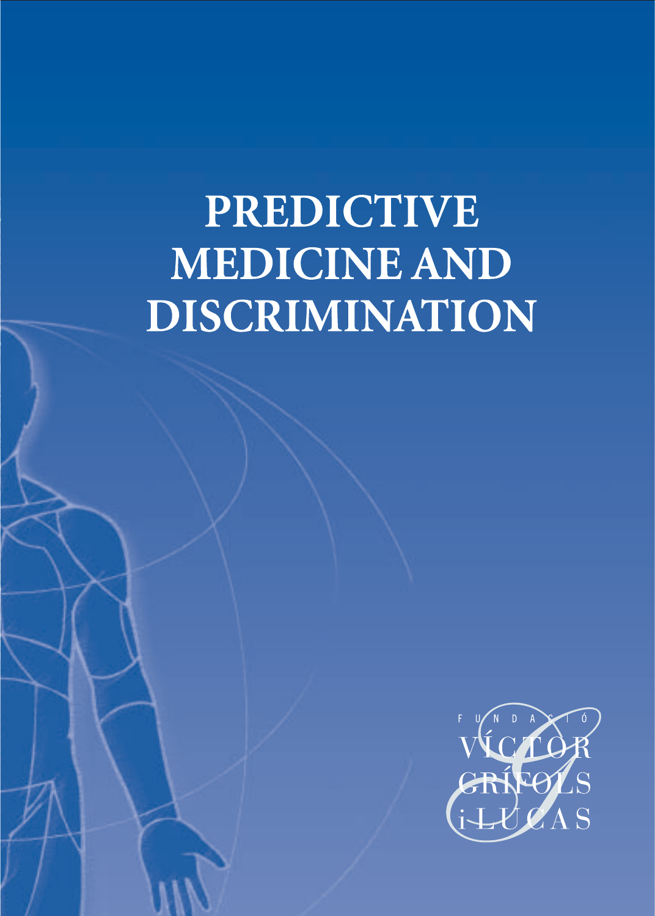# PREDICTIVE MEDICINE AND DISCRIMINATION

FUNDACIÓ VÍCTOR GRÍFOLS i LUCAS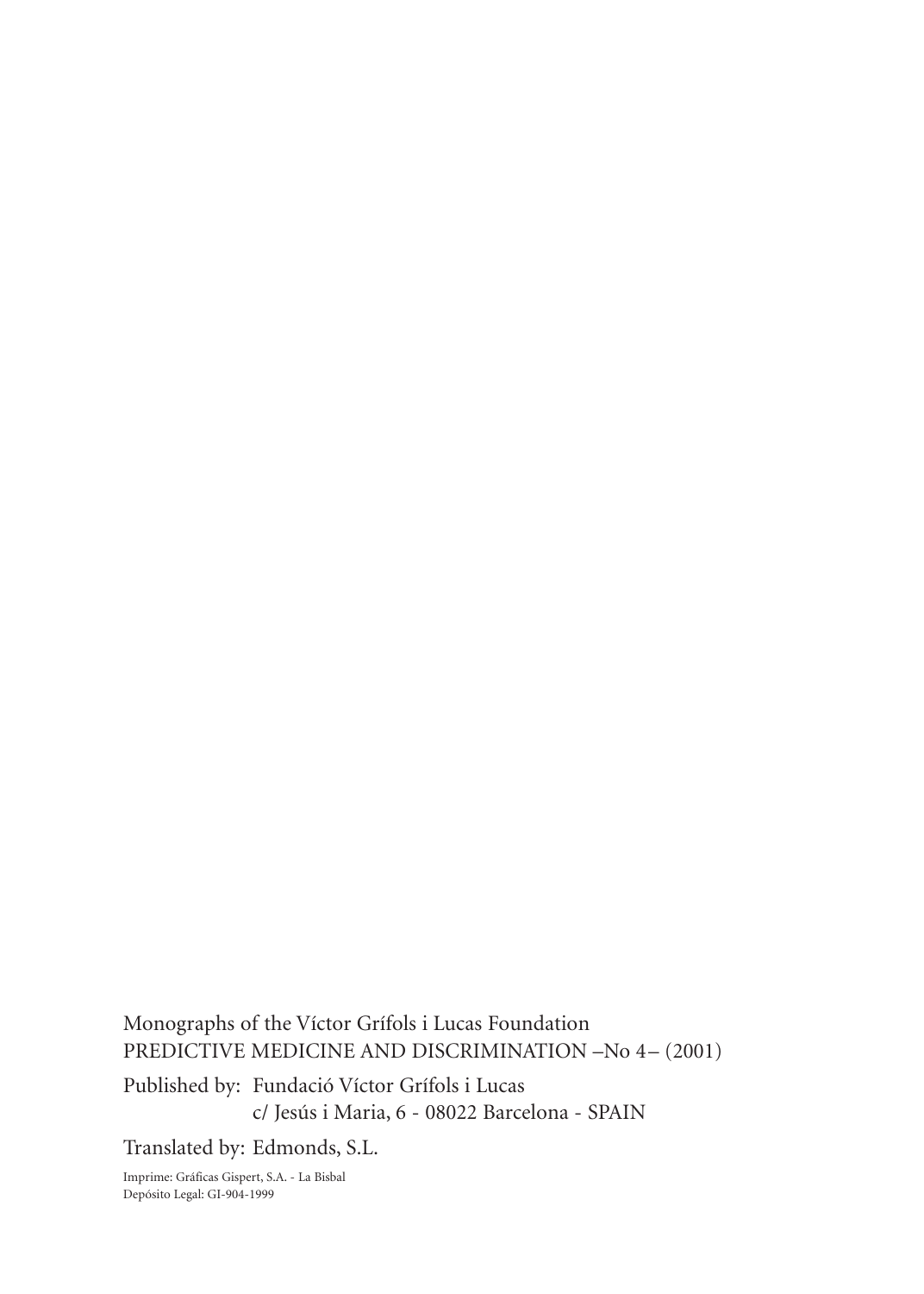Monographs of the Víctor Grífols i Lucas Foundation
PREDICTIVE MEDICINE AND DISCRIMINATION –No 4– (2001)

Published by: Fundació Víctor Grífols i Lucas
c/ Jesús i Maria, 6 - 08022 Barcelona - SPAIN

Translated by: Edmonds, S.L.

Imprime: Gráficas Gispert, S.A. - La Bisbal
Depósito Legal: GI-904-1999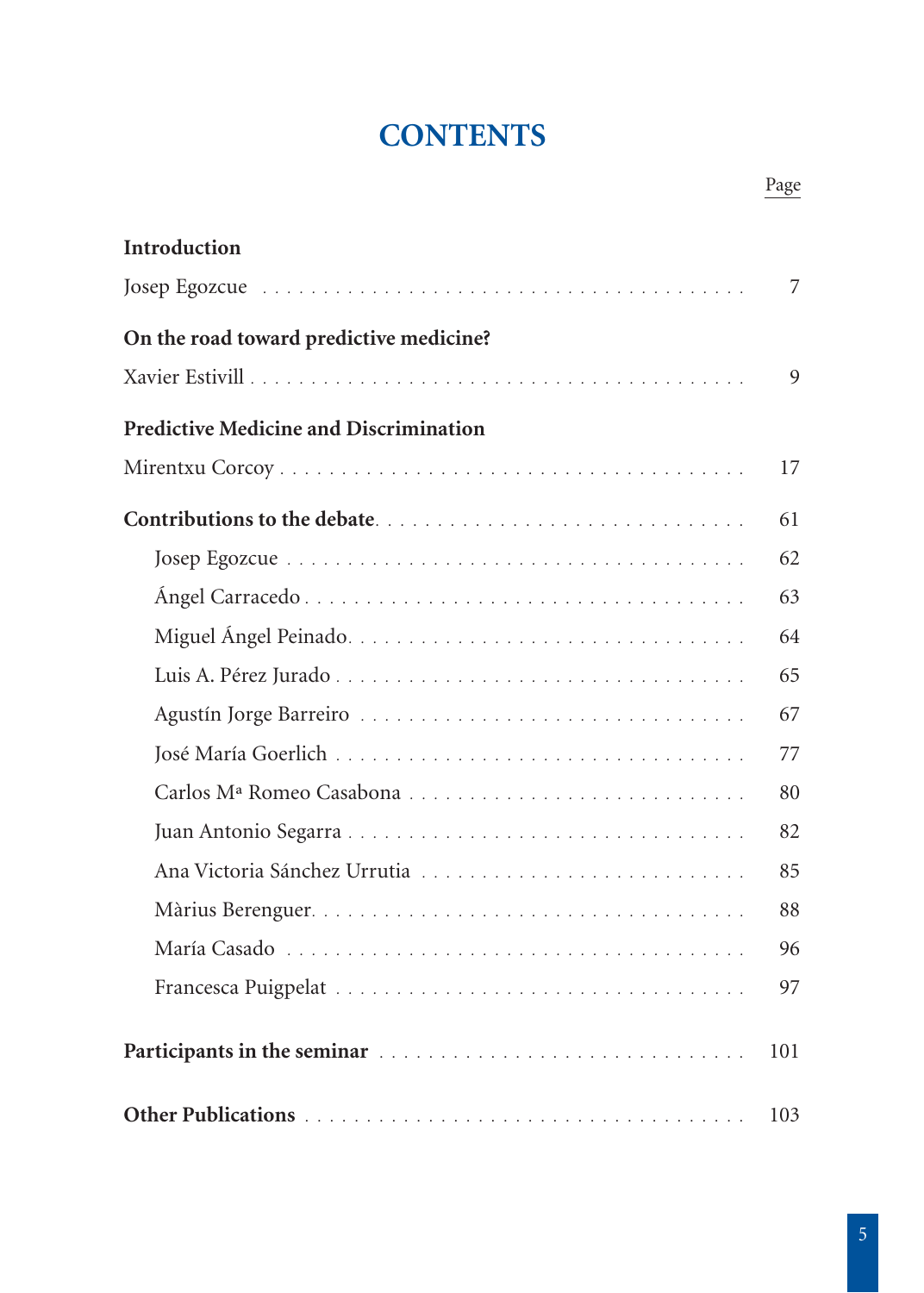# CONTENTS

| | Page |
|---|---|
| **Introduction** | |
| Josep Egozcue | 7 |
| **On the road toward predictive medicine?** | |
| Xavier Estivill | 9 |
| **Predictive Medicine and Discrimination** | |
| Mirentxu Corcoy | 17 |
| **Contributions to the debate** | 61 |
| Josep Egozcue | 62 |
| Ángel Carracedo | 63 |
| Miguel Ángel Peinado | 64 |
| Luis A. Pérez Jurado | 65 |
| Agustín Jorge Barreiro | 67 |
| José María Goerlich | 77 |
| Carlos Mª Romeo Casabona | 80 |
| Juan Antonio Segarra | 82 |
| Ana Victoria Sánchez Urrutia | 85 |
| Màrius Berenguer | 88 |
| María Casado | 96 |
| Francesca Puigpelat | 97 |
| **Participants in the seminar** | 101 |
| **Other Publications** | 103 |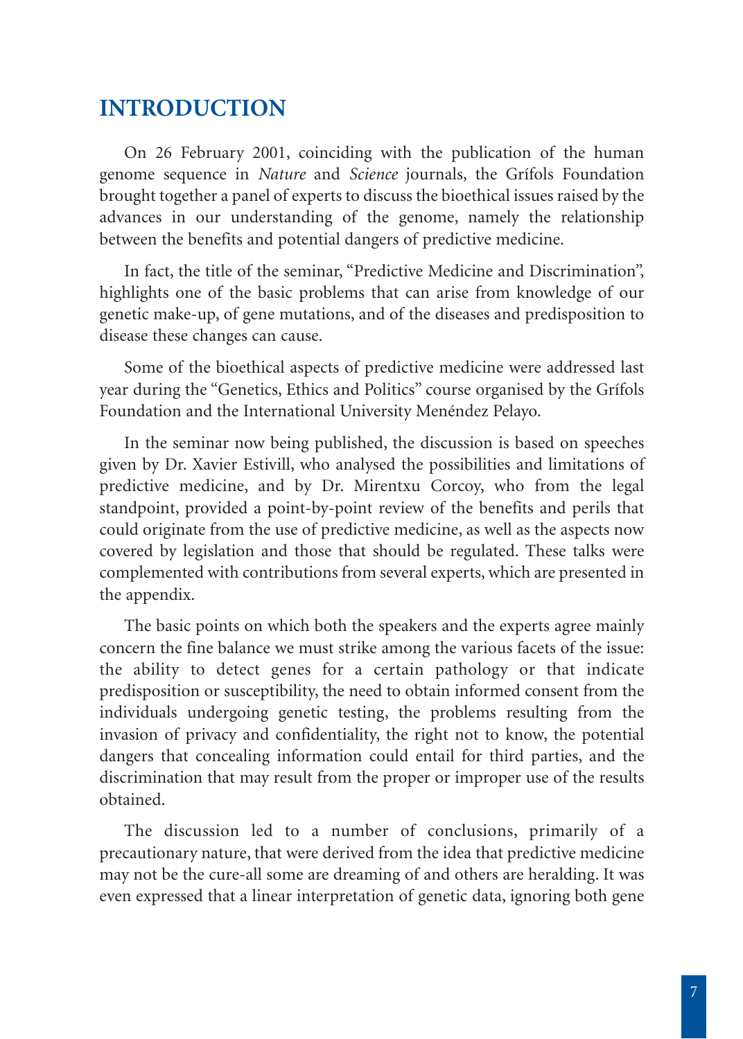# INTRODUCTION

On 26 February 2001, coinciding with the publication of the human genome sequence in *Nature* and *Science* journals, the Grífols Foundation brought together a panel of experts to discuss the bioethical issues raised by the advances in our understanding of the genome, namely the relationship between the benefits and potential dangers of predictive medicine.

In fact, the title of the seminar, "Predictive Medicine and Discrimination", highlights one of the basic problems that can arise from knowledge of our genetic make-up, of gene mutations, and of the diseases and predisposition to disease these changes can cause.

Some of the bioethical aspects of predictive medicine were addressed last year during the "Genetics, Ethics and Politics" course organised by the Grífols Foundation and the International University Menéndez Pelayo.

In the seminar now being published, the discussion is based on speeches given by Dr. Xavier Estivill, who analysed the possibilities and limitations of predictive medicine, and by Dr. Mirentxu Corcoy, who from the legal standpoint, provided a point-by-point review of the benefits and perils that could originate from the use of predictive medicine, as well as the aspects now covered by legislation and those that should be regulated. These talks were complemented with contributions from several experts, which are presented in the appendix.

The basic points on which both the speakers and the experts agree mainly concern the fine balance we must strike among the various facets of the issue: the ability to detect genes for a certain pathology or that indicate predisposition or susceptibility, the need to obtain informed consent from the individuals undergoing genetic testing, the problems resulting from the invasion of privacy and confidentiality, the right not to know, the potential dangers that concealing information could entail for third parties, and the discrimination that may result from the proper or improper use of the results obtained.

The discussion led to a number of conclusions, primarily of a precautionary nature, that were derived from the idea that predictive medicine may not be the cure-all some are dreaming of and others are heralding. It was even expressed that a linear interpretation of genetic data, ignoring both gene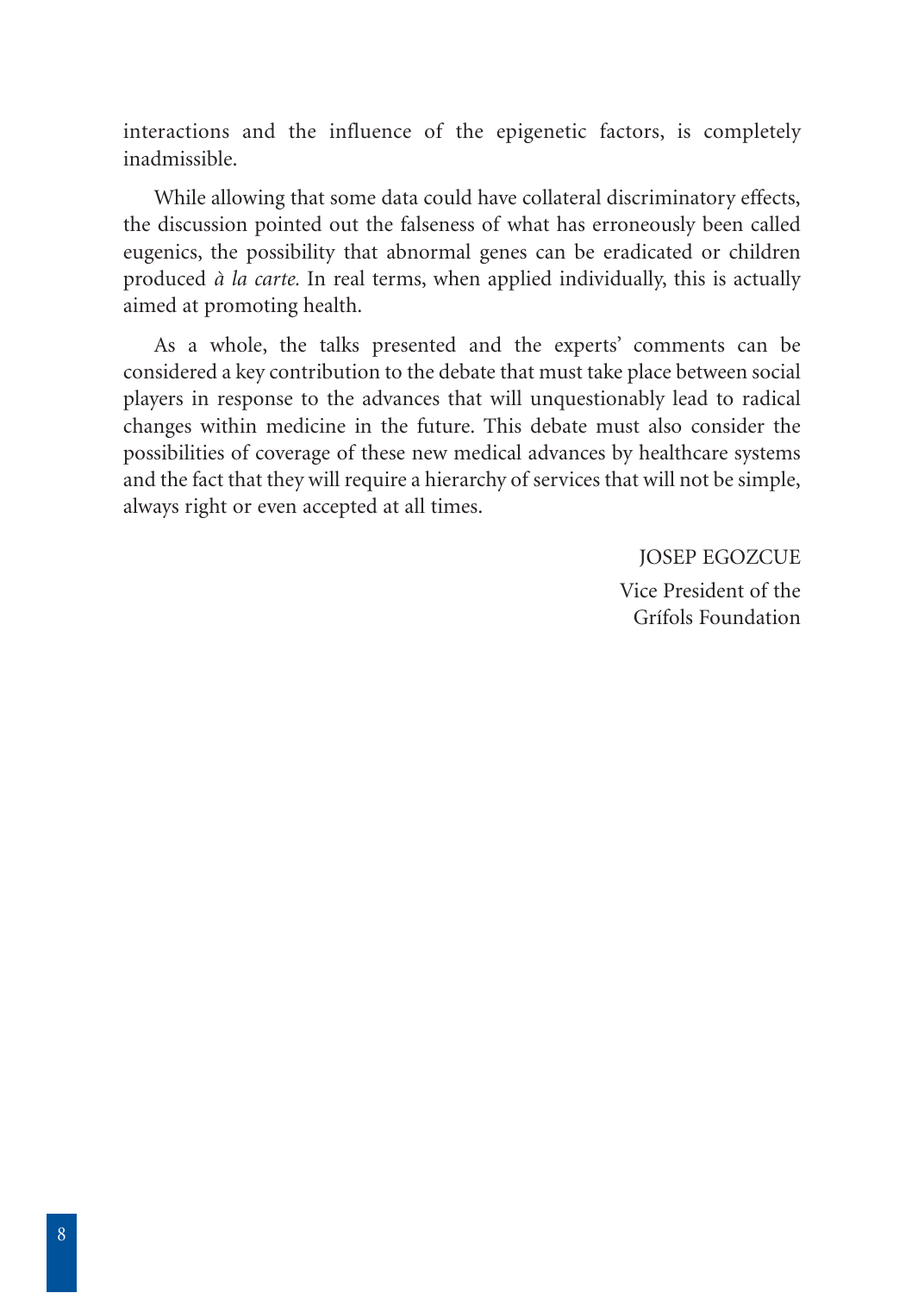interactions and the influence of the epigenetic factors, is completely inadmissible.

While allowing that some data could have collateral discriminatory effects, the discussion pointed out the falseness of what has erroneously been called eugenics, the possibility that abnormal genes can be eradicated or children produced *à la carte*. In real terms, when applied individually, this is actually aimed at promoting health.

As a whole, the talks presented and the experts' comments can be considered a key contribution to the debate that must take place between social players in response to the advances that will unquestionably lead to radical changes within medicine in the future. This debate must also consider the possibilities of coverage of these new medical advances by healthcare systems and the fact that they will require a hierarchy of services that will not be simple, always right or even accepted at all times.

JOSEP EGOZCUE
Vice President of the
Grífols Foundation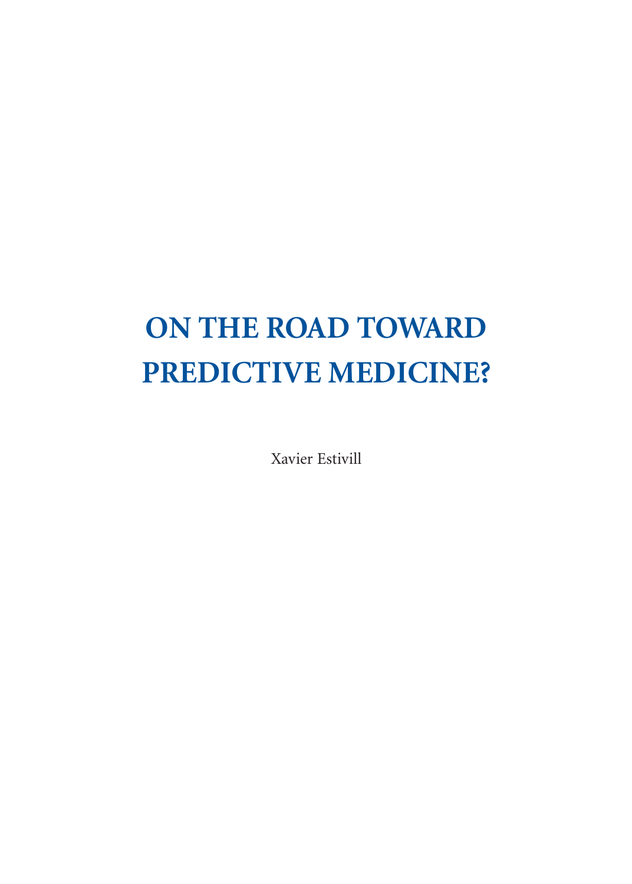# ON THE ROAD TOWARD PREDICTIVE MEDICINE?

Xavier Estivill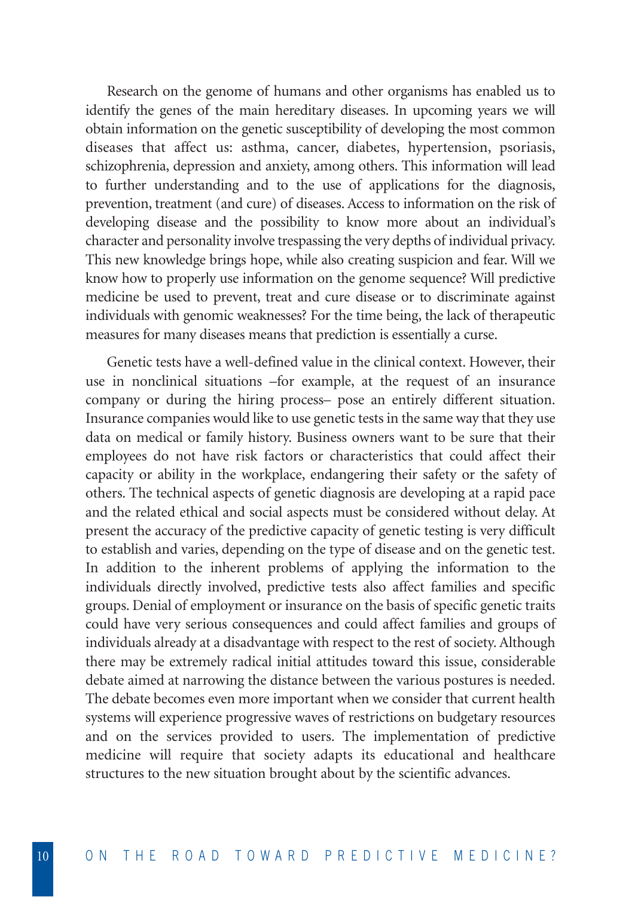Research on the genome of humans and other organisms has enabled us to identify the genes of the main hereditary diseases. In upcoming years we will obtain information on the genetic susceptibility of developing the most common diseases that affect us: asthma, cancer, diabetes, hypertension, psoriasis, schizophrenia, depression and anxiety, among others. This information will lead to further understanding and to the use of applications for the diagnosis, prevention, treatment (and cure) of diseases. Access to information on the risk of developing disease and the possibility to know more about an individual's character and personality involve trespassing the very depths of individual privacy. This new knowledge brings hope, while also creating suspicion and fear. Will we know how to properly use information on the genome sequence? Will predictive medicine be used to prevent, treat and cure disease or to discriminate against individuals with genomic weaknesses? For the time being, the lack of therapeutic measures for many diseases means that prediction is essentially a curse.

Genetic tests have a well-defined value in the clinical context. However, their use in nonclinical situations –for example, at the request of an insurance company or during the hiring process– pose an entirely different situation. Insurance companies would like to use genetic tests in the same way that they use data on medical or family history. Business owners want to be sure that their employees do not have risk factors or characteristics that could affect their capacity or ability in the workplace, endangering their safety or the safety of others. The technical aspects of genetic diagnosis are developing at a rapid pace and the related ethical and social aspects must be considered without delay. At present the accuracy of the predictive capacity of genetic testing is very difficult to establish and varies, depending on the type of disease and on the genetic test. In addition to the inherent problems of applying the information to the individuals directly involved, predictive tests also affect families and specific groups. Denial of employment or insurance on the basis of specific genetic traits could have very serious consequences and could affect families and groups of individuals already at a disadvantage with respect to the rest of society. Although there may be extremely radical initial attitudes toward this issue, considerable debate aimed at narrowing the distance between the various postures is needed. The debate becomes even more important when we consider that current health systems will experience progressive waves of restrictions on budgetary resources and on the services provided to users. The implementation of predictive medicine will require that society adapts its educational and healthcare structures to the new situation brought about by the scientific advances.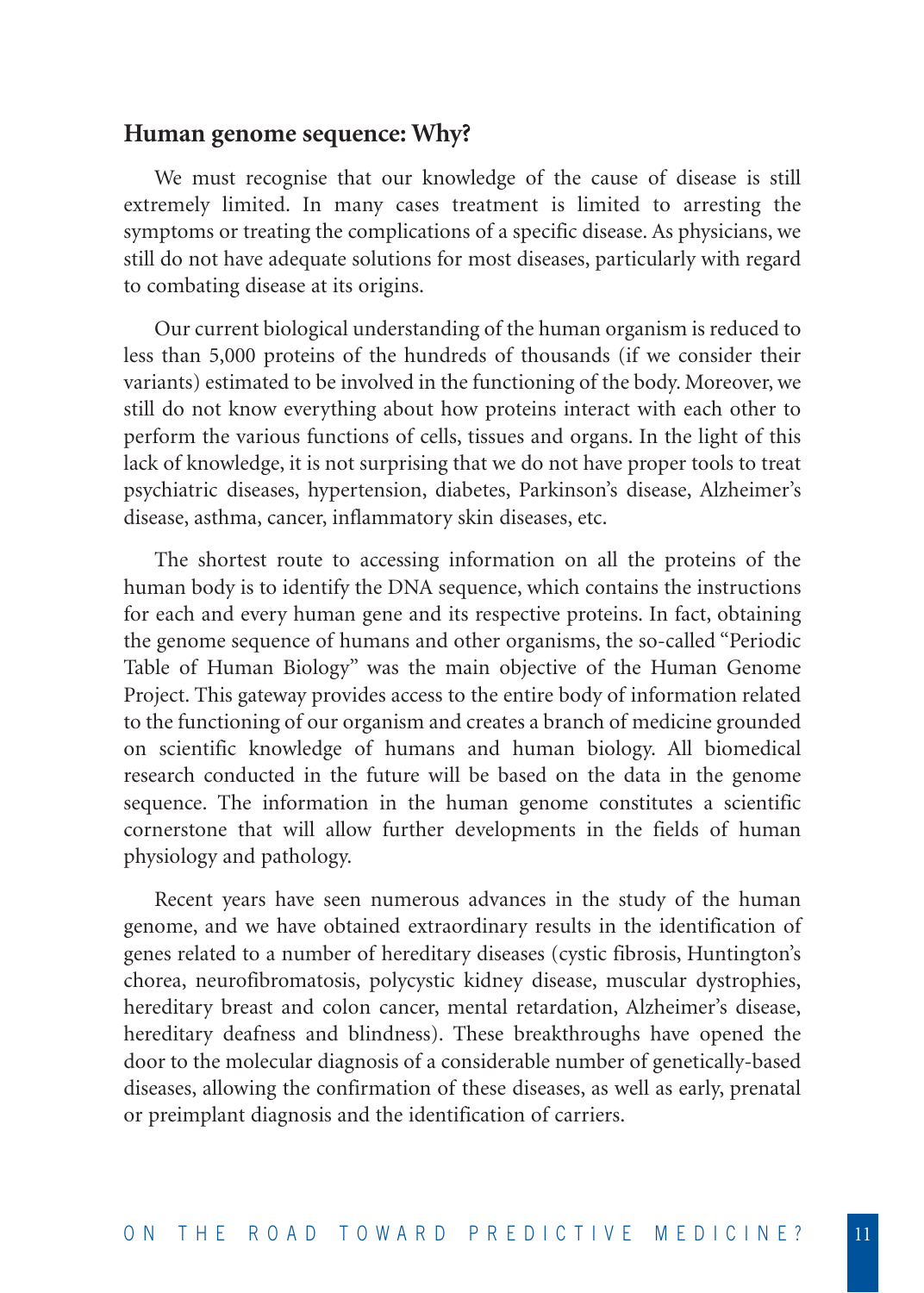## Human genome sequence: Why?

We must recognise that our knowledge of the cause of disease is still extremely limited. In many cases treatment is limited to arresting the symptoms or treating the complications of a specific disease. As physicians, we still do not have adequate solutions for most diseases, particularly with regard to combating disease at its origins.

Our current biological understanding of the human organism is reduced to less than 5,000 proteins of the hundreds of thousands (if we consider their variants) estimated to be involved in the functioning of the body. Moreover, we still do not know everything about how proteins interact with each other to perform the various functions of cells, tissues and organs. In the light of this lack of knowledge, it is not surprising that we do not have proper tools to treat psychiatric diseases, hypertension, diabetes, Parkinson's disease, Alzheimer's disease, asthma, cancer, inflammatory skin diseases, etc.

The shortest route to accessing information on all the proteins of the human body is to identify the DNA sequence, which contains the instructions for each and every human gene and its respective proteins. In fact, obtaining the genome sequence of humans and other organisms, the so-called "Periodic Table of Human Biology" was the main objective of the Human Genome Project. This gateway provides access to the entire body of information related to the functioning of our organism and creates a branch of medicine grounded on scientific knowledge of humans and human biology. All biomedical research conducted in the future will be based on the data in the genome sequence. The information in the human genome constitutes a scientific cornerstone that will allow further developments in the fields of human physiology and pathology.

Recent years have seen numerous advances in the study of the human genome, and we have obtained extraordinary results in the identification of genes related to a number of hereditary diseases (cystic fibrosis, Huntington's chorea, neurofibromatosis, polycystic kidney disease, muscular dystrophies, hereditary breast and colon cancer, mental retardation, Alzheimer's disease, hereditary deafness and blindness). These breakthroughs have opened the door to the molecular diagnosis of a considerable number of genetically-based diseases, allowing the confirmation of these diseases, as well as early, prenatal or preimplant diagnosis and the identification of carriers.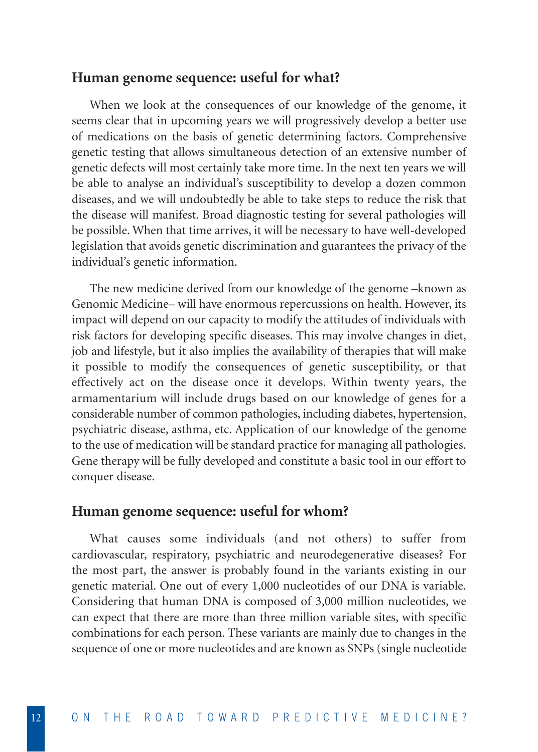## Human genome sequence: useful for what?

When we look at the consequences of our knowledge of the genome, it seems clear that in upcoming years we will progressively develop a better use of medications on the basis of genetic determining factors. Comprehensive genetic testing that allows simultaneous detection of an extensive number of genetic defects will most certainly take more time. In the next ten years we will be able to analyse an individual's susceptibility to develop a dozen common diseases, and we will undoubtedly be able to take steps to reduce the risk that the disease will manifest. Broad diagnostic testing for several pathologies will be possible. When that time arrives, it will be necessary to have well-developed legislation that avoids genetic discrimination and guarantees the privacy of the individual's genetic information.

The new medicine derived from our knowledge of the genome –known as Genomic Medicine– will have enormous repercussions on health. However, its impact will depend on our capacity to modify the attitudes of individuals with risk factors for developing specific diseases. This may involve changes in diet, job and lifestyle, but it also implies the availability of therapies that will make it possible to modify the consequences of genetic susceptibility, or that effectively act on the disease once it develops. Within twenty years, the armamentarium will include drugs based on our knowledge of genes for a considerable number of common pathologies, including diabetes, hypertension, psychiatric disease, asthma, etc. Application of our knowledge of the genome to the use of medication will be standard practice for managing all pathologies. Gene therapy will be fully developed and constitute a basic tool in our effort to conquer disease.

## Human genome sequence: useful for whom?

What causes some individuals (and not others) to suffer from cardiovascular, respiratory, psychiatric and neurodegenerative diseases? For the most part, the answer is probably found in the variants existing in our genetic material. One out of every 1,000 nucleotides of our DNA is variable. Considering that human DNA is composed of 3,000 million nucleotides, we can expect that there are more than three million variable sites, with specific combinations for each person. These variants are mainly due to changes in the sequence of one or more nucleotides and are known as SNPs (single nucleotide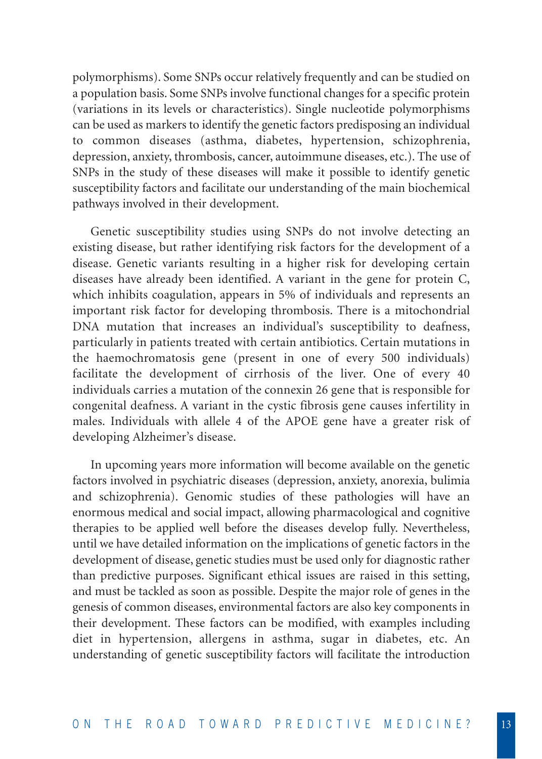polymorphisms). Some SNPs occur relatively frequently and can be studied on a population basis. Some SNPs involve functional changes for a specific protein (variations in its levels or characteristics). Single nucleotide polymorphisms can be used as markers to identify the genetic factors predisposing an individual to common diseases (asthma, diabetes, hypertension, schizophrenia, depression, anxiety, thrombosis, cancer, autoimmune diseases, etc.). The use of SNPs in the study of these diseases will make it possible to identify genetic susceptibility factors and facilitate our understanding of the main biochemical pathways involved in their development.

Genetic susceptibility studies using SNPs do not involve detecting an existing disease, but rather identifying risk factors for the development of a disease. Genetic variants resulting in a higher risk for developing certain diseases have already been identified. A variant in the gene for protein C, which inhibits coagulation, appears in 5% of individuals and represents an important risk factor for developing thrombosis. There is a mitochondrial DNA mutation that increases an individual's susceptibility to deafness, particularly in patients treated with certain antibiotics. Certain mutations in the haemochromatosis gene (present in one of every 500 individuals) facilitate the development of cirrhosis of the liver. One of every 40 individuals carries a mutation of the connexin 26 gene that is responsible for congenital deafness. A variant in the cystic fibrosis gene causes infertility in males. Individuals with allele 4 of the APOE gene have a greater risk of developing Alzheimer's disease.

In upcoming years more information will become available on the genetic factors involved in psychiatric diseases (depression, anxiety, anorexia, bulimia and schizophrenia). Genomic studies of these pathologies will have an enormous medical and social impact, allowing pharmacological and cognitive therapies to be applied well before the diseases develop fully. Nevertheless, until we have detailed information on the implications of genetic factors in the development of disease, genetic studies must be used only for diagnostic rather than predictive purposes. Significant ethical issues are raised in this setting, and must be tackled as soon as possible. Despite the major role of genes in the genesis of common diseases, environmental factors are also key components in their development. These factors can be modified, with examples including diet in hypertension, allergens in asthma, sugar in diabetes, etc. An understanding of genetic susceptibility factors will facilitate the introduction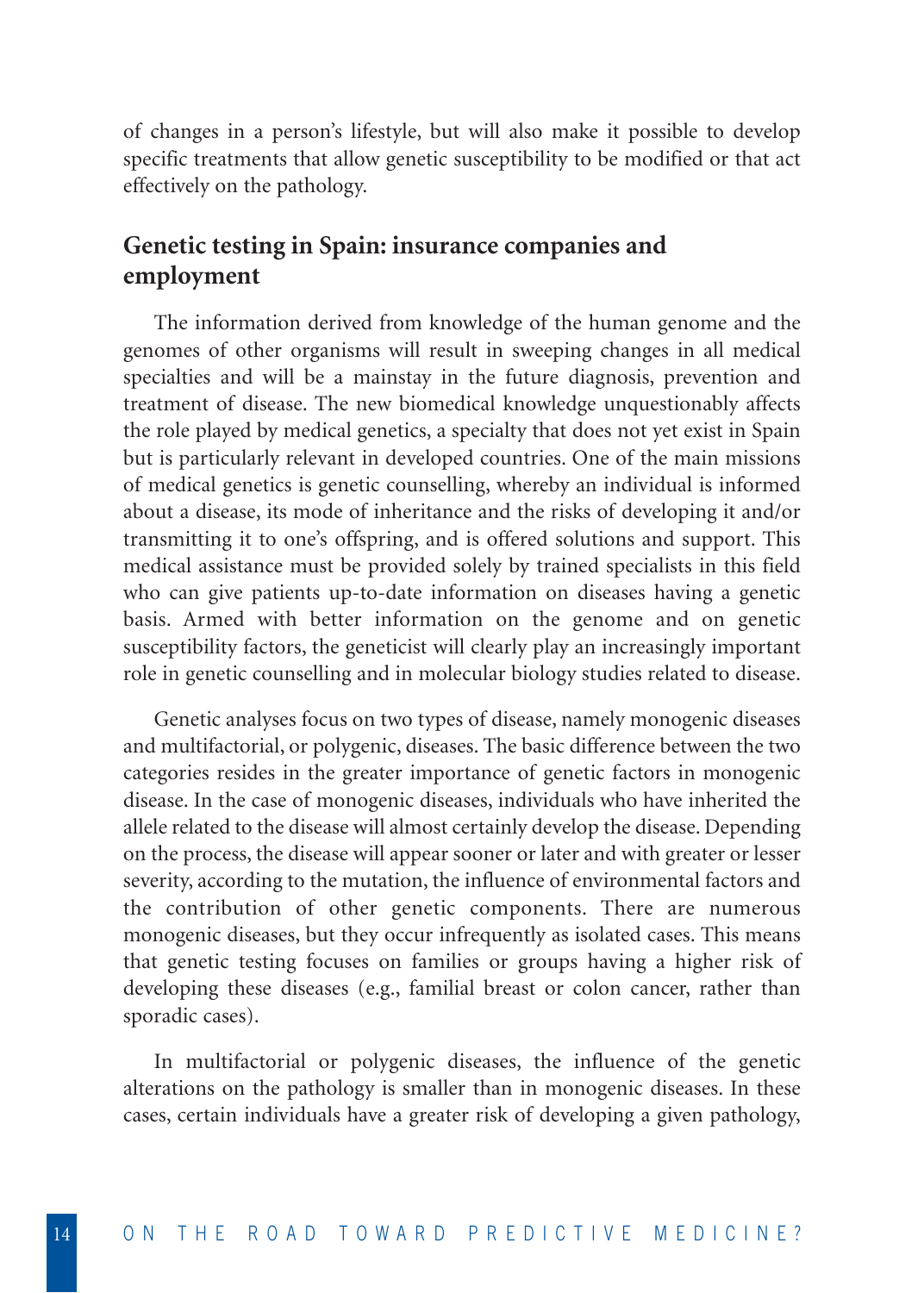of changes in a person's lifestyle, but will also make it possible to develop specific treatments that allow genetic susceptibility to be modified or that act effectively on the pathology.

## Genetic testing in Spain: insurance companies and employment

The information derived from knowledge of the human genome and the genomes of other organisms will result in sweeping changes in all medical specialties and will be a mainstay in the future diagnosis, prevention and treatment of disease. The new biomedical knowledge unquestionably affects the role played by medical genetics, a specialty that does not yet exist in Spain but is particularly relevant in developed countries. One of the main missions of medical genetics is genetic counselling, whereby an individual is informed about a disease, its mode of inheritance and the risks of developing it and/or transmitting it to one's offspring, and is offered solutions and support. This medical assistance must be provided solely by trained specialists in this field who can give patients up-to-date information on diseases having a genetic basis. Armed with better information on the genome and on genetic susceptibility factors, the geneticist will clearly play an increasingly important role in genetic counselling and in molecular biology studies related to disease.

Genetic analyses focus on two types of disease, namely monogenic diseases and multifactorial, or polygenic, diseases. The basic difference between the two categories resides in the greater importance of genetic factors in monogenic disease. In the case of monogenic diseases, individuals who have inherited the allele related to the disease will almost certainly develop the disease. Depending on the process, the disease will appear sooner or later and with greater or lesser severity, according to the mutation, the influence of environmental factors and the contribution of other genetic components. There are numerous monogenic diseases, but they occur infrequently as isolated cases. This means that genetic testing focuses on families or groups having a higher risk of developing these diseases (e.g., familial breast or colon cancer, rather than sporadic cases).

In multifactorial or polygenic diseases, the influence of the genetic alterations on the pathology is smaller than in monogenic diseases. In these cases, certain individuals have a greater risk of developing a given pathology,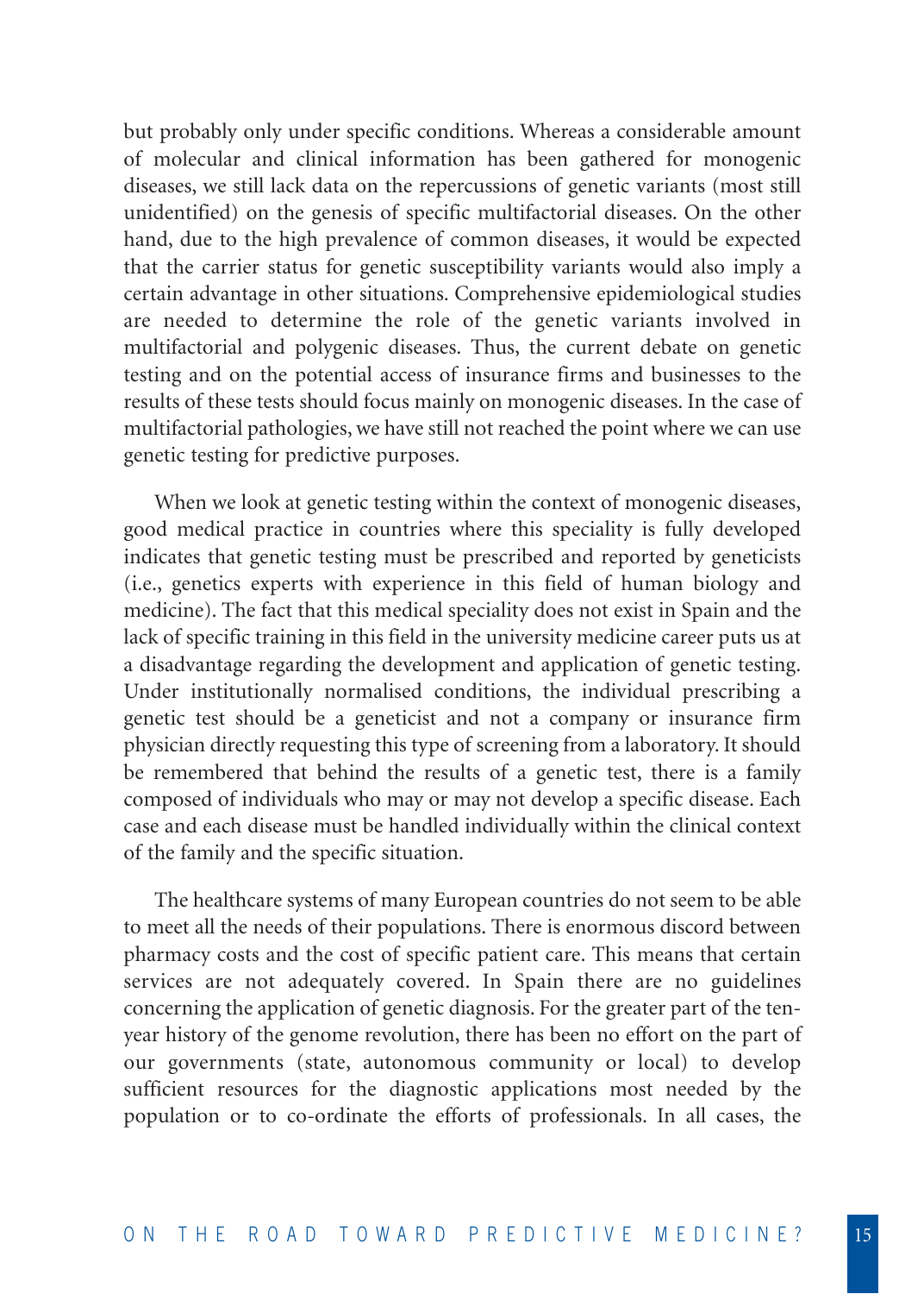but probably only under specific conditions. Whereas a considerable amount of molecular and clinical information has been gathered for monogenic diseases, we still lack data on the repercussions of genetic variants (most still unidentified) on the genesis of specific multifactorial diseases. On the other hand, due to the high prevalence of common diseases, it would be expected that the carrier status for genetic susceptibility variants would also imply a certain advantage in other situations. Comprehensive epidemiological studies are needed to determine the role of the genetic variants involved in multifactorial and polygenic diseases. Thus, the current debate on genetic testing and on the potential access of insurance firms and businesses to the results of these tests should focus mainly on monogenic diseases. In the case of multifactorial pathologies, we have still not reached the point where we can use genetic testing for predictive purposes.

When we look at genetic testing within the context of monogenic diseases, good medical practice in countries where this speciality is fully developed indicates that genetic testing must be prescribed and reported by geneticists (i.e., genetics experts with experience in this field of human biology and medicine). The fact that this medical speciality does not exist in Spain and the lack of specific training in this field in the university medicine career puts us at a disadvantage regarding the development and application of genetic testing. Under institutionally normalised conditions, the individual prescribing a genetic test should be a geneticist and not a company or insurance firm physician directly requesting this type of screening from a laboratory. It should be remembered that behind the results of a genetic test, there is a family composed of individuals who may or may not develop a specific disease. Each case and each disease must be handled individually within the clinical context of the family and the specific situation.

The healthcare systems of many European countries do not seem to be able to meet all the needs of their populations. There is enormous discord between pharmacy costs and the cost of specific patient care. This means that certain services are not adequately covered. In Spain there are no guidelines concerning the application of genetic diagnosis. For the greater part of the ten-year history of the genome revolution, there has been no effort on the part of our governments (state, autonomous community or local) to develop sufficient resources for the diagnostic applications most needed by the population or to co-ordinate the efforts of professionals. In all cases, the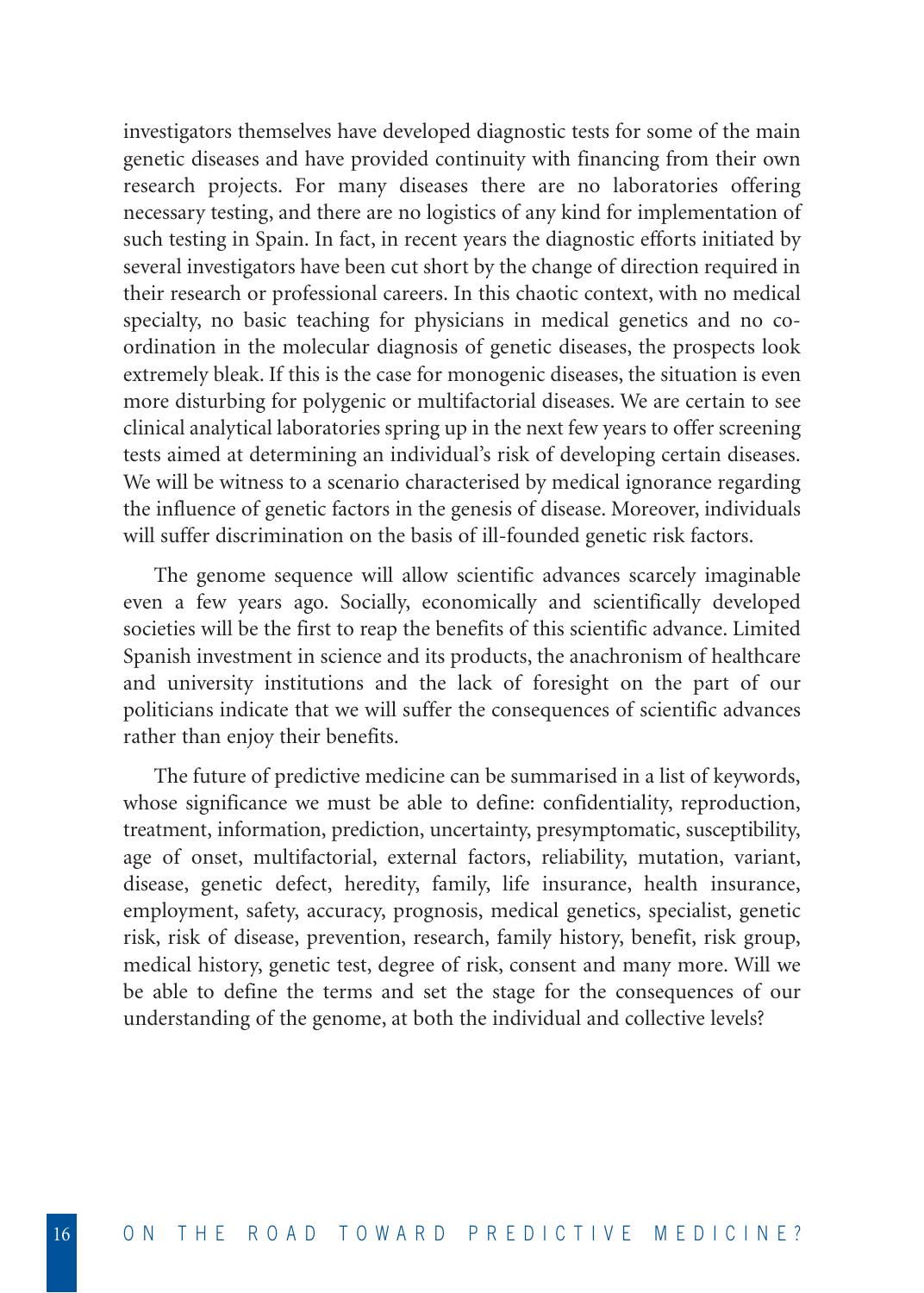investigators themselves have developed diagnostic tests for some of the main genetic diseases and have provided continuity with financing from their own research projects. For many diseases there are no laboratories offering necessary testing, and there are no logistics of any kind for implementation of such testing in Spain. In fact, in recent years the diagnostic efforts initiated by several investigators have been cut short by the change of direction required in their research or professional careers. In this chaotic context, with no medical specialty, no basic teaching for physicians in medical genetics and no co-ordination in the molecular diagnosis of genetic diseases, the prospects look extremely bleak. If this is the case for monogenic diseases, the situation is even more disturbing for polygenic or multifactorial diseases. We are certain to see clinical analytical laboratories spring up in the next few years to offer screening tests aimed at determining an individual's risk of developing certain diseases. We will be witness to a scenario characterised by medical ignorance regarding the influence of genetic factors in the genesis of disease. Moreover, individuals will suffer discrimination on the basis of ill-founded genetic risk factors.

The genome sequence will allow scientific advances scarcely imaginable even a few years ago. Socially, economically and scientifically developed societies will be the first to reap the benefits of this scientific advance. Limited Spanish investment in science and its products, the anachronism of healthcare and university institutions and the lack of foresight on the part of our politicians indicate that we will suffer the consequences of scientific advances rather than enjoy their benefits.

The future of predictive medicine can be summarised in a list of keywords, whose significance we must be able to define: confidentiality, reproduction, treatment, information, prediction, uncertainty, presymptomatic, susceptibility, age of onset, multifactorial, external factors, reliability, mutation, variant, disease, genetic defect, heredity, family, life insurance, health insurance, employment, safety, accuracy, prognosis, medical genetics, specialist, genetic risk, risk of disease, prevention, research, family history, benefit, risk group, medical history, genetic test, degree of risk, consent and many more. Will we be able to define the terms and set the stage for the consequences of our understanding of the genome, at both the individual and collective levels?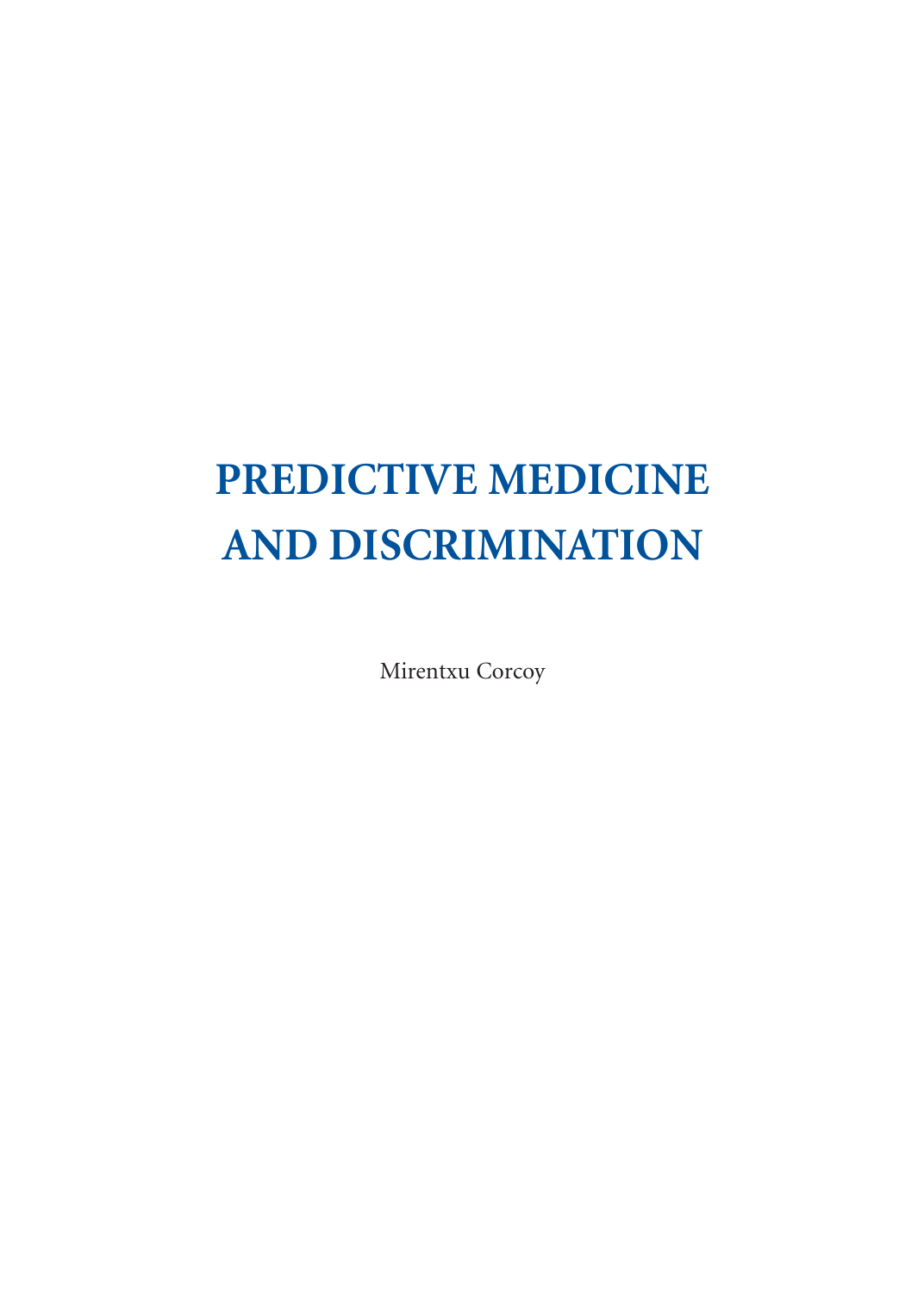# PREDICTIVE MEDICINE AND DISCRIMINATION

Mirentxu Corcoy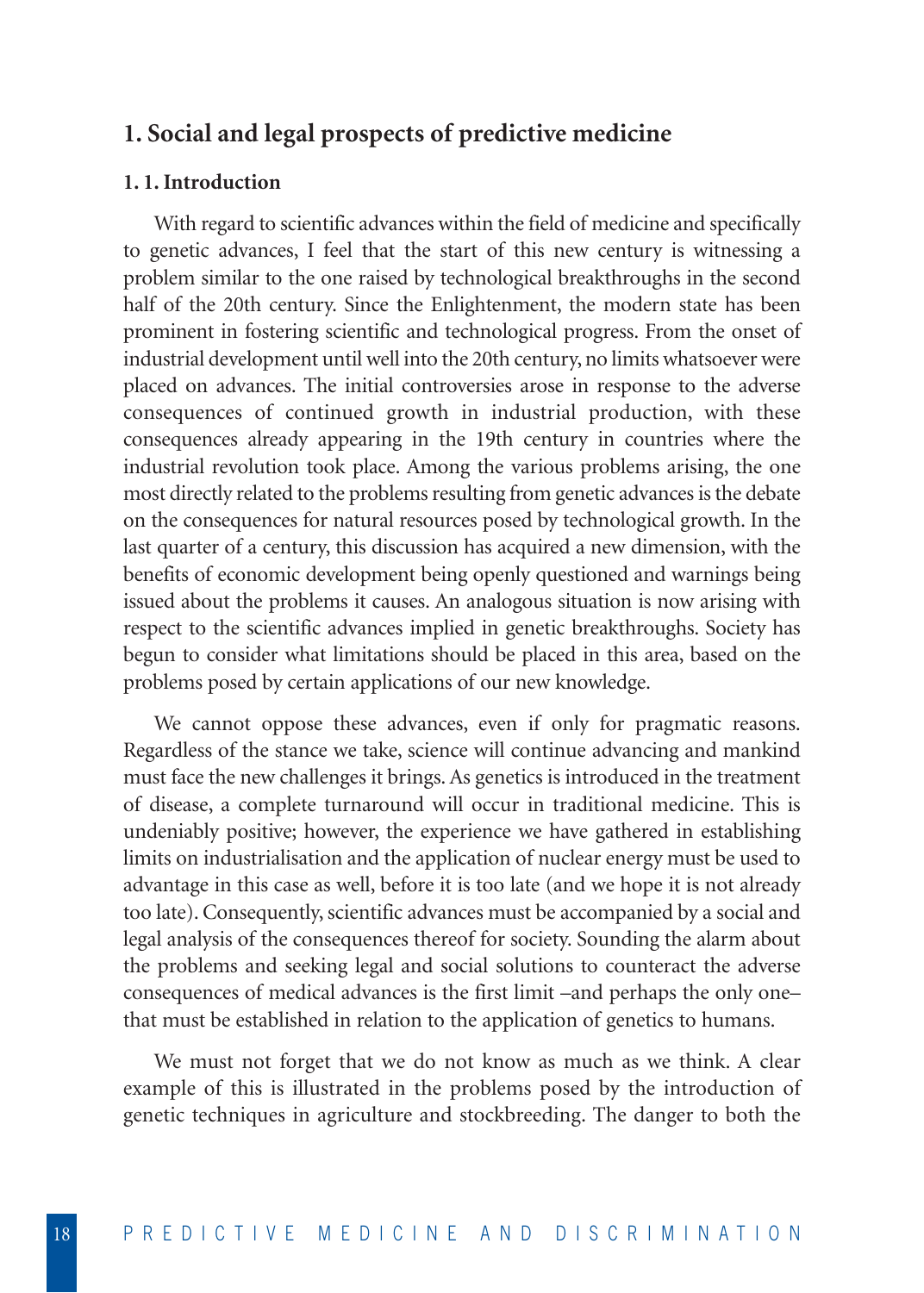# 1. Social and legal prospects of predictive medicine

## 1. 1. Introduction

With regard to scientific advances within the field of medicine and specifically to genetic advances, I feel that the start of this new century is witnessing a problem similar to the one raised by technological breakthroughs in the second half of the 20th century. Since the Enlightenment, the modern state has been prominent in fostering scientific and technological progress. From the onset of industrial development until well into the 20th century, no limits whatsoever were placed on advances. The initial controversies arose in response to the adverse consequences of continued growth in industrial production, with these consequences already appearing in the 19th century in countries where the industrial revolution took place. Among the various problems arising, the one most directly related to the problems resulting from genetic advances is the debate on the consequences for natural resources posed by technological growth. In the last quarter of a century, this discussion has acquired a new dimension, with the benefits of economic development being openly questioned and warnings being issued about the problems it causes. An analogous situation is now arising with respect to the scientific advances implied in genetic breakthroughs. Society has begun to consider what limitations should be placed in this area, based on the problems posed by certain applications of our new knowledge.

We cannot oppose these advances, even if only for pragmatic reasons. Regardless of the stance we take, science will continue advancing and mankind must face the new challenges it brings. As genetics is introduced in the treatment of disease, a complete turnaround will occur in traditional medicine. This is undeniably positive; however, the experience we have gathered in establishing limits on industrialisation and the application of nuclear energy must be used to advantage in this case as well, before it is too late (and we hope it is not already too late). Consequently, scientific advances must be accompanied by a social and legal analysis of the consequences thereof for society. Sounding the alarm about the problems and seeking legal and social solutions to counteract the adverse consequences of medical advances is the first limit –and perhaps the only one– that must be established in relation to the application of genetics to humans.

We must not forget that we do not know as much as we think. A clear example of this is illustrated in the problems posed by the introduction of genetic techniques in agriculture and stockbreeding. The danger to both the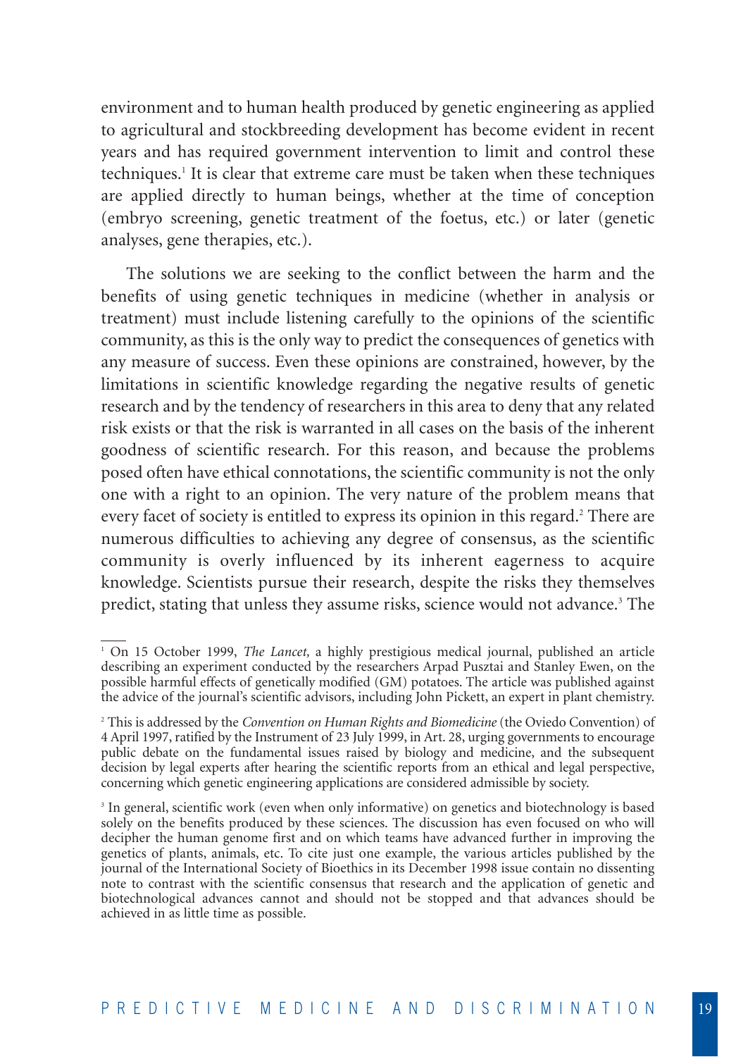environment and to human health produced by genetic engineering as applied to agricultural and stockbreeding development has become evident in recent years and has required government intervention to limit and control these techniques.[1] It is clear that extreme care must be taken when these techniques are applied directly to human beings, whether at the time of conception (embryo screening, genetic treatment of the foetus, etc.) or later (genetic analyses, gene therapies, etc.).

The solutions we are seeking to the conflict between the harm and the benefits of using genetic techniques in medicine (whether in analysis or treatment) must include listening carefully to the opinions of the scientific community, as this is the only way to predict the consequences of genetics with any measure of success. Even these opinions are constrained, however, by the limitations in scientific knowledge regarding the negative results of genetic research and by the tendency of researchers in this area to deny that any related risk exists or that the risk is warranted in all cases on the basis of the inherent goodness of scientific research. For this reason, and because the problems posed often have ethical connotations, the scientific community is not the only one with a right to an opinion. The very nature of the problem means that every facet of society is entitled to express its opinion in this regard.[2] There are numerous difficulties to achieving any degree of consensus, as the scientific community is overly influenced by its inherent eagerness to acquire knowledge. Scientists pursue their research, despite the risks they themselves predict, stating that unless they assume risks, science would not advance.[3] The

---

[1] On 15 October 1999, *The Lancet,* a highly prestigious medical journal, published an article describing an experiment conducted by the researchers Arpad Pusztai and Stanley Ewen, on the possible harmful effects of genetically modified (GM) potatoes. The article was published against the advice of the journal's scientific advisors, including John Pickett, an expert in plant chemistry.

[2] This is addressed by the *Convention on Human Rights and Biomedicine* (the Oviedo Convention) of 4 April 1997, ratified by the Instrument of 23 July 1999, in Art. 28, urging governments to encourage public debate on the fundamental issues raised by biology and medicine, and the subsequent decision by legal experts after hearing the scientific reports from an ethical and legal perspective, concerning which genetic engineering applications are considered admissible by society.

[3] In general, scientific work (even when only informative) on genetics and biotechnology is based solely on the benefits produced by these sciences. The discussion has even focused on who will decipher the human genome first and on which teams have advanced further in improving the genetics of plants, animals, etc. To cite just one example, the various articles published by the journal of the International Society of Bioethics in its December 1998 issue contain no dissenting note to contrast with the scientific consensus that research and the application of genetic and biotechnological advances cannot and should not be stopped and that advances should be achieved in as little time as possible.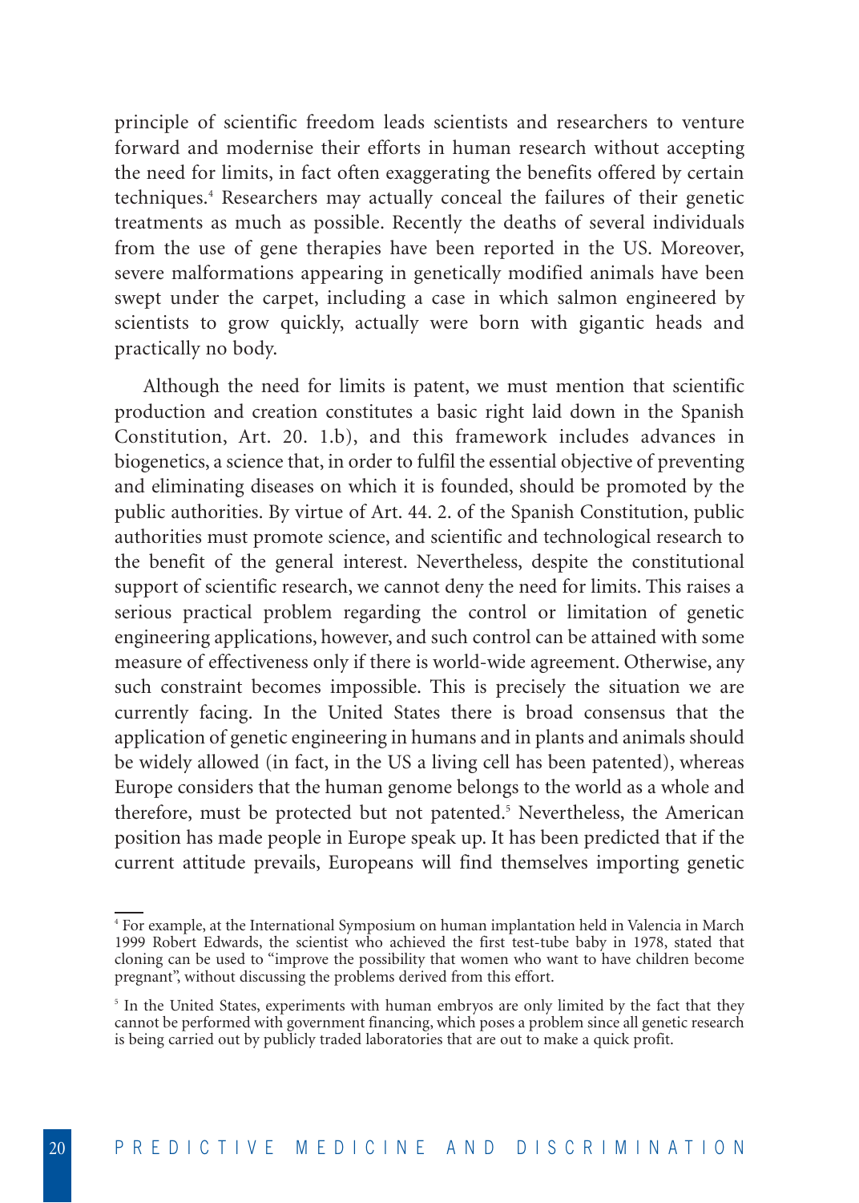principle of scientific freedom leads scientists and researchers to venture forward and modernise their efforts in human research without accepting the need for limits, in fact often exaggerating the benefits offered by certain techniques.[4] Researchers may actually conceal the failures of their genetic treatments as much as possible. Recently the deaths of several individuals from the use of gene therapies have been reported in the US. Moreover, severe malformations appearing in genetically modified animals have been swept under the carpet, including a case in which salmon engineered by scientists to grow quickly, actually were born with gigantic heads and practically no body.

Although the need for limits is patent, we must mention that scientific production and creation constitutes a basic right laid down in the Spanish Constitution, Art. 20. 1.b), and this framework includes advances in biogenetics, a science that, in order to fulfil the essential objective of preventing and eliminating diseases on which it is founded, should be promoted by the public authorities. By virtue of Art. 44. 2. of the Spanish Constitution, public authorities must promote science, and scientific and technological research to the benefit of the general interest. Nevertheless, despite the constitutional support of scientific research, we cannot deny the need for limits. This raises a serious practical problem regarding the control or limitation of genetic engineering applications, however, and such control can be attained with some measure of effectiveness only if there is world-wide agreement. Otherwise, any such constraint becomes impossible. This is precisely the situation we are currently facing. In the United States there is broad consensus that the application of genetic engineering in humans and in plants and animals should be widely allowed (in fact, in the US a living cell has been patented), whereas Europe considers that the human genome belongs to the world as a whole and therefore, must be protected but not patented.[5] Nevertheless, the American position has made people in Europe speak up. It has been predicted that if the current attitude prevails, Europeans will find themselves importing genetic

---

[4] For example, at the International Symposium on human implantation held in Valencia in March 1999 Robert Edwards, the scientist who achieved the first test-tube baby in 1978, stated that cloning can be used to "improve the possibility that women who want to have children become pregnant", without discussing the problems derived from this effort.

[5] In the United States, experiments with human embryos are only limited by the fact that they cannot be performed with government financing, which poses a problem since all genetic research is being carried out by publicly traded laboratories that are out to make a quick profit.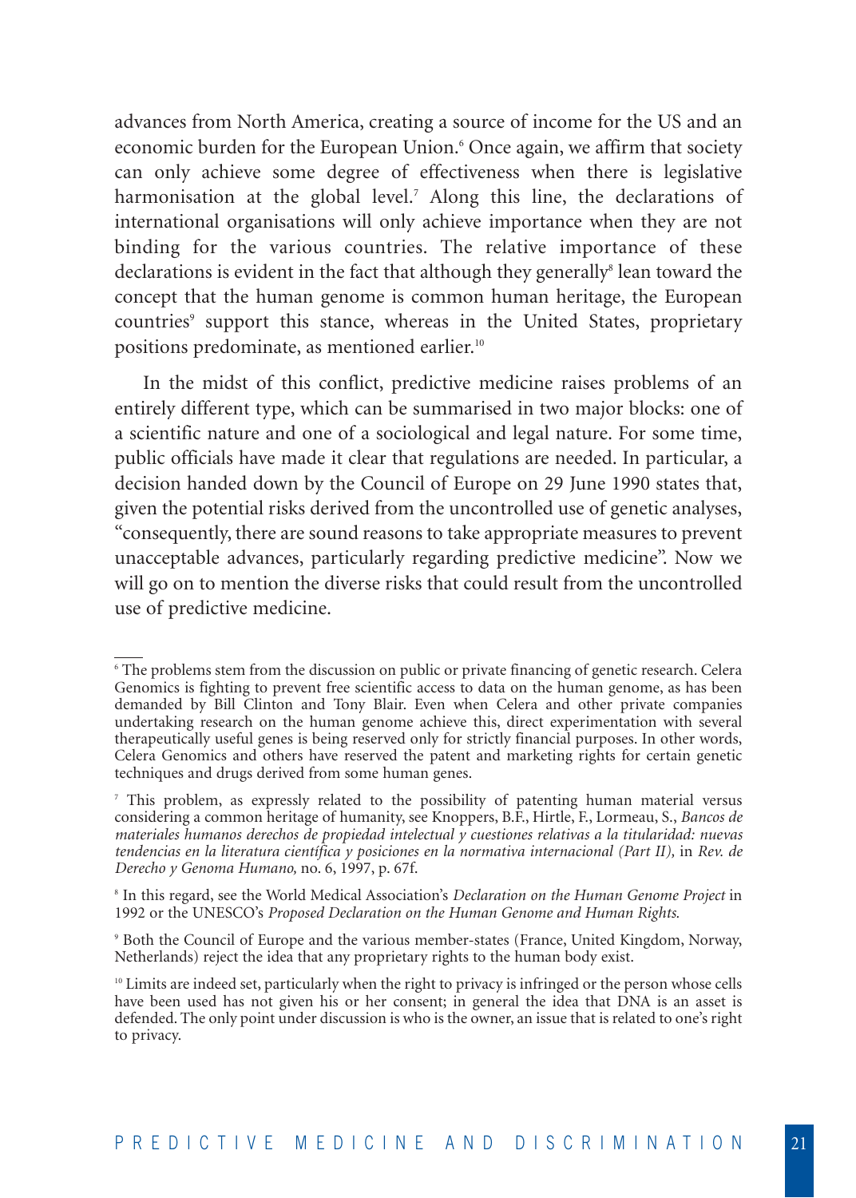advances from North America, creating a source of income for the US and an economic burden for the European Union.[6] Once again, we affirm that society can only achieve some degree of effectiveness when there is legislative harmonisation at the global level.[7] Along this line, the declarations of international organisations will only achieve importance when they are not binding for the various countries. The relative importance of these declarations is evident in the fact that although they generally[8] lean toward the concept that the human genome is common human heritage, the European countries[9] support this stance, whereas in the United States, proprietary positions predominate, as mentioned earlier.[10]

In the midst of this conflict, predictive medicine raises problems of an entirely different type, which can be summarised in two major blocks: one of a scientific nature and one of a sociological and legal nature. For some time, public officials have made it clear that regulations are needed. In particular, a decision handed down by the Council of Europe on 29 June 1990 states that, given the potential risks derived from the uncontrolled use of genetic analyses, "consequently, there are sound reasons to take appropriate measures to prevent unacceptable advances, particularly regarding predictive medicine". Now we will go on to mention the diverse risks that could result from the uncontrolled use of predictive medicine.

---

[6] The problems stem from the discussion on public or private financing of genetic research. Celera Genomics is fighting to prevent free scientific access to data on the human genome, as has been demanded by Bill Clinton and Tony Blair. Even when Celera and other private companies undertaking research on the human genome achieve this, direct experimentation with several therapeutically useful genes is being reserved only for strictly financial purposes. In other words, Celera Genomics and others have reserved the patent and marketing rights for certain genetic techniques and drugs derived from some human genes.

[7] This problem, as expressly related to the possibility of patenting human material versus considering a common heritage of humanity, see Knoppers, B.F., Hirtle, F., Lormeau, S., *Bancos de materiales humanos derechos de propiedad intelectual y cuestiones relativas a la titularidad: nuevas tendencias en la literatura científica y posiciones en la normativa internacional (Part II),* in *Rev. de Derecho y Genoma Humano,* no. 6, 1997, p. 67f.

[8] In this regard, see the World Medical Association's *Declaration on the Human Genome Project* in 1992 or the UNESCO's *Proposed Declaration on the Human Genome and Human Rights.*

[9] Both the Council of Europe and the various member-states (France, United Kingdom, Norway, Netherlands) reject the idea that any proprietary rights to the human body exist.

[10] Limits are indeed set, particularly when the right to privacy is infringed or the person whose cells have been used has not given his or her consent; in general the idea that DNA is an asset is defended. The only point under discussion is who is the owner, an issue that is related to one's right to privacy.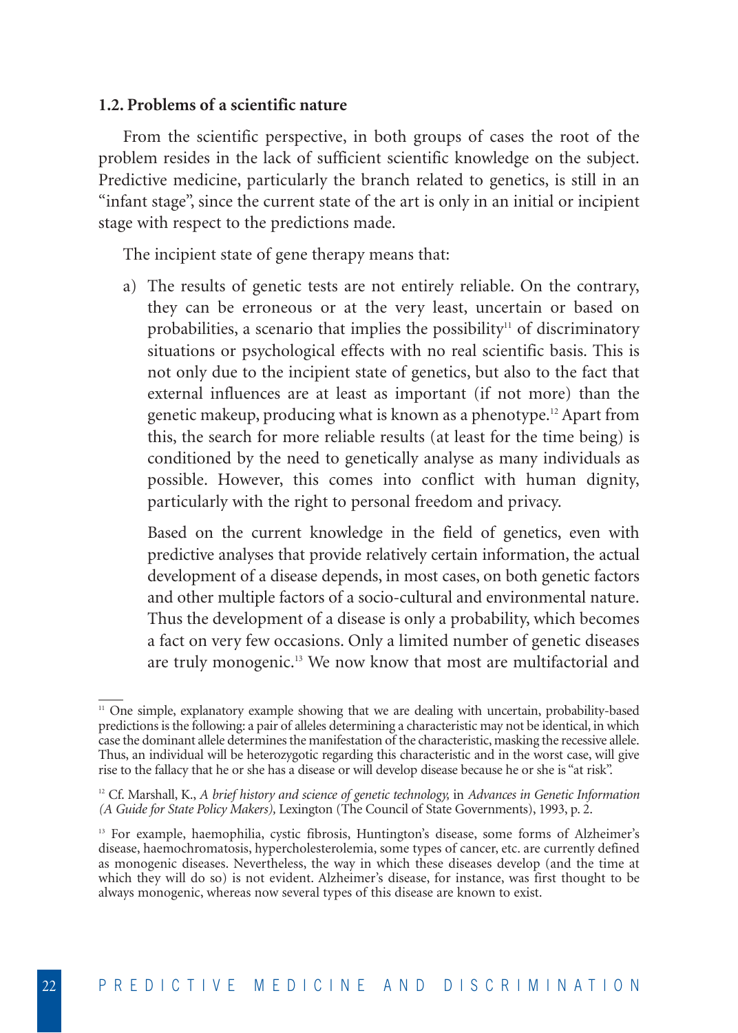### 1.2. Problems of a scientific nature

From the scientific perspective, in both groups of cases the root of the problem resides in the lack of sufficient scientific knowledge on the subject. Predictive medicine, particularly the branch related to genetics, is still in an "infant stage", since the current state of the art is only in an initial or incipient stage with respect to the predictions made.

The incipient state of gene therapy means that:

a) The results of genetic tests are not entirely reliable. On the contrary, they can be erroneous or at the very least, uncertain or based on probabilities, a scenario that implies the possibility[11] of discriminatory situations or psychological effects with no real scientific basis. This is not only due to the incipient state of genetics, but also to the fact that external influences are at least as important (if not more) than the genetic makeup, producing what is known as a phenotype.[12] Apart from this, the search for more reliable results (at least for the time being) is conditioned by the need to genetically analyse as many individuals as possible. However, this comes into conflict with human dignity, particularly with the right to personal freedom and privacy.

   Based on the current knowledge in the field of genetics, even with predictive analyses that provide relatively certain information, the actual development of a disease depends, in most cases, on both genetic factors and other multiple factors of a socio-cultural and environmental nature. Thus the development of a disease is only a probability, which becomes a fact on very few occasions. Only a limited number of genetic diseases are truly monogenic.[13] We now know that most are multifactorial and

---

[11] One simple, explanatory example showing that we are dealing with uncertain, probability-based predictions is the following: a pair of alleles determining a characteristic may not be identical, in which case the dominant allele determines the manifestation of the characteristic, masking the recessive allele. Thus, an individual will be heterozygotic regarding this characteristic and in the worst case, will give rise to the fallacy that he or she has a disease or will develop disease because he or she is "at risk".

[12] Cf. Marshall, K., *A brief history and science of genetic technology,* in *Advances in Genetic Information (A Guide for State Policy Makers),* Lexington (The Council of State Governments), 1993, p. 2.

[13] For example, haemophilia, cystic fibrosis, Huntington's disease, some forms of Alzheimer's disease, haemochromatosis, hypercholesterolemia, some types of cancer, etc. are currently defined as monogenic diseases. Nevertheless, the way in which these diseases develop (and the time at which they will do so) is not evident. Alzheimer's disease, for instance, was first thought to be always monogenic, whereas now several types of this disease are known to exist.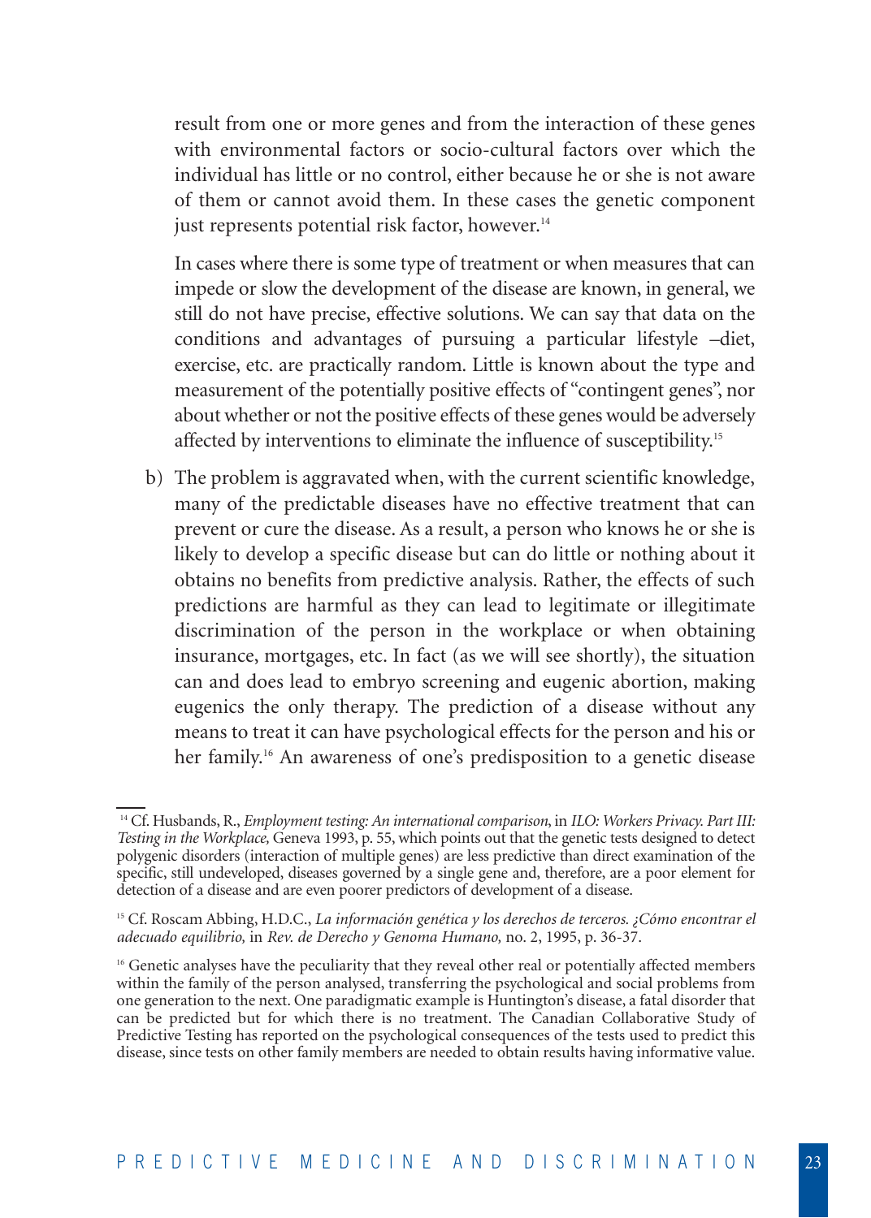result from one or more genes and from the interaction of these genes with environmental factors or socio-cultural factors over which the individual has little or no control, either because he or she is not aware of them or cannot avoid them. In these cases the genetic component just represents potential risk factor, however.[14]

In cases where there is some type of treatment or when measures that can impede or slow the development of the disease are known, in general, we still do not have precise, effective solutions. We can say that data on the conditions and advantages of pursuing a particular lifestyle –diet, exercise, etc. are practically random. Little is known about the type and measurement of the potentially positive effects of "contingent genes", nor about whether or not the positive effects of these genes would be adversely affected by interventions to eliminate the influence of susceptibility.[15]

b) The problem is aggravated when, with the current scientific knowledge, many of the predictable diseases have no effective treatment that can prevent or cure the disease. As a result, a person who knows he or she is likely to develop a specific disease but can do little or nothing about it obtains no benefits from predictive analysis. Rather, the effects of such predictions are harmful as they can lead to legitimate or illegitimate discrimination of the person in the workplace or when obtaining insurance, mortgages, etc. In fact (as we will see shortly), the situation can and does lead to embryo screening and eugenic abortion, making eugenics the only therapy. The prediction of a disease without any means to treat it can have psychological effects for the person and his or her family.[16] An awareness of one's predisposition to a genetic disease

---

[14] Cf. Husbands, R., *Employment testing: An international comparison*, in *ILO: Workers Privacy. Part III: Testing in the Workplace,* Geneva 1993, p. 55, which points out that the genetic tests designed to detect polygenic disorders (interaction of multiple genes) are less predictive than direct examination of the specific, still undeveloped, diseases governed by a single gene and, therefore, are a poor element for detection of a disease and are even poorer predictors of development of a disease.

[15] Cf. Roscam Abbing, H.D.C., *La información genética y los derechos de terceros. ¿Cómo encontrar el adecuado equilibrio,* in *Rev. de Derecho y Genoma Humano,* no. 2, 1995, p. 36-37.

[16] Genetic analyses have the peculiarity that they reveal other real or potentially affected members within the family of the person analysed, transferring the psychological and social problems from one generation to the next. One paradigmatic example is Huntington's disease, a fatal disorder that can be predicted but for which there is no treatment. The Canadian Collaborative Study of Predictive Testing has reported on the psychological consequences of the tests used to predict this disease, since tests on other family members are needed to obtain results having informative value.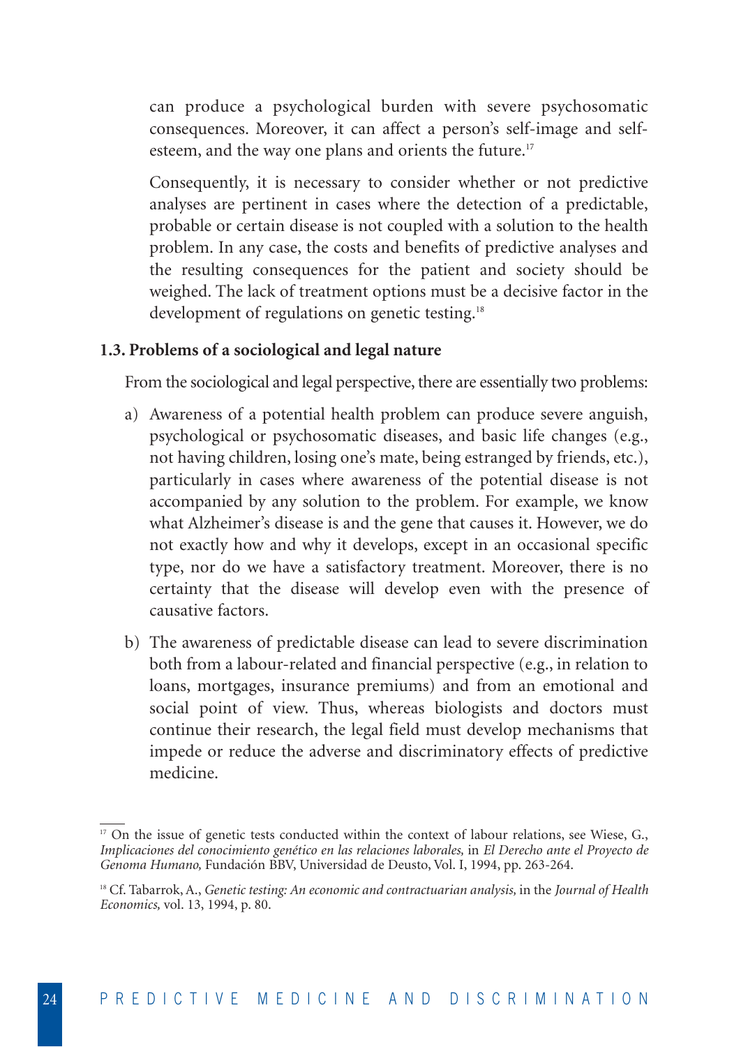can produce a psychological burden with severe psychosomatic consequences. Moreover, it can affect a person's self-image and self-esteem, and the way one plans and orients the future.[17]

Consequently, it is necessary to consider whether or not predictive analyses are pertinent in cases where the detection of a predictable, probable or certain disease is not coupled with a solution to the health problem. In any case, the costs and benefits of predictive analyses and the resulting consequences for the patient and society should be weighed. The lack of treatment options must be a decisive factor in the development of regulations on genetic testing.[18]

### 1.3. Problems of a sociological and legal nature

From the sociological and legal perspective, there are essentially two problems:

a) Awareness of a potential health problem can produce severe anguish, psychological or psychosomatic diseases, and basic life changes (e.g., not having children, losing one's mate, being estranged by friends, etc.), particularly in cases where awareness of the potential disease is not accompanied by any solution to the problem. For example, we know what Alzheimer's disease is and the gene that causes it. However, we do not exactly how and why it develops, except in an occasional specific type, nor do we have a satisfactory treatment. Moreover, there is no certainty that the disease will develop even with the presence of causative factors.

b) The awareness of predictable disease can lead to severe discrimination both from a labour-related and financial perspective (e.g., in relation to loans, mortgages, insurance premiums) and from an emotional and social point of view. Thus, whereas biologists and doctors must continue their research, the legal field must develop mechanisms that impede or reduce the adverse and discriminatory effects of predictive medicine.

---

[17] On the issue of genetic tests conducted within the context of labour relations, see Wiese, G., *Implicaciones del conocimiento genético en las relaciones laborales,* in *El Derecho ante el Proyecto de Genoma Humano,* Fundación BBV, Universidad de Deusto, Vol. I, 1994, pp. 263-264.

[18] Cf. Tabarrok, A., *Genetic testing: An economic and contractuarian analysis,* in the *Journal of Health Economics,* vol. 13, 1994, p. 80.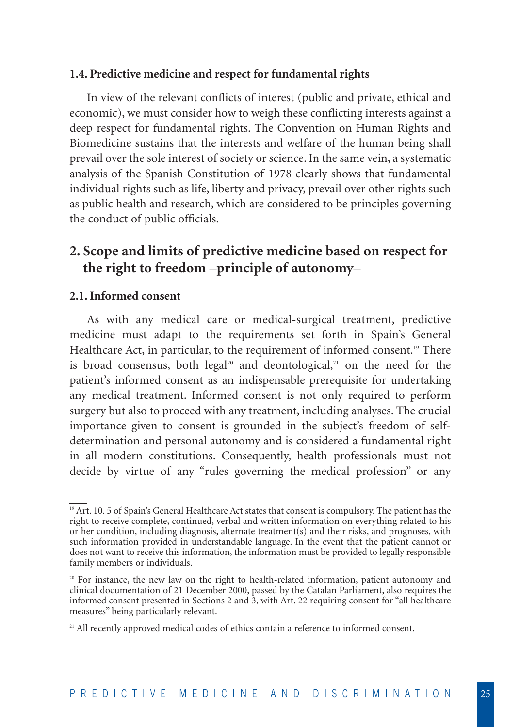### 1.4. Predictive medicine and respect for fundamental rights

In view of the relevant conflicts of interest (public and private, ethical and economic), we must consider how to weigh these conflicting interests against a deep respect for fundamental rights. The Convention on Human Rights and Biomedicine sustains that the interests and welfare of the human being shall prevail over the sole interest of society or science. In the same vein, a systematic analysis of the Spanish Constitution of 1978 clearly shows that fundamental individual rights such as life, liberty and privacy, prevail over other rights such as public health and research, which are considered to be principles governing the conduct of public officials.

## 2. Scope and limits of predictive medicine based on respect for the right to freedom –principle of autonomy–

### 2.1. Informed consent

As with any medical care or medical-surgical treatment, predictive medicine must adapt to the requirements set forth in Spain's General Healthcare Act, in particular, to the requirement of informed consent.[19] There is broad consensus, both legal[20] and deontological,[21] on the need for the patient's informed consent as an indispensable prerequisite for undertaking any medical treatment. Informed consent is not only required to perform surgery but also to proceed with any treatment, including analyses. The crucial importance given to consent is grounded in the subject's freedom of self-determination and personal autonomy and is considered a fundamental right in all modern constitutions. Consequently, health professionals must not decide by virtue of any "rules governing the medical profession" or any

---

[19] Art. 10. 5 of Spain's General Healthcare Act states that consent is compulsory. The patient has the right to receive complete, continued, verbal and written information on everything related to his or her condition, including diagnosis, alternate treatment(s) and their risks, and prognoses, with such information provided in understandable language. In the event that the patient cannot or does not want to receive this information, the information must be provided to legally responsible family members or individuals.

[20] For instance, the new law on the right to health-related information, patient autonomy and clinical documentation of 21 December 2000, passed by the Catalan Parliament, also requires the informed consent presented in Sections 2 and 3, with Art. 22 requiring consent for "all healthcare measures" being particularly relevant.

[21] All recently approved medical codes of ethics contain a reference to informed consent.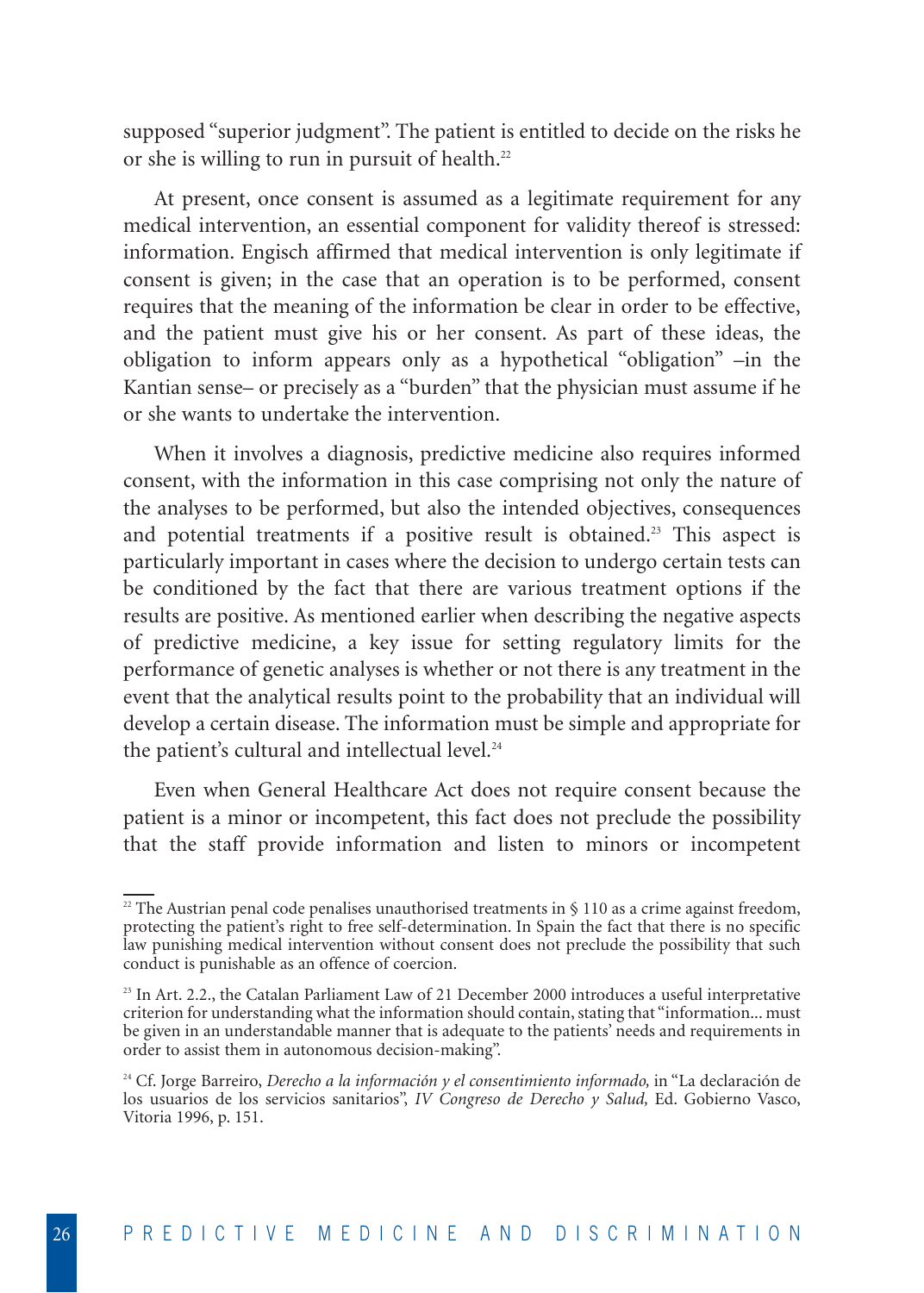supposed "superior judgment". The patient is entitled to decide on the risks he or she is willing to run in pursuit of health.[22]

At present, once consent is assumed as a legitimate requirement for any medical intervention, an essential component for validity thereof is stressed: information. Engisch affirmed that medical intervention is only legitimate if consent is given; in the case that an operation is to be performed, consent requires that the meaning of the information be clear in order to be effective, and the patient must give his or her consent. As part of these ideas, the obligation to inform appears only as a hypothetical "obligation" –in the Kantian sense– or precisely as a "burden" that the physician must assume if he or she wants to undertake the intervention.

When it involves a diagnosis, predictive medicine also requires informed consent, with the information in this case comprising not only the nature of the analyses to be performed, but also the intended objectives, consequences and potential treatments if a positive result is obtained.[23] This aspect is particularly important in cases where the decision to undergo certain tests can be conditioned by the fact that there are various treatment options if the results are positive. As mentioned earlier when describing the negative aspects of predictive medicine, a key issue for setting regulatory limits for the performance of genetic analyses is whether or not there is any treatment in the event that the analytical results point to the probability that an individual will develop a certain disease. The information must be simple and appropriate for the patient's cultural and intellectual level.[24]

Even when General Healthcare Act does not require consent because the patient is a minor or incompetent, this fact does not preclude the possibility that the staff provide information and listen to minors or incompetent

---

[22] The Austrian penal code penalises unauthorised treatments in § 110 as a crime against freedom, protecting the patient's right to free self-determination. In Spain the fact that there is no specific law punishing medical intervention without consent does not preclude the possibility that such conduct is punishable as an offence of coercion.

[23] In Art. 2.2., the Catalan Parliament Law of 21 December 2000 introduces a useful interpretative criterion for understanding what the information should contain, stating that "information... must be given in an understandable manner that is adequate to the patients' needs and requirements in order to assist them in autonomous decision-making".

[24] Cf. Jorge Barreiro, *Derecho a la información y el consentimiento informado,* in "La declaración de los usuarios de los servicios sanitarios", *IV Congreso de Derecho y Salud,* Ed. Gobierno Vasco, Vitoria 1996, p. 151.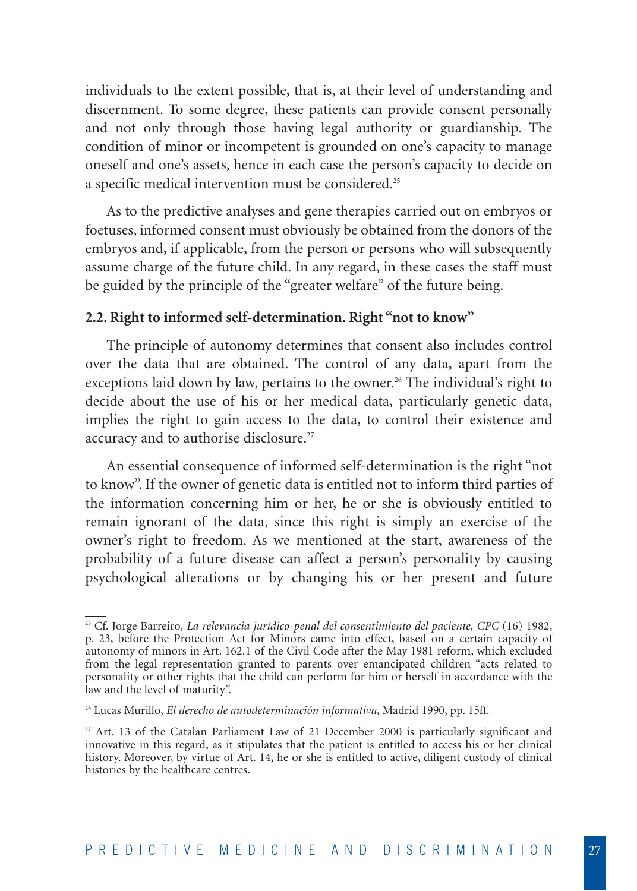individuals to the extent possible, that is, at their level of understanding and discernment. To some degree, these patients can provide consent personally and not only through those having legal authority or guardianship. The condition of minor or incompetent is grounded on one's capacity to manage oneself and one's assets, hence in each case the person's capacity to decide on a specific medical intervention must be considered.[25]

As to the predictive analyses and gene therapies carried out on embryos or foetuses, informed consent must obviously be obtained from the donors of the embryos and, if applicable, from the person or persons who will subsequently assume charge of the future child. In any regard, in these cases the staff must be guided by the principle of the "greater welfare" of the future being.

### 2.2. Right to informed self-determination. Right "not to know"

The principle of autonomy determines that consent also includes control over the data that are obtained. The control of any data, apart from the exceptions laid down by law, pertains to the owner.[26] The individual's right to decide about the use of his or her medical data, particularly genetic data, implies the right to gain access to the data, to control their existence and accuracy and to authorise disclosure.[27]

An essential consequence of informed self-determination is the right "not to know". If the owner of genetic data is entitled not to inform third parties of the information concerning him or her, he or she is obviously entitled to remain ignorant of the data, since this right is simply an exercise of the owner's right to freedom. As we mentioned at the start, awareness of the probability of a future disease can affect a person's personality by causing psychological alterations or by changing his or her present and future

---

[25] Cf. Jorge Barreiro, *La relevancia jurídico-penal del consentimiento del paciente, CPC* (16) 1982, p. 23, before the Protection Act for Minors came into effect, based on a certain capacity of autonomy of minors in Art. 162.1 of the Civil Code after the May 1981 reform, which excluded from the legal representation granted to parents over emancipated children "acts related to personality or other rights that the child can perform for him or herself in accordance with the law and the level of maturity".

[26] Lucas Murillo, *El derecho de autodeterminación informativa,* Madrid 1990, pp. 15ff.

[27] Art. 13 of the Catalan Parliament Law of 21 December 2000 is particularly significant and innovative in this regard, as it stipulates that the patient is entitled to access his or her clinical history. Moreover, by virtue of Art. 14, he or she is entitled to active, diligent custody of clinical histories by the healthcare centres.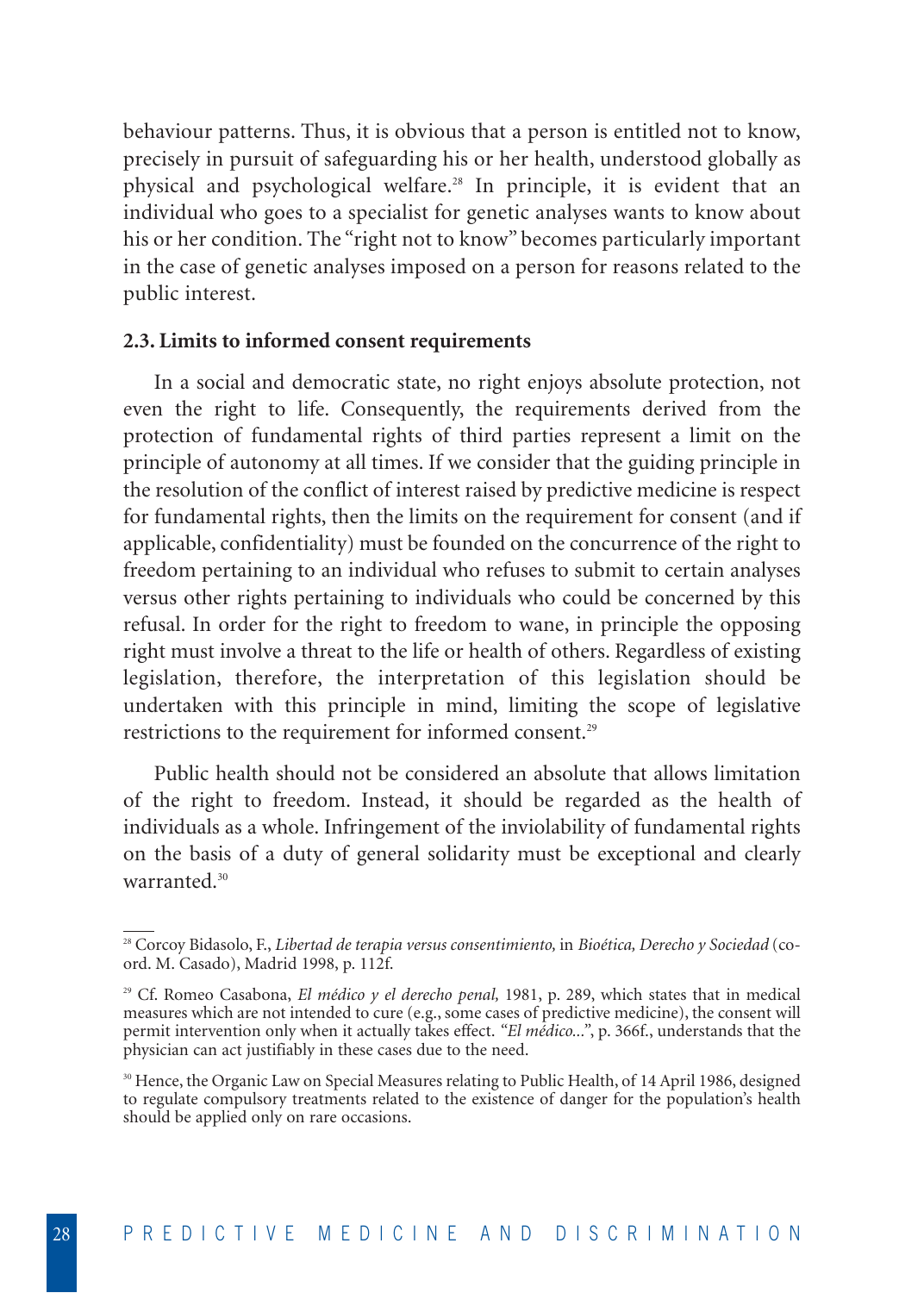behaviour patterns. Thus, it is obvious that a person is entitled not to know, precisely in pursuit of safeguarding his or her health, understood globally as physical and psychological welfare.[28] In principle, it is evident that an individual who goes to a specialist for genetic analyses wants to know about his or her condition. The "right not to know" becomes particularly important in the case of genetic analyses imposed on a person for reasons related to the public interest.

### 2.3. Limits to informed consent requirements

In a social and democratic state, no right enjoys absolute protection, not even the right to life. Consequently, the requirements derived from the protection of fundamental rights of third parties represent a limit on the principle of autonomy at all times. If we consider that the guiding principle in the resolution of the conflict of interest raised by predictive medicine is respect for fundamental rights, then the limits on the requirement for consent (and if applicable, confidentiality) must be founded on the concurrence of the right to freedom pertaining to an individual who refuses to submit to certain analyses versus other rights pertaining to individuals who could be concerned by this refusal. In order for the right to freedom to wane, in principle the opposing right must involve a threat to the life or health of others. Regardless of existing legislation, therefore, the interpretation of this legislation should be undertaken with this principle in mind, limiting the scope of legislative restrictions to the requirement for informed consent.[29]

Public health should not be considered an absolute that allows limitation of the right to freedom. Instead, it should be regarded as the health of individuals as a whole. Infringement of the inviolability of fundamental rights on the basis of a duty of general solidarity must be exceptional and clearly warranted.[30]

---

[28] Corcoy Bidasolo, F., *Libertad de terapia versus consentimiento,* in *Bioética, Derecho y Sociedad* (coord. M. Casado), Madrid 1998, p. 112f.

[29] Cf. Romeo Casabona, *El médico y el derecho penal,* 1981, p. 289, which states that in medical measures which are not intended to cure (e.g., some cases of predictive medicine), the consent will permit intervention only when it actually takes effect. *"El médico..."*, p. 366f., understands that the physician can act justifiably in these cases due to the need.

[30] Hence, the Organic Law on Special Measures relating to Public Health, of 14 April 1986, designed to regulate compulsory treatments related to the existence of danger for the population's health should be applied only on rare occasions.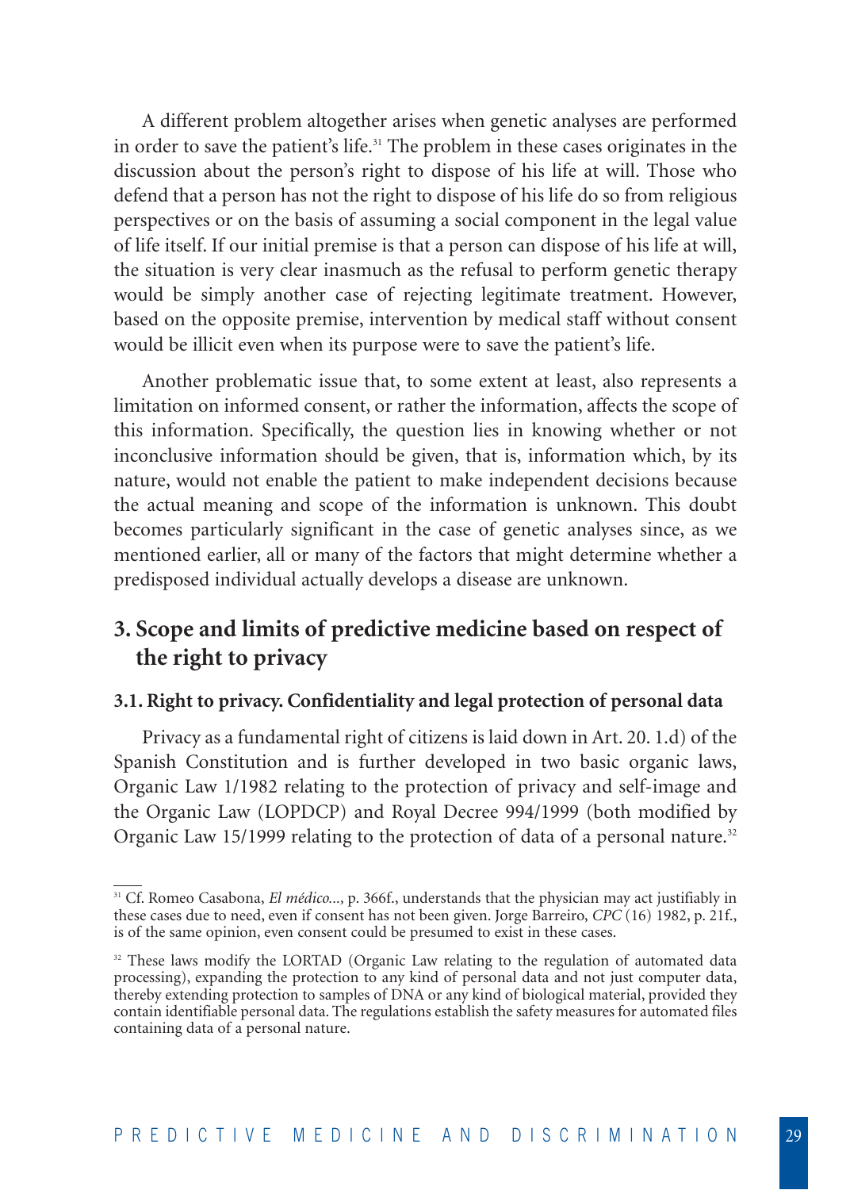A different problem altogether arises when genetic analyses are performed in order to save the patient's life.[31] The problem in these cases originates in the discussion about the person's right to dispose of his life at will. Those who defend that a person has not the right to dispose of his life do so from religious perspectives or on the basis of assuming a social component in the legal value of life itself. If our initial premise is that a person can dispose of his life at will, the situation is very clear inasmuch as the refusal to perform genetic therapy would be simply another case of rejecting legitimate treatment. However, based on the opposite premise, intervention by medical staff without consent would be illicit even when its purpose were to save the patient's life.

Another problematic issue that, to some extent at least, also represents a limitation on informed consent, or rather the information, affects the scope of this information. Specifically, the question lies in knowing whether or not inconclusive information should be given, that is, information which, by its nature, would not enable the patient to make independent decisions because the actual meaning and scope of the information is unknown. This doubt becomes particularly significant in the case of genetic analyses since, as we mentioned earlier, all or many of the factors that might determine whether a predisposed individual actually develops a disease are unknown.

## 3. Scope and limits of predictive medicine based on respect of the right to privacy

### 3.1. Right to privacy. Confidentiality and legal protection of personal data

Privacy as a fundamental right of citizens is laid down in Art. 20. 1.d) of the Spanish Constitution and is further developed in two basic organic laws, Organic Law 1/1982 relating to the protection of privacy and self-image and the Organic Law (LOPDCP) and Royal Decree 994/1999 (both modified by Organic Law 15/1999 relating to the protection of data of a personal nature.[32]

---

[31] Cf. Romeo Casabona, *El médico...*, p. 366f., understands that the physician may act justifiably in these cases due to need, even if consent has not been given. Jorge Barreiro, *CPC* (16) 1982, p. 21f., is of the same opinion, even consent could be presumed to exist in these cases.

[32] These laws modify the LORTAD (Organic Law relating to the regulation of automated data processing), expanding the protection to any kind of personal data and not just computer data, thereby extending protection to samples of DNA or any kind of biological material, provided they contain identifiable personal data. The regulations establish the safety measures for automated files containing data of a personal nature.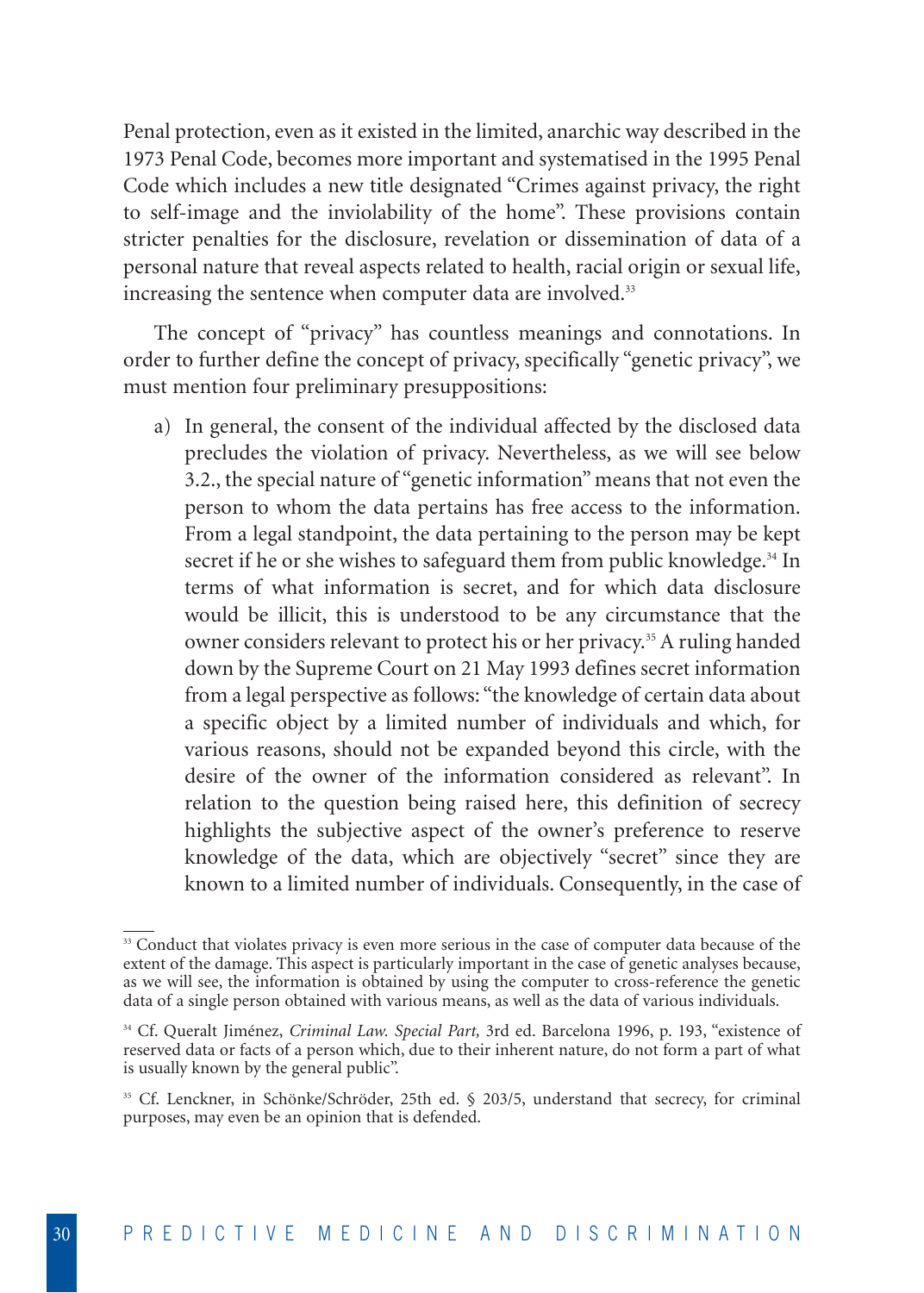Penal protection, even as it existed in the limited, anarchic way described in the 1973 Penal Code, becomes more important and systematised in the 1995 Penal Code which includes a new title designated "Crimes against privacy, the right to self-image and the inviolability of the home". These provisions contain stricter penalties for the disclosure, revelation or dissemination of data of a personal nature that reveal aspects related to health, racial origin or sexual life, increasing the sentence when computer data are involved.[33]

The concept of "privacy" has countless meanings and connotations. In order to further define the concept of privacy, specifically "genetic privacy", we must mention four preliminary presuppositions:

a) In general, the consent of the individual affected by the disclosed data precludes the violation of privacy. Nevertheless, as we will see below 3.2., the special nature of "genetic information" means that not even the person to whom the data pertains has free access to the information. From a legal standpoint, the data pertaining to the person may be kept secret if he or she wishes to safeguard them from public knowledge.[34] In terms of what information is secret, and for which data disclosure would be illicit, this is understood to be any circumstance that the owner considers relevant to protect his or her privacy.[35] A ruling handed down by the Supreme Court on 21 May 1993 defines secret information from a legal perspective as follows: "the knowledge of certain data about a specific object by a limited number of individuals and which, for various reasons, should not be expanded beyond this circle, with the desire of the owner of the information considered as relevant". In relation to the question being raised here, this definition of secrecy highlights the subjective aspect of the owner's preference to reserve knowledge of the data, which are objectively "secret" since they are known to a limited number of individuals. Consequently, in the case of

[33] Conduct that violates privacy is even more serious in the case of computer data because of the extent of the damage. This aspect is particularly important in the case of genetic analyses because, as we will see, the information is obtained by using the computer to cross-reference the genetic data of a single person obtained with various means, as well as the data of various individuals.

[34] Cf. Queralt Jiménez, *Criminal Law. Special Part,* 3rd ed. Barcelona 1996, p. 193, "existence of reserved data or facts of a person which, due to their inherent nature, do not form a part of what is usually known by the general public".

[35] Cf. Lenckner, in Schönke/Schröder, 25th ed. § 203/5, understand that secrecy, for criminal purposes, may even be an opinion that is defended.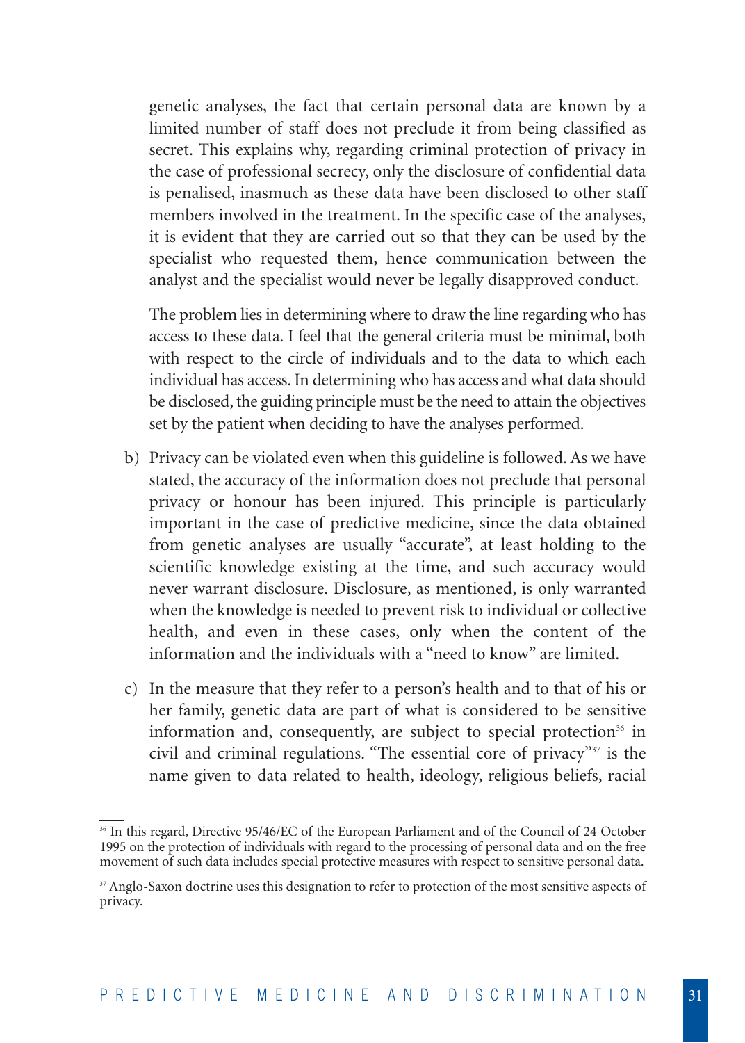genetic analyses, the fact that certain personal data are known by a limited number of staff does not preclude it from being classified as secret. This explains why, regarding criminal protection of privacy in the case of professional secrecy, only the disclosure of confidential data is penalised, inasmuch as these data have been disclosed to other staff members involved in the treatment. In the specific case of the analyses, it is evident that they are carried out so that they can be used by the specialist who requested them, hence communication between the analyst and the specialist would never be legally disapproved conduct.

The problem lies in determining where to draw the line regarding who has access to these data. I feel that the general criteria must be minimal, both with respect to the circle of individuals and to the data to which each individual has access. In determining who has access and what data should be disclosed, the guiding principle must be the need to attain the objectives set by the patient when deciding to have the analyses performed.

b) Privacy can be violated even when this guideline is followed. As we have stated, the accuracy of the information does not preclude that personal privacy or honour has been injured. This principle is particularly important in the case of predictive medicine, since the data obtained from genetic analyses are usually "accurate", at least holding to the scientific knowledge existing at the time, and such accuracy would never warrant disclosure. Disclosure, as mentioned, is only warranted when the knowledge is needed to prevent risk to individual or collective health, and even in these cases, only when the content of the information and the individuals with a "need to know" are limited.

c) In the measure that they refer to a person's health and to that of his or her family, genetic data are part of what is considered to be sensitive information and, consequently, are subject to special protection[36] in civil and criminal regulations. "The essential core of privacy"[37] is the name given to data related to health, ideology, religious beliefs, racial

[36] In this regard, Directive 95/46/EC of the European Parliament and of the Council of 24 October 1995 on the protection of individuals with regard to the processing of personal data and on the free movement of such data includes special protective measures with respect to sensitive personal data.

[37] Anglo-Saxon doctrine uses this designation to refer to protection of the most sensitive aspects of privacy.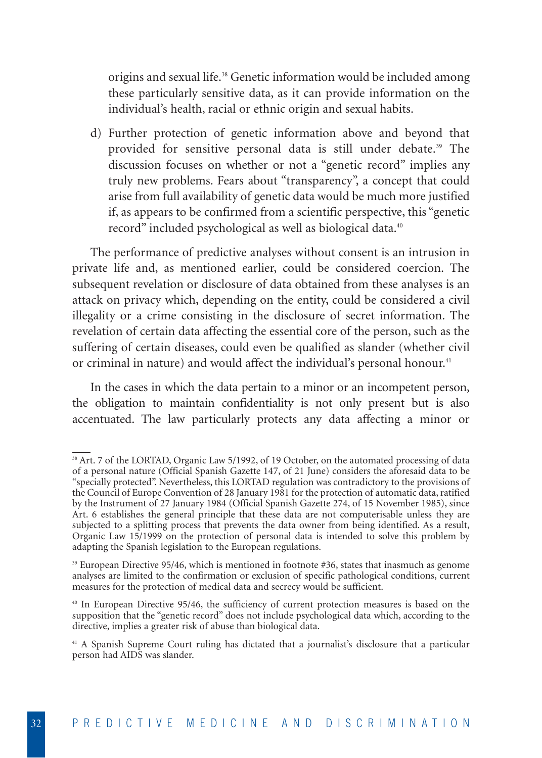origins and sexual life.[38] Genetic information would be included among these particularly sensitive data, as it can provide information on the individual's health, racial or ethnic origin and sexual habits.

d) Further protection of genetic information above and beyond that provided for sensitive personal data is still under debate.[39] The discussion focuses on whether or not a "genetic record" implies any truly new problems. Fears about "transparency", a concept that could arise from full availability of genetic data would be much more justified if, as appears to be confirmed from a scientific perspective, this "genetic record" included psychological as well as biological data.[40]

The performance of predictive analyses without consent is an intrusion in private life and, as mentioned earlier, could be considered coercion. The subsequent revelation or disclosure of data obtained from these analyses is an attack on privacy which, depending on the entity, could be considered a civil illegality or a crime consisting in the disclosure of secret information. The revelation of certain data affecting the essential core of the person, such as the suffering of certain diseases, could even be qualified as slander (whether civil or criminal in nature) and would affect the individual's personal honour.[41]

In the cases in which the data pertain to a minor or an incompetent person, the obligation to maintain confidentiality is not only present but is also accentuated. The law particularly protects any data affecting a minor or

---

[38] Art. 7 of the LORTAD, Organic Law 5/1992, of 19 October, on the automated processing of data of a personal nature (Official Spanish Gazette 147, of 21 June) considers the aforesaid data to be "specially protected". Nevertheless, this LORTAD regulation was contradictory to the provisions of the Council of Europe Convention of 28 January 1981 for the protection of automatic data, ratified by the Instrument of 27 January 1984 (Official Spanish Gazette 274, of 15 November 1985), since Art. 6 establishes the general principle that these data are not computerisable unless they are subjected to a splitting process that prevents the data owner from being identified. As a result, Organic Law 15/1999 on the protection of personal data is intended to solve this problem by adapting the Spanish legislation to the European regulations.

[39] European Directive 95/46, which is mentioned in footnote #36, states that inasmuch as genome analyses are limited to the confirmation or exclusion of specific pathological conditions, current measures for the protection of medical data and secrecy would be sufficient.

[40] In European Directive 95/46, the sufficiency of current protection measures is based on the supposition that the "genetic record" does not include psychological data which, according to the directive, implies a greater risk of abuse than biological data.

[41] A Spanish Supreme Court ruling has dictated that a journalist's disclosure that a particular person had AIDS was slander.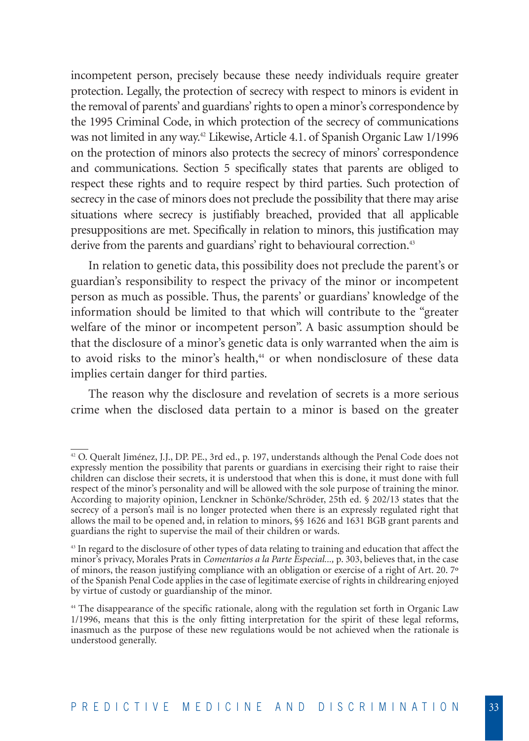incompetent person, precisely because these needy individuals require greater protection. Legally, the protection of secrecy with respect to minors is evident in the removal of parents' and guardians' rights to open a minor's correspondence by the 1995 Criminal Code, in which protection of the secrecy of communications was not limited in any way.[42] Likewise, Article 4.1. of Spanish Organic Law 1/1996 on the protection of minors also protects the secrecy of minors' correspondence and communications. Section 5 specifically states that parents are obliged to respect these rights and to require respect by third parties. Such protection of secrecy in the case of minors does not preclude the possibility that there may arise situations where secrecy is justifiably breached, provided that all applicable presuppositions are met. Specifically in relation to minors, this justification may derive from the parents and guardians' right to behavioural correction.[43]

In relation to genetic data, this possibility does not preclude the parent's or guardian's responsibility to respect the privacy of the minor or incompetent person as much as possible. Thus, the parents' or guardians' knowledge of the information should be limited to that which will contribute to the "greater welfare of the minor or incompetent person". A basic assumption should be that the disclosure of a minor's genetic data is only warranted when the aim is to avoid risks to the minor's health,[44] or when nondisclosure of these data implies certain danger for third parties.

The reason why the disclosure and revelation of secrets is a more serious crime when the disclosed data pertain to a minor is based on the greater

---

[42] O. Queralt Jiménez, J.J., DP. PE., 3rd ed., p. 197, understands although the Penal Code does not expressly mention the possibility that parents or guardians in exercising their right to raise their children can disclose their secrets, it is understood that when this is done, it must done with full respect of the minor's personality and will be allowed with the sole purpose of training the minor. According to majority opinion, Lenckner in Schönke/Schröder, 25th ed. § 202/13 states that the secrecy of a person's mail is no longer protected when there is an expressly regulated right that allows the mail to be opened and, in relation to minors, §§ 1626 and 1631 BGB grant parents and guardians the right to supervise the mail of their children or wards.

[43] In regard to the disclosure of other types of data relating to training and education that affect the minor's privacy, Morales Prats in *Comentarios a la Parte Especial...,* p. 303, believes that, in the case of minors, the reason justifying compliance with an obligation or exercise of a right of Art. 20. 7º of the Spanish Penal Code applies in the case of legitimate exercise of rights in childrearing enjoyed by virtue of custody or guardianship of the minor.

[44] The disappearance of the specific rationale, along with the regulation set forth in Organic Law 1/1996, means that this is the only fitting interpretation for the spirit of these legal reforms, inasmuch as the purpose of these new regulations would be not achieved when the rationale is understood generally.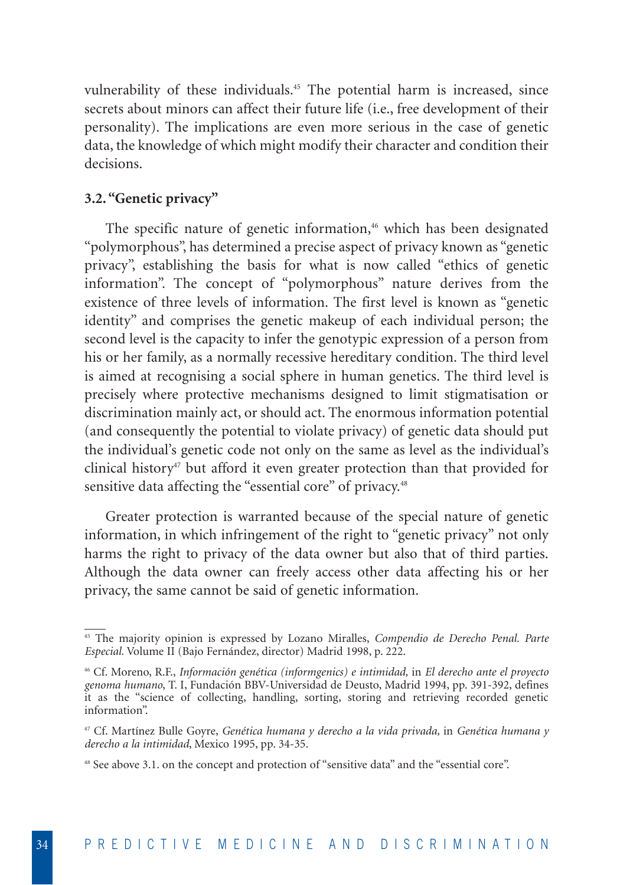vulnerability of these individuals.[45] The potential harm is increased, since secrets about minors can affect their future life (i.e., free development of their personality). The implications are even more serious in the case of genetic data, the knowledge of which might modify their character and condition their decisions.

### 3.2. "Genetic privacy"

The specific nature of genetic information,[46] which has been designated "polymorphous", has determined a precise aspect of privacy known as "genetic privacy", establishing the basis for what is now called "ethics of genetic information". The concept of "polymorphous" nature derives from the existence of three levels of information. The first level is known as "genetic identity" and comprises the genetic makeup of each individual person; the second level is the capacity to infer the genotypic expression of a person from his or her family, as a normally recessive hereditary condition. The third level is aimed at recognising a social sphere in human genetics. The third level is precisely where protective mechanisms designed to limit stigmatisation or discrimination mainly act, or should act. The enormous information potential (and consequently the potential to violate privacy) of genetic data should put the individual's genetic code not only on the same as level as the individual's clinical history[47] but afford it even greater protection than that provided for sensitive data affecting the "essential core" of privacy.[48]

Greater protection is warranted because of the special nature of genetic information, in which infringement of the right to "genetic privacy" not only harms the right to privacy of the data owner but also that of third parties. Although the data owner can freely access other data affecting his or her privacy, the same cannot be said of genetic information.

---

[45] The majority opinion is expressed by Lozano Miralles, *Compendio de Derecho Penal. Parte Especial*. Volume II (Bajo Fernández, director) Madrid 1998, p. 222.

[46] Cf. Moreno, R.F., *Información genética (informgenics) e intimidad,* in *El derecho ante el proyecto genoma humano*, T. I, Fundación BBV-Universidad de Deusto, Madrid 1994, pp. 391-392, defines it as the "science of collecting, handling, sorting, storing and retrieving recorded genetic information".

[47] Cf. Martínez Bulle Goyre, *Genética humana y derecho a la vida privada,* in *Genética humana y derecho a la intimidad*, Mexico 1995, pp. 34-35.

[48] See above 3.1. on the concept and protection of "sensitive data" and the "essential core".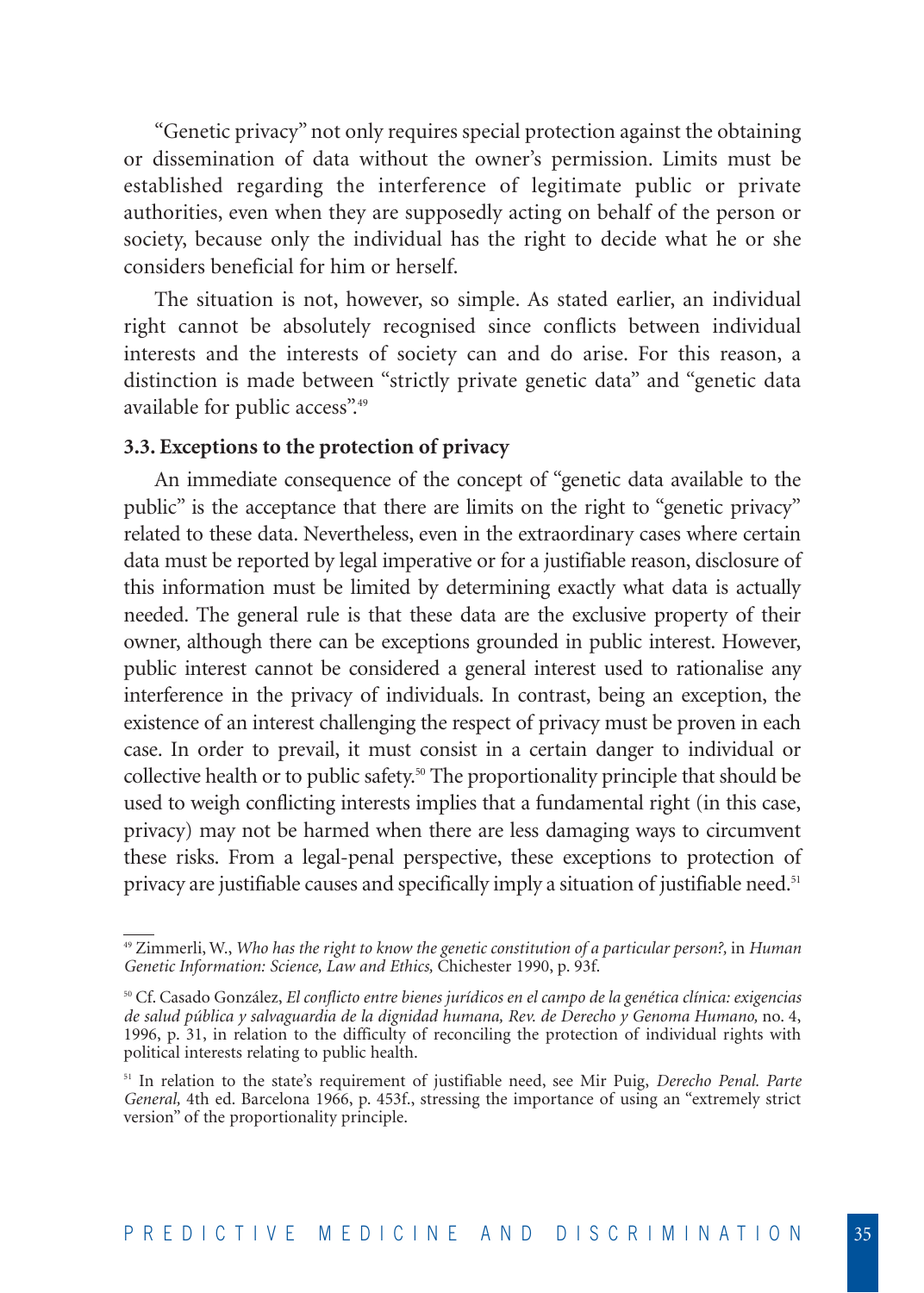"Genetic privacy" not only requires special protection against the obtaining or dissemination of data without the owner's permission. Limits must be established regarding the interference of legitimate public or private authorities, even when they are supposedly acting on behalf of the person or society, because only the individual has the right to decide what he or she considers beneficial for him or herself.

The situation is not, however, so simple. As stated earlier, an individual right cannot be absolutely recognised since conflicts between individual interests and the interests of society can and do arise. For this reason, a distinction is made between "strictly private genetic data" and "genetic data available for public access".[49]

### 3.3. Exceptions to the protection of privacy

An immediate consequence of the concept of "genetic data available to the public" is the acceptance that there are limits on the right to "genetic privacy" related to these data. Nevertheless, even in the extraordinary cases where certain data must be reported by legal imperative or for a justifiable reason, disclosure of this information must be limited by determining exactly what data is actually needed. The general rule is that these data are the exclusive property of their owner, although there can be exceptions grounded in public interest. However, public interest cannot be considered a general interest used to rationalise any interference in the privacy of individuals. In contrast, being an exception, the existence of an interest challenging the respect of privacy must be proven in each case. In order to prevail, it must consist in a certain danger to individual or collective health or to public safety.[50] The proportionality principle that should be used to weigh conflicting interests implies that a fundamental right (in this case, privacy) may not be harmed when there are less damaging ways to circumvent these risks. From a legal-penal perspective, these exceptions to protection of privacy are justifiable causes and specifically imply a situation of justifiable need.[51]

---

[49] Zimmerli, W., *Who has the right to know the genetic constitution of a particular person?,* in *Human Genetic Information: Science, Law and Ethics,* Chichester 1990, p. 93f.

[50] Cf. Casado González, *El conflicto entre bienes jurídicos en el campo de la genética clínica: exigencias de salud pública y salvaguardia de la dignidad humana, Rev. de Derecho y Genoma Humano,* no. 4, 1996, p. 31, in relation to the difficulty of reconciling the protection of individual rights with political interests relating to public health.

[51] In relation to the state's requirement of justifiable need, see Mir Puig, *Derecho Penal. Parte General,* 4th ed. Barcelona 1966, p. 453f., stressing the importance of using an "extremely strict version" of the proportionality principle.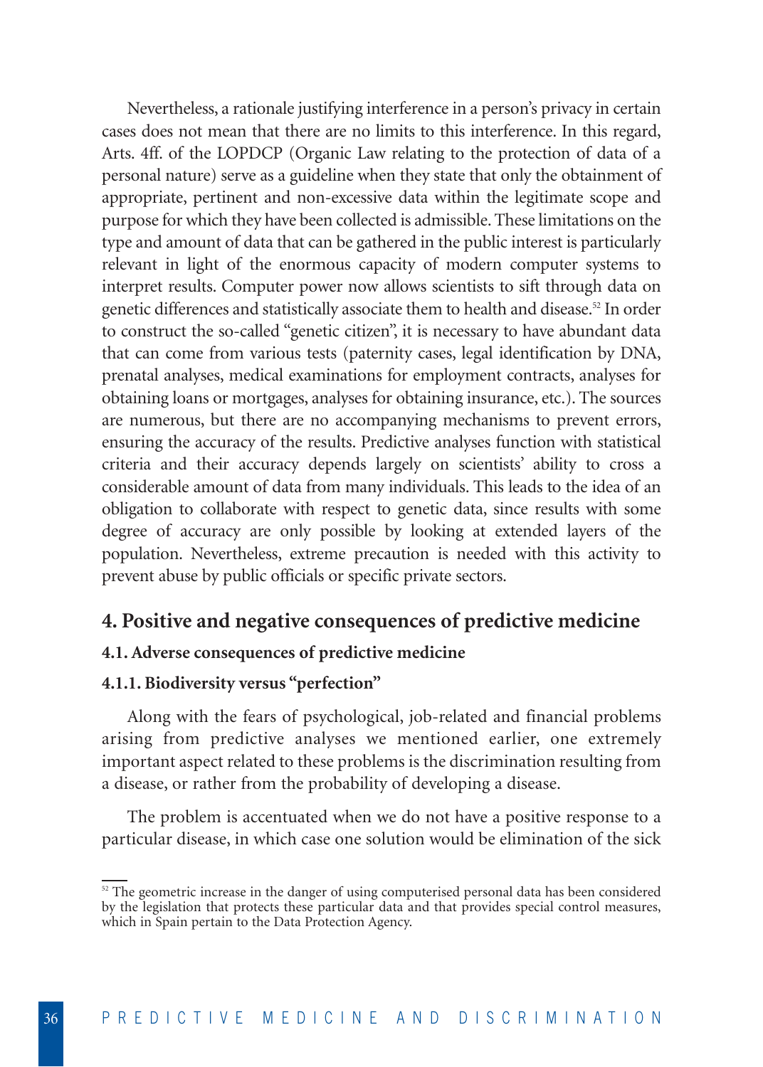Nevertheless, a rationale justifying interference in a person's privacy in certain cases does not mean that there are no limits to this interference. In this regard, Arts. 4ff. of the LOPDCP (Organic Law relating to the protection of data of a personal nature) serve as a guideline when they state that only the obtainment of appropriate, pertinent and non-excessive data within the legitimate scope and purpose for which they have been collected is admissible. These limitations on the type and amount of data that can be gathered in the public interest is particularly relevant in light of the enormous capacity of modern computer systems to interpret results. Computer power now allows scientists to sift through data on genetic differences and statistically associate them to health and disease.[52] In order to construct the so-called "genetic citizen", it is necessary to have abundant data that can come from various tests (paternity cases, legal identification by DNA, prenatal analyses, medical examinations for employment contracts, analyses for obtaining loans or mortgages, analyses for obtaining insurance, etc.). The sources are numerous, but there are no accompanying mechanisms to prevent errors, ensuring the accuracy of the results. Predictive analyses function with statistical criteria and their accuracy depends largely on scientists' ability to cross a considerable amount of data from many individuals. This leads to the idea of an obligation to collaborate with respect to genetic data, since results with some degree of accuracy are only possible by looking at extended layers of the population. Nevertheless, extreme precaution is needed with this activity to prevent abuse by public officials or specific private sectors.

## 4. Positive and negative consequences of predictive medicine

### 4.1. Adverse consequences of predictive medicine

#### 4.1.1. Biodiversity versus "perfection"

Along with the fears of psychological, job-related and financial problems arising from predictive analyses we mentioned earlier, one extremely important aspect related to these problems is the discrimination resulting from a disease, or rather from the probability of developing a disease.

The problem is accentuated when we do not have a positive response to a particular disease, in which case one solution would be elimination of the sick

[52] The geometric increase in the danger of using computerised personal data has been considered by the legislation that protects these particular data and that provides special control measures, which in Spain pertain to the Data Protection Agency.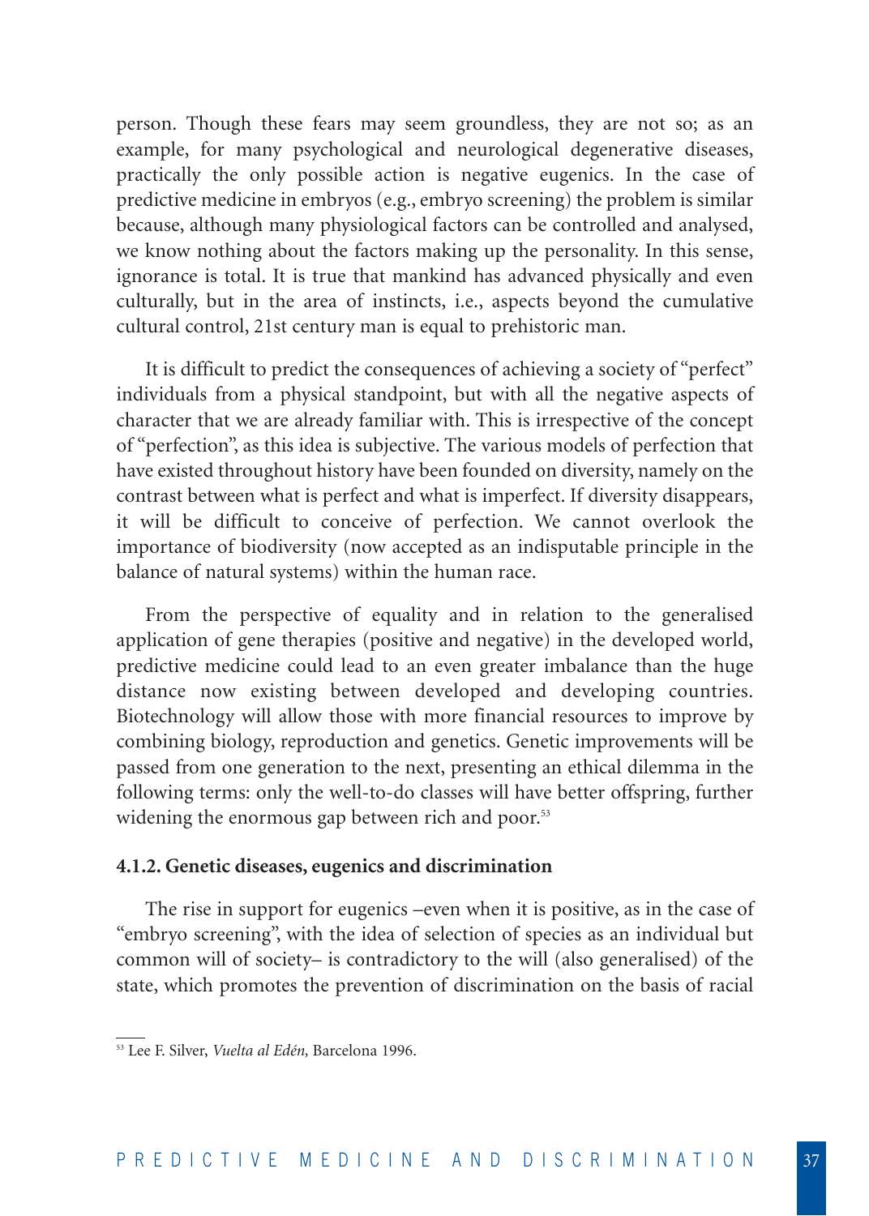person. Though these fears may seem groundless, they are not so; as an example, for many psychological and neurological degenerative diseases, practically the only possible action is negative eugenics. In the case of predictive medicine in embryos (e.g., embryo screening) the problem is similar because, although many physiological factors can be controlled and analysed, we know nothing about the factors making up the personality. In this sense, ignorance is total. It is true that mankind has advanced physically and even culturally, but in the area of instincts, i.e., aspects beyond the cumulative cultural control, 21st century man is equal to prehistoric man.

It is difficult to predict the consequences of achieving a society of "perfect" individuals from a physical standpoint, but with all the negative aspects of character that we are already familiar with. This is irrespective of the concept of "perfection", as this idea is subjective. The various models of perfection that have existed throughout history have been founded on diversity, namely on the contrast between what is perfect and what is imperfect. If diversity disappears, it will be difficult to conceive of perfection. We cannot overlook the importance of biodiversity (now accepted as an indisputable principle in the balance of natural systems) within the human race.

From the perspective of equality and in relation to the generalised application of gene therapies (positive and negative) in the developed world, predictive medicine could lead to an even greater imbalance than the huge distance now existing between developed and developing countries. Biotechnology will allow those with more financial resources to improve by combining biology, reproduction and genetics. Genetic improvements will be passed from one generation to the next, presenting an ethical dilemma in the following terms: only the well-to-do classes will have better offspring, further widening the enormous gap between rich and poor.[53]

#### 4.1.2. Genetic diseases, eugenics and discrimination

The rise in support for eugenics –even when it is positive, as in the case of "embryo screening", with the idea of selection of species as an individual but common will of society– is contradictory to the will (also generalised) of the state, which promotes the prevention of discrimination on the basis of racial

[53] Lee F. Silver, *Vuelta al Edén,* Barcelona 1996.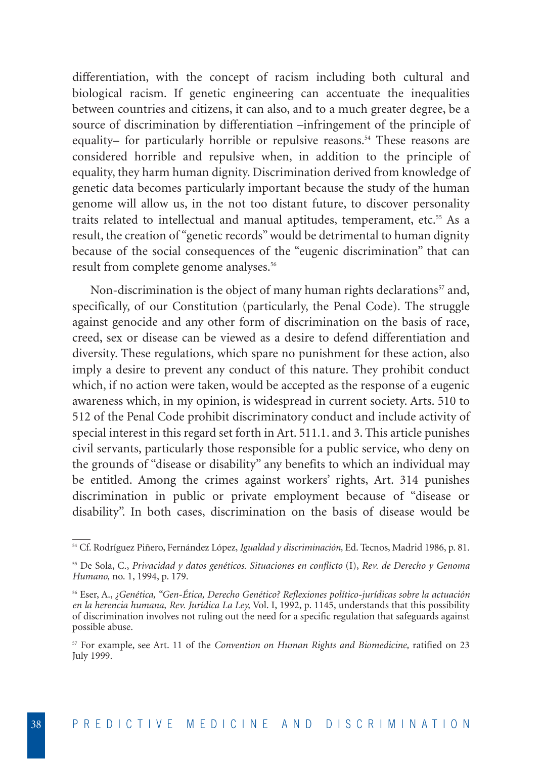differentiation, with the concept of racism including both cultural and biological racism. If genetic engineering can accentuate the inequalities between countries and citizens, it can also, and to a much greater degree, be a source of discrimination by differentiation –infringement of the principle of equality– for particularly horrible or repulsive reasons.[54] These reasons are considered horrible and repulsive when, in addition to the principle of equality, they harm human dignity. Discrimination derived from knowledge of genetic data becomes particularly important because the study of the human genome will allow us, in the not too distant future, to discover personality traits related to intellectual and manual aptitudes, temperament, etc.[55] As a result, the creation of "genetic records" would be detrimental to human dignity because of the social consequences of the "eugenic discrimination" that can result from complete genome analyses.[56]

Non-discrimination is the object of many human rights declarations[57] and, specifically, of our Constitution (particularly, the Penal Code). The struggle against genocide and any other form of discrimination on the basis of race, creed, sex or disease can be viewed as a desire to defend differentiation and diversity. These regulations, which spare no punishment for these action, also imply a desire to prevent any conduct of this nature. They prohibit conduct which, if no action were taken, would be accepted as the response of a eugenic awareness which, in my opinion, is widespread in current society. Arts. 510 to 512 of the Penal Code prohibit discriminatory conduct and include activity of special interest in this regard set forth in Art. 511.1. and 3. This article punishes civil servants, particularly those responsible for a public service, who deny on the grounds of "disease or disability" any benefits to which an individual may be entitled. Among the crimes against workers' rights, Art. 314 punishes discrimination in public or private employment because of "disease or disability". In both cases, discrimination on the basis of disease would be

---

[54] Cf. Rodríguez Piñero, Fernández López, *Igualdad y discriminación,* Ed. Tecnos, Madrid 1986, p. 81.

[55] De Sola, C., *Privacidad y datos genéticos. Situaciones en conflicto* (I), *Rev. de Derecho y Genoma Humano,* no. 1, 1994, p. 179.

[56] Eser, A., *¿Genética, "Gen-Ética, Derecho Genético? Reflexiones político-jurídicas sobre la actuación en la herencia humana, Rev. Jurídica La Ley,* Vol. I, 1992, p. 1145, understands that this possibility of discrimination involves not ruling out the need for a specific regulation that safeguards against possible abuse.

[57] For example, see Art. 11 of the *Convention on Human Rights and Biomedicine,* ratified on 23 July 1999.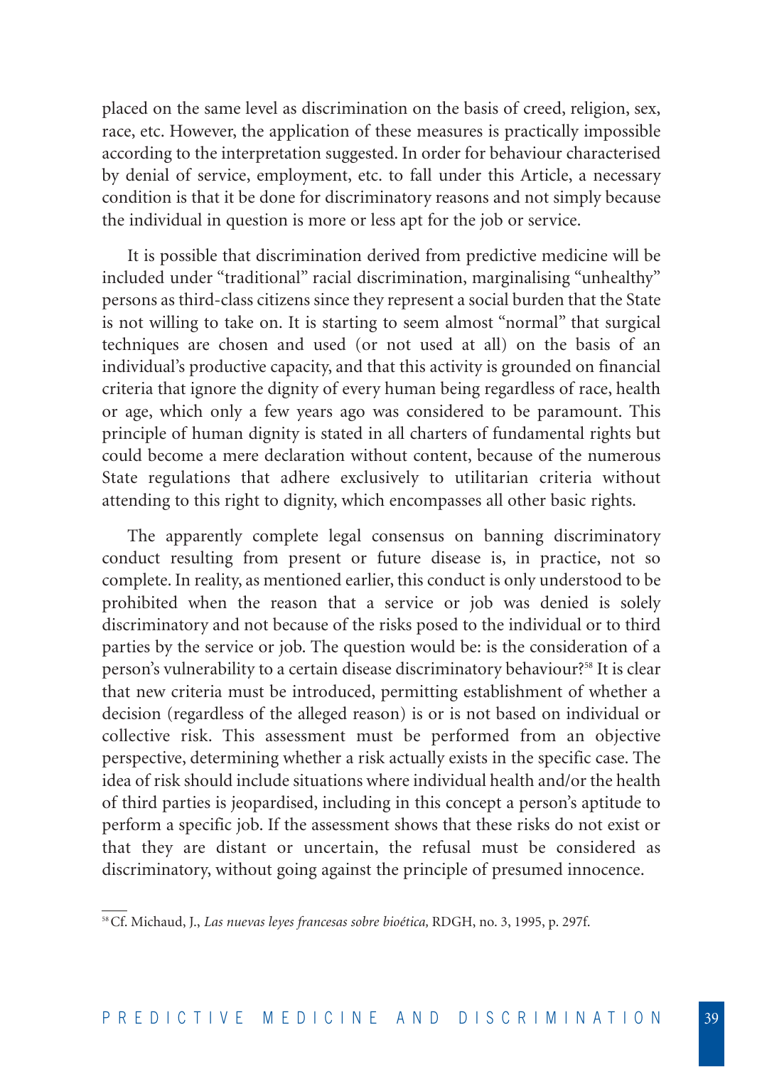placed on the same level as discrimination on the basis of creed, religion, sex, race, etc. However, the application of these measures is practically impossible according to the interpretation suggested. In order for behaviour characterised by denial of service, employment, etc. to fall under this Article, a necessary condition is that it be done for discriminatory reasons and not simply because the individual in question is more or less apt for the job or service.

It is possible that discrimination derived from predictive medicine will be included under "traditional" racial discrimination, marginalising "unhealthy" persons as third-class citizens since they represent a social burden that the State is not willing to take on. It is starting to seem almost "normal" that surgical techniques are chosen and used (or not used at all) on the basis of an individual's productive capacity, and that this activity is grounded on financial criteria that ignore the dignity of every human being regardless of race, health or age, which only a few years ago was considered to be paramount. This principle of human dignity is stated in all charters of fundamental rights but could become a mere declaration without content, because of the numerous State regulations that adhere exclusively to utilitarian criteria without attending to this right to dignity, which encompasses all other basic rights.

The apparently complete legal consensus on banning discriminatory conduct resulting from present or future disease is, in practice, not so complete. In reality, as mentioned earlier, this conduct is only understood to be prohibited when the reason that a service or job was denied is solely discriminatory and not because of the risks posed to the individual or to third parties by the service or job. The question would be: is the consideration of a person's vulnerability to a certain disease discriminatory behaviour?[58] It is clear that new criteria must be introduced, permitting establishment of whether a decision (regardless of the alleged reason) is or is not based on individual or collective risk. This assessment must be performed from an objective perspective, determining whether a risk actually exists in the specific case. The idea of risk should include situations where individual health and/or the health of third parties is jeopardised, including in this concept a person's aptitude to perform a specific job. If the assessment shows that these risks do not exist or that they are distant or uncertain, the refusal must be considered as discriminatory, without going against the principle of presumed innocence.

[58] Cf. Michaud, J., *Las nuevas leyes francesas sobre bioética,* RDGH, no. 3, 1995, p. 297f.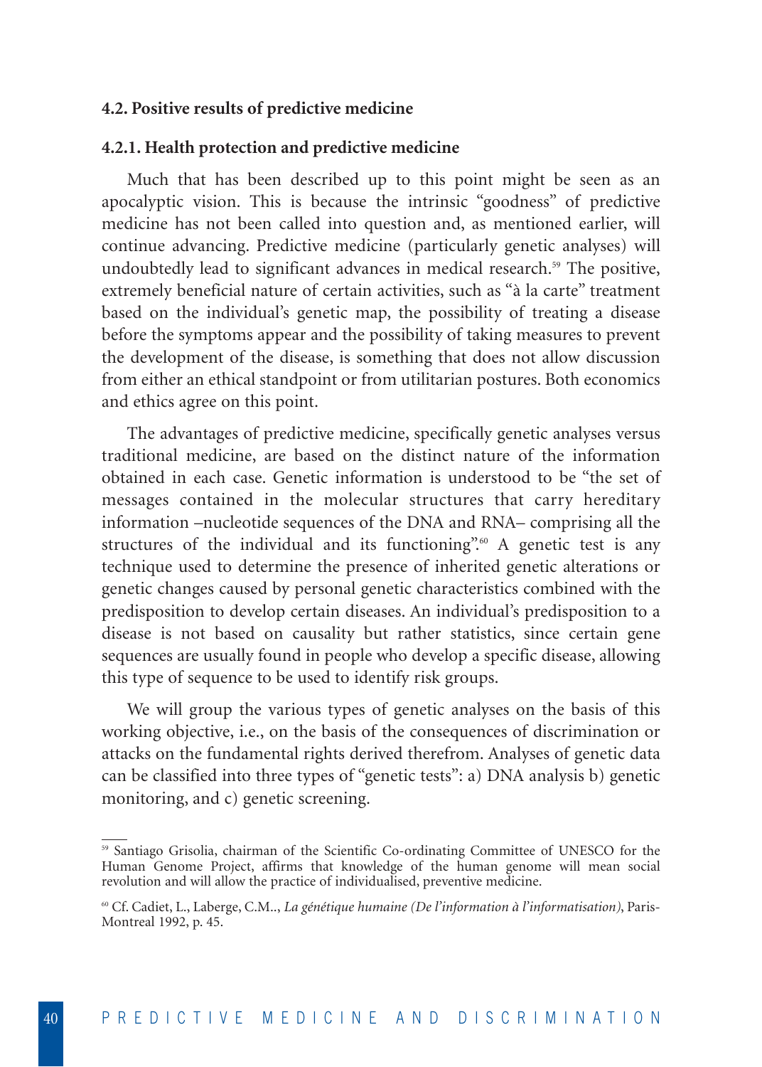### 4.2. Positive results of predictive medicine

#### 4.2.1. Health protection and predictive medicine

Much that has been described up to this point might be seen as an apocalyptic vision. This is because the intrinsic "goodness" of predictive medicine has not been called into question and, as mentioned earlier, will continue advancing. Predictive medicine (particularly genetic analyses) will undoubtedly lead to significant advances in medical research.[59] The positive, extremely beneficial nature of certain activities, such as "à la carte" treatment based on the individual's genetic map, the possibility of treating a disease before the symptoms appear and the possibility of taking measures to prevent the development of the disease, is something that does not allow discussion from either an ethical standpoint or from utilitarian postures. Both economics and ethics agree on this point.

The advantages of predictive medicine, specifically genetic analyses versus traditional medicine, are based on the distinct nature of the information obtained in each case. Genetic information is understood to be "the set of messages contained in the molecular structures that carry hereditary information –nucleotide sequences of the DNA and RNA– comprising all the structures of the individual and its functioning".[60] A genetic test is any technique used to determine the presence of inherited genetic alterations or genetic changes caused by personal genetic characteristics combined with the predisposition to develop certain diseases. An individual's predisposition to a disease is not based on causality but rather statistics, since certain gene sequences are usually found in people who develop a specific disease, allowing this type of sequence to be used to identify risk groups.

We will group the various types of genetic analyses on the basis of this working objective, i.e., on the basis of the consequences of discrimination or attacks on the fundamental rights derived therefrom. Analyses of genetic data can be classified into three types of "genetic tests": a) DNA analysis b) genetic monitoring, and c) genetic screening.

---

[59] Santiago Grisolia, chairman of the Scientific Co-ordinating Committee of UNESCO for the Human Genome Project, affirms that knowledge of the human genome will mean social revolution and will allow the practice of individualised, preventive medicine.

[60] Cf. Cadiet, L., Laberge, C.M.., *La génétique humaine (De l'information à l'informatisation)*, Paris-Montreal 1992, p. 45.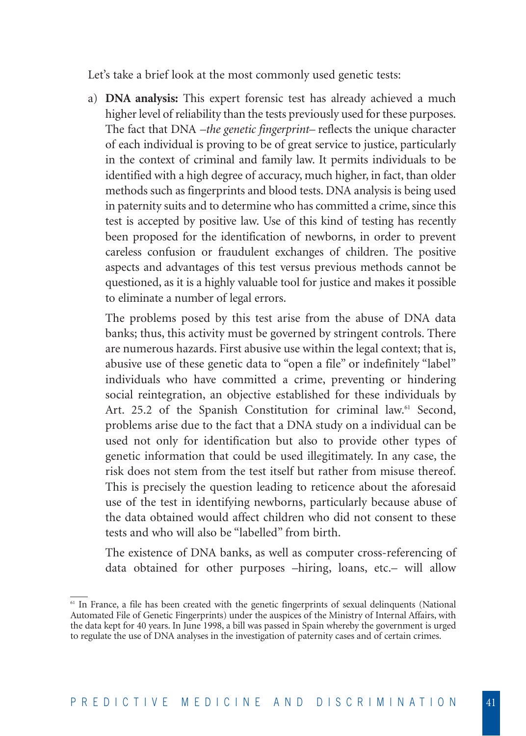Let's take a brief look at the most commonly used genetic tests:

a) **DNA analysis:** This expert forensic test has already achieved a much higher level of reliability than the tests previously used for these purposes. The fact that DNA –*the genetic fingerprint*– reflects the unique character of each individual is proving to be of great service to justice, particularly in the context of criminal and family law. It permits individuals to be identified with a high degree of accuracy, much higher, in fact, than older methods such as fingerprints and blood tests. DNA analysis is being used in paternity suits and to determine who has committed a crime, since this test is accepted by positive law. Use of this kind of testing has recently been proposed for the identification of newborns, in order to prevent careless confusion or fraudulent exchanges of children. The positive aspects and advantages of this test versus previous methods cannot be questioned, as it is a highly valuable tool for justice and makes it possible to eliminate a number of legal errors.

   The problems posed by this test arise from the abuse of DNA data banks; thus, this activity must be governed by stringent controls. There are numerous hazards. First abusive use within the legal context; that is, abusive use of these genetic data to "open a file" or indefinitely "label" individuals who have committed a crime, preventing or hindering social reintegration, an objective established for these individuals by Art. 25.2 of the Spanish Constitution for criminal law.[61] Second, problems arise due to the fact that a DNA study on a individual can be used not only for identification but also to provide other types of genetic information that could be used illegitimately. In any case, the risk does not stem from the test itself but rather from misuse thereof. This is precisely the question leading to reticence about the aforesaid use of the test in identifying newborns, particularly because abuse of the data obtained would affect children who did not consent to these tests and who will also be "labelled" from birth.

   The existence of DNA banks, as well as computer cross-referencing of data obtained for other purposes –hiring, loans, etc.– will allow

---

[61] In France, a file has been created with the genetic fingerprints of sexual delinquents (National Automated File of Genetic Fingerprints) under the auspices of the Ministry of Internal Affairs, with the data kept for 40 years. In June 1998, a bill was passed in Spain whereby the government is urged to regulate the use of DNA analyses in the investigation of paternity cases and of certain crimes.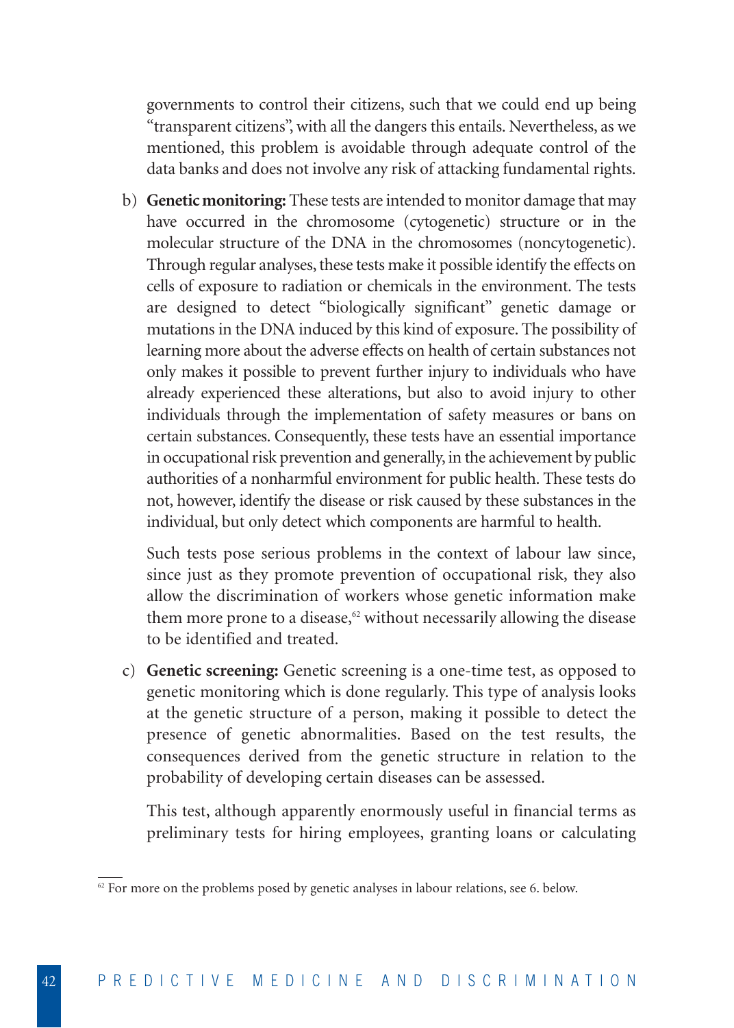governments to control their citizens, such that we could end up being "transparent citizens", with all the dangers this entails. Nevertheless, as we mentioned, this problem is avoidable through adequate control of the data banks and does not involve any risk of attacking fundamental rights.

b) **Genetic monitoring:** These tests are intended to monitor damage that may have occurred in the chromosome (cytogenetic) structure or in the molecular structure of the DNA in the chromosomes (noncytogenetic). Through regular analyses, these tests make it possible identify the effects on cells of exposure to radiation or chemicals in the environment. The tests are designed to detect "biologically significant" genetic damage or mutations in the DNA induced by this kind of exposure. The possibility of learning more about the adverse effects on health of certain substances not only makes it possible to prevent further injury to individuals who have already experienced these alterations, but also to avoid injury to other individuals through the implementation of safety measures or bans on certain substances. Consequently, these tests have an essential importance in occupational risk prevention and generally, in the achievement by public authorities of a nonharmful environment for public health. These tests do not, however, identify the disease or risk caused by these substances in the individual, but only detect which components are harmful to health.

   Such tests pose serious problems in the context of labour law since, since just as they promote prevention of occupational risk, they also allow the discrimination of workers whose genetic information make them more prone to a disease,[62] without necessarily allowing the disease to be identified and treated.

c) **Genetic screening:** Genetic screening is a one-time test, as opposed to genetic monitoring which is done regularly. This type of analysis looks at the genetic structure of a person, making it possible to detect the presence of genetic abnormalities. Based on the test results, the consequences derived from the genetic structure in relation to the probability of developing certain diseases can be assessed.

   This test, although apparently enormously useful in financial terms as preliminary tests for hiring employees, granting loans or calculating

[62] For more on the problems posed by genetic analyses in labour relations, see 6. below.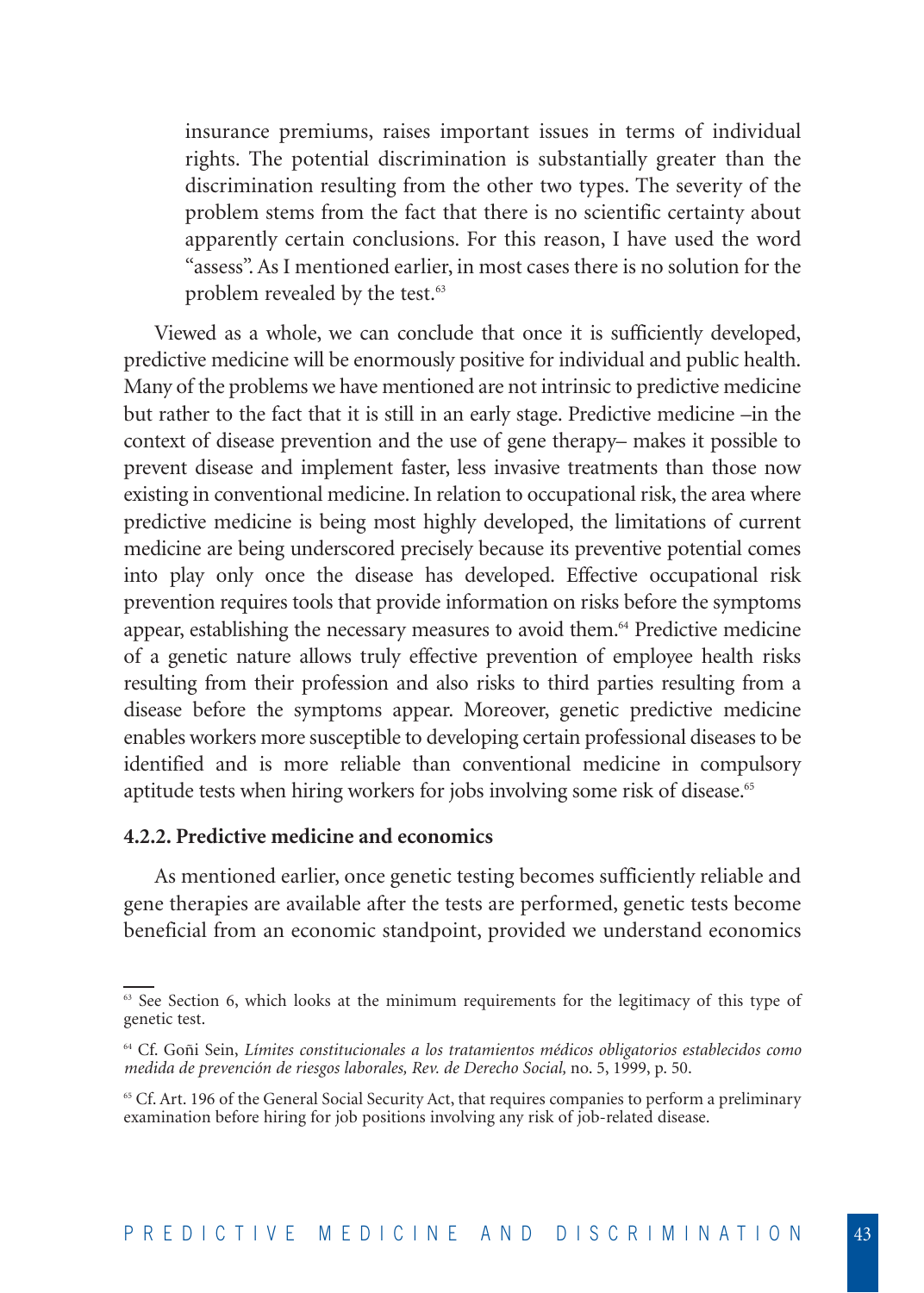> insurance premiums, raises important issues in terms of individual rights. The potential discrimination is substantially greater than the discrimination resulting from the other two types. The severity of the problem stems from the fact that there is no scientific certainty about apparently certain conclusions. For this reason, I have used the word "assess". As I mentioned earlier, in most cases there is no solution for the problem revealed by the test.[63]

Viewed as a whole, we can conclude that once it is sufficiently developed, predictive medicine will be enormously positive for individual and public health. Many of the problems we have mentioned are not intrinsic to predictive medicine but rather to the fact that it is still in an early stage. Predictive medicine –in the context of disease prevention and the use of gene therapy– makes it possible to prevent disease and implement faster, less invasive treatments than those now existing in conventional medicine. In relation to occupational risk, the area where predictive medicine is being most highly developed, the limitations of current medicine are being underscored precisely because its preventive potential comes into play only once the disease has developed. Effective occupational risk prevention requires tools that provide information on risks before the symptoms appear, establishing the necessary measures to avoid them.[64] Predictive medicine of a genetic nature allows truly effective prevention of employee health risks resulting from their profession and also risks to third parties resulting from a disease before the symptoms appear. Moreover, genetic predictive medicine enables workers more susceptible to developing certain professional diseases to be identified and is more reliable than conventional medicine in compulsory aptitude tests when hiring workers for jobs involving some risk of disease.[65]

#### 4.2.2. Predictive medicine and economics

As mentioned earlier, once genetic testing becomes sufficiently reliable and gene therapies are available after the tests are performed, genetic tests become beneficial from an economic standpoint, provided we understand economics

---

[63] See Section 6, which looks at the minimum requirements for the legitimacy of this type of genetic test.

[64] Cf. Goñi Sein, *Límites constitucionales a los tratamientos médicos obligatorios establecidos como medida de prevención de riesgos laborales, Rev. de Derecho Social,* no. 5, 1999, p. 50.

[65] Cf. Art. 196 of the General Social Security Act, that requires companies to perform a preliminary examination before hiring for job positions involving any risk of job-related disease.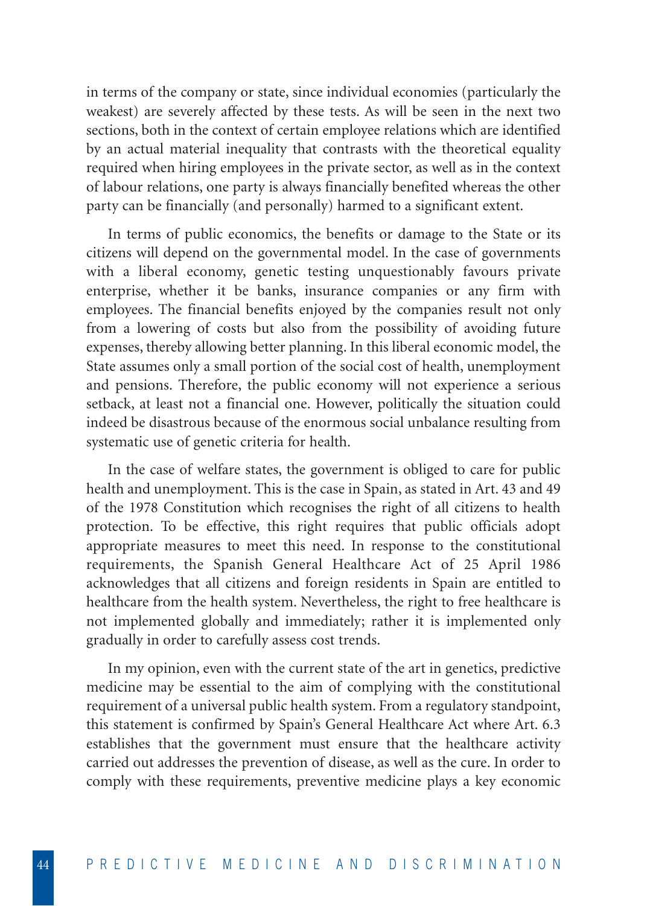in terms of the company or state, since individual economies (particularly the weakest) are severely affected by these tests. As will be seen in the next two sections, both in the context of certain employee relations which are identified by an actual material inequality that contrasts with the theoretical equality required when hiring employees in the private sector, as well as in the context of labour relations, one party is always financially benefited whereas the other party can be financially (and personally) harmed to a significant extent.

In terms of public economics, the benefits or damage to the State or its citizens will depend on the governmental model. In the case of governments with a liberal economy, genetic testing unquestionably favours private enterprise, whether it be banks, insurance companies or any firm with employees. The financial benefits enjoyed by the companies result not only from a lowering of costs but also from the possibility of avoiding future expenses, thereby allowing better planning. In this liberal economic model, the State assumes only a small portion of the social cost of health, unemployment and pensions. Therefore, the public economy will not experience a serious setback, at least not a financial one. However, politically the situation could indeed be disastrous because of the enormous social unbalance resulting from systematic use of genetic criteria for health.

In the case of welfare states, the government is obliged to care for public health and unemployment. This is the case in Spain, as stated in Art. 43 and 49 of the 1978 Constitution which recognises the right of all citizens to health protection. To be effective, this right requires that public officials adopt appropriate measures to meet this need. In response to the constitutional requirements, the Spanish General Healthcare Act of 25 April 1986 acknowledges that all citizens and foreign residents in Spain are entitled to healthcare from the health system. Nevertheless, the right to free healthcare is not implemented globally and immediately; rather it is implemented only gradually in order to carefully assess cost trends.

In my opinion, even with the current state of the art in genetics, predictive medicine may be essential to the aim of complying with the constitutional requirement of a universal public health system. From a regulatory standpoint, this statement is confirmed by Spain's General Healthcare Act where Art. 6.3 establishes that the government must ensure that the healthcare activity carried out addresses the prevention of disease, as well as the cure. In order to comply with these requirements, preventive medicine plays a key economic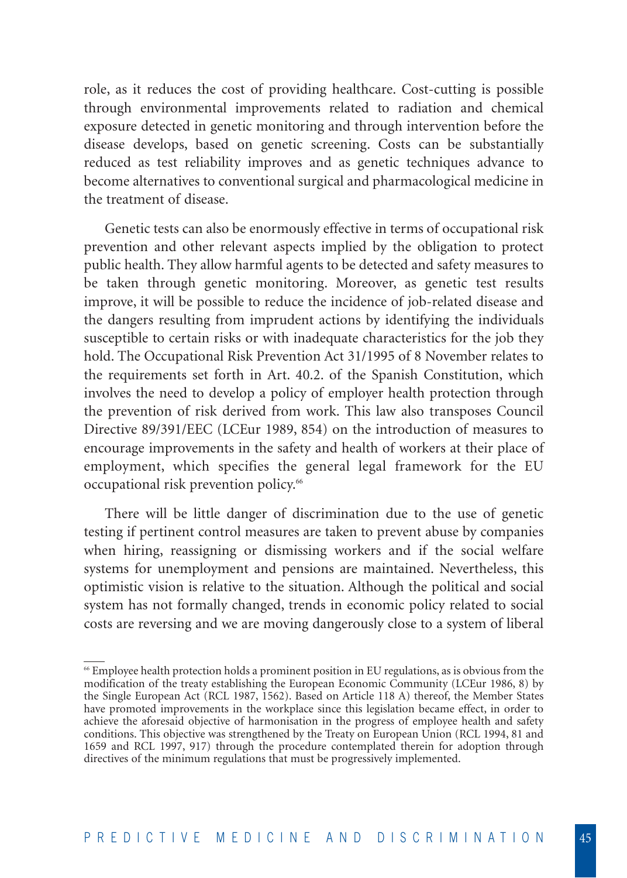role, as it reduces the cost of providing healthcare. Cost-cutting is possible through environmental improvements related to radiation and chemical exposure detected in genetic monitoring and through intervention before the disease develops, based on genetic screening. Costs can be substantially reduced as test reliability improves and as genetic techniques advance to become alternatives to conventional surgical and pharmacological medicine in the treatment of disease.

Genetic tests can also be enormously effective in terms of occupational risk prevention and other relevant aspects implied by the obligation to protect public health. They allow harmful agents to be detected and safety measures to be taken through genetic monitoring. Moreover, as genetic test results improve, it will be possible to reduce the incidence of job-related disease and the dangers resulting from imprudent actions by identifying the individuals susceptible to certain risks or with inadequate characteristics for the job they hold. The Occupational Risk Prevention Act 31/1995 of 8 November relates to the requirements set forth in Art. 40.2. of the Spanish Constitution, which involves the need to develop a policy of employer health protection through the prevention of risk derived from work. This law also transposes Council Directive 89/391/EEC (LCEur 1989, 854) on the introduction of measures to encourage improvements in the safety and health of workers at their place of employment, which specifies the general legal framework for the EU occupational risk prevention policy.[66]

There will be little danger of discrimination due to the use of genetic testing if pertinent control measures are taken to prevent abuse by companies when hiring, reassigning or dismissing workers and if the social welfare systems for unemployment and pensions are maintained. Nevertheless, this optimistic vision is relative to the situation. Although the political and social system has not formally changed, trends in economic policy related to social costs are reversing and we are moving dangerously close to a system of liberal

---

[66] Employee health protection holds a prominent position in EU regulations, as is obvious from the modification of the treaty establishing the European Economic Community (LCEur 1986, 8) by the Single European Act (RCL 1987, 1562). Based on Article 118 A) thereof, the Member States have promoted improvements in the workplace since this legislation became effect, in order to achieve the aforesaid objective of harmonisation in the progress of employee health and safety conditions. This objective was strengthened by the Treaty on European Union (RCL 1994, 81 and 1659 and RCL 1997, 917) through the procedure contemplated therein for adoption through directives of the minimum regulations that must be progressively implemented.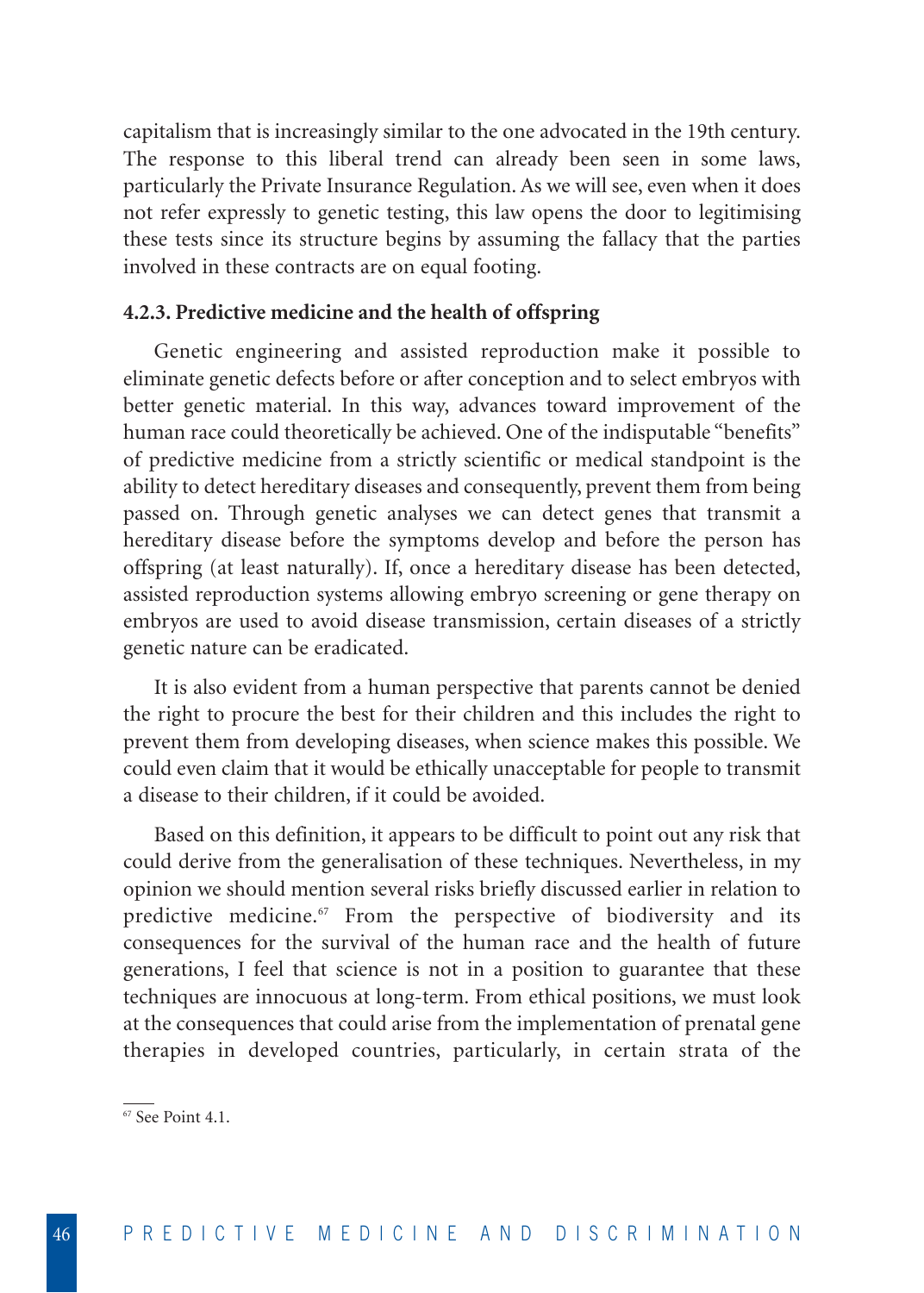capitalism that is increasingly similar to the one advocated in the 19th century. The response to this liberal trend can already been seen in some laws, particularly the Private Insurance Regulation. As we will see, even when it does not refer expressly to genetic testing, this law opens the door to legitimising these tests since its structure begins by assuming the fallacy that the parties involved in these contracts are on equal footing.

### 4.2.3. Predictive medicine and the health of offspring

Genetic engineering and assisted reproduction make it possible to eliminate genetic defects before or after conception and to select embryos with better genetic material. In this way, advances toward improvement of the human race could theoretically be achieved. One of the indisputable "benefits" of predictive medicine from a strictly scientific or medical standpoint is the ability to detect hereditary diseases and consequently, prevent them from being passed on. Through genetic analyses we can detect genes that transmit a hereditary disease before the symptoms develop and before the person has offspring (at least naturally). If, once a hereditary disease has been detected, assisted reproduction systems allowing embryo screening or gene therapy on embryos are used to avoid disease transmission, certain diseases of a strictly genetic nature can be eradicated.

It is also evident from a human perspective that parents cannot be denied the right to procure the best for their children and this includes the right to prevent them from developing diseases, when science makes this possible. We could even claim that it would be ethically unacceptable for people to transmit a disease to their children, if it could be avoided.

Based on this definition, it appears to be difficult to point out any risk that could derive from the generalisation of these techniques. Nevertheless, in my opinion we should mention several risks briefly discussed earlier in relation to predictive medicine.[67] From the perspective of biodiversity and its consequences for the survival of the human race and the health of future generations, I feel that science is not in a position to guarantee that these techniques are innocuous at long-term. From ethical positions, we must look at the consequences that could arise from the implementation of prenatal gene therapies in developed countries, particularly, in certain strata of the

[67] See Point 4.1.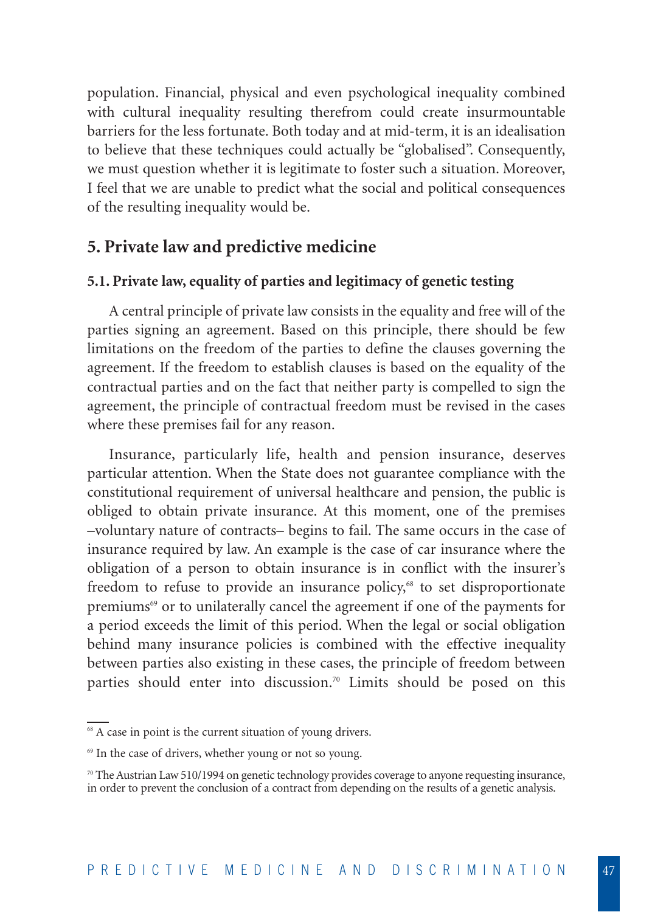population. Financial, physical and even psychological inequality combined with cultural inequality resulting therefrom could create insurmountable barriers for the less fortunate. Both today and at mid-term, it is an idealisation to believe that these techniques could actually be "globalised". Consequently, we must question whether it is legitimate to foster such a situation. Moreover, I feel that we are unable to predict what the social and political consequences of the resulting inequality would be.

## 5. Private law and predictive medicine

### 5.1. Private law, equality of parties and legitimacy of genetic testing

A central principle of private law consists in the equality and free will of the parties signing an agreement. Based on this principle, there should be few limitations on the freedom of the parties to define the clauses governing the agreement. If the freedom to establish clauses is based on the equality of the contractual parties and on the fact that neither party is compelled to sign the agreement, the principle of contractual freedom must be revised in the cases where these premises fail for any reason.

Insurance, particularly life, health and pension insurance, deserves particular attention. When the State does not guarantee compliance with the constitutional requirement of universal healthcare and pension, the public is obliged to obtain private insurance. At this moment, one of the premises –voluntary nature of contracts– begins to fail. The same occurs in the case of insurance required by law. An example is the case of car insurance where the obligation of a person to obtain insurance is in conflict with the insurer's freedom to refuse to provide an insurance policy,[68] to set disproportionate premiums[69] or to unilaterally cancel the agreement if one of the payments for a period exceeds the limit of this period. When the legal or social obligation behind many insurance policies is combined with the effective inequality between parties also existing in these cases, the principle of freedom between parties should enter into discussion.[70] Limits should be posed on this

[68] A case in point is the current situation of young drivers.

[69] In the case of drivers, whether young or not so young.

[70] The Austrian Law 510/1994 on genetic technology provides coverage to anyone requesting insurance, in order to prevent the conclusion of a contract from depending on the results of a genetic analysis.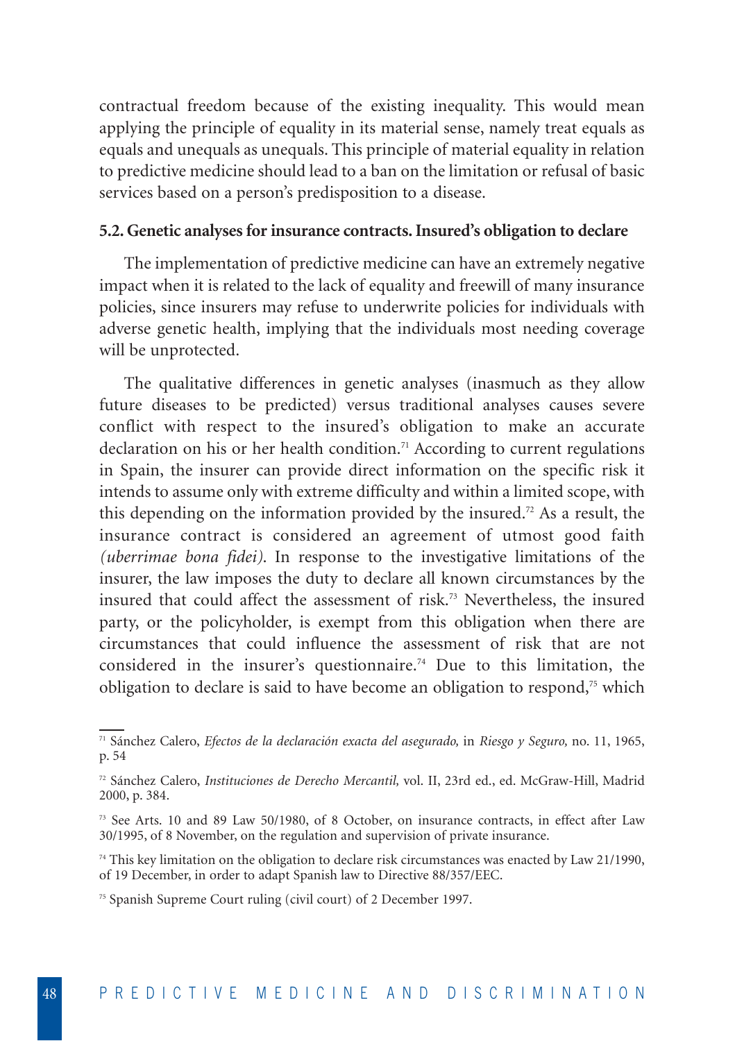contractual freedom because of the existing inequality. This would mean applying the principle of equality in its material sense, namely treat equals as equals and unequals as unequals. This principle of material equality in relation to predictive medicine should lead to a ban on the limitation or refusal of basic services based on a person's predisposition to a disease.

### 5.2. Genetic analyses for insurance contracts. Insured's obligation to declare

The implementation of predictive medicine can have an extremely negative impact when it is related to the lack of equality and freewill of many insurance policies, since insurers may refuse to underwrite policies for individuals with adverse genetic health, implying that the individuals most needing coverage will be unprotected.

The qualitative differences in genetic analyses (inasmuch as they allow future diseases to be predicted) versus traditional analyses causes severe conflict with respect to the insured's obligation to make an accurate declaration on his or her health condition.[71] According to current regulations in Spain, the insurer can provide direct information on the specific risk it intends to assume only with extreme difficulty and within a limited scope, with this depending on the information provided by the insured.[72] As a result, the insurance contract is considered an agreement of utmost good faith *(uberrimae bona fidei)*. In response to the investigative limitations of the insurer, the law imposes the duty to declare all known circumstances by the insured that could affect the assessment of risk.[73] Nevertheless, the insured party, or the policyholder, is exempt from this obligation when there are circumstances that could influence the assessment of risk that are not considered in the insurer's questionnaire.[74] Due to this limitation, the obligation to declare is said to have become an obligation to respond,[75] which

---

[71] Sánchez Calero, *Efectos de la declaración exacta del asegurado,* in *Riesgo y Seguro,* no. 11, 1965, p. 54

[72] Sánchez Calero, *Instituciones de Derecho Mercantil,* vol. II, 23rd ed., ed. McGraw-Hill, Madrid 2000, p. 384.

[73] See Arts. 10 and 89 Law 50/1980, of 8 October, on insurance contracts, in effect after Law 30/1995, of 8 November, on the regulation and supervision of private insurance.

[74] This key limitation on the obligation to declare risk circumstances was enacted by Law 21/1990, of 19 December, in order to adapt Spanish law to Directive 88/357/EEC.

[75] Spanish Supreme Court ruling (civil court) of 2 December 1997.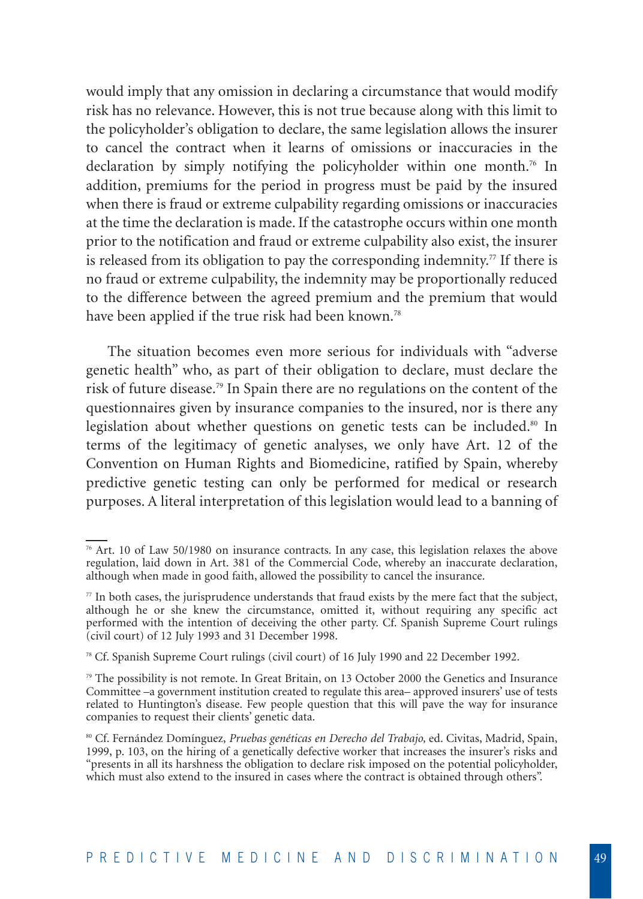would imply that any omission in declaring a circumstance that would modify risk has no relevance. However, this is not true because along with this limit to the policyholder's obligation to declare, the same legislation allows the insurer to cancel the contract when it learns of omissions or inaccuracies in the declaration by simply notifying the policyholder within one month.[76] In addition, premiums for the period in progress must be paid by the insured when there is fraud or extreme culpability regarding omissions or inaccuracies at the time the declaration is made. If the catastrophe occurs within one month prior to the notification and fraud or extreme culpability also exist, the insurer is released from its obligation to pay the corresponding indemnity.[77] If there is no fraud or extreme culpability, the indemnity may be proportionally reduced to the difference between the agreed premium and the premium that would have been applied if the true risk had been known.[78]

The situation becomes even more serious for individuals with "adverse genetic health" who, as part of their obligation to declare, must declare the risk of future disease.[79] In Spain there are no regulations on the content of the questionnaires given by insurance companies to the insured, nor is there any legislation about whether questions on genetic tests can be included.[80] In terms of the legitimacy of genetic analyses, we only have Art. 12 of the Convention on Human Rights and Biomedicine, ratified by Spain, whereby predictive genetic testing can only be performed for medical or research purposes. A literal interpretation of this legislation would lead to a banning of

---

[76] Art. 10 of Law 50/1980 on insurance contracts. In any case, this legislation relaxes the above regulation, laid down in Art. 381 of the Commercial Code, whereby an inaccurate declaration, although when made in good faith, allowed the possibility to cancel the insurance.

[77] In both cases, the jurisprudence understands that fraud exists by the mere fact that the subject, although he or she knew the circumstance, omitted it, without requiring any specific act performed with the intention of deceiving the other party. Cf. Spanish Supreme Court rulings (civil court) of 12 July 1993 and 31 December 1998.

[78] Cf. Spanish Supreme Court rulings (civil court) of 16 July 1990 and 22 December 1992.

[79] The possibility is not remote. In Great Britain, on 13 October 2000 the Genetics and Insurance Committee –a government institution created to regulate this area– approved insurers' use of tests related to Huntington's disease. Few people question that this will pave the way for insurance companies to request their clients' genetic data.

[80] Cf. Fernández Domínguez, *Pruebas genéticas en Derecho del Trabajo,* ed. Civitas, Madrid, Spain, 1999, p. 103, on the hiring of a genetically defective worker that increases the insurer's risks and "presents in all its harshness the obligation to declare risk imposed on the potential policyholder, which must also extend to the insured in cases where the contract is obtained through others".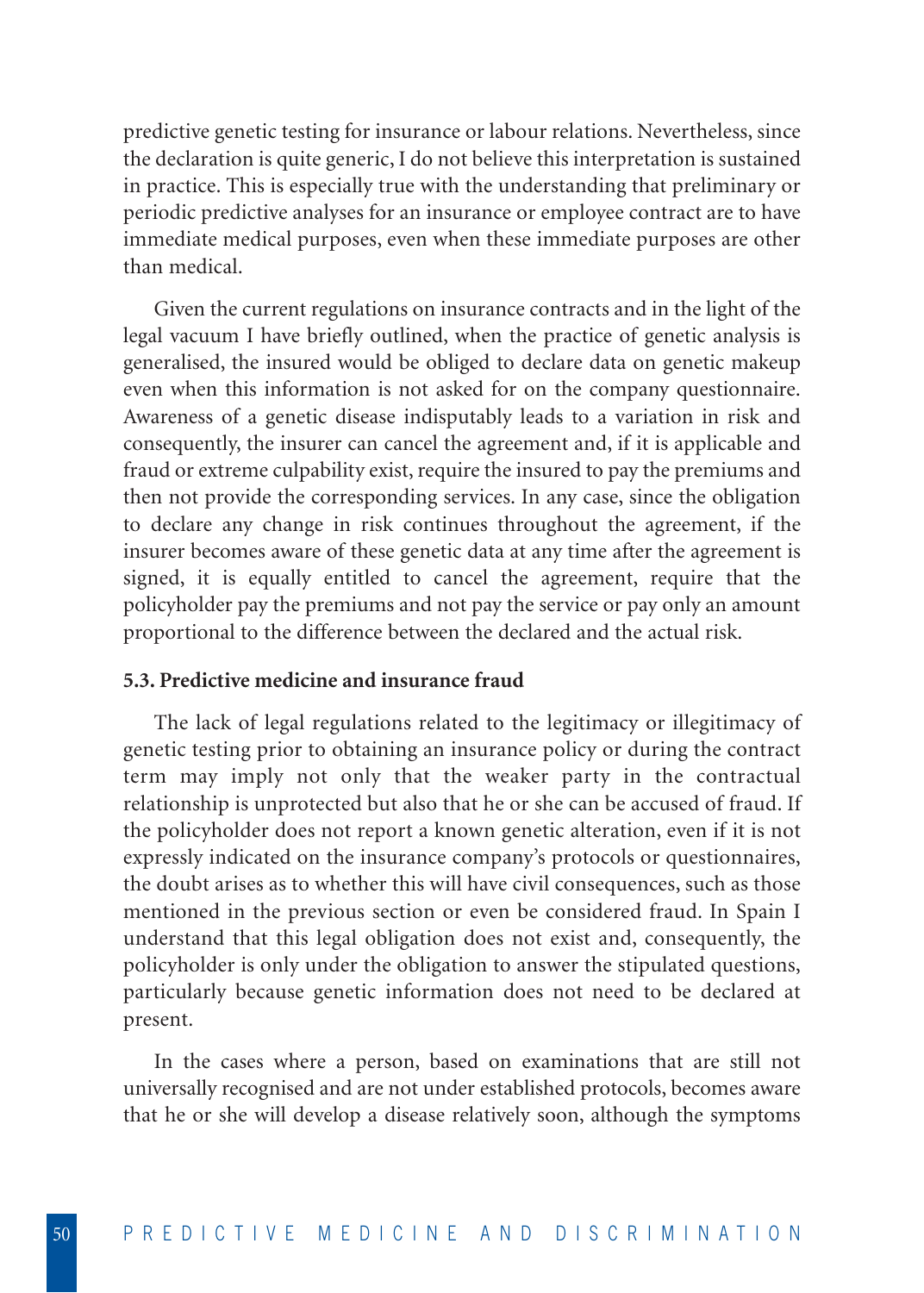predictive genetic testing for insurance or labour relations. Nevertheless, since the declaration is quite generic, I do not believe this interpretation is sustained in practice. This is especially true with the understanding that preliminary or periodic predictive analyses for an insurance or employee contract are to have immediate medical purposes, even when these immediate purposes are other than medical.

Given the current regulations on insurance contracts and in the light of the legal vacuum I have briefly outlined, when the practice of genetic analysis is generalised, the insured would be obliged to declare data on genetic makeup even when this information is not asked for on the company questionnaire. Awareness of a genetic disease indisputably leads to a variation in risk and consequently, the insurer can cancel the agreement and, if it is applicable and fraud or extreme culpability exist, require the insured to pay the premiums and then not provide the corresponding services. In any case, since the obligation to declare any change in risk continues throughout the agreement, if the insurer becomes aware of these genetic data at any time after the agreement is signed, it is equally entitled to cancel the agreement, require that the policyholder pay the premiums and not pay the service or pay only an amount proportional to the difference between the declared and the actual risk.

### 5.3. Predictive medicine and insurance fraud

The lack of legal regulations related to the legitimacy or illegitimacy of genetic testing prior to obtaining an insurance policy or during the contract term may imply not only that the weaker party in the contractual relationship is unprotected but also that he or she can be accused of fraud. If the policyholder does not report a known genetic alteration, even if it is not expressly indicated on the insurance company's protocols or questionnaires, the doubt arises as to whether this will have civil consequences, such as those mentioned in the previous section or even be considered fraud. In Spain I understand that this legal obligation does not exist and, consequently, the policyholder is only under the obligation to answer the stipulated questions, particularly because genetic information does not need to be declared at present.

In the cases where a person, based on examinations that are still not universally recognised and are not under established protocols, becomes aware that he or she will develop a disease relatively soon, although the symptoms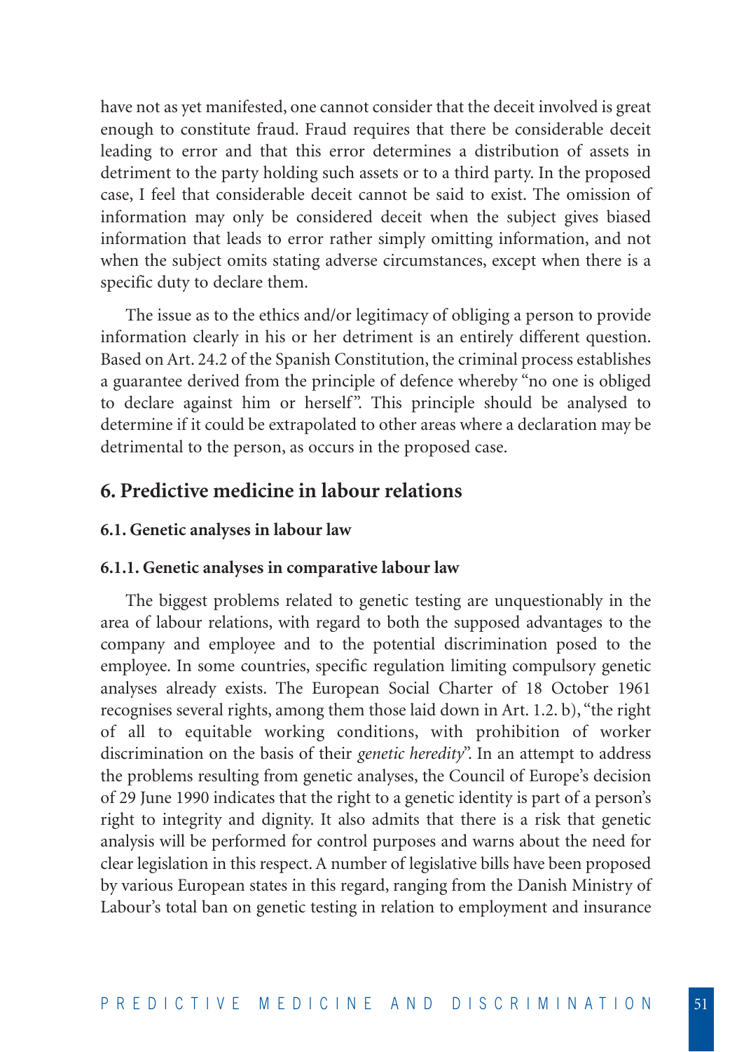have not as yet manifested, one cannot consider that the deceit involved is great enough to constitute fraud. Fraud requires that there be considerable deceit leading to error and that this error determines a distribution of assets in detriment to the party holding such assets or to a third party. In the proposed case, I feel that considerable deceit cannot be said to exist. The omission of information may only be considered deceit when the subject gives biased information that leads to error rather simply omitting information, and not when the subject omits stating adverse circumstances, except when there is a specific duty to declare them.

The issue as to the ethics and/or legitimacy of obliging a person to provide information clearly in his or her detriment is an entirely different question. Based on Art. 24.2 of the Spanish Constitution, the criminal process establishes a guarantee derived from the principle of defence whereby "no one is obliged to declare against him or herself". This principle should be analysed to determine if it could be extrapolated to other areas where a declaration may be detrimental to the person, as occurs in the proposed case.

## 6. Predictive medicine in labour relations

### 6.1. Genetic analyses in labour law

#### 6.1.1. Genetic analyses in comparative labour law

The biggest problems related to genetic testing are unquestionably in the area of labour relations, with regard to both the supposed advantages to the company and employee and to the potential discrimination posed to the employee. In some countries, specific regulation limiting compulsory genetic analyses already exists. The European Social Charter of 18 October 1961 recognises several rights, among them those laid down in Art. 1.2. b), "the right of all to equitable working conditions, with prohibition of worker discrimination on the basis of their *genetic heredity*". In an attempt to address the problems resulting from genetic analyses, the Council of Europe's decision of 29 June 1990 indicates that the right to a genetic identity is part of a person's right to integrity and dignity. It also admits that there is a risk that genetic analysis will be performed for control purposes and warns about the need for clear legislation in this respect. A number of legislative bills have been proposed by various European states in this regard, ranging from the Danish Ministry of Labour's total ban on genetic testing in relation to employment and insurance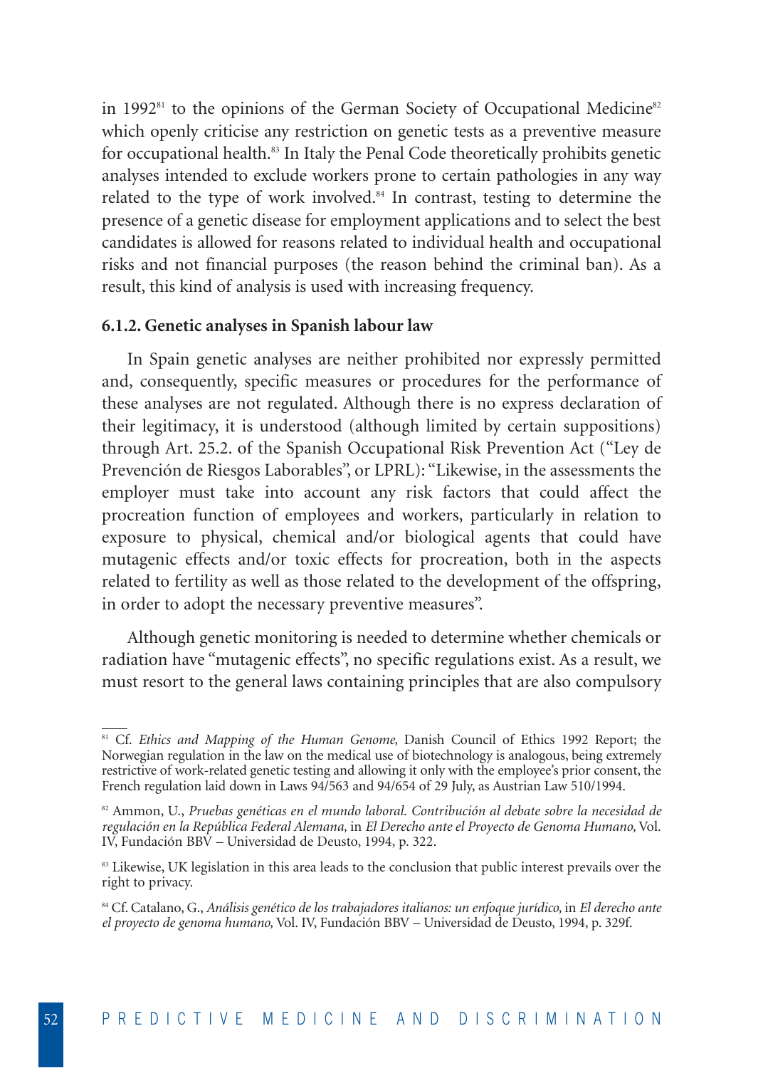in 1992[81] to the opinions of the German Society of Occupational Medicine[82] which openly criticise any restriction on genetic tests as a preventive measure for occupational health.[83] In Italy the Penal Code theoretically prohibits genetic analyses intended to exclude workers prone to certain pathologies in any way related to the type of work involved.[84] In contrast, testing to determine the presence of a genetic disease for employment applications and to select the best candidates is allowed for reasons related to individual health and occupational risks and not financial purposes (the reason behind the criminal ban). As a result, this kind of analysis is used with increasing frequency.

### 6.1.2. Genetic analyses in Spanish labour law

In Spain genetic analyses are neither prohibited nor expressly permitted and, consequently, specific measures or procedures for the performance of these analyses are not regulated. Although there is no express declaration of their legitimacy, it is understood (although limited by certain suppositions) through Art. 25.2. of the Spanish Occupational Risk Prevention Act ("Ley de Prevención de Riesgos Laborables", or LPRL): "Likewise, in the assessments the employer must take into account any risk factors that could affect the procreation function of employees and workers, particularly in relation to exposure to physical, chemical and/or biological agents that could have mutagenic effects and/or toxic effects for procreation, both in the aspects related to fertility as well as those related to the development of the offspring, in order to adopt the necessary preventive measures".

Although genetic monitoring is needed to determine whether chemicals or radiation have "mutagenic effects", no specific regulations exist. As a result, we must resort to the general laws containing principles that are also compulsory

---

[81] Cf. *Ethics and Mapping of the Human Genome,* Danish Council of Ethics 1992 Report; the Norwegian regulation in the law on the medical use of biotechnology is analogous, being extremely restrictive of work-related genetic testing and allowing it only with the employee's prior consent, the French regulation laid down in Laws 94/563 and 94/654 of 29 July, as Austrian Law 510/1994.

[82] Ammon, U., *Pruebas genéticas en el mundo laboral. Contribución al debate sobre la necesidad de regulación en la República Federal Alemana,* in *El Derecho ante el Proyecto de Genoma Humano,* Vol. IV, Fundación BBV – Universidad de Deusto, 1994, p. 322.

[83] Likewise, UK legislation in this area leads to the conclusion that public interest prevails over the right to privacy.

[84] Cf. Catalano, G., *Análisis genético de los trabajadores italianos: un enfoque jurídico,* in *El derecho ante el proyecto de genoma humano,* Vol. IV, Fundación BBV – Universidad de Deusto, 1994, p. 329f.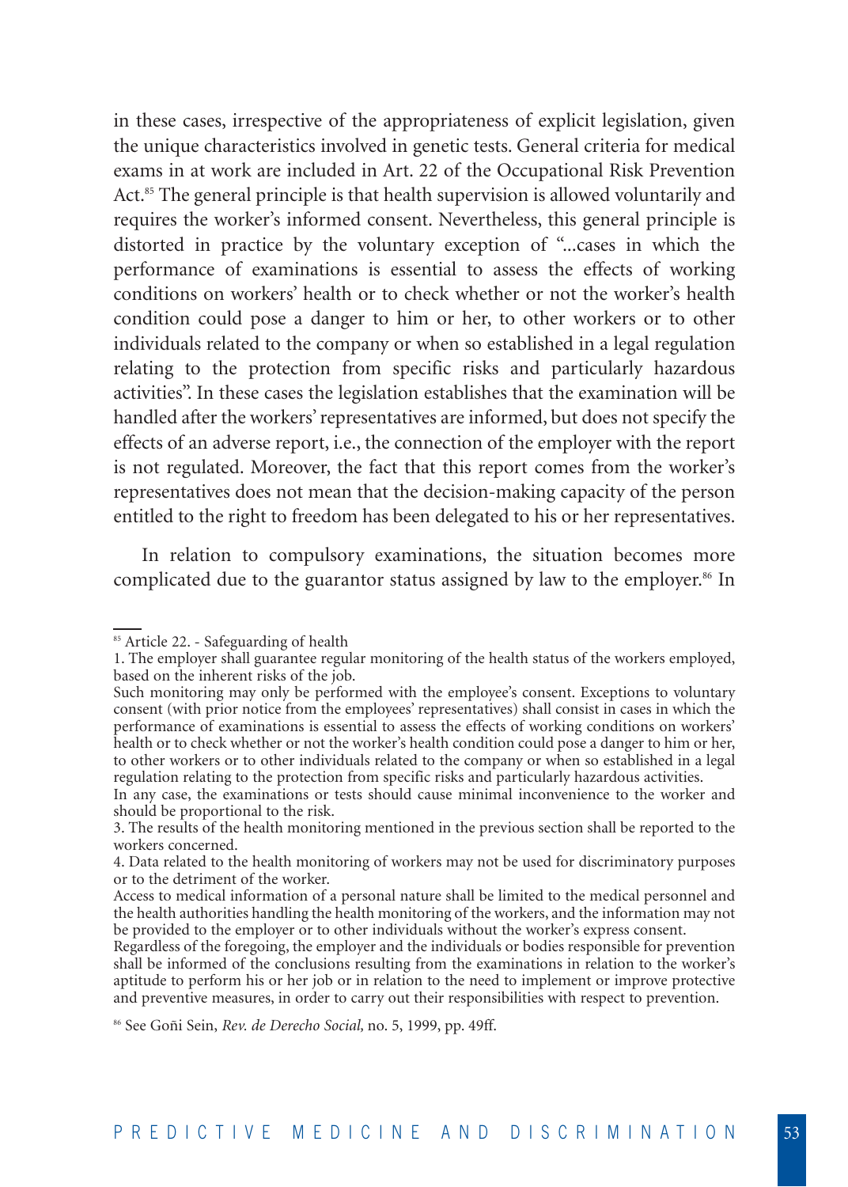in these cases, irrespective of the appropriateness of explicit legislation, given the unique characteristics involved in genetic tests. General criteria for medical exams in at work are included in Art. 22 of the Occupational Risk Prevention Act.[85] The general principle is that health supervision is allowed voluntarily and requires the worker's informed consent. Nevertheless, this general principle is distorted in practice by the voluntary exception of "...cases in which the performance of examinations is essential to assess the effects of working conditions on workers' health or to check whether or not the worker's health condition could pose a danger to him or her, to other workers or to other individuals related to the company or when so established in a legal regulation relating to the protection from specific risks and particularly hazardous activities". In these cases the legislation establishes that the examination will be handled after the workers' representatives are informed, but does not specify the effects of an adverse report, i.e., the connection of the employer with the report is not regulated. Moreover, the fact that this report comes from the worker's representatives does not mean that the decision-making capacity of the person entitled to the right to freedom has been delegated to his or her representatives.

In relation to compulsory examinations, the situation becomes more complicated due to the guarantor status assigned by law to the employer.[86] In

---

[85] Article 22. - Safeguarding of health

1. The employer shall guarantee regular monitoring of the health status of the workers employed, based on the inherent risks of the job.

Such monitoring may only be performed with the employee's consent. Exceptions to voluntary consent (with prior notice from the employees' representatives) shall consist in cases in which the performance of examinations is essential to assess the effects of working conditions on workers' health or to check whether or not the worker's health condition could pose a danger to him or her, to other workers or to other individuals related to the company or when so established in a legal regulation relating to the protection from specific risks and particularly hazardous activities.

In any case, the examinations or tests should cause minimal inconvenience to the worker and should be proportional to the risk.

3. The results of the health monitoring mentioned in the previous section shall be reported to the workers concerned.

4. Data related to the health monitoring of workers may not be used for discriminatory purposes or to the detriment of the worker.

Access to medical information of a personal nature shall be limited to the medical personnel and the health authorities handling the health monitoring of the workers, and the information may not be provided to the employer or to other individuals without the worker's express consent.

Regardless of the foregoing, the employer and the individuals or bodies responsible for prevention shall be informed of the conclusions resulting from the examinations in relation to the worker's aptitude to perform his or her job or in relation to the need to implement or improve protective and preventive measures, in order to carry out their responsibilities with respect to prevention.

[86] See Goñi Sein, *Rev. de Derecho Social*, no. 5, 1999, pp. 49ff.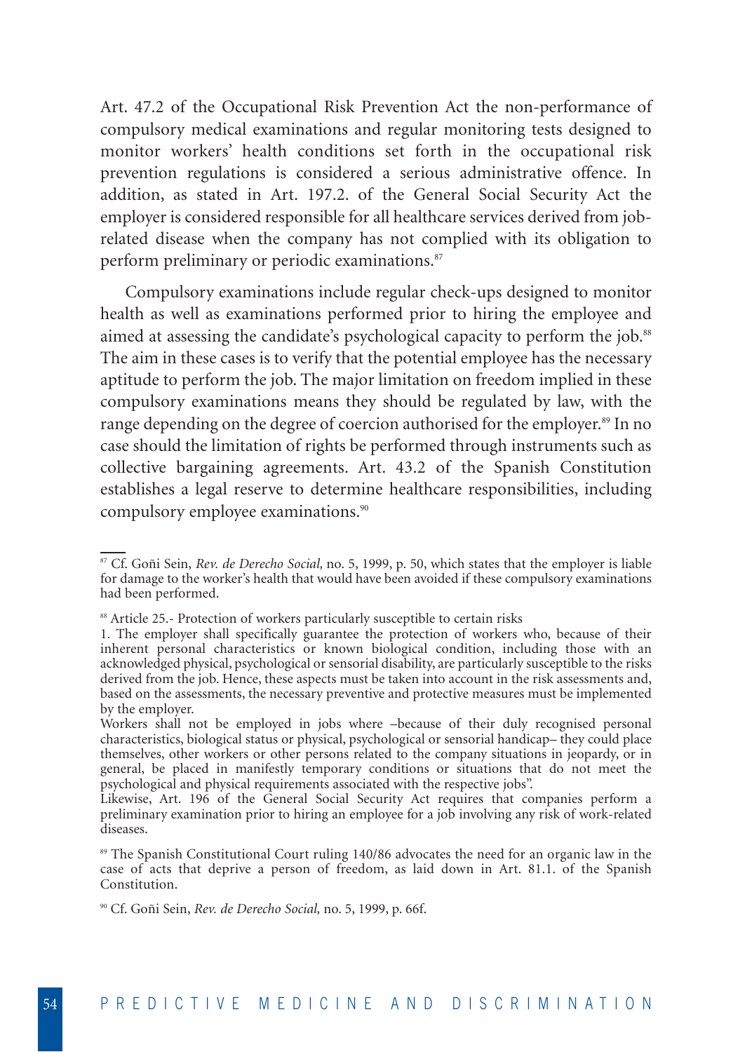Art. 47.2 of the Occupational Risk Prevention Act the non-performance of compulsory medical examinations and regular monitoring tests designed to monitor workers' health conditions set forth in the occupational risk prevention regulations is considered a serious administrative offence. In addition, as stated in Art. 197.2. of the General Social Security Act the employer is considered responsible for all healthcare services derived from job-related disease when the company has not complied with its obligation to perform preliminary or periodic examinations.[87]

Compulsory examinations include regular check-ups designed to monitor health as well as examinations performed prior to hiring the employee and aimed at assessing the candidate's psychological capacity to perform the job.[88] The aim in these cases is to verify that the potential employee has the necessary aptitude to perform the job. The major limitation on freedom implied in these compulsory examinations means they should be regulated by law, with the range depending on the degree of coercion authorised for the employer.[89] In no case should the limitation of rights be performed through instruments such as collective bargaining agreements. Art. 43.2 of the Spanish Constitution establishes a legal reserve to determine healthcare responsibilities, including compulsory employee examinations.[90]

---

[87] Cf. Goñi Sein, *Rev. de Derecho Social,* no. 5, 1999, p. 50, which states that the employer is liable for damage to the worker's health that would have been avoided if these compulsory examinations had been performed.

[88] Article 25.- Protection of workers particularly susceptible to certain risks
1. The employer shall specifically guarantee the protection of workers who, because of their inherent personal characteristics or known biological condition, including those with an acknowledged physical, psychological or sensorial disability, are particularly susceptible to the risks derived from the job. Hence, these aspects must be taken into account in the risk assessments and, based on the assessments, the necessary preventive and protective measures must be implemented by the employer.
Workers shall not be employed in jobs where –because of their duly recognised personal characteristics, biological status or physical, psychological or sensorial handicap– they could place themselves, other workers or other persons related to the company situations in jeopardy, or in general, be placed in manifestly temporary conditions or situations that do not meet the psychological and physical requirements associated with the respective jobs".
Likewise, Art. 196 of the General Social Security Act requires that companies perform a preliminary examination prior to hiring an employee for a job involving any risk of work-related diseases.

[89] The Spanish Constitutional Court ruling 140/86 advocates the need for an organic law in the case of acts that deprive a person of freedom, as laid down in Art. 81.1. of the Spanish Constitution.

[90] Cf. Goñi Sein, *Rev. de Derecho Social,* no. 5, 1999, p. 66f.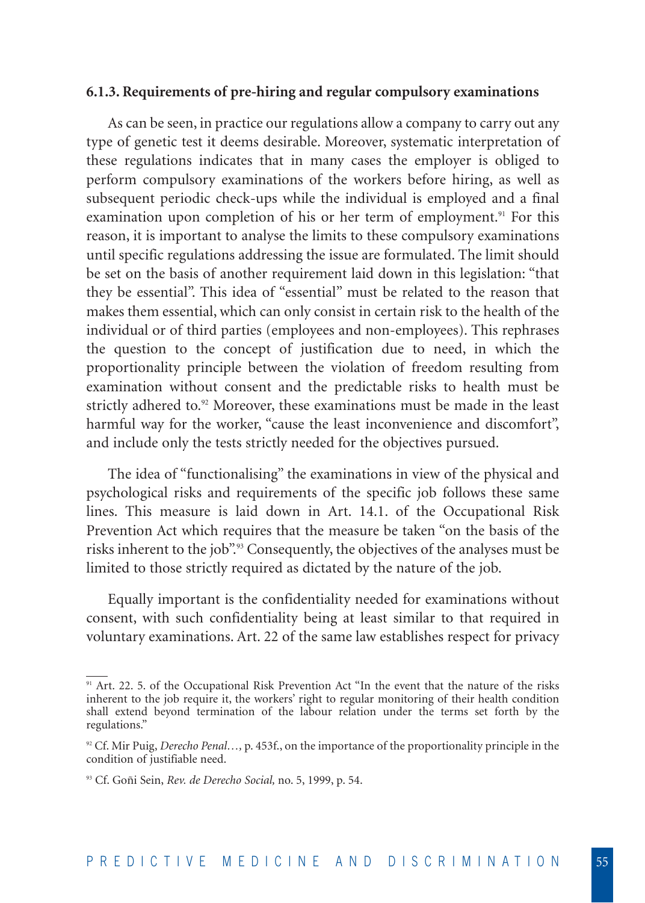### 6.1.3. Requirements of pre-hiring and regular compulsory examinations

As can be seen, in practice our regulations allow a company to carry out any type of genetic test it deems desirable. Moreover, systematic interpretation of these regulations indicates that in many cases the employer is obliged to perform compulsory examinations of the workers before hiring, as well as subsequent periodic check-ups while the individual is employed and a final examination upon completion of his or her term of employment.[91] For this reason, it is important to analyse the limits to these compulsory examinations until specific regulations addressing the issue are formulated. The limit should be set on the basis of another requirement laid down in this legislation: "that they be essential". This idea of "essential" must be related to the reason that makes them essential, which can only consist in certain risk to the health of the individual or of third parties (employees and non-employees). This rephrases the question to the concept of justification due to need, in which the proportionality principle between the violation of freedom resulting from examination without consent and the predictable risks to health must be strictly adhered to.[92] Moreover, these examinations must be made in the least harmful way for the worker, "cause the least inconvenience and discomfort", and include only the tests strictly needed for the objectives pursued.

The idea of "functionalising" the examinations in view of the physical and psychological risks and requirements of the specific job follows these same lines. This measure is laid down in Art. 14.1. of the Occupational Risk Prevention Act which requires that the measure be taken "on the basis of the risks inherent to the job".[93] Consequently, the objectives of the analyses must be limited to those strictly required as dictated by the nature of the job.

Equally important is the confidentiality needed for examinations without consent, with such confidentiality being at least similar to that required in voluntary examinations. Art. 22 of the same law establishes respect for privacy

---

[91] Art. 22. 5. of the Occupational Risk Prevention Act "In the event that the nature of the risks inherent to the job require it, the workers' right to regular monitoring of their health condition shall extend beyond termination of the labour relation under the terms set forth by the regulations."

[92] Cf. Mir Puig, *Derecho Penal…*, p. 453f., on the importance of the proportionality principle in the condition of justifiable need.

[93] Cf. Goñi Sein, *Rev. de Derecho Social*, no. 5, 1999, p. 54.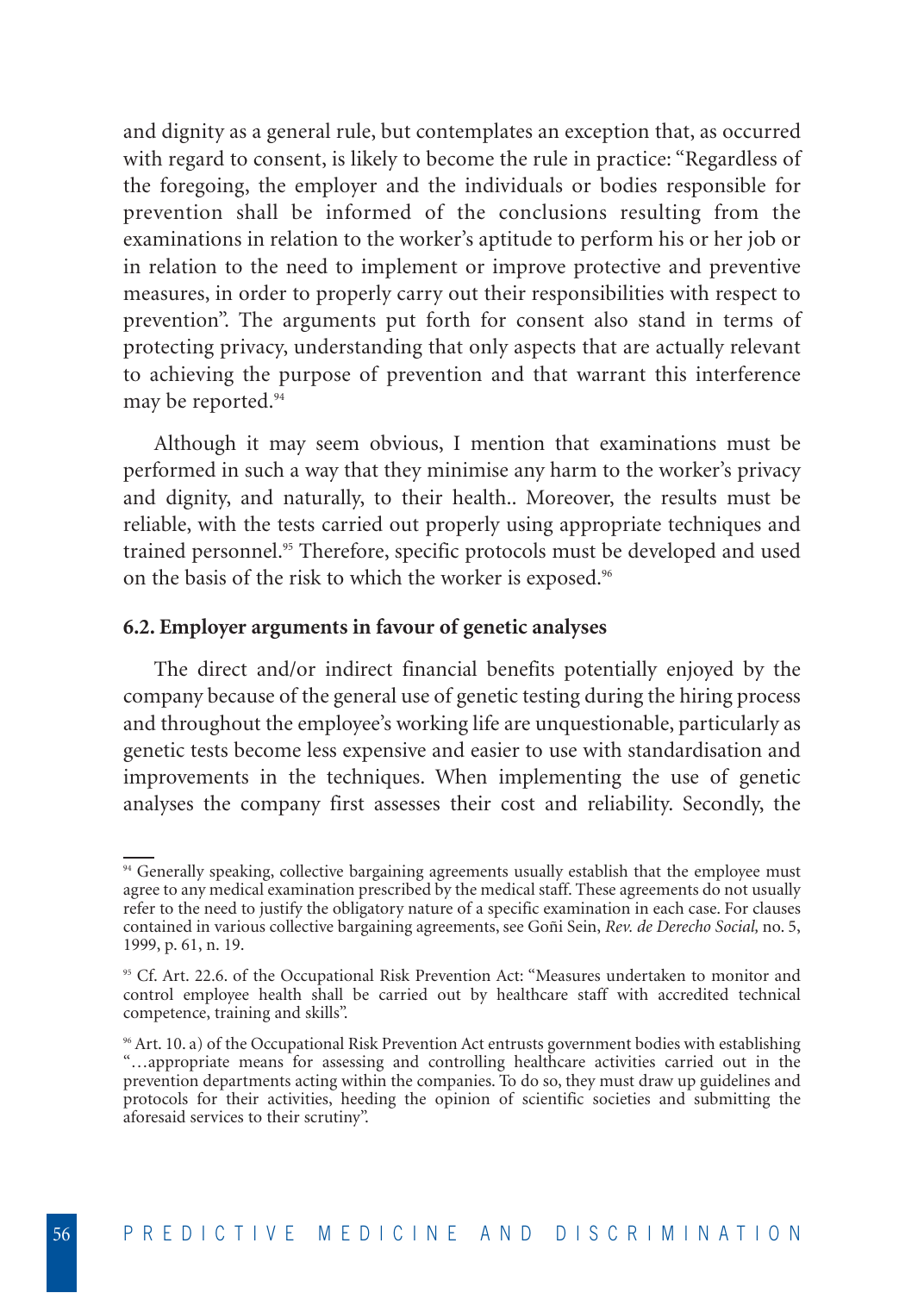and dignity as a general rule, but contemplates an exception that, as occurred with regard to consent, is likely to become the rule in practice: "Regardless of the foregoing, the employer and the individuals or bodies responsible for prevention shall be informed of the conclusions resulting from the examinations in relation to the worker's aptitude to perform his or her job or in relation to the need to implement or improve protective and preventive measures, in order to properly carry out their responsibilities with respect to prevention". The arguments put forth for consent also stand in terms of protecting privacy, understanding that only aspects that are actually relevant to achieving the purpose of prevention and that warrant this interference may be reported.[94]

Although it may seem obvious, I mention that examinations must be performed in such a way that they minimise any harm to the worker's privacy and dignity, and naturally, to their health.. Moreover, the results must be reliable, with the tests carried out properly using appropriate techniques and trained personnel.[95] Therefore, specific protocols must be developed and used on the basis of the risk to which the worker is exposed.[96]

### 6.2. Employer arguments in favour of genetic analyses

The direct and/or indirect financial benefits potentially enjoyed by the company because of the general use of genetic testing during the hiring process and throughout the employee's working life are unquestionable, particularly as genetic tests become less expensive and easier to use with standardisation and improvements in the techniques. When implementing the use of genetic analyses the company first assesses their cost and reliability. Secondly, the

---

[94] Generally speaking, collective bargaining agreements usually establish that the employee must agree to any medical examination prescribed by the medical staff. These agreements do not usually refer to the need to justify the obligatory nature of a specific examination in each case. For clauses contained in various collective bargaining agreements, see Goñi Sein, *Rev. de Derecho Social,* no. 5, 1999, p. 61, n. 19.

[95] Cf. Art. 22.6. of the Occupational Risk Prevention Act: "Measures undertaken to monitor and control employee health shall be carried out by healthcare staff with accredited technical competence, training and skills".

[96] Art. 10. a) of the Occupational Risk Prevention Act entrusts government bodies with establishing "…appropriate means for assessing and controlling healthcare activities carried out in the prevention departments acting within the companies. To do so, they must draw up guidelines and protocols for their activities, heeding the opinion of scientific societies and submitting the aforesaid services to their scrutiny".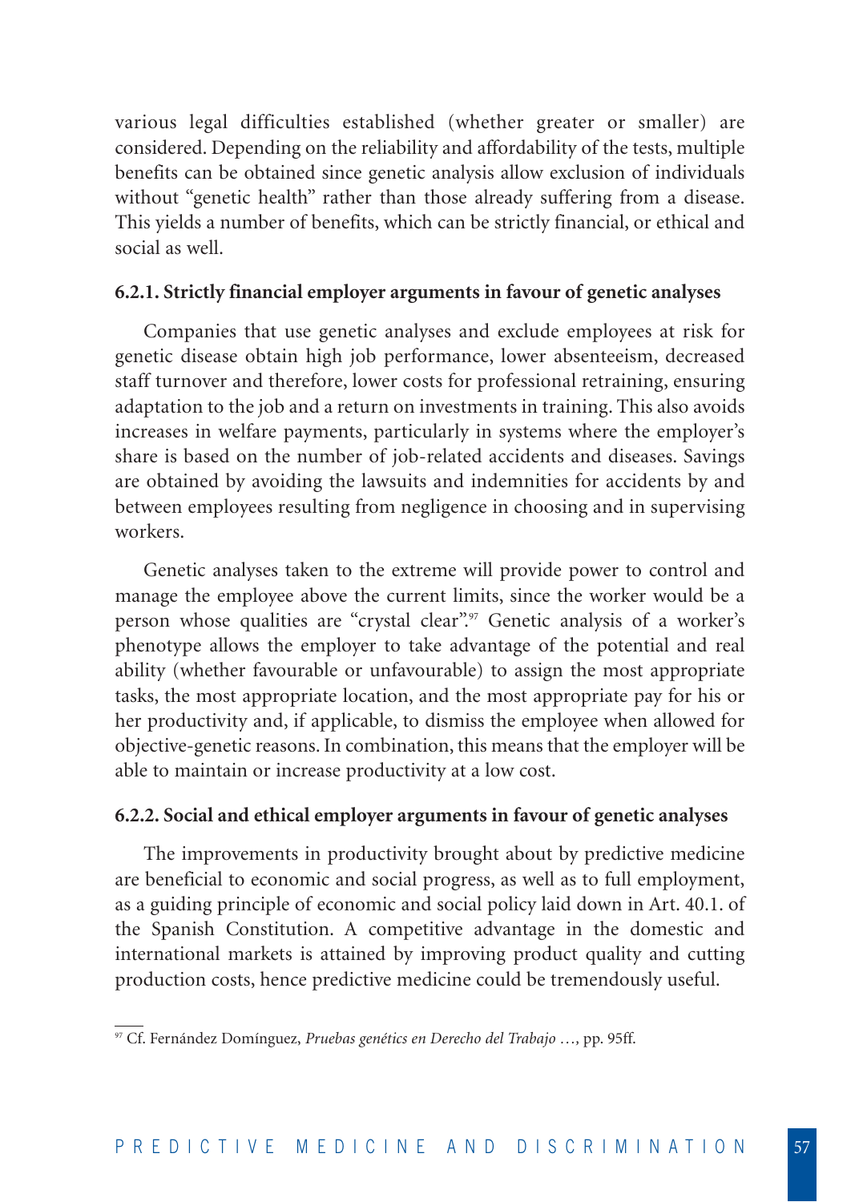various legal difficulties established (whether greater or smaller) are considered. Depending on the reliability and affordability of the tests, multiple benefits can be obtained since genetic analysis allow exclusion of individuals without "genetic health" rather than those already suffering from a disease. This yields a number of benefits, which can be strictly financial, or ethical and social as well.

#### 6.2.1. Strictly financial employer arguments in favour of genetic analyses

Companies that use genetic analyses and exclude employees at risk for genetic disease obtain high job performance, lower absenteeism, decreased staff turnover and therefore, lower costs for professional retraining, ensuring adaptation to the job and a return on investments in training. This also avoids increases in welfare payments, particularly in systems where the employer's share is based on the number of job-related accidents and diseases. Savings are obtained by avoiding the lawsuits and indemnities for accidents by and between employees resulting from negligence in choosing and in supervising workers.

Genetic analyses taken to the extreme will provide power to control and manage the employee above the current limits, since the worker would be a person whose qualities are "crystal clear".[97] Genetic analysis of a worker's phenotype allows the employer to take advantage of the potential and real ability (whether favourable or unfavourable) to assign the most appropriate tasks, the most appropriate location, and the most appropriate pay for his or her productivity and, if applicable, to dismiss the employee when allowed for objective-genetic reasons. In combination, this means that the employer will be able to maintain or increase productivity at a low cost.

#### 6.2.2. Social and ethical employer arguments in favour of genetic analyses

The improvements in productivity brought about by predictive medicine are beneficial to economic and social progress, as well as to full employment, as a guiding principle of economic and social policy laid down in Art. 40.1. of the Spanish Constitution. A competitive advantage in the domestic and international markets is attained by improving product quality and cutting production costs, hence predictive medicine could be tremendously useful.

[97] Cf. Fernández Domínguez, *Pruebas genéticas en Derecho del Trabajo …*, pp. 95ff.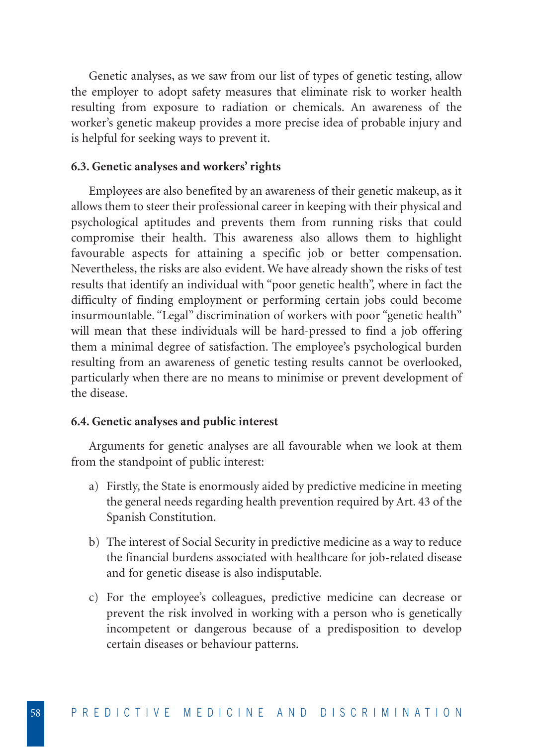Genetic analyses, as we saw from our list of types of genetic testing, allow the employer to adopt safety measures that eliminate risk to worker health resulting from exposure to radiation or chemicals. An awareness of the worker's genetic makeup provides a more precise idea of probable injury and is helpful for seeking ways to prevent it.

### 6.3. Genetic analyses and workers' rights

Employees are also benefited by an awareness of their genetic makeup, as it allows them to steer their professional career in keeping with their physical and psychological aptitudes and prevents them from running risks that could compromise their health. This awareness also allows them to highlight favourable aspects for attaining a specific job or better compensation. Nevertheless, the risks are also evident. We have already shown the risks of test results that identify an individual with "poor genetic health", where in fact the difficulty of finding employment or performing certain jobs could become insurmountable. "Legal" discrimination of workers with poor "genetic health" will mean that these individuals will be hard-pressed to find a job offering them a minimal degree of satisfaction. The employee's psychological burden resulting from an awareness of genetic testing results cannot be overlooked, particularly when there are no means to minimise or prevent development of the disease.

### 6.4. Genetic analyses and public interest

Arguments for genetic analyses are all favourable when we look at them from the standpoint of public interest:

a) Firstly, the State is enormously aided by predictive medicine in meeting the general needs regarding health prevention required by Art. 43 of the Spanish Constitution.

b) The interest of Social Security in predictive medicine as a way to reduce the financial burdens associated with healthcare for job-related disease and for genetic disease is also indisputable.

c) For the employee's colleagues, predictive medicine can decrease or prevent the risk involved in working with a person who is genetically incompetent or dangerous because of a predisposition to develop certain diseases or behaviour patterns.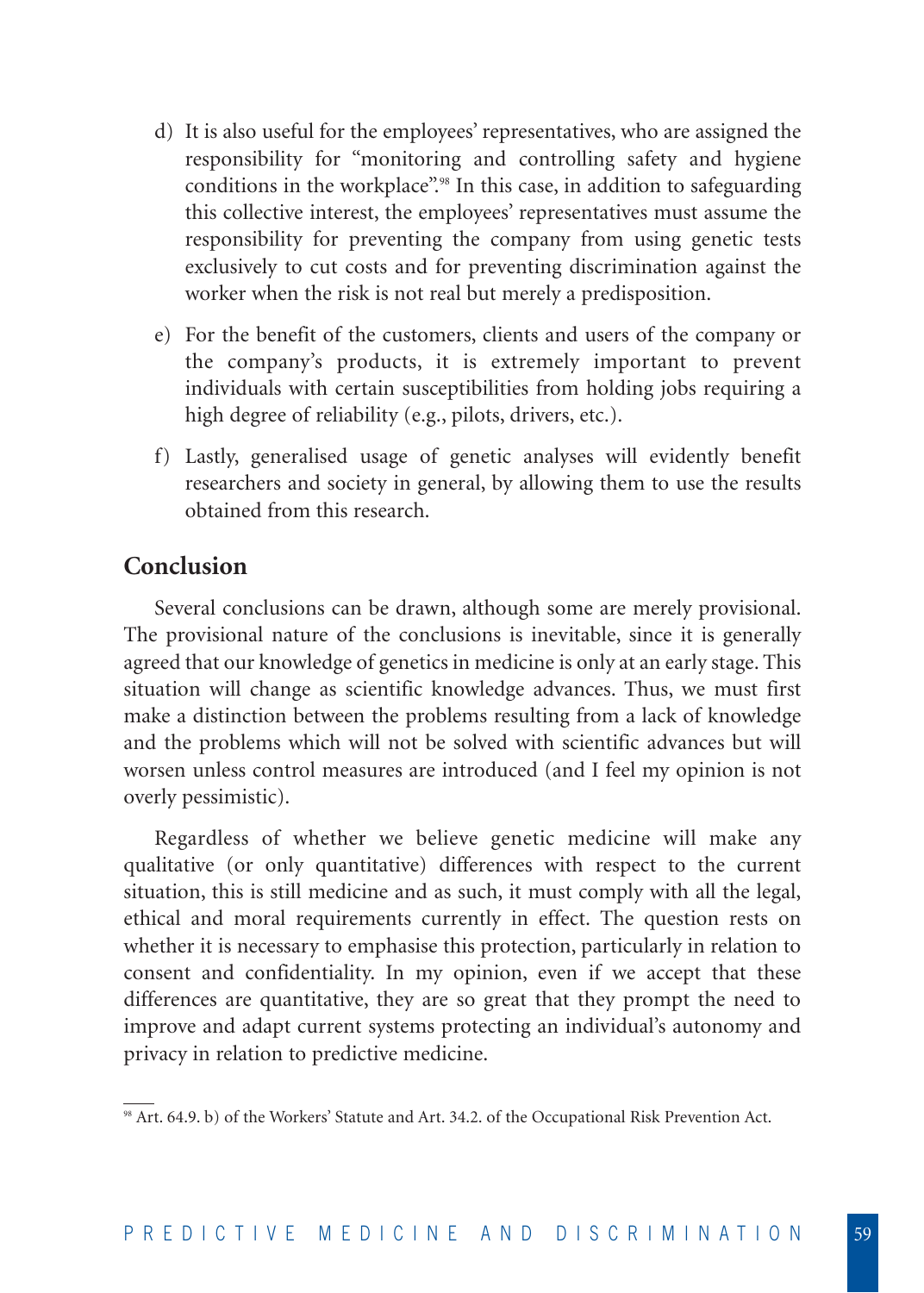d) It is also useful for the employees' representatives, who are assigned the responsibility for "monitoring and controlling safety and hygiene conditions in the workplace".[98] In this case, in addition to safeguarding this collective interest, the employees' representatives must assume the responsibility for preventing the company from using genetic tests exclusively to cut costs and for preventing discrimination against the worker when the risk is not real but merely a predisposition.

e) For the benefit of the customers, clients and users of the company or the company's products, it is extremely important to prevent individuals with certain susceptibilities from holding jobs requiring a high degree of reliability (e.g., pilots, drivers, etc.).

f) Lastly, generalised usage of genetic analyses will evidently benefit researchers and society in general, by allowing them to use the results obtained from this research.

## Conclusion

Several conclusions can be drawn, although some are merely provisional. The provisional nature of the conclusions is inevitable, since it is generally agreed that our knowledge of genetics in medicine is only at an early stage. This situation will change as scientific knowledge advances. Thus, we must first make a distinction between the problems resulting from a lack of knowledge and the problems which will not be solved with scientific advances but will worsen unless control measures are introduced (and I feel my opinion is not overly pessimistic).

Regardless of whether we believe genetic medicine will make any qualitative (or only quantitative) differences with respect to the current situation, this is still medicine and as such, it must comply with all the legal, ethical and moral requirements currently in effect. The question rests on whether it is necessary to emphasise this protection, particularly in relation to consent and confidentiality. In my opinion, even if we accept that these differences are quantitative, they are so great that they prompt the need to improve and adapt current systems protecting an individual's autonomy and privacy in relation to predictive medicine.

[98] Art. 64.9. b) of the Workers' Statute and Art. 34.2. of the Occupational Risk Prevention Act.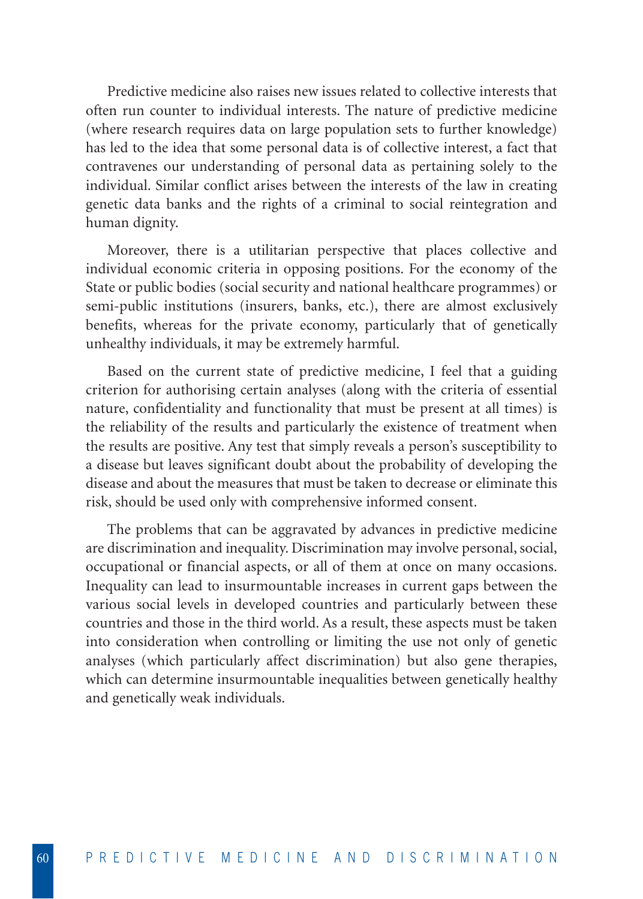Predictive medicine also raises new issues related to collective interests that often run counter to individual interests. The nature of predictive medicine (where research requires data on large population sets to further knowledge) has led to the idea that some personal data is of collective interest, a fact that contravenes our understanding of personal data as pertaining solely to the individual. Similar conflict arises between the interests of the law in creating genetic data banks and the rights of a criminal to social reintegration and human dignity.

Moreover, there is a utilitarian perspective that places collective and individual economic criteria in opposing positions. For the economy of the State or public bodies (social security and national healthcare programmes) or semi-public institutions (insurers, banks, etc.), there are almost exclusively benefits, whereas for the private economy, particularly that of genetically unhealthy individuals, it may be extremely harmful.

Based on the current state of predictive medicine, I feel that a guiding criterion for authorising certain analyses (along with the criteria of essential nature, confidentiality and functionality that must be present at all times) is the reliability of the results and particularly the existence of treatment when the results are positive. Any test that simply reveals a person's susceptibility to a disease but leaves significant doubt about the probability of developing the disease and about the measures that must be taken to decrease or eliminate this risk, should be used only with comprehensive informed consent.

The problems that can be aggravated by advances in predictive medicine are discrimination and inequality. Discrimination may involve personal, social, occupational or financial aspects, or all of them at once on many occasions. Inequality can lead to insurmountable increases in current gaps between the various social levels in developed countries and particularly between these countries and those in the third world. As a result, these aspects must be taken into consideration when controlling or limiting the use not only of genetic analyses (which particularly affect discrimination) but also gene therapies, which can determine insurmountable inequalities between genetically healthy and genetically weak individuals.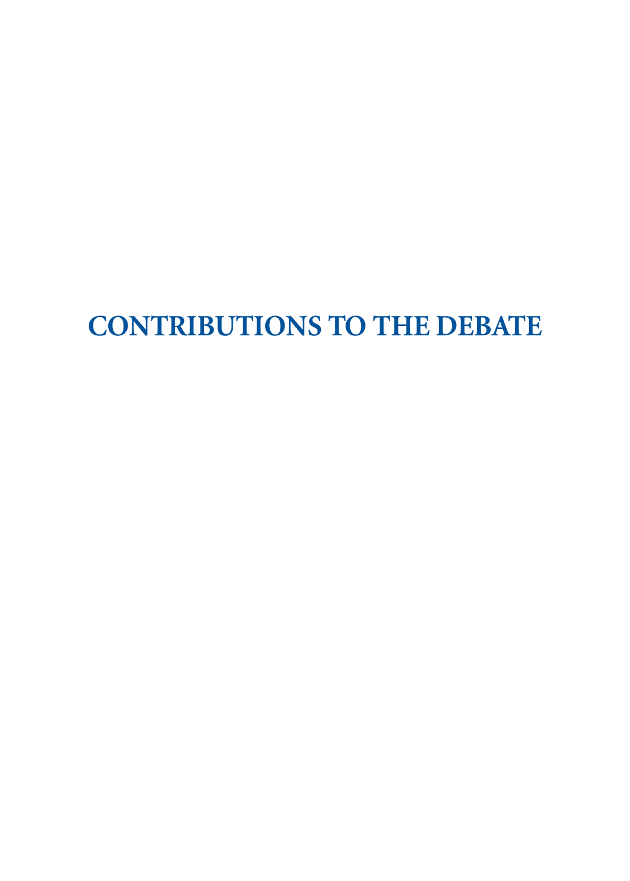# CONTRIBUTIONS TO THE DEBATE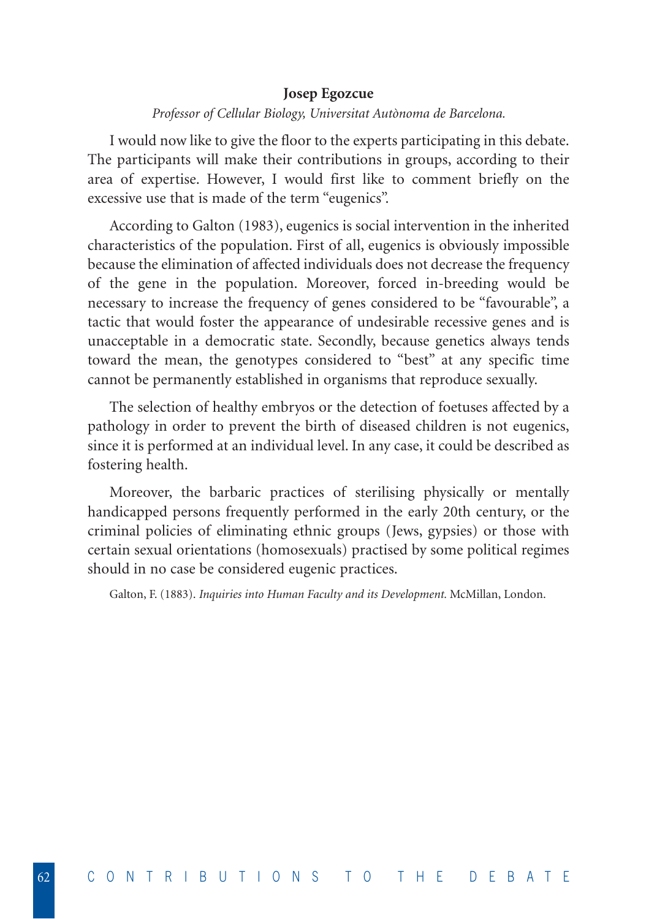**Josep Egozcue**

*Professor of Cellular Biology, Universitat Autònoma de Barcelona.*

I would now like to give the floor to the experts participating in this debate. The participants will make their contributions in groups, according to their area of expertise. However, I would first like to comment briefly on the excessive use that is made of the term "eugenics".

According to Galton (1983), eugenics is social intervention in the inherited characteristics of the population. First of all, eugenics is obviously impossible because the elimination of affected individuals does not decrease the frequency of the gene in the population. Moreover, forced in-breeding would be necessary to increase the frequency of genes considered to be "favourable", a tactic that would foster the appearance of undesirable recessive genes and is unacceptable in a democratic state. Secondly, because genetics always tends toward the mean, the genotypes considered to "best" at any specific time cannot be permanently established in organisms that reproduce sexually.

The selection of healthy embryos or the detection of foetuses affected by a pathology in order to prevent the birth of diseased children is not eugenics, since it is performed at an individual level. In any case, it could be described as fostering health.

Moreover, the barbaric practices of sterilising physically or mentally handicapped persons frequently performed in the early 20th century, or the criminal policies of eliminating ethnic groups (Jews, gypsies) or those with certain sexual orientations (homosexuals) practised by some political regimes should in no case be considered eugenic practices.

Galton, F. (1883). *Inquiries into Human Faculty and its Development.* McMillan, London.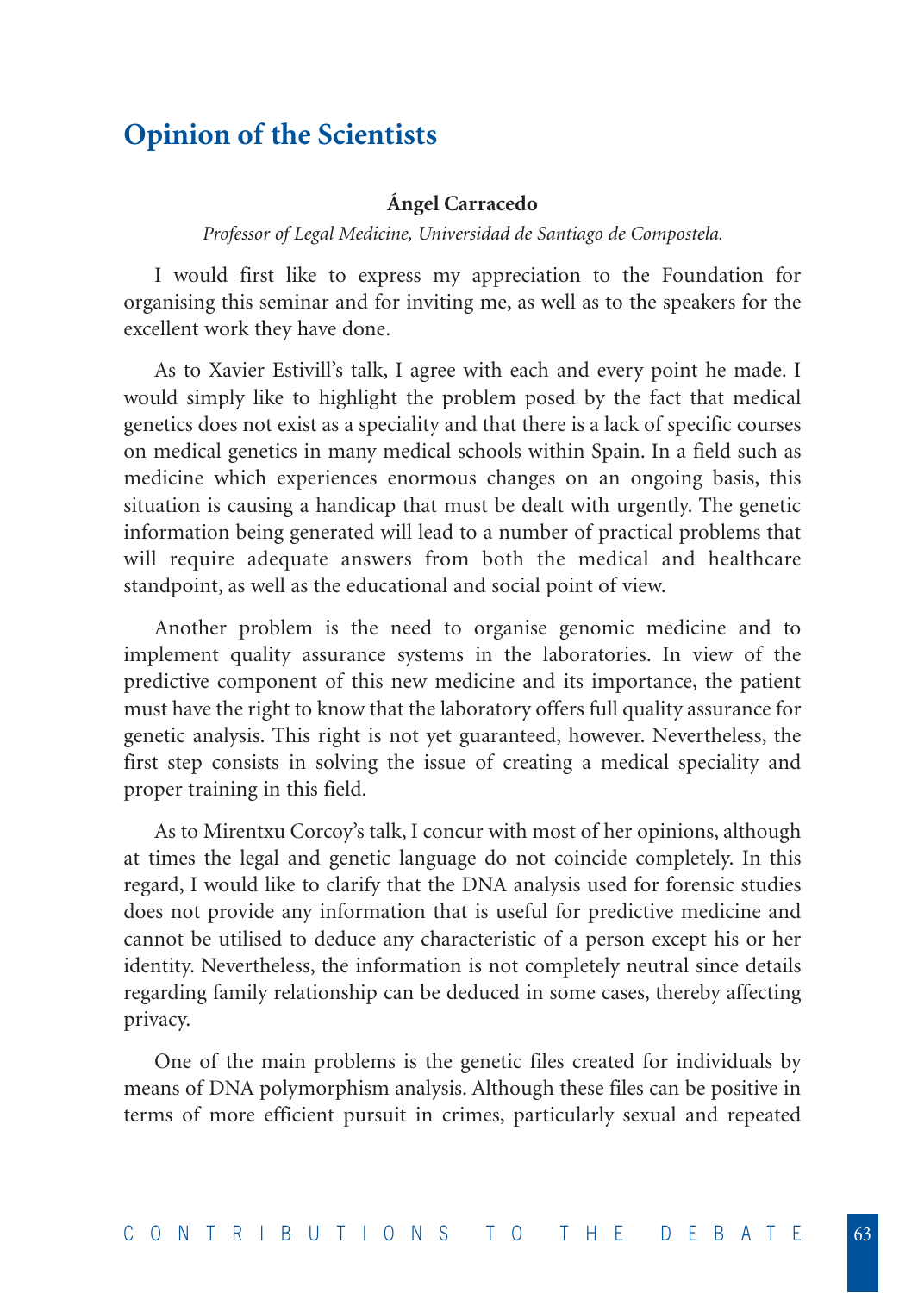## Opinion of the Scientists

**Ángel Carracedo**

*Professor of Legal Medicine, Universidad de Santiago de Compostela.*

I would first like to express my appreciation to the Foundation for organising this seminar and for inviting me, as well as to the speakers for the excellent work they have done.

As to Xavier Estivill's talk, I agree with each and every point he made. I would simply like to highlight the problem posed by the fact that medical genetics does not exist as a speciality and that there is a lack of specific courses on medical genetics in many medical schools within Spain. In a field such as medicine which experiences enormous changes on an ongoing basis, this situation is causing a handicap that must be dealt with urgently. The genetic information being generated will lead to a number of practical problems that will require adequate answers from both the medical and healthcare standpoint, as well as the educational and social point of view.

Another problem is the need to organise genomic medicine and to implement quality assurance systems in the laboratories. In view of the predictive component of this new medicine and its importance, the patient must have the right to know that the laboratory offers full quality assurance for genetic analysis. This right is not yet guaranteed, however. Nevertheless, the first step consists in solving the issue of creating a medical speciality and proper training in this field.

As to Mirentxu Corcoy's talk, I concur with most of her opinions, although at times the legal and genetic language do not coincide completely. In this regard, I would like to clarify that the DNA analysis used for forensic studies does not provide any information that is useful for predictive medicine and cannot be utilised to deduce any characteristic of a person except his or her identity. Nevertheless, the information is not completely neutral since details regarding family relationship can be deduced in some cases, thereby affecting privacy.

One of the main problems is the genetic files created for individuals by means of DNA polymorphism analysis. Although these files can be positive in terms of more efficient pursuit in crimes, particularly sexual and repeated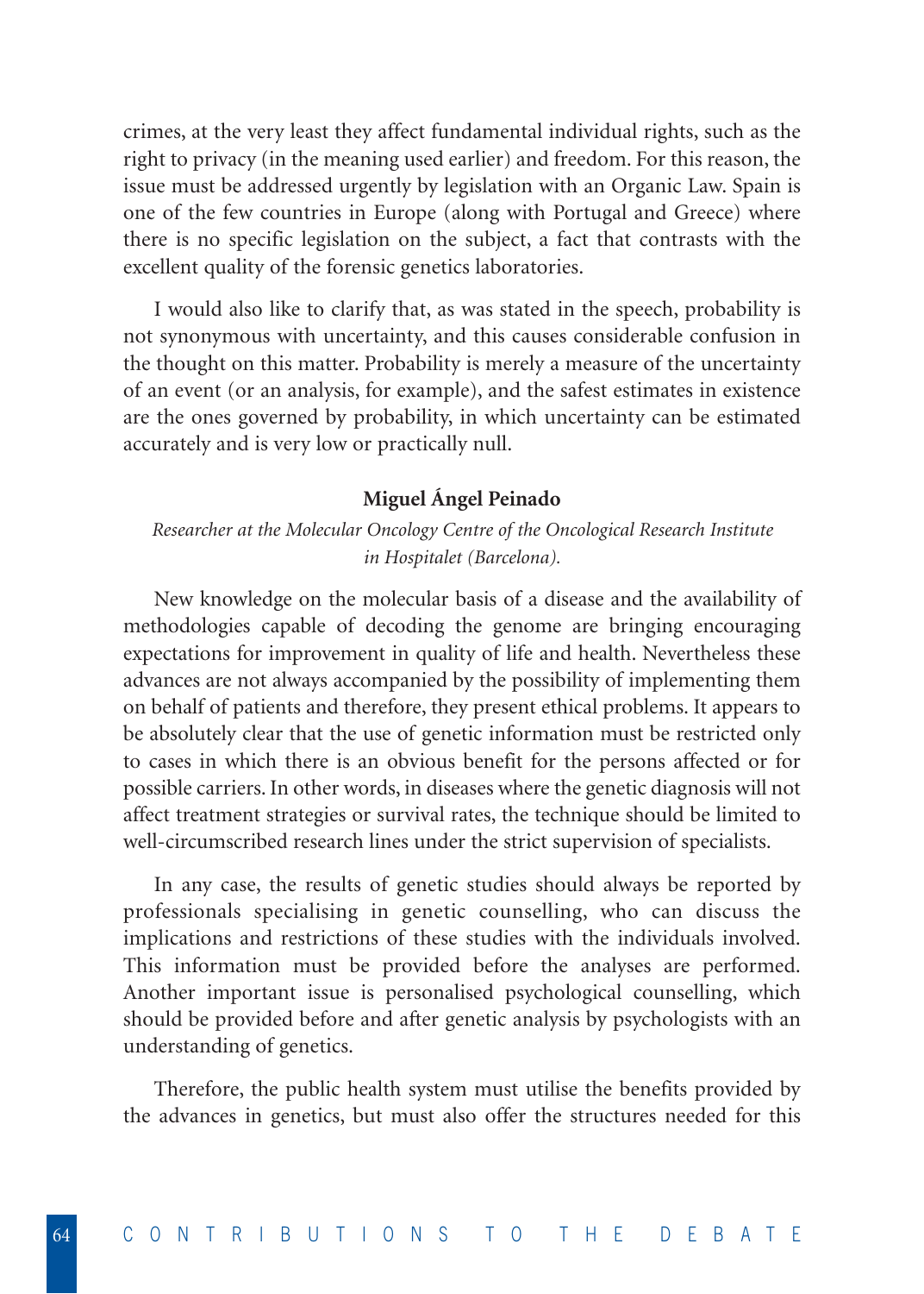crimes, at the very least they affect fundamental individual rights, such as the right to privacy (in the meaning used earlier) and freedom. For this reason, the issue must be addressed urgently by legislation with an Organic Law. Spain is one of the few countries in Europe (along with Portugal and Greece) where there is no specific legislation on the subject, a fact that contrasts with the excellent quality of the forensic genetics laboratories.

I would also like to clarify that, as was stated in the speech, probability is not synonymous with uncertainty, and this causes considerable confusion in the thought on this matter. Probability is merely a measure of the uncertainty of an event (or an analysis, for example), and the safest estimates in existence are the ones governed by probability, in which uncertainty can be estimated accurately and is very low or practically null.

**Miguel Ángel Peinado**

*Researcher at the Molecular Oncology Centre of the Oncological Research Institute in Hospitalet (Barcelona).*

New knowledge on the molecular basis of a disease and the availability of methodologies capable of decoding the genome are bringing encouraging expectations for improvement in quality of life and health. Nevertheless these advances are not always accompanied by the possibility of implementing them on behalf of patients and therefore, they present ethical problems. It appears to be absolutely clear that the use of genetic information must be restricted only to cases in which there is an obvious benefit for the persons affected or for possible carriers. In other words, in diseases where the genetic diagnosis will not affect treatment strategies or survival rates, the technique should be limited to well-circumscribed research lines under the strict supervision of specialists.

In any case, the results of genetic studies should always be reported by professionals specialising in genetic counselling, who can discuss the implications and restrictions of these studies with the individuals involved. This information must be provided before the analyses are performed. Another important issue is personalised psychological counselling, which should be provided before and after genetic analysis by psychologists with an understanding of genetics.

Therefore, the public health system must utilise the benefits provided by the advances in genetics, but must also offer the structures needed for this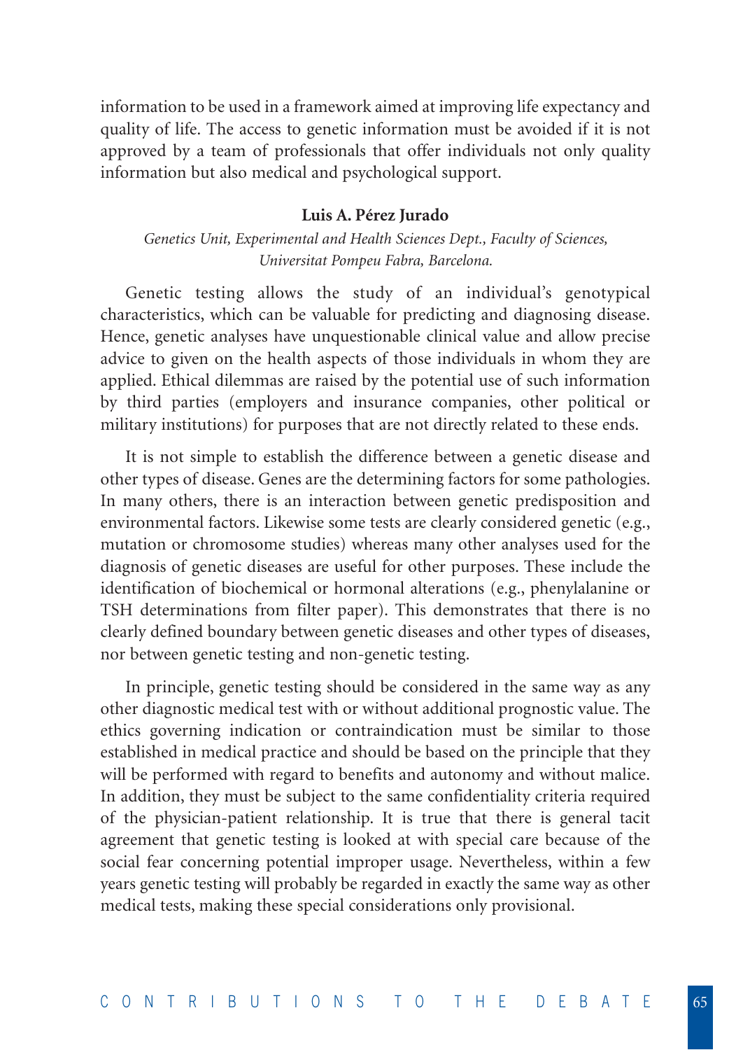information to be used in a framework aimed at improving life expectancy and quality of life. The access to genetic information must be avoided if it is not approved by a team of professionals that offer individuals not only quality information but also medical and psychological support.

**Luis A. Pérez Jurado**

*Genetics Unit, Experimental and Health Sciences Dept., Faculty of Sciences, Universitat Pompeu Fabra, Barcelona.*

Genetic testing allows the study of an individual's genotypical characteristics, which can be valuable for predicting and diagnosing disease. Hence, genetic analyses have unquestionable clinical value and allow precise advice to given on the health aspects of those individuals in whom they are applied. Ethical dilemmas are raised by the potential use of such information by third parties (employers and insurance companies, other political or military institutions) for purposes that are not directly related to these ends.

It is not simple to establish the difference between a genetic disease and other types of disease. Genes are the determining factors for some pathologies. In many others, there is an interaction between genetic predisposition and environmental factors. Likewise some tests are clearly considered genetic (e.g., mutation or chromosome studies) whereas many other analyses used for the diagnosis of genetic diseases are useful for other purposes. These include the identification of biochemical or hormonal alterations (e.g., phenylalanine or TSH determinations from filter paper). This demonstrates that there is no clearly defined boundary between genetic diseases and other types of diseases, nor between genetic testing and non-genetic testing.

In principle, genetic testing should be considered in the same way as any other diagnostic medical test with or without additional prognostic value. The ethics governing indication or contraindication must be similar to those established in medical practice and should be based on the principle that they will be performed with regard to benefits and autonomy and without malice. In addition, they must be subject to the same confidentiality criteria required of the physician-patient relationship. It is true that there is general tacit agreement that genetic testing is looked at with special care because of the social fear concerning potential improper usage. Nevertheless, within a few years genetic testing will probably be regarded in exactly the same way as other medical tests, making these special considerations only provisional.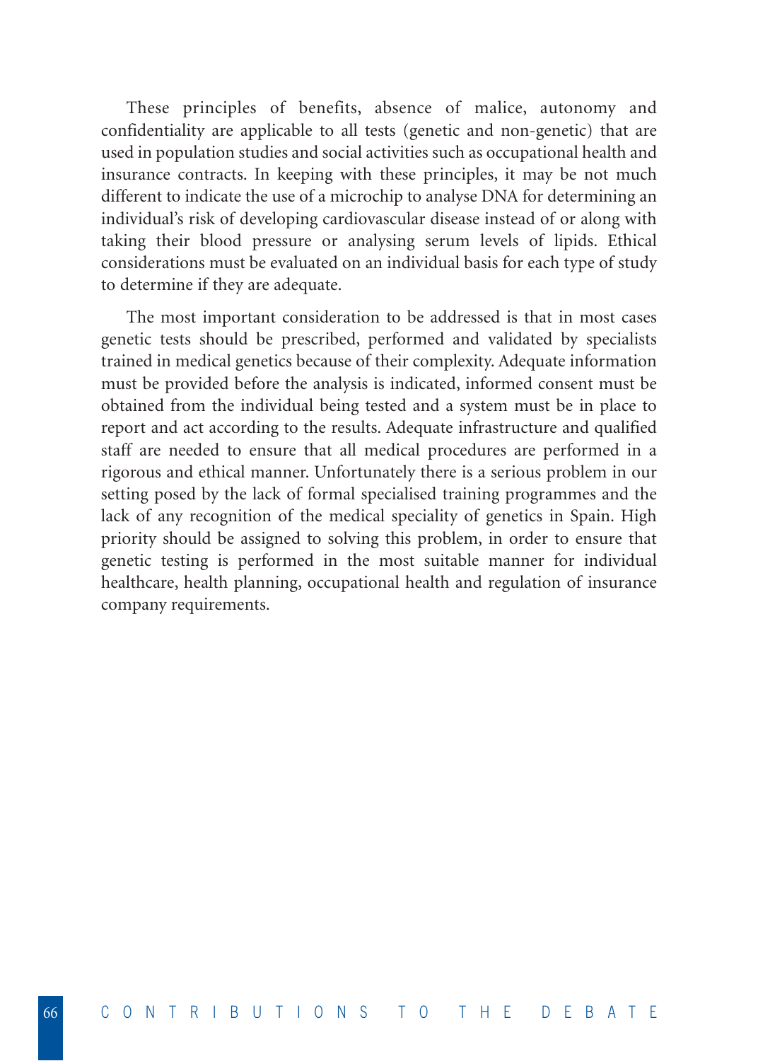These principles of benefits, absence of malice, autonomy and confidentiality are applicable to all tests (genetic and non-genetic) that are used in population studies and social activities such as occupational health and insurance contracts. In keeping with these principles, it may be not much different to indicate the use of a microchip to analyse DNA for determining an individual's risk of developing cardiovascular disease instead of or along with taking their blood pressure or analysing serum levels of lipids. Ethical considerations must be evaluated on an individual basis for each type of study to determine if they are adequate.

The most important consideration to be addressed is that in most cases genetic tests should be prescribed, performed and validated by specialists trained in medical genetics because of their complexity. Adequate information must be provided before the analysis is indicated, informed consent must be obtained from the individual being tested and a system must be in place to report and act according to the results. Adequate infrastructure and qualified staff are needed to ensure that all medical procedures are performed in a rigorous and ethical manner. Unfortunately there is a serious problem in our setting posed by the lack of formal specialised training programmes and the lack of any recognition of the medical speciality of genetics in Spain. High priority should be assigned to solving this problem, in order to ensure that genetic testing is performed in the most suitable manner for individual healthcare, health planning, occupational health and regulation of insurance company requirements.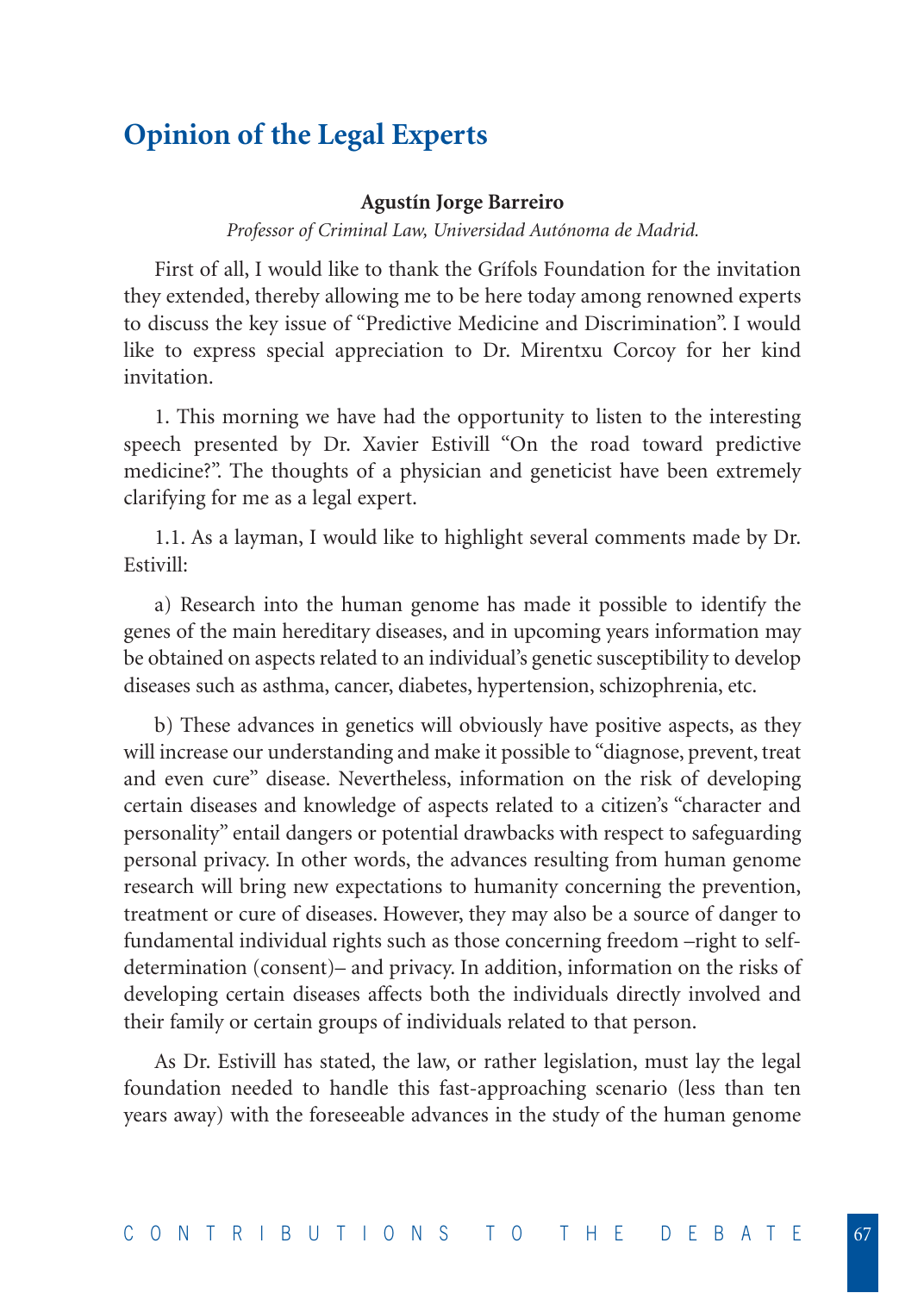# Opinion of the Legal Experts

**Agustín Jorge Barreiro**

*Professor of Criminal Law, Universidad Autónoma de Madrid.*

First of all, I would like to thank the Grífols Foundation for the invitation they extended, thereby allowing me to be here today among renowned experts to discuss the key issue of "Predictive Medicine and Discrimination". I would like to express special appreciation to Dr. Mirentxu Corcoy for her kind invitation.

1. This morning we have had the opportunity to listen to the interesting speech presented by Dr. Xavier Estivill "On the road toward predictive medicine?". The thoughts of a physician and geneticist have been extremely clarifying for me as a legal expert.

1.1. As a layman, I would like to highlight several comments made by Dr. Estivill:

a) Research into the human genome has made it possible to identify the genes of the main hereditary diseases, and in upcoming years information may be obtained on aspects related to an individual's genetic susceptibility to develop diseases such as asthma, cancer, diabetes, hypertension, schizophrenia, etc.

b) These advances in genetics will obviously have positive aspects, as they will increase our understanding and make it possible to "diagnose, prevent, treat and even cure" disease. Nevertheless, information on the risk of developing certain diseases and knowledge of aspects related to a citizen's "character and personality" entail dangers or potential drawbacks with respect to safeguarding personal privacy. In other words, the advances resulting from human genome research will bring new expectations to humanity concerning the prevention, treatment or cure of diseases. However, they may also be a source of danger to fundamental individual rights such as those concerning freedom –right to self-determination (consent)– and privacy. In addition, information on the risks of developing certain diseases affects both the individuals directly involved and their family or certain groups of individuals related to that person.

As Dr. Estivill has stated, the law, or rather legislation, must lay the legal foundation needed to handle this fast-approaching scenario (less than ten years away) with the foreseeable advances in the study of the human genome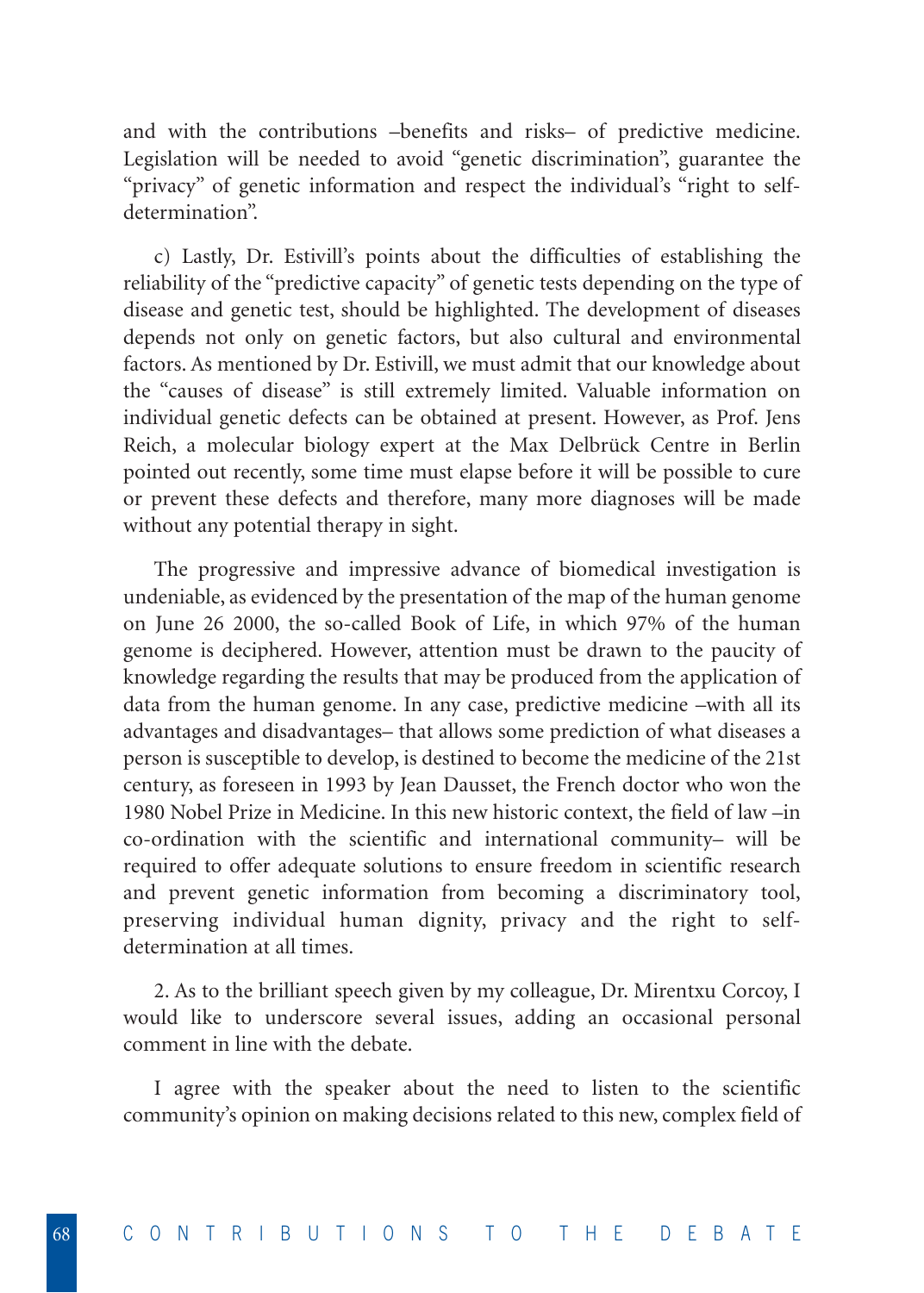and with the contributions –benefits and risks– of predictive medicine. Legislation will be needed to avoid "genetic discrimination", guarantee the "privacy" of genetic information and respect the individual's "right to self-determination".

c) Lastly, Dr. Estivill's points about the difficulties of establishing the reliability of the "predictive capacity" of genetic tests depending on the type of disease and genetic test, should be highlighted. The development of diseases depends not only on genetic factors, but also cultural and environmental factors. As mentioned by Dr. Estivill, we must admit that our knowledge about the "causes of disease" is still extremely limited. Valuable information on individual genetic defects can be obtained at present. However, as Prof. Jens Reich, a molecular biology expert at the Max Delbrück Centre in Berlin pointed out recently, some time must elapse before it will be possible to cure or prevent these defects and therefore, many more diagnoses will be made without any potential therapy in sight.

The progressive and impressive advance of biomedical investigation is undeniable, as evidenced by the presentation of the map of the human genome on June 26 2000, the so-called Book of Life, in which 97% of the human genome is deciphered. However, attention must be drawn to the paucity of knowledge regarding the results that may be produced from the application of data from the human genome. In any case, predictive medicine –with all its advantages and disadvantages– that allows some prediction of what diseases a person is susceptible to develop, is destined to become the medicine of the 21st century, as foreseen in 1993 by Jean Dausset, the French doctor who won the 1980 Nobel Prize in Medicine. In this new historic context, the field of law –in co-ordination with the scientific and international community– will be required to offer adequate solutions to ensure freedom in scientific research and prevent genetic information from becoming a discriminatory tool, preserving individual human dignity, privacy and the right to self-determination at all times.

2. As to the brilliant speech given by my colleague, Dr. Mirentxu Corcoy, I would like to underscore several issues, adding an occasional personal comment in line with the debate.

I agree with the speaker about the need to listen to the scientific community's opinion on making decisions related to this new, complex field of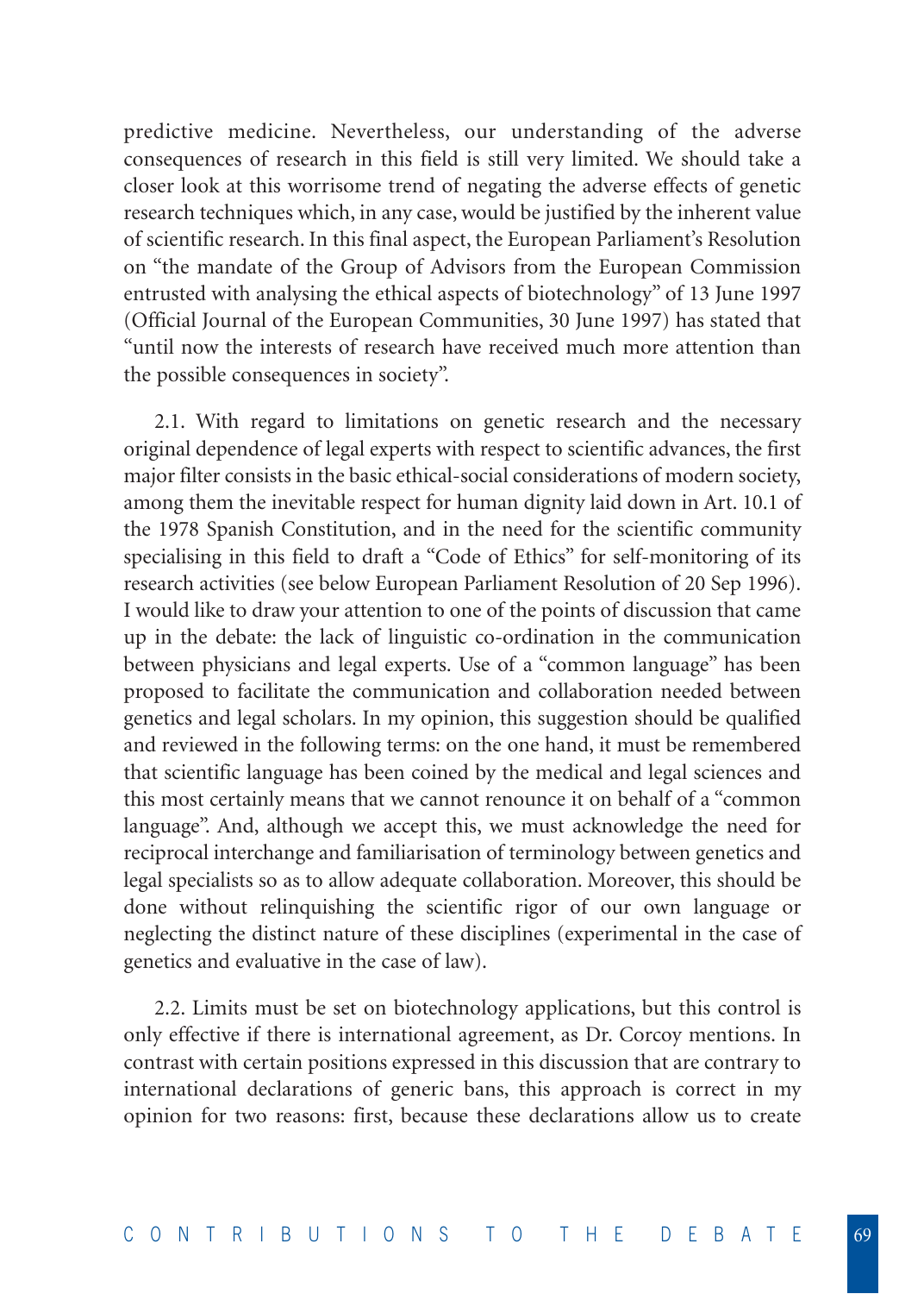predictive medicine. Nevertheless, our understanding of the adverse consequences of research in this field is still very limited. We should take a closer look at this worrisome trend of negating the adverse effects of genetic research techniques which, in any case, would be justified by the inherent value of scientific research. In this final aspect, the European Parliament's Resolution on "the mandate of the Group of Advisors from the European Commission entrusted with analysing the ethical aspects of biotechnology" of 13 June 1997 (Official Journal of the European Communities, 30 June 1997) has stated that "until now the interests of research have received much more attention than the possible consequences in society".

2.1. With regard to limitations on genetic research and the necessary original dependence of legal experts with respect to scientific advances, the first major filter consists in the basic ethical-social considerations of modern society, among them the inevitable respect for human dignity laid down in Art. 10.1 of the 1978 Spanish Constitution, and in the need for the scientific community specialising in this field to draft a "Code of Ethics" for self-monitoring of its research activities (see below European Parliament Resolution of 20 Sep 1996). I would like to draw your attention to one of the points of discussion that came up in the debate: the lack of linguistic co-ordination in the communication between physicians and legal experts. Use of a "common language" has been proposed to facilitate the communication and collaboration needed between genetics and legal scholars. In my opinion, this suggestion should be qualified and reviewed in the following terms: on the one hand, it must be remembered that scientific language has been coined by the medical and legal sciences and this most certainly means that we cannot renounce it on behalf of a "common language". And, although we accept this, we must acknowledge the need for reciprocal interchange and familiarisation of terminology between genetics and legal specialists so as to allow adequate collaboration. Moreover, this should be done without relinquishing the scientific rigor of our own language or neglecting the distinct nature of these disciplines (experimental in the case of genetics and evaluative in the case of law).

2.2. Limits must be set on biotechnology applications, but this control is only effective if there is international agreement, as Dr. Corcoy mentions. In contrast with certain positions expressed in this discussion that are contrary to international declarations of generic bans, this approach is correct in my opinion for two reasons: first, because these declarations allow us to create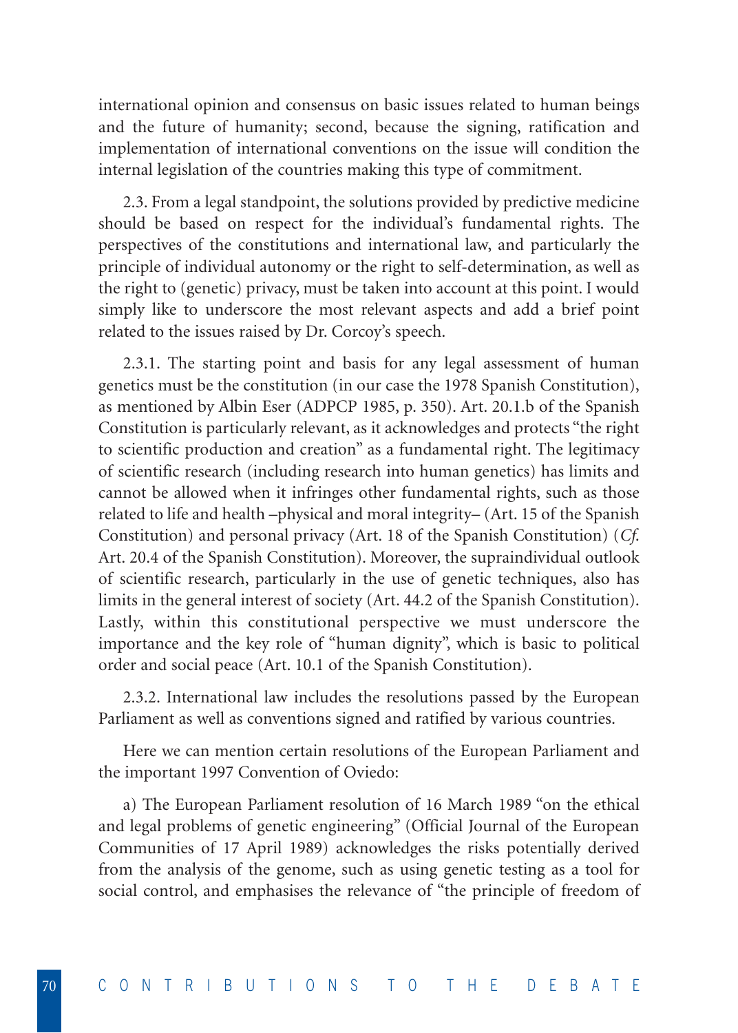international opinion and consensus on basic issues related to human beings and the future of humanity; second, because the signing, ratification and implementation of international conventions on the issue will condition the internal legislation of the countries making this type of commitment.

2.3. From a legal standpoint, the solutions provided by predictive medicine should be based on respect for the individual's fundamental rights. The perspectives of the constitutions and international law, and particularly the principle of individual autonomy or the right to self-determination, as well as the right to (genetic) privacy, must be taken into account at this point. I would simply like to underscore the most relevant aspects and add a brief point related to the issues raised by Dr. Corcoy's speech.

2.3.1. The starting point and basis for any legal assessment of human genetics must be the constitution (in our case the 1978 Spanish Constitution), as mentioned by Albin Eser (ADPCP 1985, p. 350). Art. 20.1.b of the Spanish Constitution is particularly relevant, as it acknowledges and protects "the right to scientific production and creation" as a fundamental right. The legitimacy of scientific research (including research into human genetics) has limits and cannot be allowed when it infringes other fundamental rights, such as those related to life and health –physical and moral integrity– (Art. 15 of the Spanish Constitution) and personal privacy (Art. 18 of the Spanish Constitution) (*Cf.* Art. 20.4 of the Spanish Constitution). Moreover, the supraindividual outlook of scientific research, particularly in the use of genetic techniques, also has limits in the general interest of society (Art. 44.2 of the Spanish Constitution). Lastly, within this constitutional perspective we must underscore the importance and the key role of "human dignity", which is basic to political order and social peace (Art. 10.1 of the Spanish Constitution).

2.3.2. International law includes the resolutions passed by the European Parliament as well as conventions signed and ratified by various countries.

Here we can mention certain resolutions of the European Parliament and the important 1997 Convention of Oviedo:

a) The European Parliament resolution of 16 March 1989 "on the ethical and legal problems of genetic engineering" (Official Journal of the European Communities of 17 April 1989) acknowledges the risks potentially derived from the analysis of the genome, such as using genetic testing as a tool for social control, and emphasises the relevance of "the principle of freedom of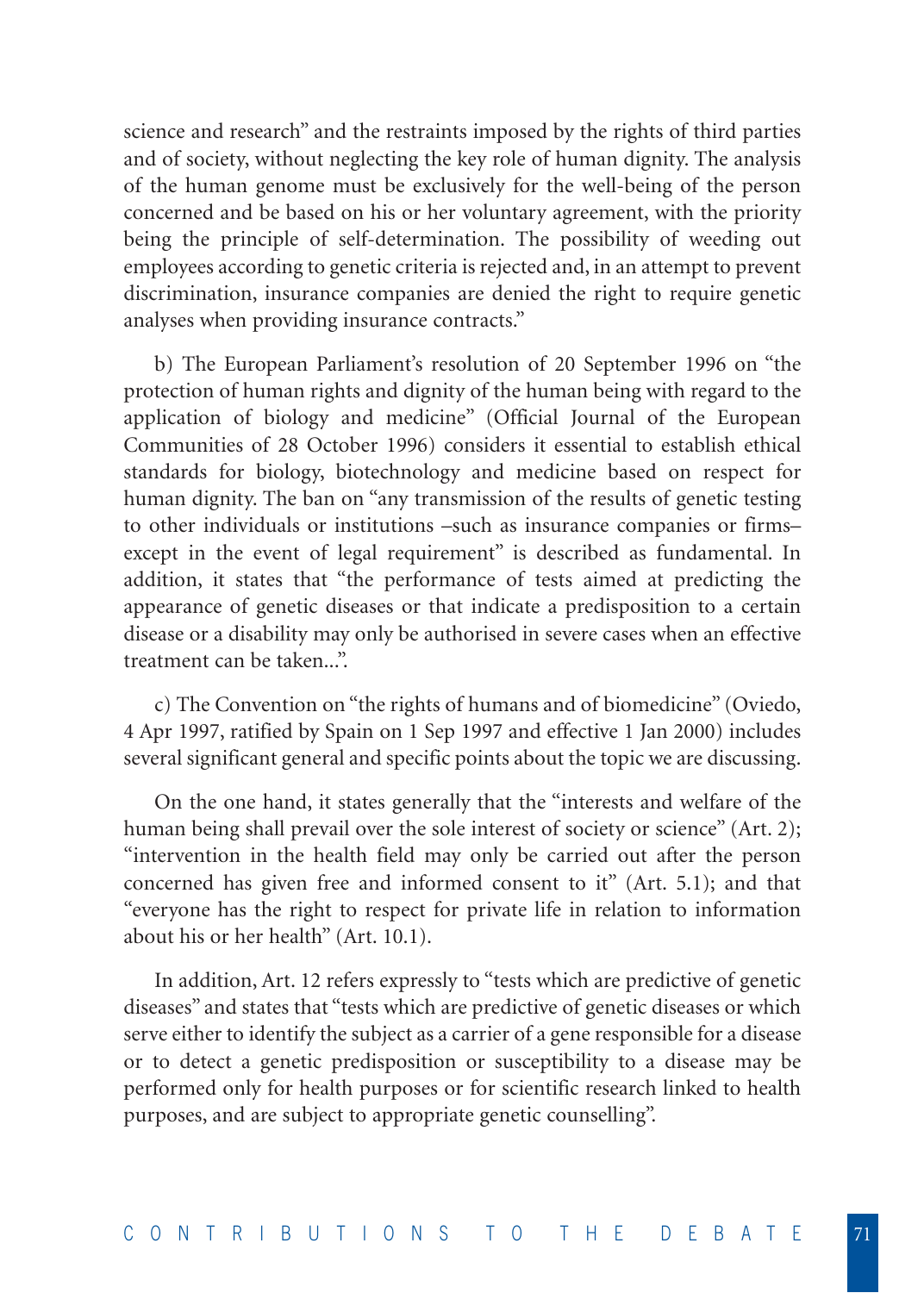science and research" and the restraints imposed by the rights of third parties and of society, without neglecting the key role of human dignity. The analysis of the human genome must be exclusively for the well-being of the person concerned and be based on his or her voluntary agreement, with the priority being the principle of self-determination. The possibility of weeding out employees according to genetic criteria is rejected and, in an attempt to prevent discrimination, insurance companies are denied the right to require genetic analyses when providing insurance contracts."

b) The European Parliament's resolution of 20 September 1996 on "the protection of human rights and dignity of the human being with regard to the application of biology and medicine" (Official Journal of the European Communities of 28 October 1996) considers it essential to establish ethical standards for biology, biotechnology and medicine based on respect for human dignity. The ban on "any transmission of the results of genetic testing to other individuals or institutions –such as insurance companies or firms– except in the event of legal requirement" is described as fundamental. In addition, it states that "the performance of tests aimed at predicting the appearance of genetic diseases or that indicate a predisposition to a certain disease or a disability may only be authorised in severe cases when an effective treatment can be taken...".

c) The Convention on "the rights of humans and of biomedicine" (Oviedo, 4 Apr 1997, ratified by Spain on 1 Sep 1997 and effective 1 Jan 2000) includes several significant general and specific points about the topic we are discussing.

On the one hand, it states generally that the "interests and welfare of the human being shall prevail over the sole interest of society or science" (Art. 2); "intervention in the health field may only be carried out after the person concerned has given free and informed consent to it" (Art. 5.1); and that "everyone has the right to respect for private life in relation to information about his or her health" (Art. 10.1).

In addition, Art. 12 refers expressly to "tests which are predictive of genetic diseases" and states that "tests which are predictive of genetic diseases or which serve either to identify the subject as a carrier of a gene responsible for a disease or to detect a genetic predisposition or susceptibility to a disease may be performed only for health purposes or for scientific research linked to health purposes, and are subject to appropriate genetic counselling".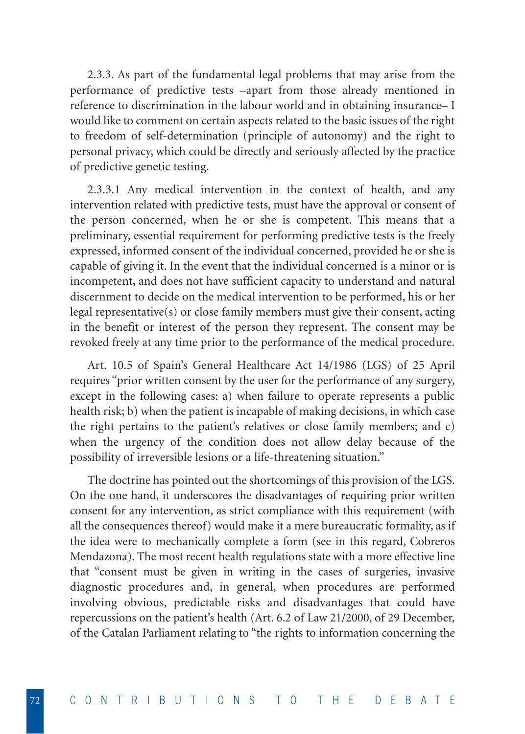2.3.3. As part of the fundamental legal problems that may arise from the performance of predictive tests –apart from those already mentioned in reference to discrimination in the labour world and in obtaining insurance– I would like to comment on certain aspects related to the basic issues of the right to freedom of self-determination (principle of autonomy) and the right to personal privacy, which could be directly and seriously affected by the practice of predictive genetic testing.

2.3.3.1 Any medical intervention in the context of health, and any intervention related with predictive tests, must have the approval or consent of the person concerned, when he or she is competent. This means that a preliminary, essential requirement for performing predictive tests is the freely expressed, informed consent of the individual concerned, provided he or she is capable of giving it. In the event that the individual concerned is a minor or is incompetent, and does not have sufficient capacity to understand and natural discernment to decide on the medical intervention to be performed, his or her legal representative(s) or close family members must give their consent, acting in the benefit or interest of the person they represent. The consent may be revoked freely at any time prior to the performance of the medical procedure.

Art. 10.5 of Spain's General Healthcare Act 14/1986 (LGS) of 25 April requires "prior written consent by the user for the performance of any surgery, except in the following cases: a) when failure to operate represents a public health risk; b) when the patient is incapable of making decisions, in which case the right pertains to the patient's relatives or close family members; and c) when the urgency of the condition does not allow delay because of the possibility of irreversible lesions or a life-threatening situation."

The doctrine has pointed out the shortcomings of this provision of the LGS. On the one hand, it underscores the disadvantages of requiring prior written consent for any intervention, as strict compliance with this requirement (with all the consequences thereof) would make it a mere bureaucratic formality, as if the idea were to mechanically complete a form (see in this regard, Cobreros Mendazona). The most recent health regulations state with a more effective line that "consent must be given in writing in the cases of surgeries, invasive diagnostic procedures and, in general, when procedures are performed involving obvious, predictable risks and disadvantages that could have repercussions on the patient's health (Art. 6.2 of Law 21/2000, of 29 December, of the Catalan Parliament relating to "the rights to information concerning the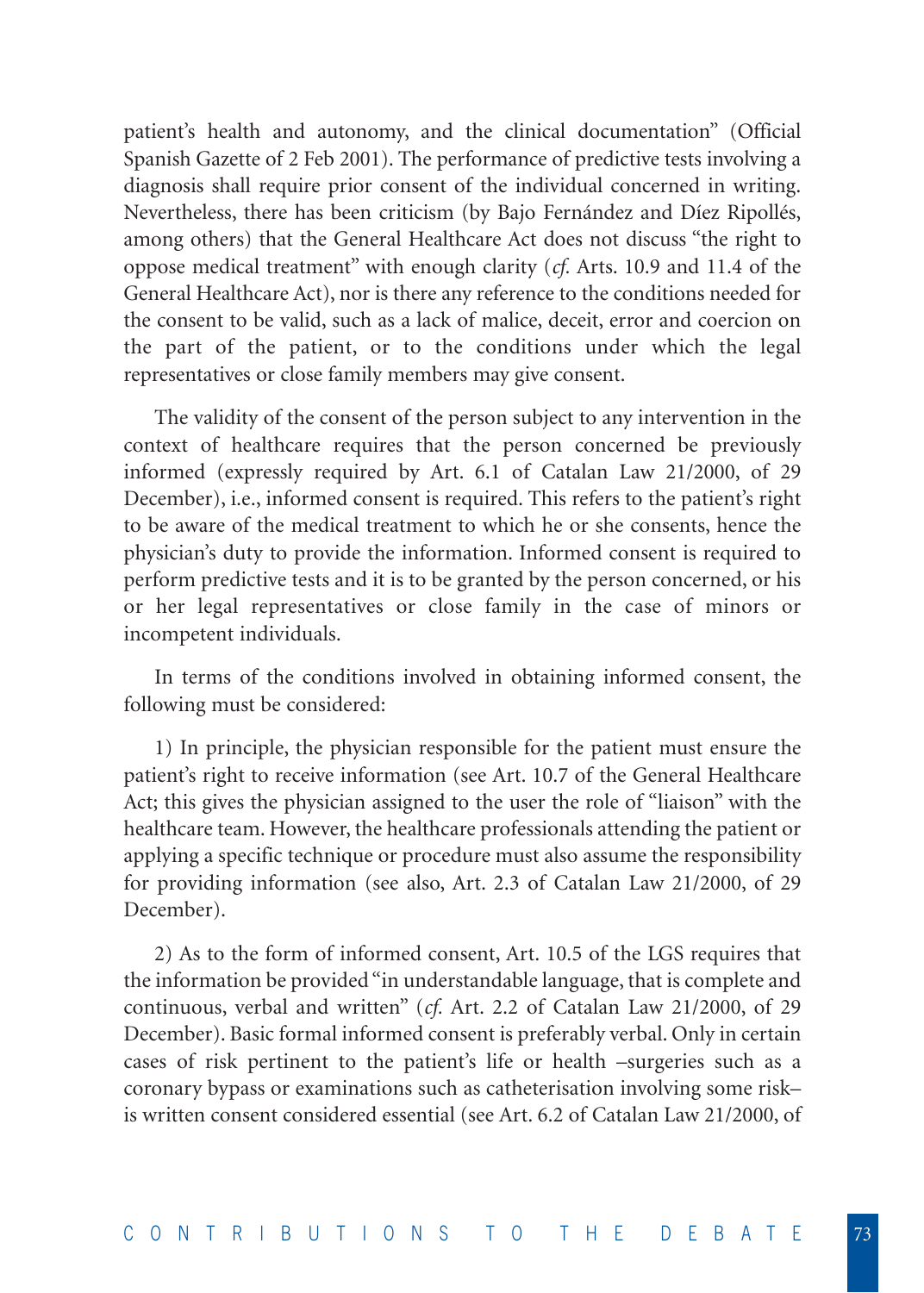patient's health and autonomy, and the clinical documentation" (Official Spanish Gazette of 2 Feb 2001). The performance of predictive tests involving a diagnosis shall require prior consent of the individual concerned in writing. Nevertheless, there has been criticism (by Bajo Fernández and Díez Ripollés, among others) that the General Healthcare Act does not discuss "the right to oppose medical treatment" with enough clarity (*cf.* Arts. 10.9 and 11.4 of the General Healthcare Act), nor is there any reference to the conditions needed for the consent to be valid, such as a lack of malice, deceit, error and coercion on the part of the patient, or to the conditions under which the legal representatives or close family members may give consent.

The validity of the consent of the person subject to any intervention in the context of healthcare requires that the person concerned be previously informed (expressly required by Art. 6.1 of Catalan Law 21/2000, of 29 December), i.e., informed consent is required. This refers to the patient's right to be aware of the medical treatment to which he or she consents, hence the physician's duty to provide the information. Informed consent is required to perform predictive tests and it is to be granted by the person concerned, or his or her legal representatives or close family in the case of minors or incompetent individuals.

In terms of the conditions involved in obtaining informed consent, the following must be considered:

1) In principle, the physician responsible for the patient must ensure the patient's right to receive information (see Art. 10.7 of the General Healthcare Act; this gives the physician assigned to the user the role of "liaison" with the healthcare team. However, the healthcare professionals attending the patient or applying a specific technique or procedure must also assume the responsibility for providing information (see also, Art. 2.3 of Catalan Law 21/2000, of 29 December).

2) As to the form of informed consent, Art. 10.5 of the LGS requires that the information be provided "in understandable language, that is complete and continuous, verbal and written" (*cf.* Art. 2.2 of Catalan Law 21/2000, of 29 December). Basic formal informed consent is preferably verbal. Only in certain cases of risk pertinent to the patient's life or health –surgeries such as a coronary bypass or examinations such as catheterisation involving some risk– is written consent considered essential (see Art. 6.2 of Catalan Law 21/2000, of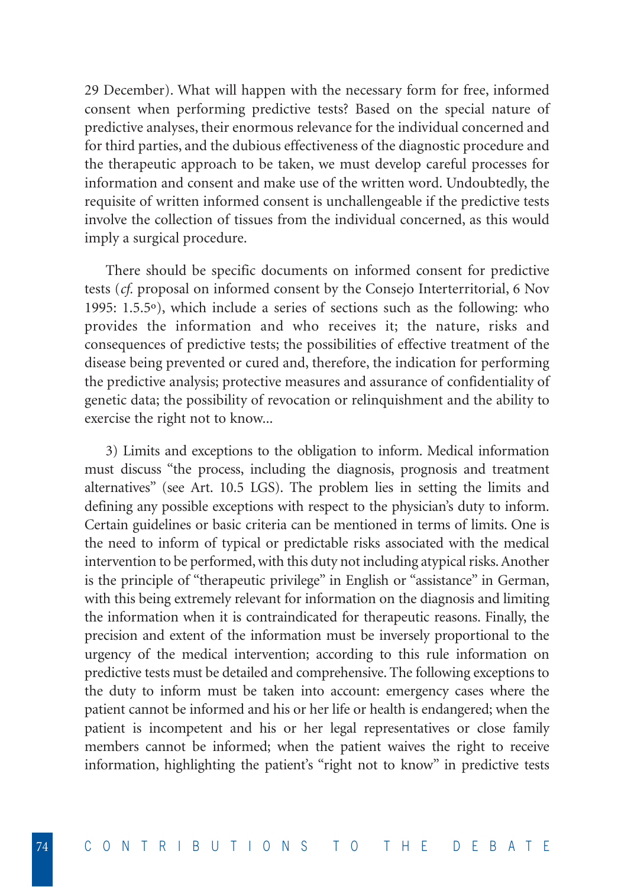29 December). What will happen with the necessary form for free, informed consent when performing predictive tests? Based on the special nature of predictive analyses, their enormous relevance for the individual concerned and for third parties, and the dubious effectiveness of the diagnostic procedure and the therapeutic approach to be taken, we must develop careful processes for information and consent and make use of the written word. Undoubtedly, the requisite of written informed consent is unchallengeable if the predictive tests involve the collection of tissues from the individual concerned, as this would imply a surgical procedure.

There should be specific documents on informed consent for predictive tests (*cf.* proposal on informed consent by the Consejo Interterritorial, 6 Nov 1995: 1.5.5º), which include a series of sections such as the following: who provides the information and who receives it; the nature, risks and consequences of predictive tests; the possibilities of effective treatment of the disease being prevented or cured and, therefore, the indication for performing the predictive analysis; protective measures and assurance of confidentiality of genetic data; the possibility of revocation or relinquishment and the ability to exercise the right not to know...

3) Limits and exceptions to the obligation to inform. Medical information must discuss "the process, including the diagnosis, prognosis and treatment alternatives" (see Art. 10.5 LGS). The problem lies in setting the limits and defining any possible exceptions with respect to the physician's duty to inform. Certain guidelines or basic criteria can be mentioned in terms of limits. One is the need to inform of typical or predictable risks associated with the medical intervention to be performed, with this duty not including atypical risks. Another is the principle of "therapeutic privilege" in English or "assistance" in German, with this being extremely relevant for information on the diagnosis and limiting the information when it is contraindicated for therapeutic reasons. Finally, the precision and extent of the information must be inversely proportional to the urgency of the medical intervention; according to this rule information on predictive tests must be detailed and comprehensive. The following exceptions to the duty to inform must be taken into account: emergency cases where the patient cannot be informed and his or her life or health is endangered; when the patient is incompetent and his or her legal representatives or close family members cannot be informed; when the patient waives the right to receive information, highlighting the patient's "right not to know" in predictive tests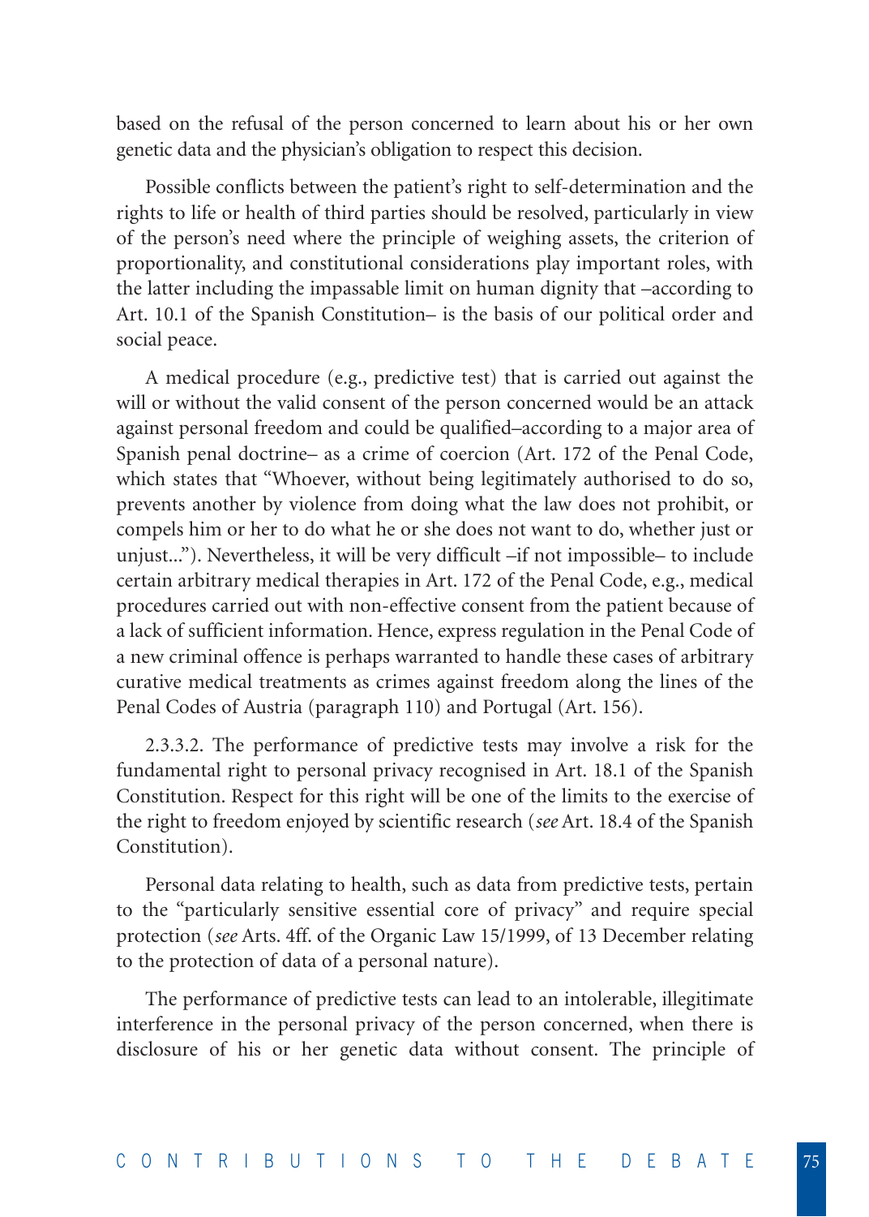based on the refusal of the person concerned to learn about his or her own genetic data and the physician's obligation to respect this decision.

Possible conflicts between the patient's right to self-determination and the rights to life or health of third parties should be resolved, particularly in view of the person's need where the principle of weighing assets, the criterion of proportionality, and constitutional considerations play important roles, with the latter including the impassable limit on human dignity that –according to Art. 10.1 of the Spanish Constitution– is the basis of our political order and social peace.

A medical procedure (e.g., predictive test) that is carried out against the will or without the valid consent of the person concerned would be an attack against personal freedom and could be qualified–according to a major area of Spanish penal doctrine– as a crime of coercion (Art. 172 of the Penal Code, which states that "Whoever, without being legitimately authorised to do so, prevents another by violence from doing what the law does not prohibit, or compels him or her to do what he or she does not want to do, whether just or unjust..."). Nevertheless, it will be very difficult –if not impossible– to include certain arbitrary medical therapies in Art. 172 of the Penal Code, e.g., medical procedures carried out with non-effective consent from the patient because of a lack of sufficient information. Hence, express regulation in the Penal Code of a new criminal offence is perhaps warranted to handle these cases of arbitrary curative medical treatments as crimes against freedom along the lines of the Penal Codes of Austria (paragraph 110) and Portugal (Art. 156).

2.3.3.2. The performance of predictive tests may involve a risk for the fundamental right to personal privacy recognised in Art. 18.1 of the Spanish Constitution. Respect for this right will be one of the limits to the exercise of the right to freedom enjoyed by scientific research (*see* Art. 18.4 of the Spanish Constitution).

Personal data relating to health, such as data from predictive tests, pertain to the "particularly sensitive essential core of privacy" and require special protection (*see* Arts. 4ff. of the Organic Law 15/1999, of 13 December relating to the protection of data of a personal nature).

The performance of predictive tests can lead to an intolerable, illegitimate interference in the personal privacy of the person concerned, when there is disclosure of his or her genetic data without consent. The principle of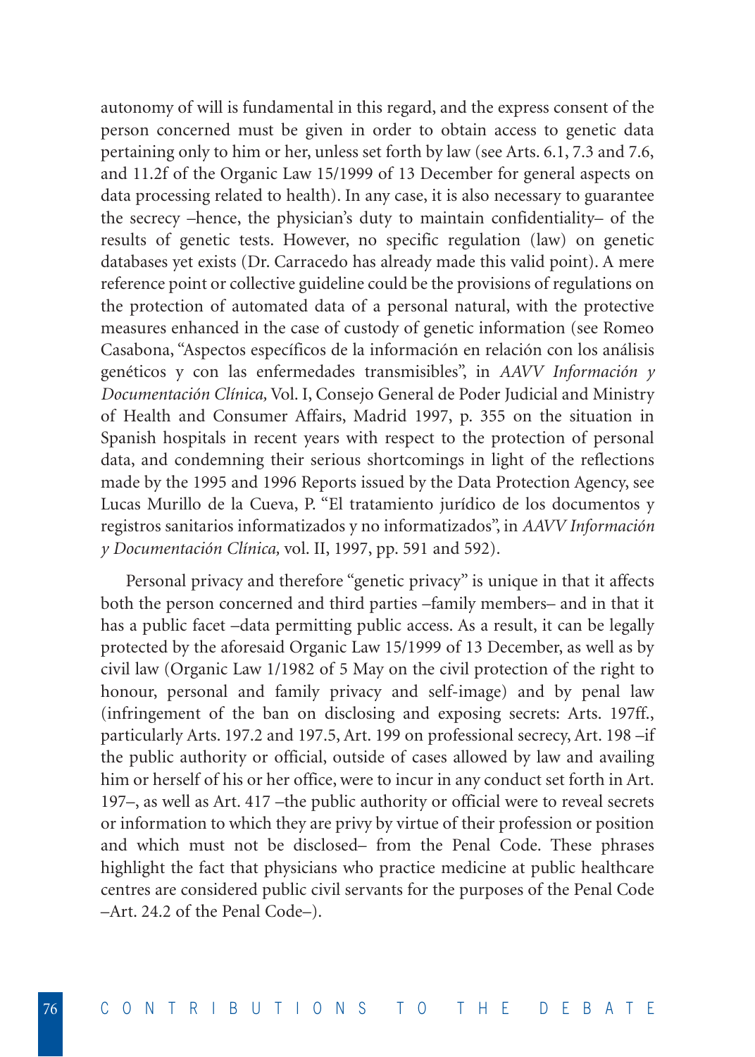autonomy of will is fundamental in this regard, and the express consent of the person concerned must be given in order to obtain access to genetic data pertaining only to him or her, unless set forth by law (see Arts. 6.1, 7.3 and 7.6, and 11.2f of the Organic Law 15/1999 of 13 December for general aspects on data processing related to health). In any case, it is also necessary to guarantee the secrecy –hence, the physician's duty to maintain confidentiality– of the results of genetic tests. However, no specific regulation (law) on genetic databases yet exists (Dr. Carracedo has already made this valid point). A mere reference point or collective guideline could be the provisions of regulations on the protection of automated data of a personal natural, with the protective measures enhanced in the case of custody of genetic information (see Romeo Casabona, "Aspectos específicos de la información en relación con los análisis genéticos y con las enfermedades transmisibles", in *AAVV Información y Documentación Clínica,* Vol. I, Consejo General de Poder Judicial and Ministry of Health and Consumer Affairs, Madrid 1997, p. 355 on the situation in Spanish hospitals in recent years with respect to the protection of personal data, and condemning their serious shortcomings in light of the reflections made by the 1995 and 1996 Reports issued by the Data Protection Agency, see Lucas Murillo de la Cueva, P. "El tratamiento jurídico de los documentos y registros sanitarios informatizados y no informatizados", in *AAVV Información y Documentación Clínica,* vol. II, 1997, pp. 591 and 592).

Personal privacy and therefore "genetic privacy" is unique in that it affects both the person concerned and third parties –family members– and in that it has a public facet –data permitting public access. As a result, it can be legally protected by the aforesaid Organic Law 15/1999 of 13 December, as well as by civil law (Organic Law 1/1982 of 5 May on the civil protection of the right to honour, personal and family privacy and self-image) and by penal law (infringement of the ban on disclosing and exposing secrets: Arts. 197ff., particularly Arts. 197.2 and 197.5, Art. 199 on professional secrecy, Art. 198 –if the public authority or official, outside of cases allowed by law and availing him or herself of his or her office, were to incur in any conduct set forth in Art. 197–, as well as Art. 417 –the public authority or official were to reveal secrets or information to which they are privy by virtue of their profession or position and which must not be disclosed– from the Penal Code. These phrases highlight the fact that physicians who practice medicine at public healthcare centres are considered public civil servants for the purposes of the Penal Code –Art. 24.2 of the Penal Code–).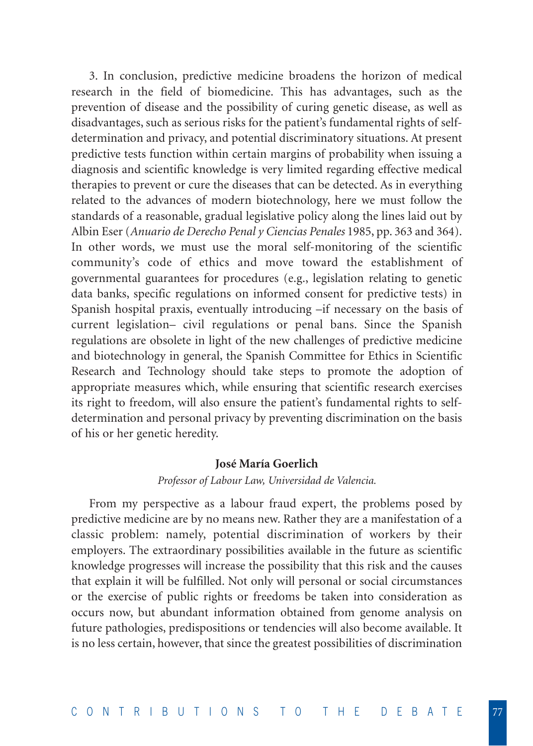3. In conclusion, predictive medicine broadens the horizon of medical research in the field of biomedicine. This has advantages, such as the prevention of disease and the possibility of curing genetic disease, as well as disadvantages, such as serious risks for the patient's fundamental rights of self-determination and privacy, and potential discriminatory situations. At present predictive tests function within certain margins of probability when issuing a diagnosis and scientific knowledge is very limited regarding effective medical therapies to prevent or cure the diseases that can be detected. As in everything related to the advances of modern biotechnology, here we must follow the standards of a reasonable, gradual legislative policy along the lines laid out by Albin Eser (*Anuario de Derecho Penal y Ciencias Penales* 1985, pp. 363 and 364). In other words, we must use the moral self-monitoring of the scientific community's code of ethics and move toward the establishment of governmental guarantees for procedures (e.g., legislation relating to genetic data banks, specific regulations on informed consent for predictive tests) in Spanish hospital praxis, eventually introducing –if necessary on the basis of current legislation– civil regulations or penal bans. Since the Spanish regulations are obsolete in light of the new challenges of predictive medicine and biotechnology in general, the Spanish Committee for Ethics in Scientific Research and Technology should take steps to promote the adoption of appropriate measures which, while ensuring that scientific research exercises its right to freedom, will also ensure the patient's fundamental rights to self-determination and personal privacy by preventing discrimination on the basis of his or her genetic heredity.

**José María Goerlich**

*Professor of Labour Law, Universidad de Valencia.*

From my perspective as a labour fraud expert, the problems posed by predictive medicine are by no means new. Rather they are a manifestation of a classic problem: namely, potential discrimination of workers by their employers. The extraordinary possibilities available in the future as scientific knowledge progresses will increase the possibility that this risk and the causes that explain it will be fulfilled. Not only will personal or social circumstances or the exercise of public rights or freedoms be taken into consideration as occurs now, but abundant information obtained from genome analysis on future pathologies, predispositions or tendencies will also become available. It is no less certain, however, that since the greatest possibilities of discrimination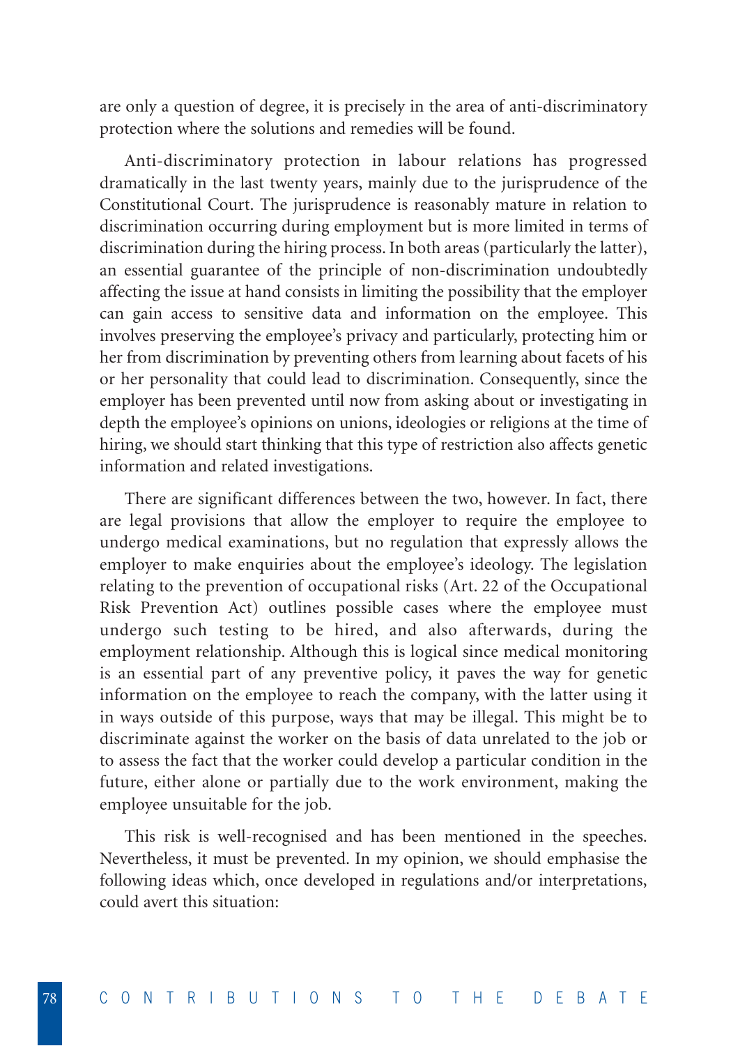are only a question of degree, it is precisely in the area of anti-discriminatory protection where the solutions and remedies will be found.

Anti-discriminatory protection in labour relations has progressed dramatically in the last twenty years, mainly due to the jurisprudence of the Constitutional Court. The jurisprudence is reasonably mature in relation to discrimination occurring during employment but is more limited in terms of discrimination during the hiring process. In both areas (particularly the latter), an essential guarantee of the principle of non-discrimination undoubtedly affecting the issue at hand consists in limiting the possibility that the employer can gain access to sensitive data and information on the employee. This involves preserving the employee's privacy and particularly, protecting him or her from discrimination by preventing others from learning about facets of his or her personality that could lead to discrimination. Consequently, since the employer has been prevented until now from asking about or investigating in depth the employee's opinions on unions, ideologies or religions at the time of hiring, we should start thinking that this type of restriction also affects genetic information and related investigations.

There are significant differences between the two, however. In fact, there are legal provisions that allow the employer to require the employee to undergo medical examinations, but no regulation that expressly allows the employer to make enquiries about the employee's ideology. The legislation relating to the prevention of occupational risks (Art. 22 of the Occupational Risk Prevention Act) outlines possible cases where the employee must undergo such testing to be hired, and also afterwards, during the employment relationship. Although this is logical since medical monitoring is an essential part of any preventive policy, it paves the way for genetic information on the employee to reach the company, with the latter using it in ways outside of this purpose, ways that may be illegal. This might be to discriminate against the worker on the basis of data unrelated to the job or to assess the fact that the worker could develop a particular condition in the future, either alone or partially due to the work environment, making the employee unsuitable for the job.

This risk is well-recognised and has been mentioned in the speeches. Nevertheless, it must be prevented. In my opinion, we should emphasise the following ideas which, once developed in regulations and/or interpretations, could avert this situation: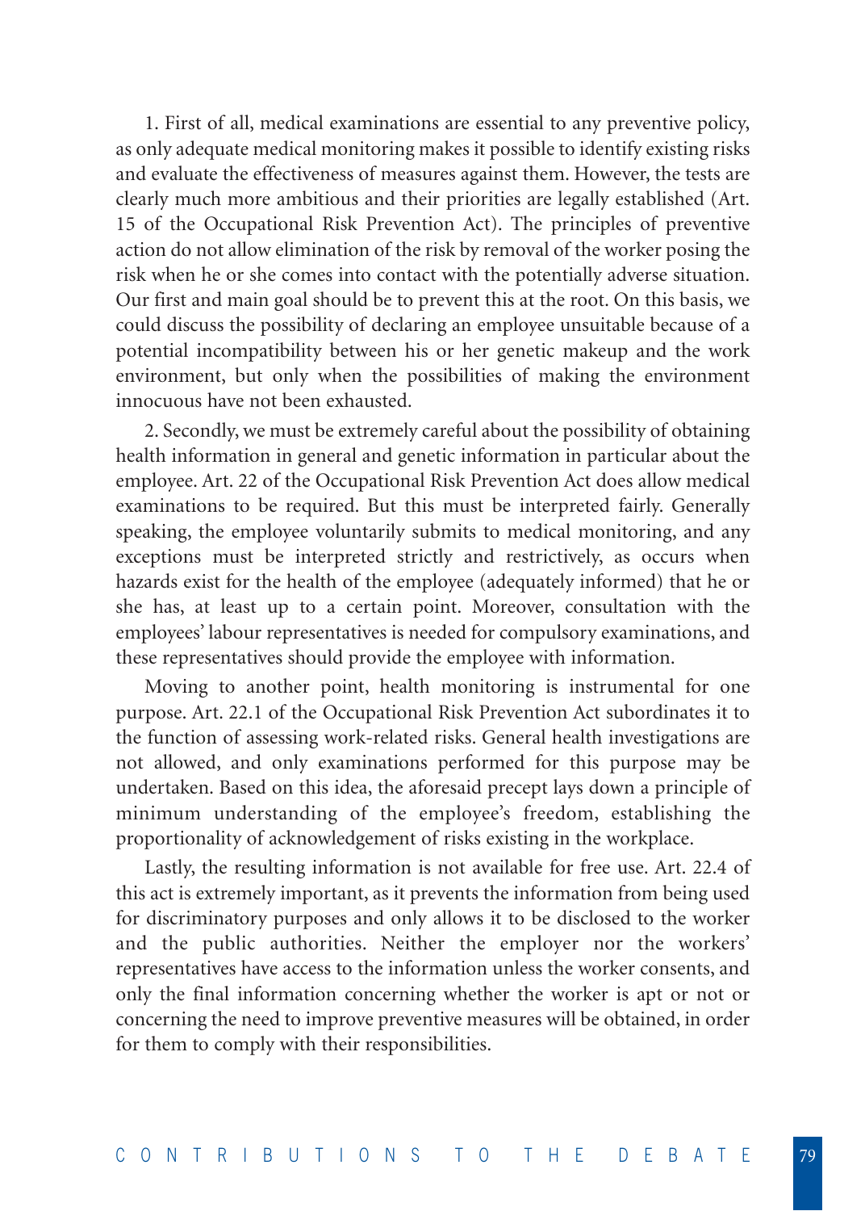1. First of all, medical examinations are essential to any preventive policy, as only adequate medical monitoring makes it possible to identify existing risks and evaluate the effectiveness of measures against them. However, the tests are clearly much more ambitious and their priorities are legally established (Art. 15 of the Occupational Risk Prevention Act). The principles of preventive action do not allow elimination of the risk by removal of the worker posing the risk when he or she comes into contact with the potentially adverse situation. Our first and main goal should be to prevent this at the root. On this basis, we could discuss the possibility of declaring an employee unsuitable because of a potential incompatibility between his or her genetic makeup and the work environment, but only when the possibilities of making the environment innocuous have not been exhausted.

2. Secondly, we must be extremely careful about the possibility of obtaining health information in general and genetic information in particular about the employee. Art. 22 of the Occupational Risk Prevention Act does allow medical examinations to be required. But this must be interpreted fairly. Generally speaking, the employee voluntarily submits to medical monitoring, and any exceptions must be interpreted strictly and restrictively, as occurs when hazards exist for the health of the employee (adequately informed) that he or she has, at least up to a certain point. Moreover, consultation with the employees' labour representatives is needed for compulsory examinations, and these representatives should provide the employee with information.

Moving to another point, health monitoring is instrumental for one purpose. Art. 22.1 of the Occupational Risk Prevention Act subordinates it to the function of assessing work-related risks. General health investigations are not allowed, and only examinations performed for this purpose may be undertaken. Based on this idea, the aforesaid precept lays down a principle of minimum understanding of the employee's freedom, establishing the proportionality of acknowledgement of risks existing in the workplace.

Lastly, the resulting information is not available for free use. Art. 22.4 of this act is extremely important, as it prevents the information from being used for discriminatory purposes and only allows it to be disclosed to the worker and the public authorities. Neither the employer nor the workers' representatives have access to the information unless the worker consents, and only the final information concerning whether the worker is apt or not or concerning the need to improve preventive measures will be obtained, in order for them to comply with their responsibilities.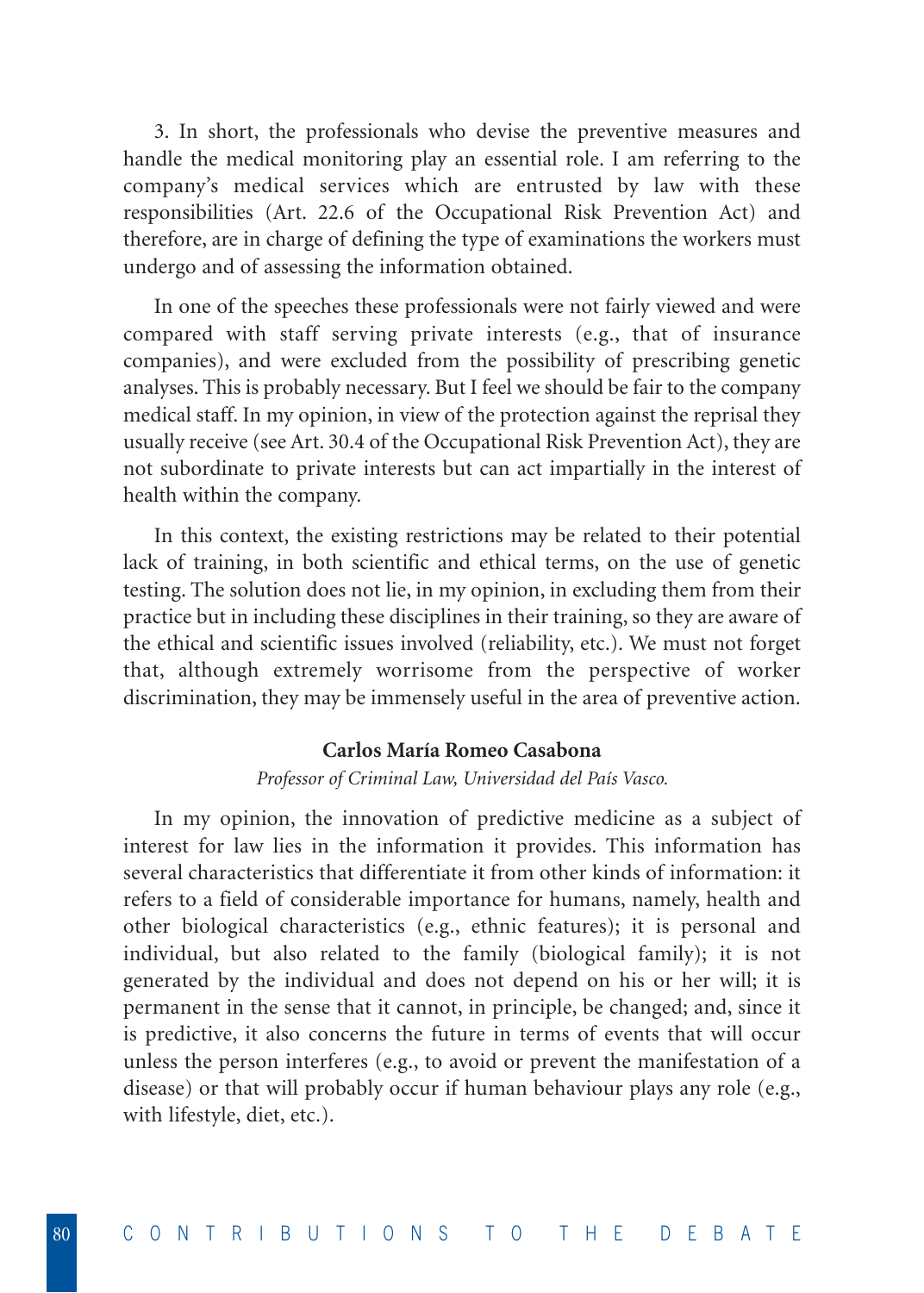3. In short, the professionals who devise the preventive measures and handle the medical monitoring play an essential role. I am referring to the company's medical services which are entrusted by law with these responsibilities (Art. 22.6 of the Occupational Risk Prevention Act) and therefore, are in charge of defining the type of examinations the workers must undergo and of assessing the information obtained.

In one of the speeches these professionals were not fairly viewed and were compared with staff serving private interests (e.g., that of insurance companies), and were excluded from the possibility of prescribing genetic analyses. This is probably necessary. But I feel we should be fair to the company medical staff. In my opinion, in view of the protection against the reprisal they usually receive (see Art. 30.4 of the Occupational Risk Prevention Act), they are not subordinate to private interests but can act impartially in the interest of health within the company.

In this context, the existing restrictions may be related to their potential lack of training, in both scientific and ethical terms, on the use of genetic testing. The solution does not lie, in my opinion, in excluding them from their practice but in including these disciplines in their training, so they are aware of the ethical and scientific issues involved (reliability, etc.). We must not forget that, although extremely worrisome from the perspective of worker discrimination, they may be immensely useful in the area of preventive action.

**Carlos María Romeo Casabona**

*Professor of Criminal Law, Universidad del País Vasco.*

In my opinion, the innovation of predictive medicine as a subject of interest for law lies in the information it provides. This information has several characteristics that differentiate it from other kinds of information: it refers to a field of considerable importance for humans, namely, health and other biological characteristics (e.g., ethnic features); it is personal and individual, but also related to the family (biological family); it is not generated by the individual and does not depend on his or her will; it is permanent in the sense that it cannot, in principle, be changed; and, since it is predictive, it also concerns the future in terms of events that will occur unless the person interferes (e.g., to avoid or prevent the manifestation of a disease) or that will probably occur if human behaviour plays any role (e.g., with lifestyle, diet, etc.).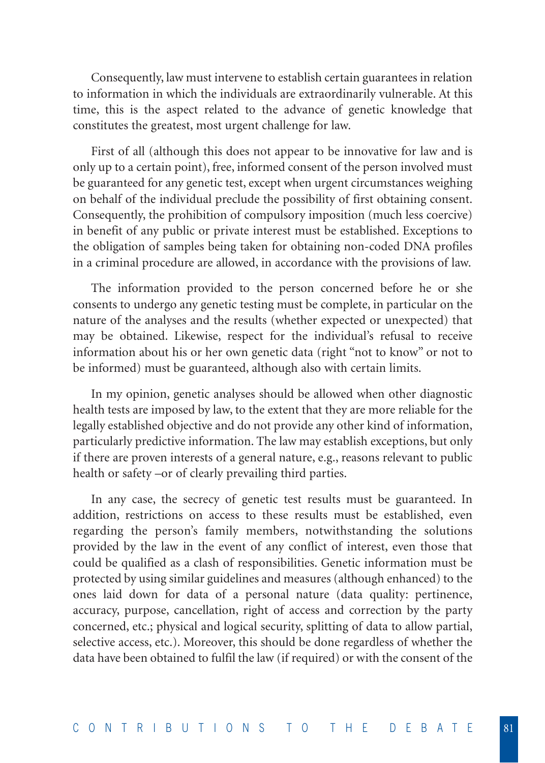Consequently, law must intervene to establish certain guarantees in relation to information in which the individuals are extraordinarily vulnerable. At this time, this is the aspect related to the advance of genetic knowledge that constitutes the greatest, most urgent challenge for law.

First of all (although this does not appear to be innovative for law and is only up to a certain point), free, informed consent of the person involved must be guaranteed for any genetic test, except when urgent circumstances weighing on behalf of the individual preclude the possibility of first obtaining consent. Consequently, the prohibition of compulsory imposition (much less coercive) in benefit of any public or private interest must be established. Exceptions to the obligation of samples being taken for obtaining non-coded DNA profiles in a criminal procedure are allowed, in accordance with the provisions of law.

The information provided to the person concerned before he or she consents to undergo any genetic testing must be complete, in particular on the nature of the analyses and the results (whether expected or unexpected) that may be obtained. Likewise, respect for the individual's refusal to receive information about his or her own genetic data (right "not to know" or not to be informed) must be guaranteed, although also with certain limits.

In my opinion, genetic analyses should be allowed when other diagnostic health tests are imposed by law, to the extent that they are more reliable for the legally established objective and do not provide any other kind of information, particularly predictive information. The law may establish exceptions, but only if there are proven interests of a general nature, e.g., reasons relevant to public health or safety –or of clearly prevailing third parties.

In any case, the secrecy of genetic test results must be guaranteed. In addition, restrictions on access to these results must be established, even regarding the person's family members, notwithstanding the solutions provided by the law in the event of any conflict of interest, even those that could be qualified as a clash of responsibilities. Genetic information must be protected by using similar guidelines and measures (although enhanced) to the ones laid down for data of a personal nature (data quality: pertinence, accuracy, purpose, cancellation, right of access and correction by the party concerned, etc.; physical and logical security, splitting of data to allow partial, selective access, etc.). Moreover, this should be done regardless of whether the data have been obtained to fulfil the law (if required) or with the consent of the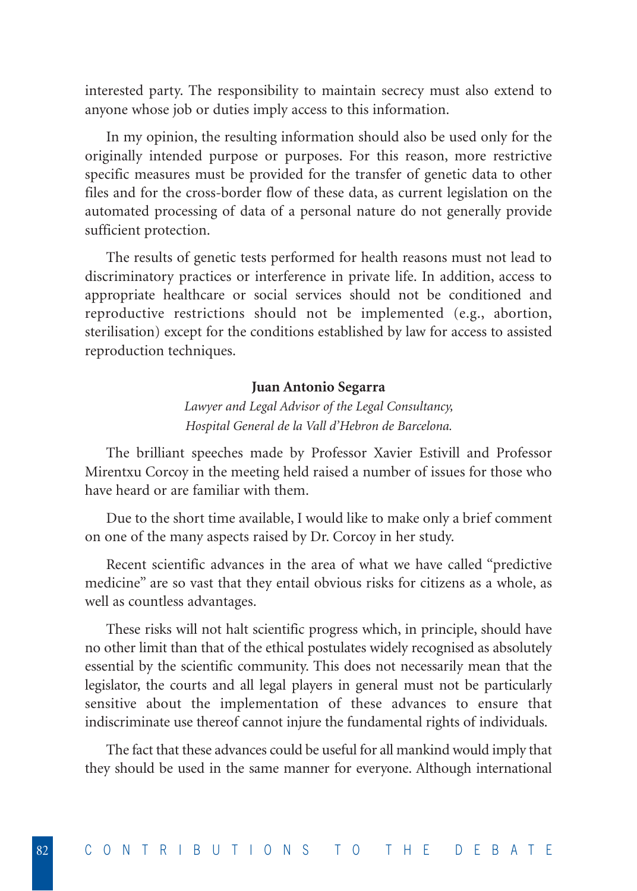interested party. The responsibility to maintain secrecy must also extend to anyone whose job or duties imply access to this information.

In my opinion, the resulting information should also be used only for the originally intended purpose or purposes. For this reason, more restrictive specific measures must be provided for the transfer of genetic data to other files and for the cross-border flow of these data, as current legislation on the automated processing of data of a personal nature do not generally provide sufficient protection.

The results of genetic tests performed for health reasons must not lead to discriminatory practices or interference in private life. In addition, access to appropriate healthcare or social services should not be conditioned and reproductive restrictions should not be implemented (e.g., abortion, sterilisation) except for the conditions established by law for access to assisted reproduction techniques.

**Juan Antonio Segarra**

*Lawyer and Legal Advisor of the Legal Consultancy,*
*Hospital General de la Vall d'Hebron de Barcelona.*

The brilliant speeches made by Professor Xavier Estivill and Professor Mirentxu Corcoy in the meeting held raised a number of issues for those who have heard or are familiar with them.

Due to the short time available, I would like to make only a brief comment on one of the many aspects raised by Dr. Corcoy in her study.

Recent scientific advances in the area of what we have called "predictive medicine" are so vast that they entail obvious risks for citizens as a whole, as well as countless advantages.

These risks will not halt scientific progress which, in principle, should have no other limit than that of the ethical postulates widely recognised as absolutely essential by the scientific community. This does not necessarily mean that the legislator, the courts and all legal players in general must not be particularly sensitive about the implementation of these advances to ensure that indiscriminate use thereof cannot injure the fundamental rights of individuals.

The fact that these advances could be useful for all mankind would imply that they should be used in the same manner for everyone. Although international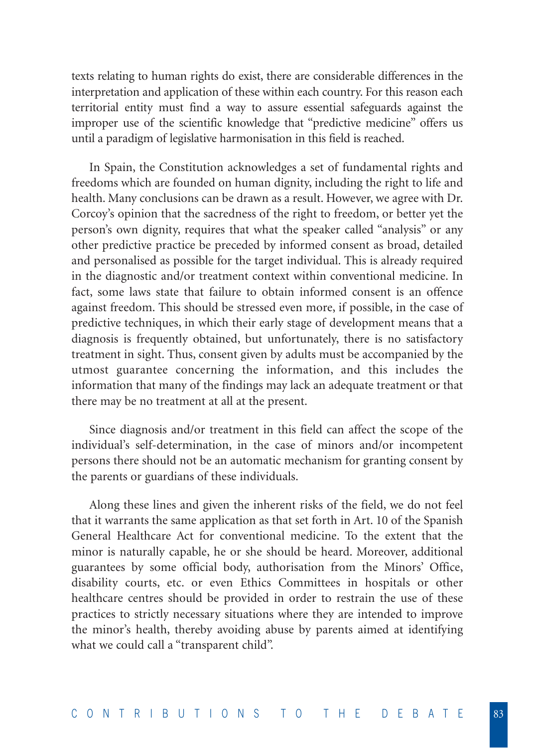texts relating to human rights do exist, there are considerable differences in the interpretation and application of these within each country. For this reason each territorial entity must find a way to assure essential safeguards against the improper use of the scientific knowledge that "predictive medicine" offers us until a paradigm of legislative harmonisation in this field is reached.

In Spain, the Constitution acknowledges a set of fundamental rights and freedoms which are founded on human dignity, including the right to life and health. Many conclusions can be drawn as a result. However, we agree with Dr. Corcoy's opinion that the sacredness of the right to freedom, or better yet the person's own dignity, requires that what the speaker called "analysis" or any other predictive practice be preceded by informed consent as broad, detailed and personalised as possible for the target individual. This is already required in the diagnostic and/or treatment context within conventional medicine. In fact, some laws state that failure to obtain informed consent is an offence against freedom. This should be stressed even more, if possible, in the case of predictive techniques, in which their early stage of development means that a diagnosis is frequently obtained, but unfortunately, there is no satisfactory treatment in sight. Thus, consent given by adults must be accompanied by the utmost guarantee concerning the information, and this includes the information that many of the findings may lack an adequate treatment or that there may be no treatment at all at the present.

Since diagnosis and/or treatment in this field can affect the scope of the individual's self-determination, in the case of minors and/or incompetent persons there should not be an automatic mechanism for granting consent by the parents or guardians of these individuals.

Along these lines and given the inherent risks of the field, we do not feel that it warrants the same application as that set forth in Art. 10 of the Spanish General Healthcare Act for conventional medicine. To the extent that the minor is naturally capable, he or she should be heard. Moreover, additional guarantees by some official body, authorisation from the Minors' Office, disability courts, etc. or even Ethics Committees in hospitals or other healthcare centres should be provided in order to restrain the use of these practices to strictly necessary situations where they are intended to improve the minor's health, thereby avoiding abuse by parents aimed at identifying what we could call a "transparent child".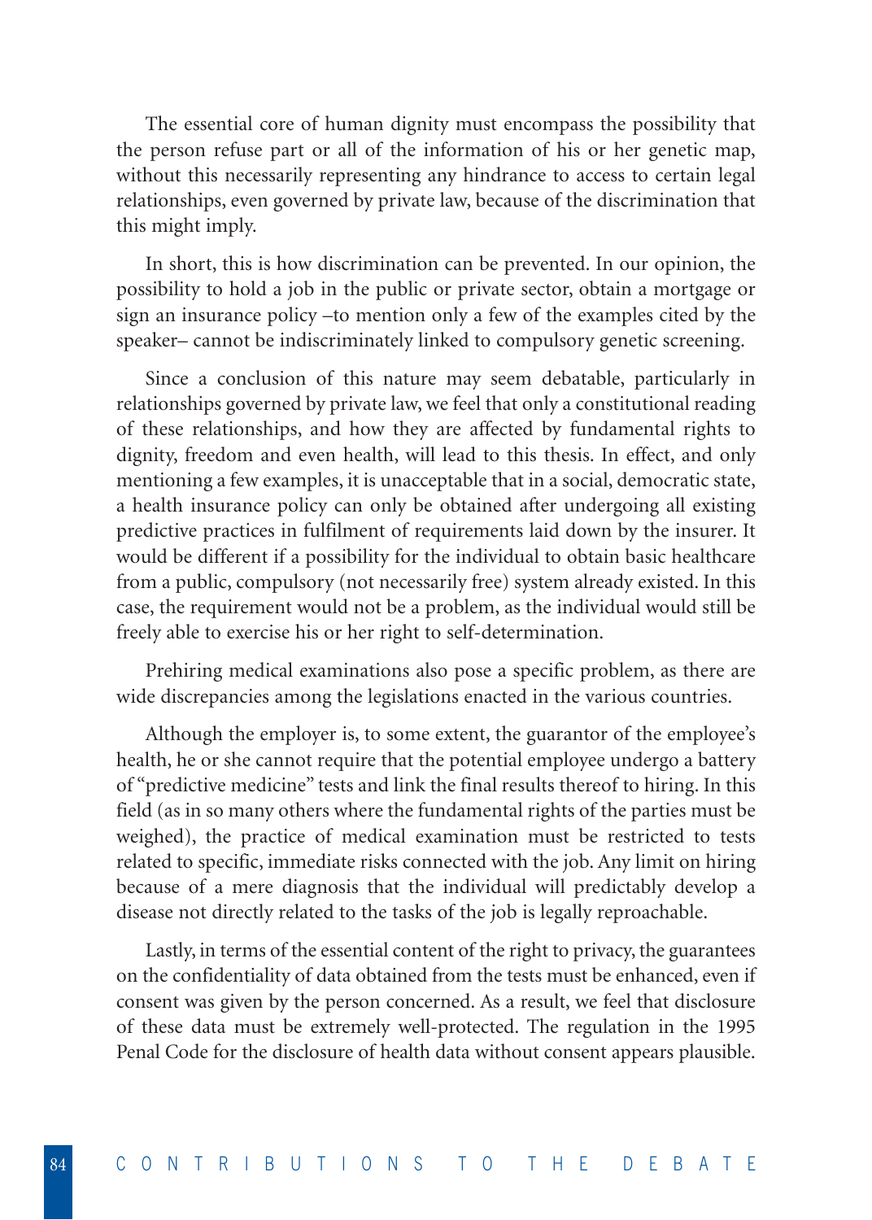The essential core of human dignity must encompass the possibility that the person refuse part or all of the information of his or her genetic map, without this necessarily representing any hindrance to access to certain legal relationships, even governed by private law, because of the discrimination that this might imply.

In short, this is how discrimination can be prevented. In our opinion, the possibility to hold a job in the public or private sector, obtain a mortgage or sign an insurance policy –to mention only a few of the examples cited by the speaker– cannot be indiscriminately linked to compulsory genetic screening.

Since a conclusion of this nature may seem debatable, particularly in relationships governed by private law, we feel that only a constitutional reading of these relationships, and how they are affected by fundamental rights to dignity, freedom and even health, will lead to this thesis. In effect, and only mentioning a few examples, it is unacceptable that in a social, democratic state, a health insurance policy can only be obtained after undergoing all existing predictive practices in fulfilment of requirements laid down by the insurer. It would be different if a possibility for the individual to obtain basic healthcare from a public, compulsory (not necessarily free) system already existed. In this case, the requirement would not be a problem, as the individual would still be freely able to exercise his or her right to self-determination.

Prehiring medical examinations also pose a specific problem, as there are wide discrepancies among the legislations enacted in the various countries.

Although the employer is, to some extent, the guarantor of the employee's health, he or she cannot require that the potential employee undergo a battery of "predictive medicine" tests and link the final results thereof to hiring. In this field (as in so many others where the fundamental rights of the parties must be weighed), the practice of medical examination must be restricted to tests related to specific, immediate risks connected with the job. Any limit on hiring because of a mere diagnosis that the individual will predictably develop a disease not directly related to the tasks of the job is legally reproachable.

Lastly, in terms of the essential content of the right to privacy, the guarantees on the confidentiality of data obtained from the tests must be enhanced, even if consent was given by the person concerned. As a result, we feel that disclosure of these data must be extremely well-protected. The regulation in the 1995 Penal Code for the disclosure of health data without consent appears plausible.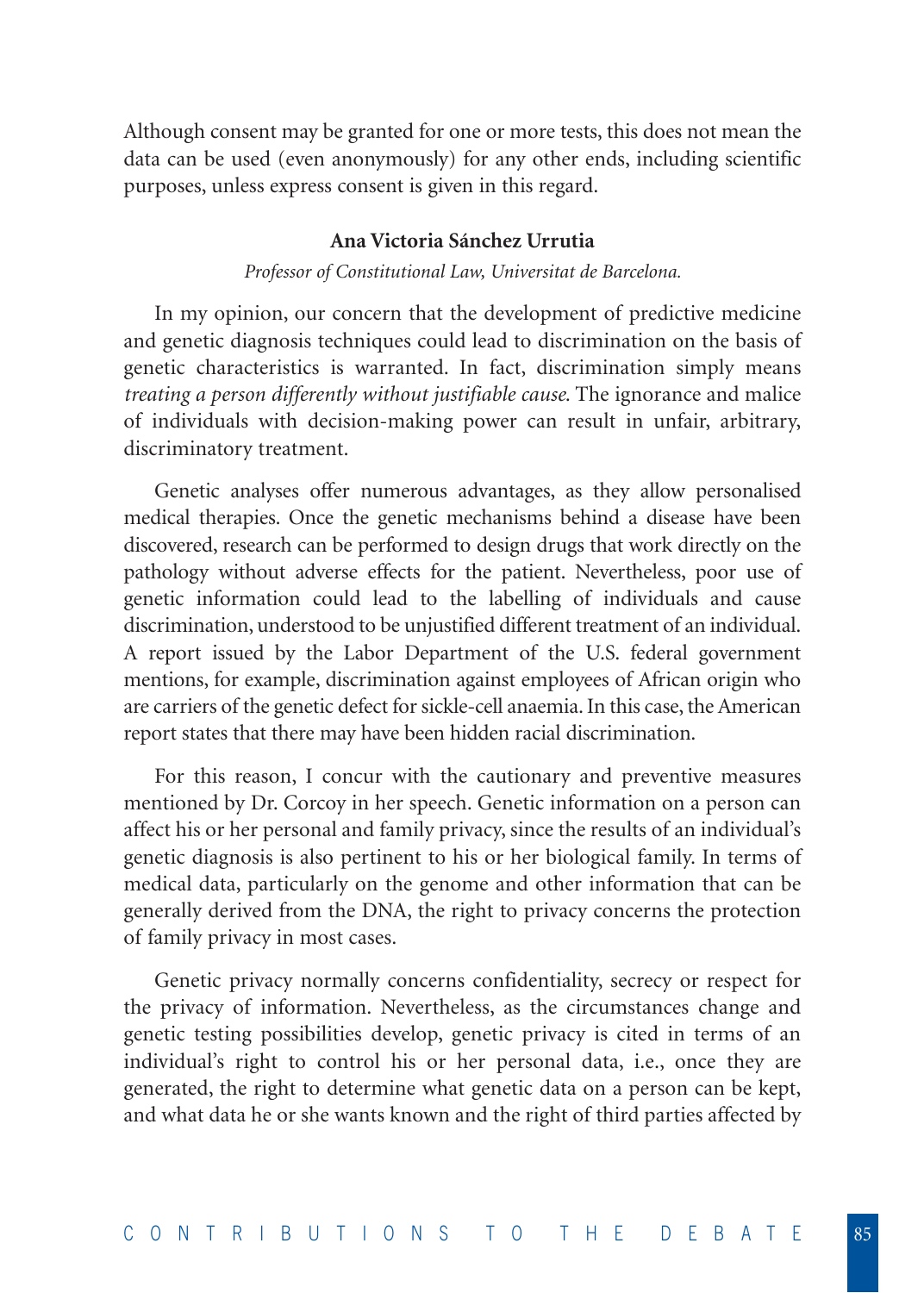Although consent may be granted for one or more tests, this does not mean the data can be used (even anonymously) for any other ends, including scientific purposes, unless express consent is given in this regard.

**Ana Victoria Sánchez Urrutia**

*Professor of Constitutional Law, Universitat de Barcelona.*

In my opinion, our concern that the development of predictive medicine and genetic diagnosis techniques could lead to discrimination on the basis of genetic characteristics is warranted. In fact, discrimination simply means *treating a person differently without justifiable cause.* The ignorance and malice of individuals with decision-making power can result in unfair, arbitrary, discriminatory treatment.

Genetic analyses offer numerous advantages, as they allow personalised medical therapies. Once the genetic mechanisms behind a disease have been discovered, research can be performed to design drugs that work directly on the pathology without adverse effects for the patient. Nevertheless, poor use of genetic information could lead to the labelling of individuals and cause discrimination, understood to be unjustified different treatment of an individual. A report issued by the Labor Department of the U.S. federal government mentions, for example, discrimination against employees of African origin who are carriers of the genetic defect for sickle-cell anaemia. In this case, the American report states that there may have been hidden racial discrimination.

For this reason, I concur with the cautionary and preventive measures mentioned by Dr. Corcoy in her speech. Genetic information on a person can affect his or her personal and family privacy, since the results of an individual's genetic diagnosis is also pertinent to his or her biological family. In terms of medical data, particularly on the genome and other information that can be generally derived from the DNA, the right to privacy concerns the protection of family privacy in most cases.

Genetic privacy normally concerns confidentiality, secrecy or respect for the privacy of information. Nevertheless, as the circumstances change and genetic testing possibilities develop, genetic privacy is cited in terms of an individual's right to control his or her personal data, i.e., once they are generated, the right to determine what genetic data on a person can be kept, and what data he or she wants known and the right of third parties affected by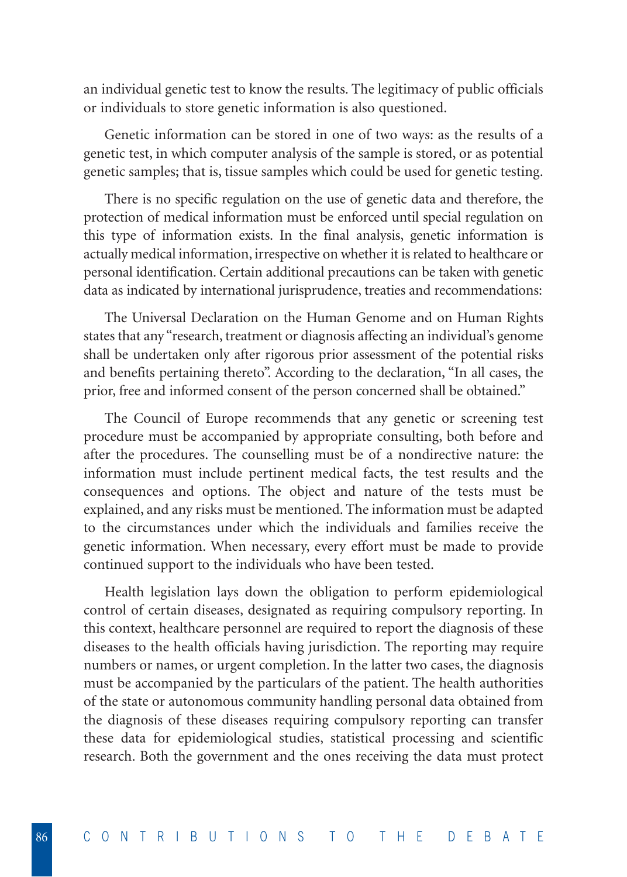an individual genetic test to know the results. The legitimacy of public officials or individuals to store genetic information is also questioned.

Genetic information can be stored in one of two ways: as the results of a genetic test, in which computer analysis of the sample is stored, or as potential genetic samples; that is, tissue samples which could be used for genetic testing.

There is no specific regulation on the use of genetic data and therefore, the protection of medical information must be enforced until special regulation on this type of information exists. In the final analysis, genetic information is actually medical information, irrespective on whether it is related to healthcare or personal identification. Certain additional precautions can be taken with genetic data as indicated by international jurisprudence, treaties and recommendations:

The Universal Declaration on the Human Genome and on Human Rights states that any "research, treatment or diagnosis affecting an individual's genome shall be undertaken only after rigorous prior assessment of the potential risks and benefits pertaining thereto". According to the declaration, "In all cases, the prior, free and informed consent of the person concerned shall be obtained."

The Council of Europe recommends that any genetic or screening test procedure must be accompanied by appropriate consulting, both before and after the procedures. The counselling must be of a nondirective nature: the information must include pertinent medical facts, the test results and the consequences and options. The object and nature of the tests must be explained, and any risks must be mentioned. The information must be adapted to the circumstances under which the individuals and families receive the genetic information. When necessary, every effort must be made to provide continued support to the individuals who have been tested.

Health legislation lays down the obligation to perform epidemiological control of certain diseases, designated as requiring compulsory reporting. In this context, healthcare personnel are required to report the diagnosis of these diseases to the health officials having jurisdiction. The reporting may require numbers or names, or urgent completion. In the latter two cases, the diagnosis must be accompanied by the particulars of the patient. The health authorities of the state or autonomous community handling personal data obtained from the diagnosis of these diseases requiring compulsory reporting can transfer these data for epidemiological studies, statistical processing and scientific research. Both the government and the ones receiving the data must protect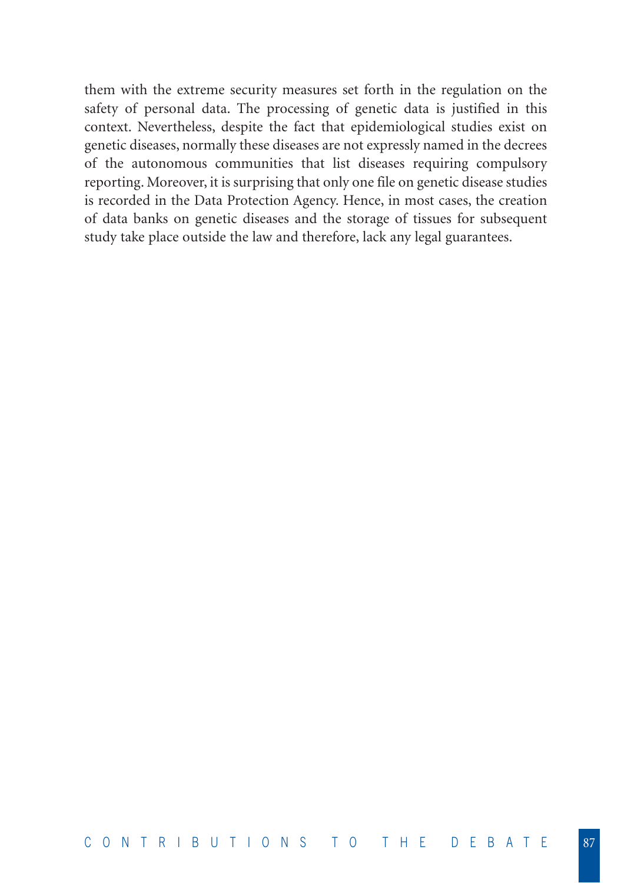them with the extreme security measures set forth in the regulation on the safety of personal data. The processing of genetic data is justified in this context. Nevertheless, despite the fact that epidemiological studies exist on genetic diseases, normally these diseases are not expressly named in the decrees of the autonomous communities that list diseases requiring compulsory reporting. Moreover, it is surprising that only one file on genetic disease studies is recorded in the Data Protection Agency. Hence, in most cases, the creation of data banks on genetic diseases and the storage of tissues for subsequent study take place outside the law and therefore, lack any legal guarantees.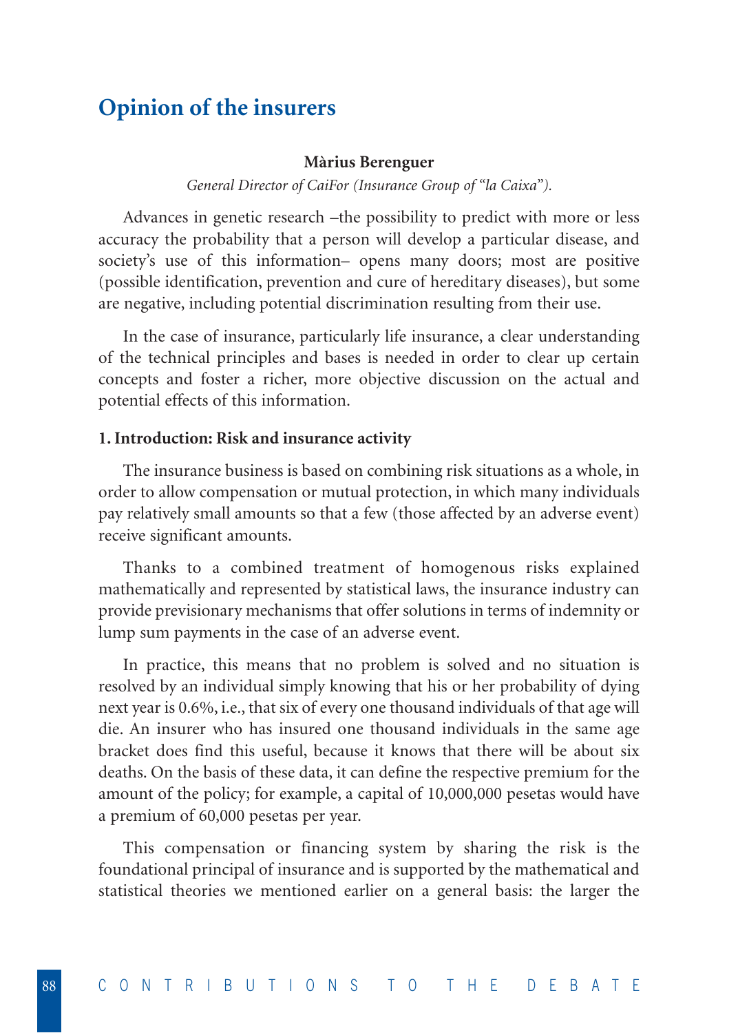# Opinion of the insurers

**Màrius Berenguer**

*General Director of CaiFor (Insurance Group of "la Caixa").*

Advances in genetic research –the possibility to predict with more or less accuracy the probability that a person will develop a particular disease, and society's use of this information– opens many doors; most are positive (possible identification, prevention and cure of hereditary diseases), but some are negative, including potential discrimination resulting from their use.

In the case of insurance, particularly life insurance, a clear understanding of the technical principles and bases is needed in order to clear up certain concepts and foster a richer, more objective discussion on the actual and potential effects of this information.

## 1. Introduction: Risk and insurance activity

The insurance business is based on combining risk situations as a whole, in order to allow compensation or mutual protection, in which many individuals pay relatively small amounts so that a few (those affected by an adverse event) receive significant amounts.

Thanks to a combined treatment of homogenous risks explained mathematically and represented by statistical laws, the insurance industry can provide previsionary mechanisms that offer solutions in terms of indemnity or lump sum payments in the case of an adverse event.

In practice, this means that no problem is solved and no situation is resolved by an individual simply knowing that his or her probability of dying next year is 0.6%, i.e., that six of every one thousand individuals of that age will die. An insurer who has insured one thousand individuals in the same age bracket does find this useful, because it knows that there will be about six deaths. On the basis of these data, it can define the respective premium for the amount of the policy; for example, a capital of 10,000,000 pesetas would have a premium of 60,000 pesetas per year.

This compensation or financing system by sharing the risk is the foundational principal of insurance and is supported by the mathematical and statistical theories we mentioned earlier on a general basis: the larger the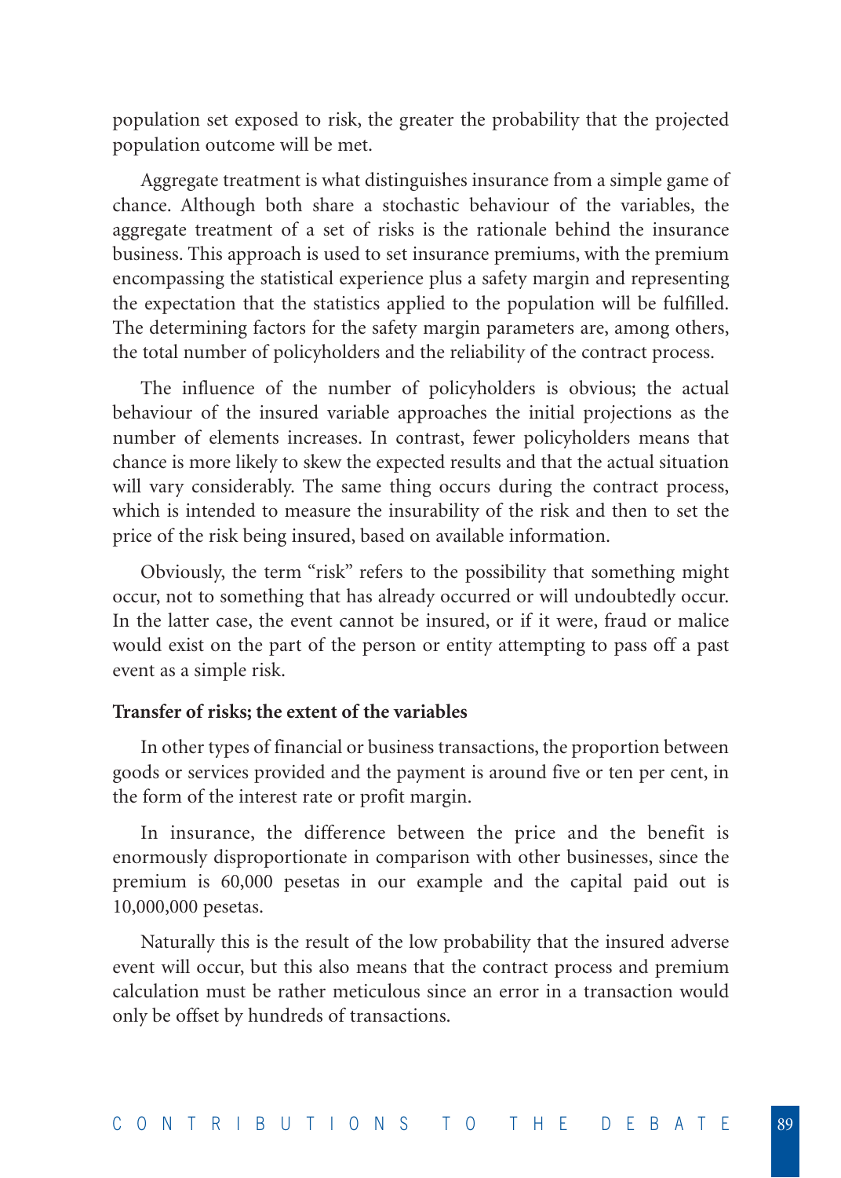population set exposed to risk, the greater the probability that the projected population outcome will be met.

Aggregate treatment is what distinguishes insurance from a simple game of chance. Although both share a stochastic behaviour of the variables, the aggregate treatment of a set of risks is the rationale behind the insurance business. This approach is used to set insurance premiums, with the premium encompassing the statistical experience plus a safety margin and representing the expectation that the statistics applied to the population will be fulfilled. The determining factors for the safety margin parameters are, among others, the total number of policyholders and the reliability of the contract process.

The influence of the number of policyholders is obvious; the actual behaviour of the insured variable approaches the initial projections as the number of elements increases. In contrast, fewer policyholders means that chance is more likely to skew the expected results and that the actual situation will vary considerably. The same thing occurs during the contract process, which is intended to measure the insurability of the risk and then to set the price of the risk being insured, based on available information.

Obviously, the term "risk" refers to the possibility that something might occur, not to something that has already occurred or will undoubtedly occur. In the latter case, the event cannot be insured, or if it were, fraud or malice would exist on the part of the person or entity attempting to pass off a past event as a simple risk.

**Transfer of risks; the extent of the variables**

In other types of financial or business transactions, the proportion between goods or services provided and the payment is around five or ten per cent, in the form of the interest rate or profit margin.

In insurance, the difference between the price and the benefit is enormously disproportionate in comparison with other businesses, since the premium is 60,000 pesetas in our example and the capital paid out is 10,000,000 pesetas.

Naturally this is the result of the low probability that the insured adverse event will occur, but this also means that the contract process and premium calculation must be rather meticulous since an error in a transaction would only be offset by hundreds of transactions.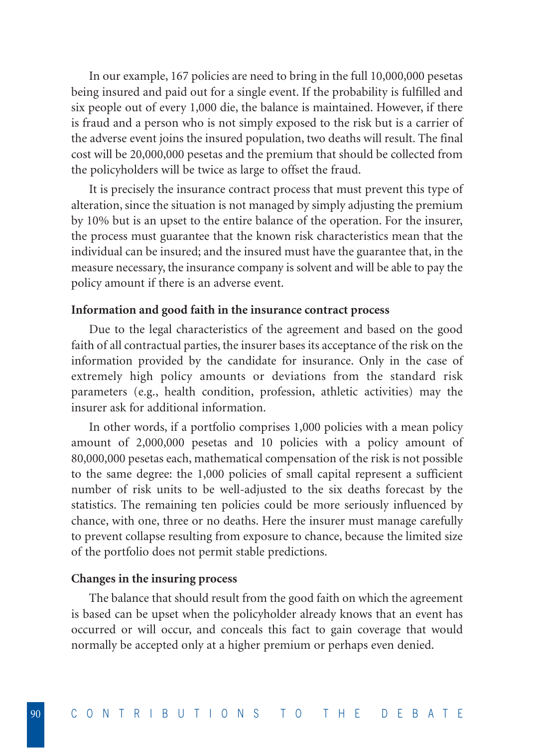In our example, 167 policies are need to bring in the full 10,000,000 pesetas being insured and paid out for a single event. If the probability is fulfilled and six people out of every 1,000 die, the balance is maintained. However, if there is fraud and a person who is not simply exposed to the risk but is a carrier of the adverse event joins the insured population, two deaths will result. The final cost will be 20,000,000 pesetas and the premium that should be collected from the policyholders will be twice as large to offset the fraud.

It is precisely the insurance contract process that must prevent this type of alteration, since the situation is not managed by simply adjusting the premium by 10% but is an upset to the entire balance of the operation. For the insurer, the process must guarantee that the known risk characteristics mean that the individual can be insured; and the insured must have the guarantee that, in the measure necessary, the insurance company is solvent and will be able to pay the policy amount if there is an adverse event.

**Information and good faith in the insurance contract process**

Due to the legal characteristics of the agreement and based on the good faith of all contractual parties, the insurer bases its acceptance of the risk on the information provided by the candidate for insurance. Only in the case of extremely high policy amounts or deviations from the standard risk parameters (e.g., health condition, profession, athletic activities) may the insurer ask for additional information.

In other words, if a portfolio comprises 1,000 policies with a mean policy amount of 2,000,000 pesetas and 10 policies with a policy amount of 80,000,000 pesetas each, mathematical compensation of the risk is not possible to the same degree: the 1,000 policies of small capital represent a sufficient number of risk units to be well-adjusted to the six deaths forecast by the statistics. The remaining ten policies could be more seriously influenced by chance, with one, three or no deaths. Here the insurer must manage carefully to prevent collapse resulting from exposure to chance, because the limited size of the portfolio does not permit stable predictions.

**Changes in the insuring process**

The balance that should result from the good faith on which the agreement is based can be upset when the policyholder already knows that an event has occurred or will occur, and conceals this fact to gain coverage that would normally be accepted only at a higher premium or perhaps even denied.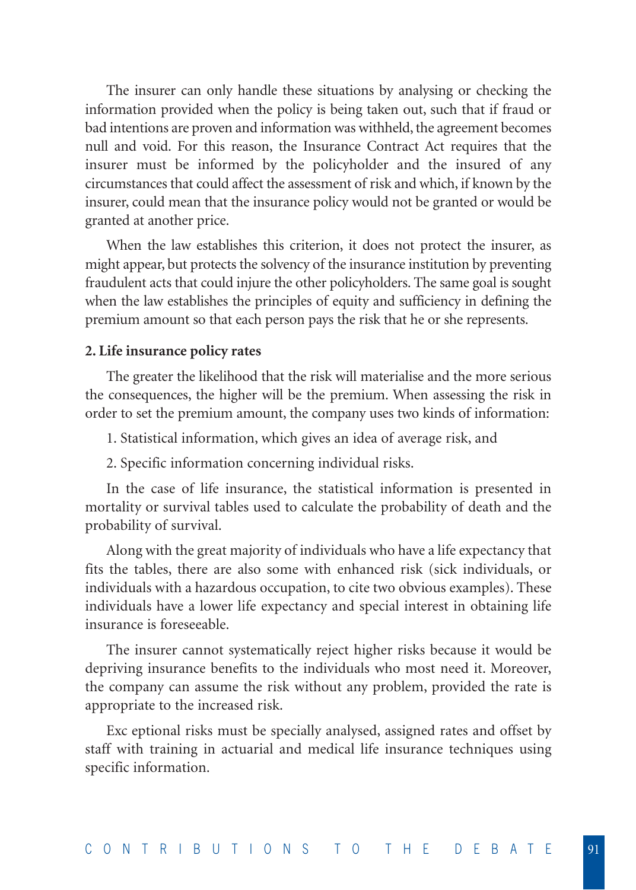The insurer can only handle these situations by analysing or checking the information provided when the policy is being taken out, such that if fraud or bad intentions are proven and information was withheld, the agreement becomes null and void. For this reason, the Insurance Contract Act requires that the insurer must be informed by the policyholder and the insured of any circumstances that could affect the assessment of risk and which, if known by the insurer, could mean that the insurance policy would not be granted or would be granted at another price.

When the law establishes this criterion, it does not protect the insurer, as might appear, but protects the solvency of the insurance institution by preventing fraudulent acts that could injure the other policyholders. The same goal is sought when the law establishes the principles of equity and sufficiency in defining the premium amount so that each person pays the risk that he or she represents.

**2. Life insurance policy rates**

The greater the likelihood that the risk will materialise and the more serious the consequences, the higher will be the premium. When assessing the risk in order to set the premium amount, the company uses two kinds of information:

1. Statistical information, which gives an idea of average risk, and
2. Specific information concerning individual risks.

In the case of life insurance, the statistical information is presented in mortality or survival tables used to calculate the probability of death and the probability of survival.

Along with the great majority of individuals who have a life expectancy that fits the tables, there are also some with enhanced risk (sick individuals, or individuals with a hazardous occupation, to cite two obvious examples). These individuals have a lower life expectancy and special interest in obtaining life insurance is foreseeable.

The insurer cannot systematically reject higher risks because it would be depriving insurance benefits to the individuals who most need it. Moreover, the company can assume the risk without any problem, provided the rate is appropriate to the increased risk.

Exc eptional risks must be specially analysed, assigned rates and offset by staff with training in actuarial and medical life insurance techniques using specific information.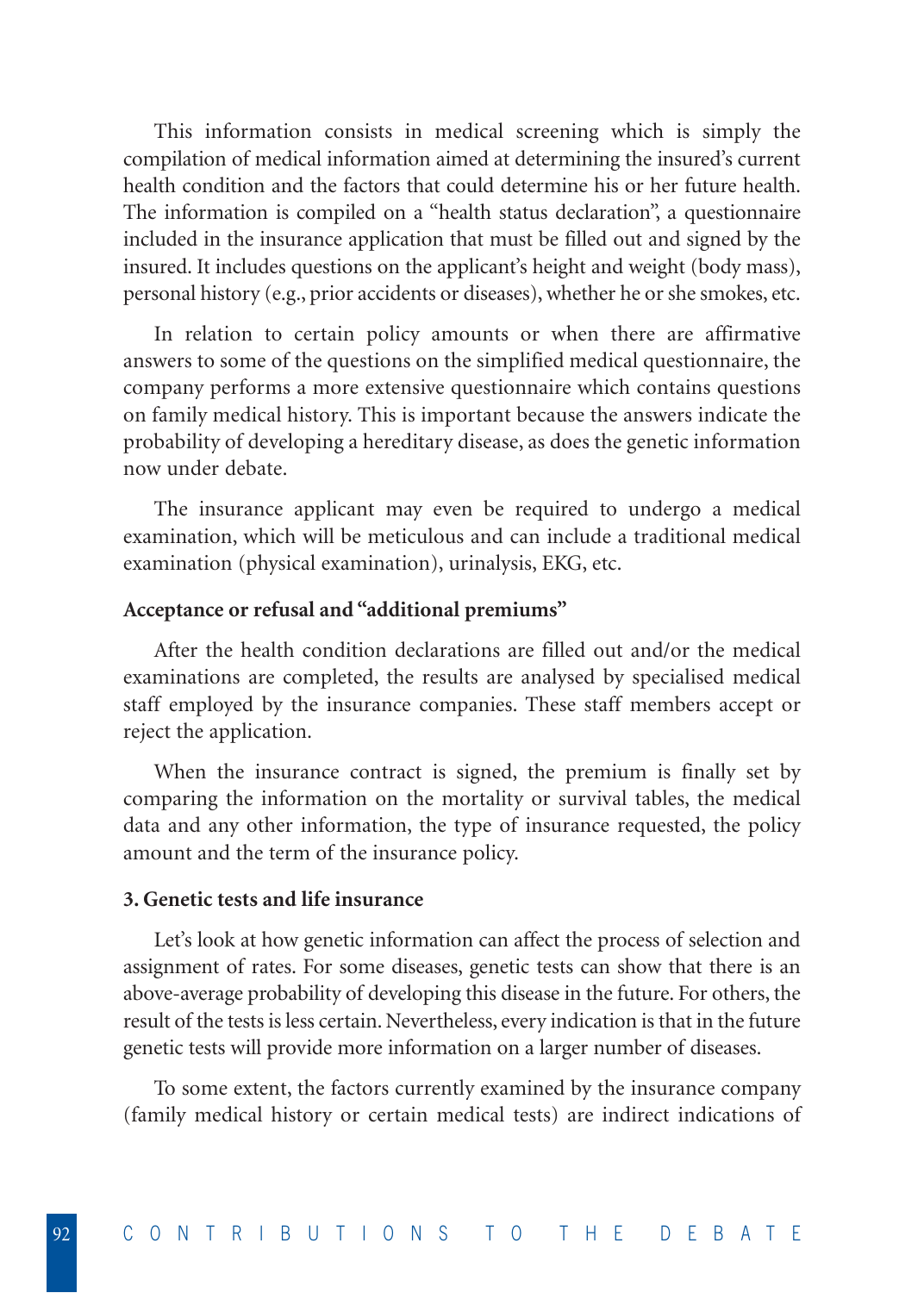This information consists in medical screening which is simply the compilation of medical information aimed at determining the insured's current health condition and the factors that could determine his or her future health. The information is compiled on a "health status declaration", a questionnaire included in the insurance application that must be filled out and signed by the insured. It includes questions on the applicant's height and weight (body mass), personal history (e.g., prior accidents or diseases), whether he or she smokes, etc.

In relation to certain policy amounts or when there are affirmative answers to some of the questions on the simplified medical questionnaire, the company performs a more extensive questionnaire which contains questions on family medical history. This is important because the answers indicate the probability of developing a hereditary disease, as does the genetic information now under debate.

The insurance applicant may even be required to undergo a medical examination, which will be meticulous and can include a traditional medical examination (physical examination), urinalysis, EKG, etc.

**Acceptance or refusal and "additional premiums"**

After the health condition declarations are filled out and/or the medical examinations are completed, the results are analysed by specialised medical staff employed by the insurance companies. These staff members accept or reject the application.

When the insurance contract is signed, the premium is finally set by comparing the information on the mortality or survival tables, the medical data and any other information, the type of insurance requested, the policy amount and the term of the insurance policy.

**3. Genetic tests and life insurance**

Let's look at how genetic information can affect the process of selection and assignment of rates. For some diseases, genetic tests can show that there is an above-average probability of developing this disease in the future. For others, the result of the tests is less certain. Nevertheless, every indication is that in the future genetic tests will provide more information on a larger number of diseases.

To some extent, the factors currently examined by the insurance company (family medical history or certain medical tests) are indirect indications of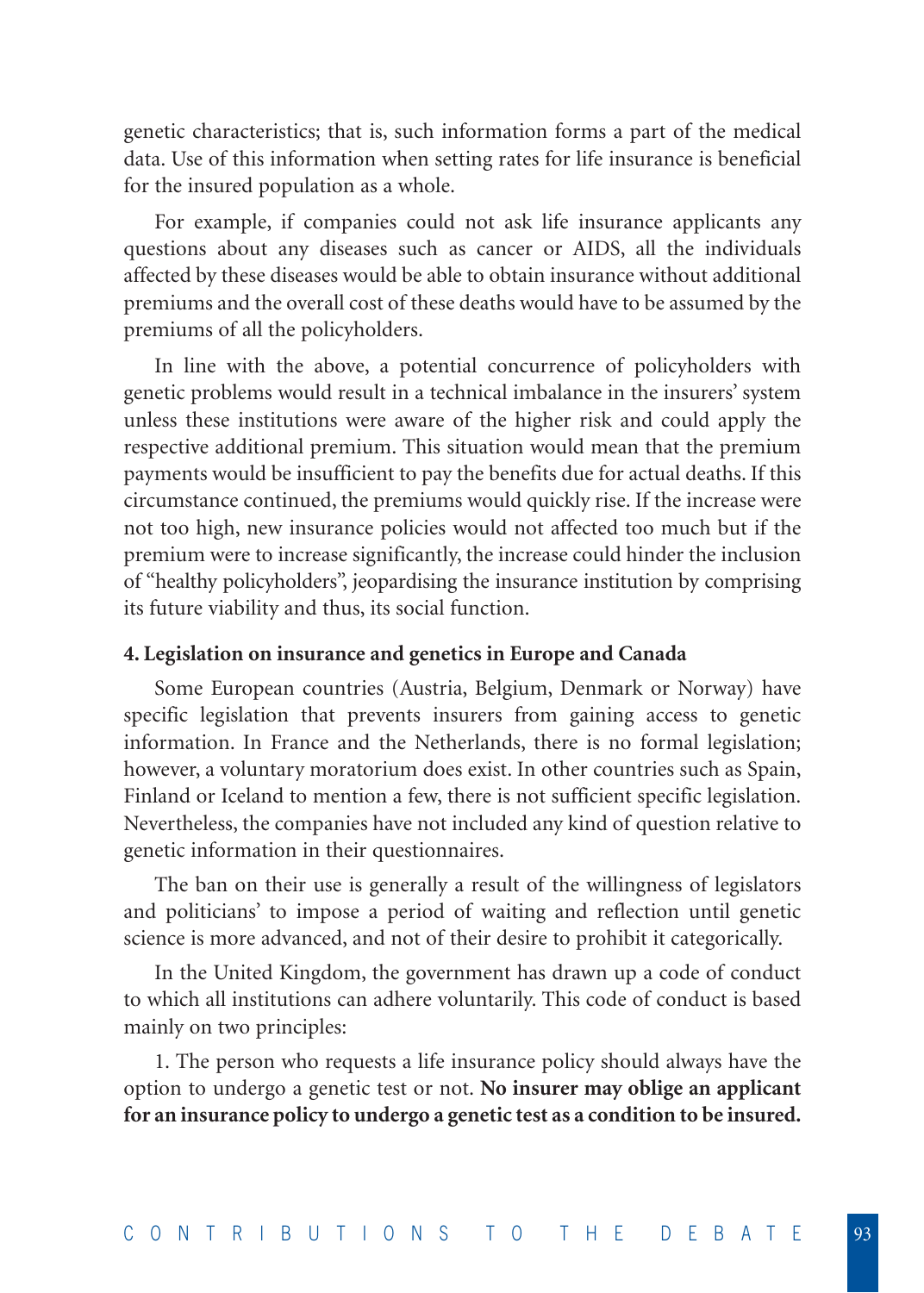genetic characteristics; that is, such information forms a part of the medical data. Use of this information when setting rates for life insurance is beneficial for the insured population as a whole.

For example, if companies could not ask life insurance applicants any questions about any diseases such as cancer or AIDS, all the individuals affected by these diseases would be able to obtain insurance without additional premiums and the overall cost of these deaths would have to be assumed by the premiums of all the policyholders.

In line with the above, a potential concurrence of policyholders with genetic problems would result in a technical imbalance in the insurers' system unless these institutions were aware of the higher risk and could apply the respective additional premium. This situation would mean that the premium payments would be insufficient to pay the benefits due for actual deaths. If this circumstance continued, the premiums would quickly rise. If the increase were not too high, new insurance policies would not affected too much but if the premium were to increase significantly, the increase could hinder the inclusion of "healthy policyholders", jeopardising the insurance institution by comprising its future viability and thus, its social function.

**4. Legislation on insurance and genetics in Europe and Canada**

Some European countries (Austria, Belgium, Denmark or Norway) have specific legislation that prevents insurers from gaining access to genetic information. In France and the Netherlands, there is no formal legislation; however, a voluntary moratorium does exist. In other countries such as Spain, Finland or Iceland to mention a few, there is not sufficient specific legislation. Nevertheless, the companies have not included any kind of question relative to genetic information in their questionnaires.

The ban on their use is generally a result of the willingness of legislators and politicians' to impose a period of waiting and reflection until genetic science is more advanced, and not of their desire to prohibit it categorically.

In the United Kingdom, the government has drawn up a code of conduct to which all institutions can adhere voluntarily. This code of conduct is based mainly on two principles:

1. The person who requests a life insurance policy should always have the option to undergo a genetic test or not. **No insurer may oblige an applicant for an insurance policy to undergo a genetic test as a condition to be insured.**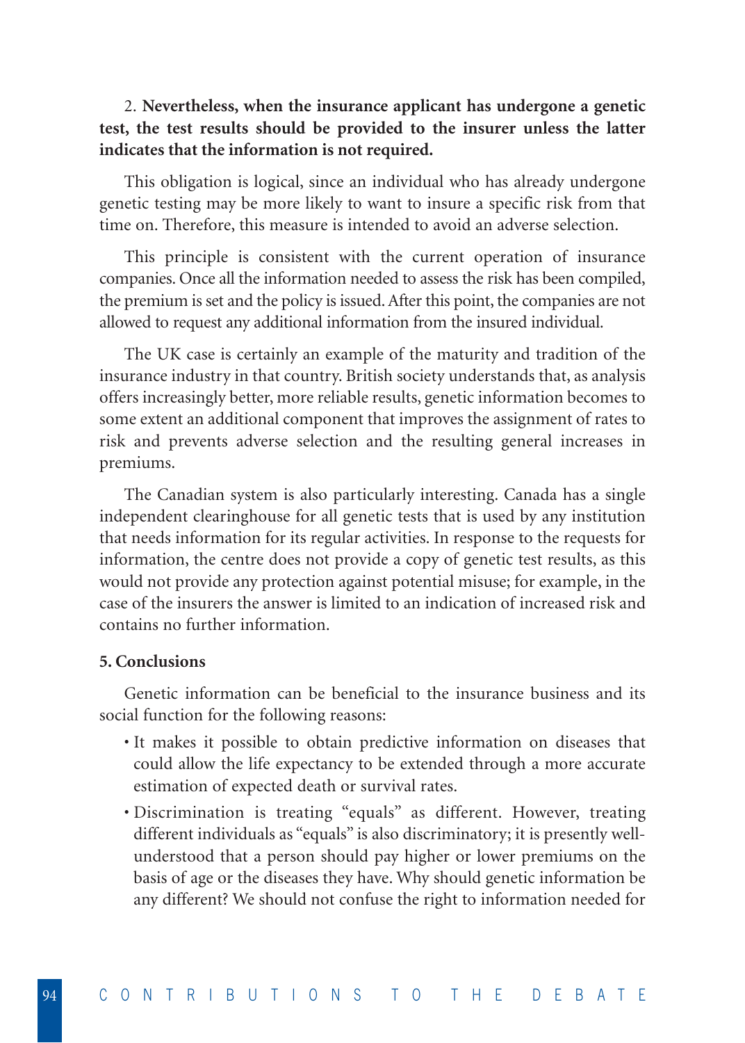2. **Nevertheless, when the insurance applicant has undergone a genetic test, the test results should be provided to the insurer unless the latter indicates that the information is not required.**

This obligation is logical, since an individual who has already undergone genetic testing may be more likely to want to insure a specific risk from that time on. Therefore, this measure is intended to avoid an adverse selection.

This principle is consistent with the current operation of insurance companies. Once all the information needed to assess the risk has been compiled, the premium is set and the policy is issued. After this point, the companies are not allowed to request any additional information from the insured individual.

The UK case is certainly an example of the maturity and tradition of the insurance industry in that country. British society understands that, as analysis offers increasingly better, more reliable results, genetic information becomes to some extent an additional component that improves the assignment of rates to risk and prevents adverse selection and the resulting general increases in premiums.

The Canadian system is also particularly interesting. Canada has a single independent clearinghouse for all genetic tests that is used by any institution that needs information for its regular activities. In response to the requests for information, the centre does not provide a copy of genetic test results, as this would not provide any protection against potential misuse; for example, in the case of the insurers the answer is limited to an indication of increased risk and contains no further information.

### 5. Conclusions

Genetic information can be beneficial to the insurance business and its social function for the following reasons:

- It makes it possible to obtain predictive information on diseases that could allow the life expectancy to be extended through a more accurate estimation of expected death or survival rates.
- Discrimination is treating "equals" as different. However, treating different individuals as "equals" is also discriminatory; it is presently well-understood that a person should pay higher or lower premiums on the basis of age or the diseases they have. Why should genetic information be any different? We should not confuse the right to information needed for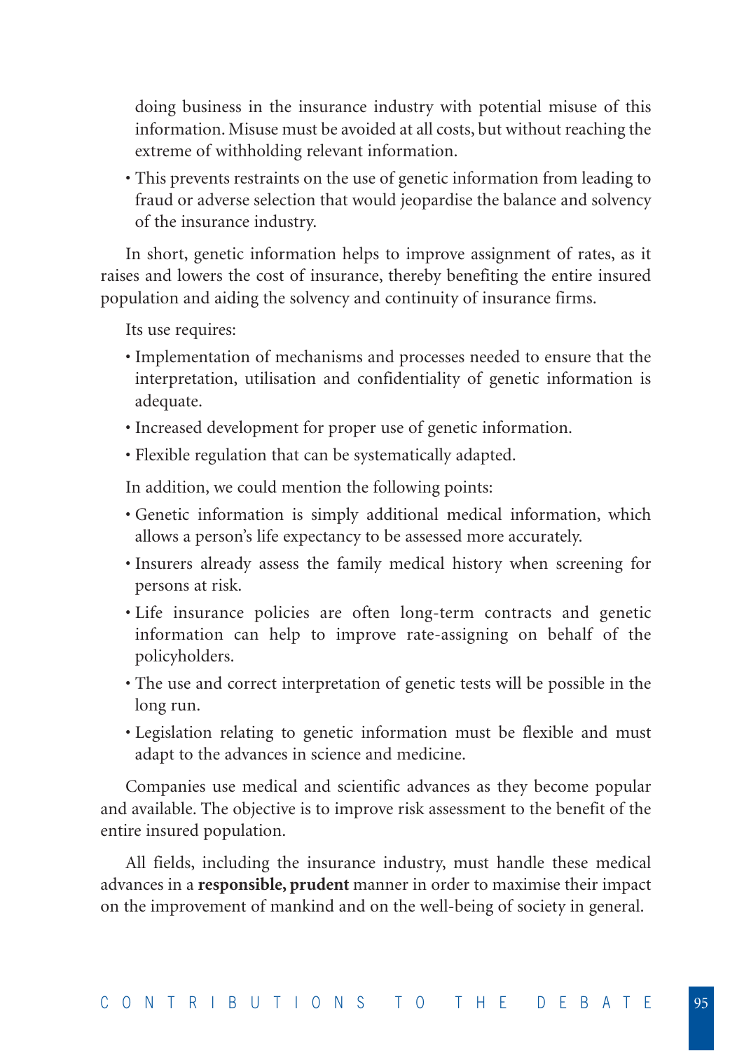doing business in the insurance industry with potential misuse of this information. Misuse must be avoided at all costs, but without reaching the extreme of withholding relevant information.

- This prevents restraints on the use of genetic information from leading to fraud or adverse selection that would jeopardise the balance and solvency of the insurance industry.

In short, genetic information helps to improve assignment of rates, as it raises and lowers the cost of insurance, thereby benefiting the entire insured population and aiding the solvency and continuity of insurance firms.

Its use requires:

- Implementation of mechanisms and processes needed to ensure that the interpretation, utilisation and confidentiality of genetic information is adequate.
- Increased development for proper use of genetic information.
- Flexible regulation that can be systematically adapted.

In addition, we could mention the following points:

- Genetic information is simply additional medical information, which allows a person's life expectancy to be assessed more accurately.
- Insurers already assess the family medical history when screening for persons at risk.
- Life insurance policies are often long-term contracts and genetic information can help to improve rate-assigning on behalf of the policyholders.
- The use and correct interpretation of genetic tests will be possible in the long run.
- Legislation relating to genetic information must be flexible and must adapt to the advances in science and medicine.

Companies use medical and scientific advances as they become popular and available. The objective is to improve risk assessment to the benefit of the entire insured population.

All fields, including the insurance industry, must handle these medical advances in a **responsible, prudent** manner in order to maximise their impact on the improvement of mankind and on the well-being of society in general.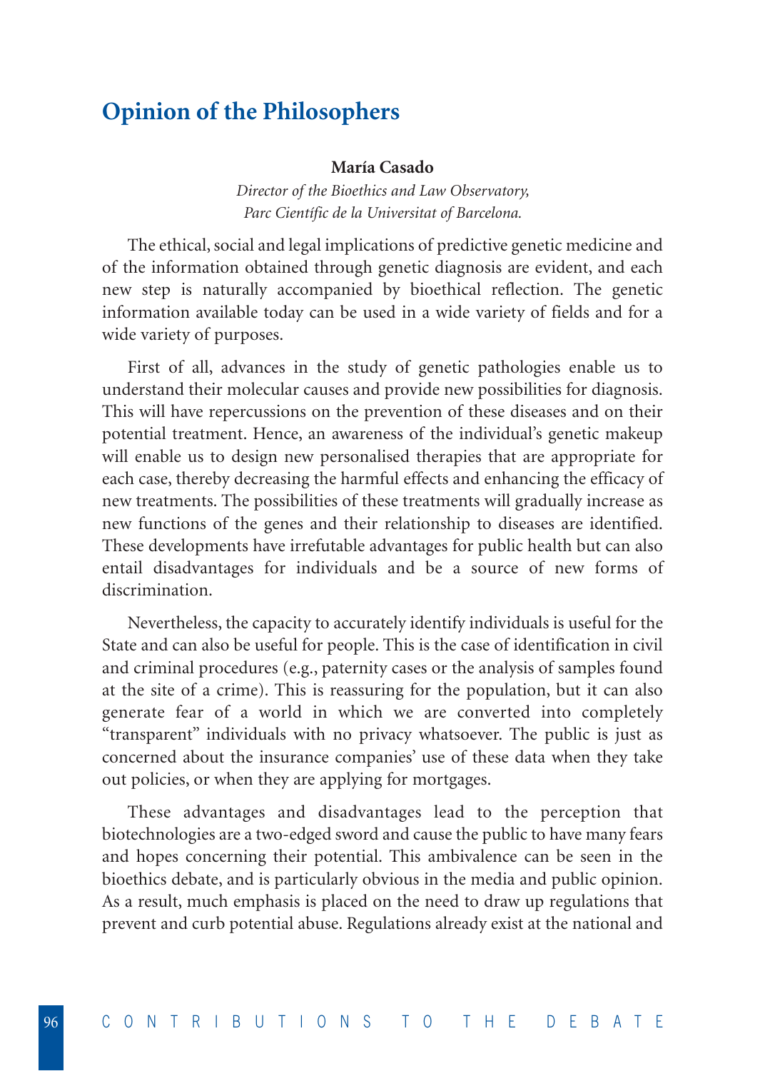## Opinion of the Philosophers

**María Casado**

*Director of the Bioethics and Law Observatory,*
*Parc Científic de la Universitat of Barcelona.*

The ethical, social and legal implications of predictive genetic medicine and of the information obtained through genetic diagnosis are evident, and each new step is naturally accompanied by bioethical reflection. The genetic information available today can be used in a wide variety of fields and for a wide variety of purposes.

First of all, advances in the study of genetic pathologies enable us to understand their molecular causes and provide new possibilities for diagnosis. This will have repercussions on the prevention of these diseases and on their potential treatment. Hence, an awareness of the individual's genetic makeup will enable us to design new personalised therapies that are appropriate for each case, thereby decreasing the harmful effects and enhancing the efficacy of new treatments. The possibilities of these treatments will gradually increase as new functions of the genes and their relationship to diseases are identified. These developments have irrefutable advantages for public health but can also entail disadvantages for individuals and be a source of new forms of discrimination.

Nevertheless, the capacity to accurately identify individuals is useful for the State and can also be useful for people. This is the case of identification in civil and criminal procedures (e.g., paternity cases or the analysis of samples found at the site of a crime). This is reassuring for the population, but it can also generate fear of a world in which we are converted into completely "transparent" individuals with no privacy whatsoever. The public is just as concerned about the insurance companies' use of these data when they take out policies, or when they are applying for mortgages.

These advantages and disadvantages lead to the perception that biotechnologies are a two-edged sword and cause the public to have many fears and hopes concerning their potential. This ambivalence can be seen in the bioethics debate, and is particularly obvious in the media and public opinion. As a result, much emphasis is placed on the need to draw up regulations that prevent and curb potential abuse. Regulations already exist at the national and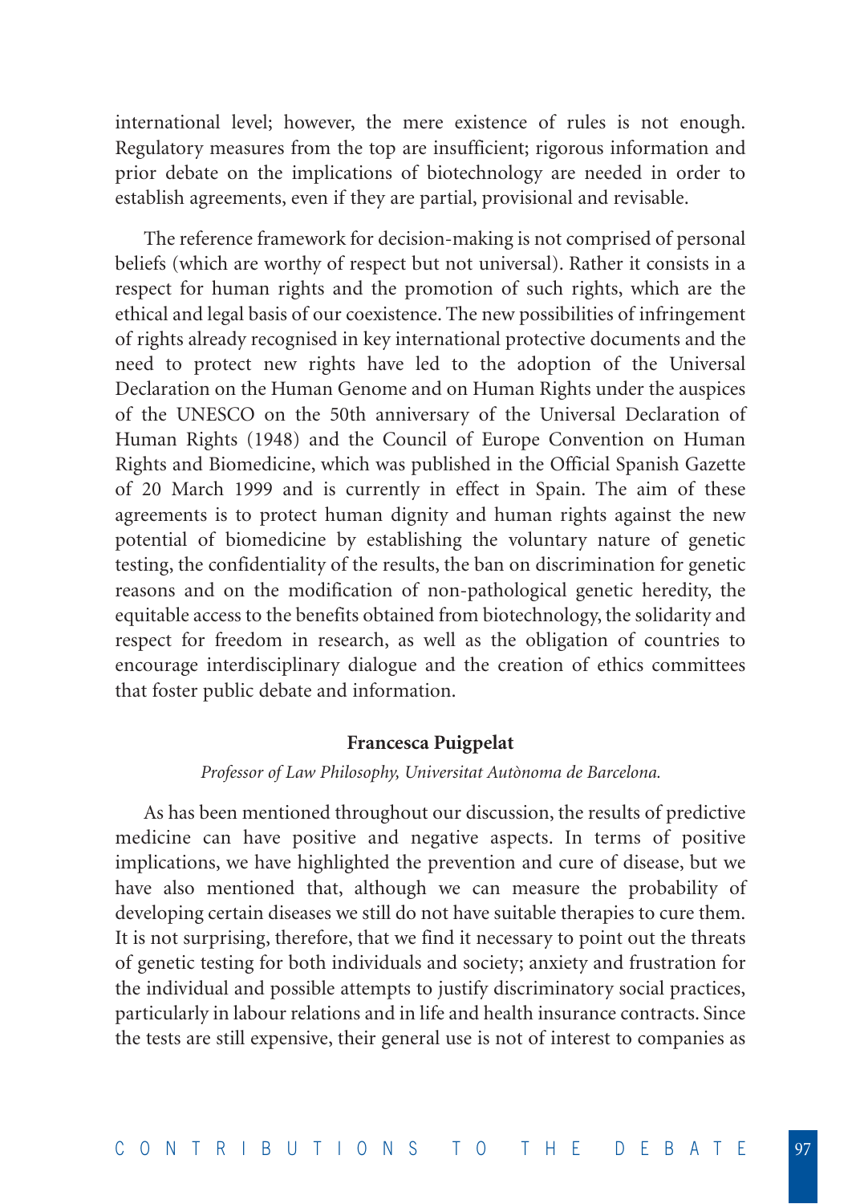international level; however, the mere existence of rules is not enough. Regulatory measures from the top are insufficient; rigorous information and prior debate on the implications of biotechnology are needed in order to establish agreements, even if they are partial, provisional and revisable.

The reference framework for decision-making is not comprised of personal beliefs (which are worthy of respect but not universal). Rather it consists in a respect for human rights and the promotion of such rights, which are the ethical and legal basis of our coexistence. The new possibilities of infringement of rights already recognised in key international protective documents and the need to protect new rights have led to the adoption of the Universal Declaration on the Human Genome and on Human Rights under the auspices of the UNESCO on the 50th anniversary of the Universal Declaration of Human Rights (1948) and the Council of Europe Convention on Human Rights and Biomedicine, which was published in the Official Spanish Gazette of 20 March 1999 and is currently in effect in Spain. The aim of these agreements is to protect human dignity and human rights against the new potential of biomedicine by establishing the voluntary nature of genetic testing, the confidentiality of the results, the ban on discrimination for genetic reasons and on the modification of non-pathological genetic heredity, the equitable access to the benefits obtained from biotechnology, the solidarity and respect for freedom in research, as well as the obligation of countries to encourage interdisciplinary dialogue and the creation of ethics committees that foster public debate and information.

**Francesca Puigpelat**

*Professor of Law Philosophy, Universitat Autònoma de Barcelona.*

As has been mentioned throughout our discussion, the results of predictive medicine can have positive and negative aspects. In terms of positive implications, we have highlighted the prevention and cure of disease, but we have also mentioned that, although we can measure the probability of developing certain diseases we still do not have suitable therapies to cure them. It is not surprising, therefore, that we find it necessary to point out the threats of genetic testing for both individuals and society; anxiety and frustration for the individual and possible attempts to justify discriminatory social practices, particularly in labour relations and in life and health insurance contracts. Since the tests are still expensive, their general use is not of interest to companies as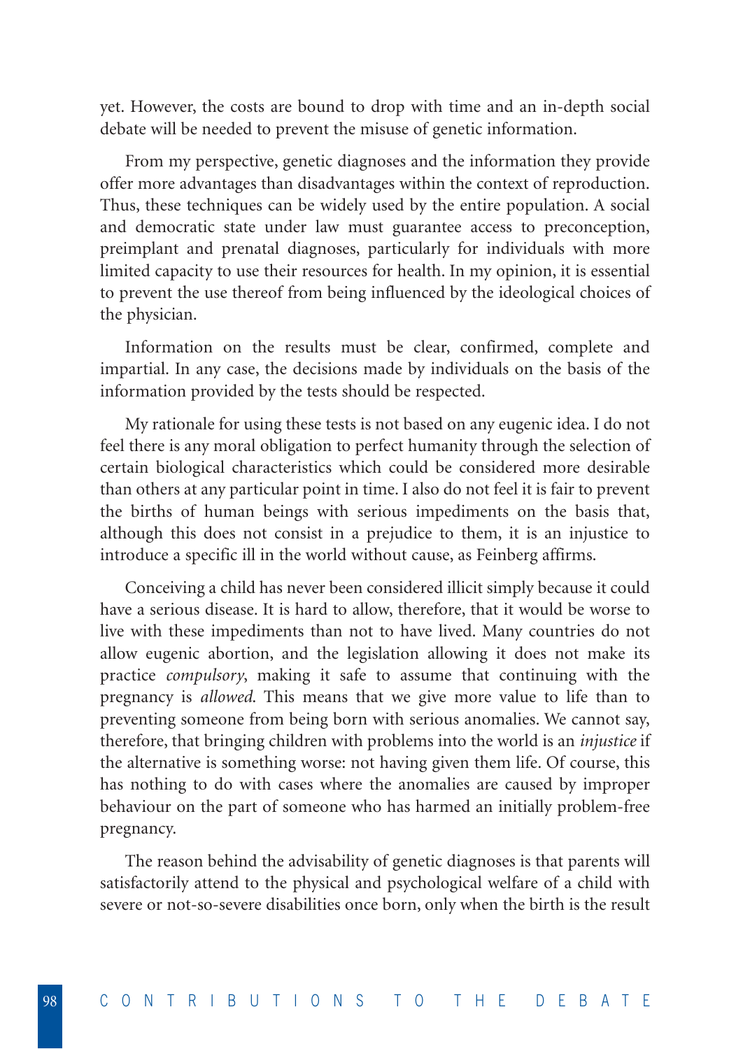yet. However, the costs are bound to drop with time and an in-depth social debate will be needed to prevent the misuse of genetic information.

From my perspective, genetic diagnoses and the information they provide offer more advantages than disadvantages within the context of reproduction. Thus, these techniques can be widely used by the entire population. A social and democratic state under law must guarantee access to preconception, preimplant and prenatal diagnoses, particularly for individuals with more limited capacity to use their resources for health. In my opinion, it is essential to prevent the use thereof from being influenced by the ideological choices of the physician.

Information on the results must be clear, confirmed, complete and impartial. In any case, the decisions made by individuals on the basis of the information provided by the tests should be respected.

My rationale for using these tests is not based on any eugenic idea. I do not feel there is any moral obligation to perfect humanity through the selection of certain biological characteristics which could be considered more desirable than others at any particular point in time. I also do not feel it is fair to prevent the births of human beings with serious impediments on the basis that, although this does not consist in a prejudice to them, it is an injustice to introduce a specific ill in the world without cause, as Feinberg affirms.

Conceiving a child has never been considered illicit simply because it could have a serious disease. It is hard to allow, therefore, that it would be worse to live with these impediments than not to have lived. Many countries do not allow eugenic abortion, and the legislation allowing it does not make its practice *compulsory*, making it safe to assume that continuing with the pregnancy is *allowed*. This means that we give more value to life than to preventing someone from being born with serious anomalies. We cannot say, therefore, that bringing children with problems into the world is an *injustice* if the alternative is something worse: not having given them life. Of course, this has nothing to do with cases where the anomalies are caused by improper behaviour on the part of someone who has harmed an initially problem-free pregnancy.

The reason behind the advisability of genetic diagnoses is that parents will satisfactorily attend to the physical and psychological welfare of a child with severe or not-so-severe disabilities once born, only when the birth is the result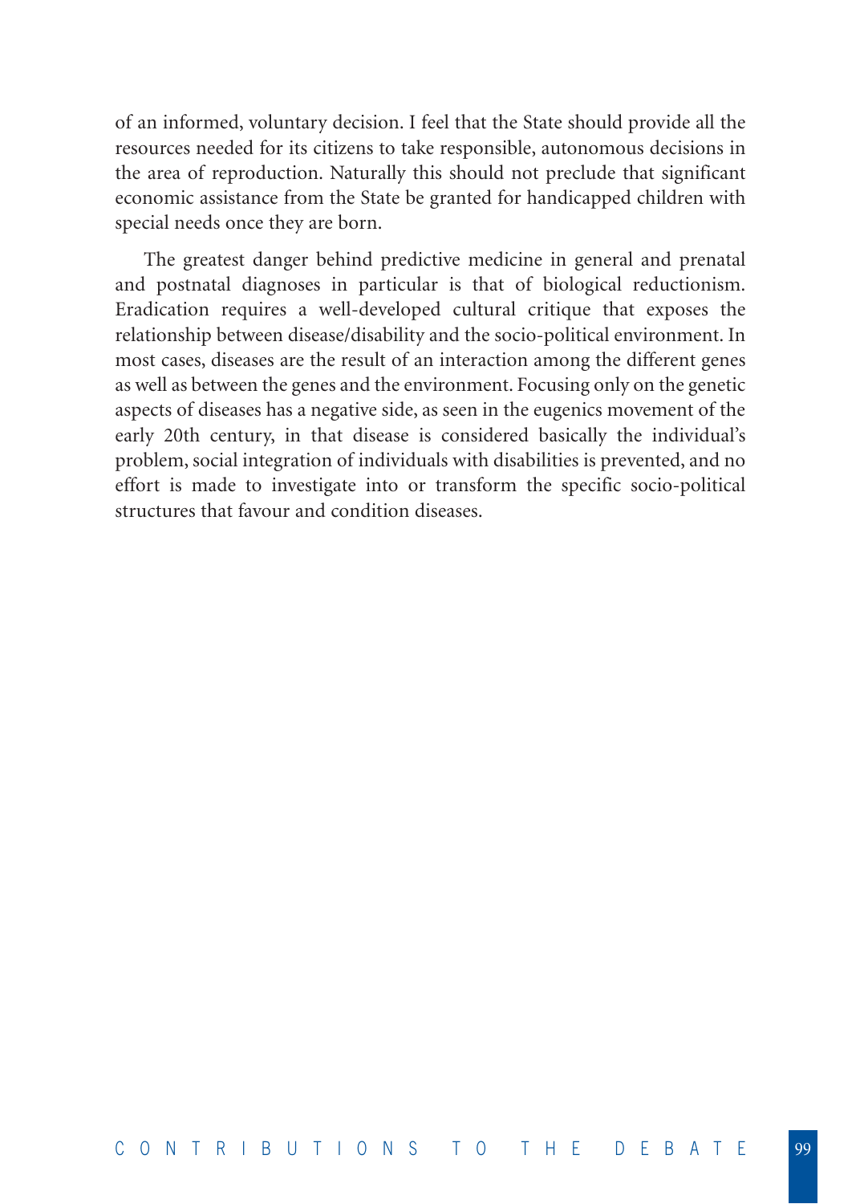of an informed, voluntary decision. I feel that the State should provide all the resources needed for its citizens to take responsible, autonomous decisions in the area of reproduction. Naturally this should not preclude that significant economic assistance from the State be granted for handicapped children with special needs once they are born.

The greatest danger behind predictive medicine in general and prenatal and postnatal diagnoses in particular is that of biological reductionism. Eradication requires a well-developed cultural critique that exposes the relationship between disease/disability and the socio-political environment. In most cases, diseases are the result of an interaction among the different genes as well as between the genes and the environment. Focusing only on the genetic aspects of diseases has a negative side, as seen in the eugenics movement of the early 20th century, in that disease is considered basically the individual's problem, social integration of individuals with disabilities is prevented, and no effort is made to investigate into or transform the specific socio-political structures that favour and condition diseases.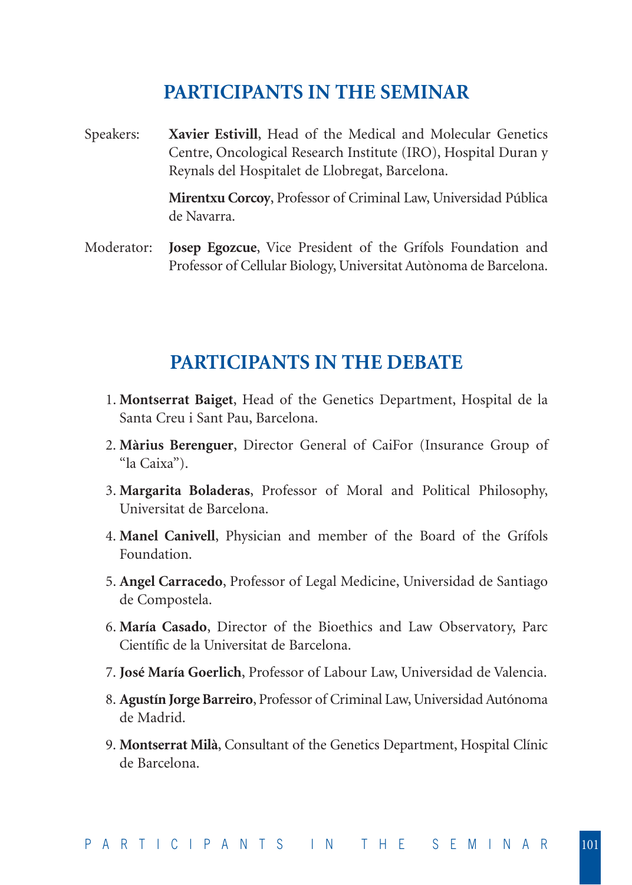## PARTICIPANTS IN THE SEMINAR

Speakers: **Xavier Estivill**, Head of the Medical and Molecular Genetics Centre, Oncological Research Institute (IRO), Hospital Duran y Reynals del Hospitalet de Llobregat, Barcelona.

**Mirentxu Corcoy**, Professor of Criminal Law, Universidad Pública de Navarra.

Moderator: **Josep Egozcue**, Vice President of the Grífols Foundation and Professor of Cellular Biology, Universitat Autònoma de Barcelona.

## PARTICIPANTS IN THE DEBATE

1. **Montserrat Baiget**, Head of the Genetics Department, Hospital de la Santa Creu i Sant Pau, Barcelona.
2. **Màrius Berenguer**, Director General of CaiFor (Insurance Group of "la Caixa").
3. **Margarita Boladeras**, Professor of Moral and Political Philosophy, Universitat de Barcelona.
4. **Manel Canivell**, Physician and member of the Board of the Grífols Foundation.
5. **Angel Carracedo**, Professor of Legal Medicine, Universidad de Santiago de Compostela.
6. **María Casado**, Director of the Bioethics and Law Observatory, Parc Científic de la Universitat de Barcelona.
7. **José María Goerlich**, Professor of Labour Law, Universidad de Valencia.
8. **Agustín Jorge Barreiro**, Professor of Criminal Law, Universidad Autónoma de Madrid.
9. **Montserrat Milà**, Consultant of the Genetics Department, Hospital Clínic de Barcelona.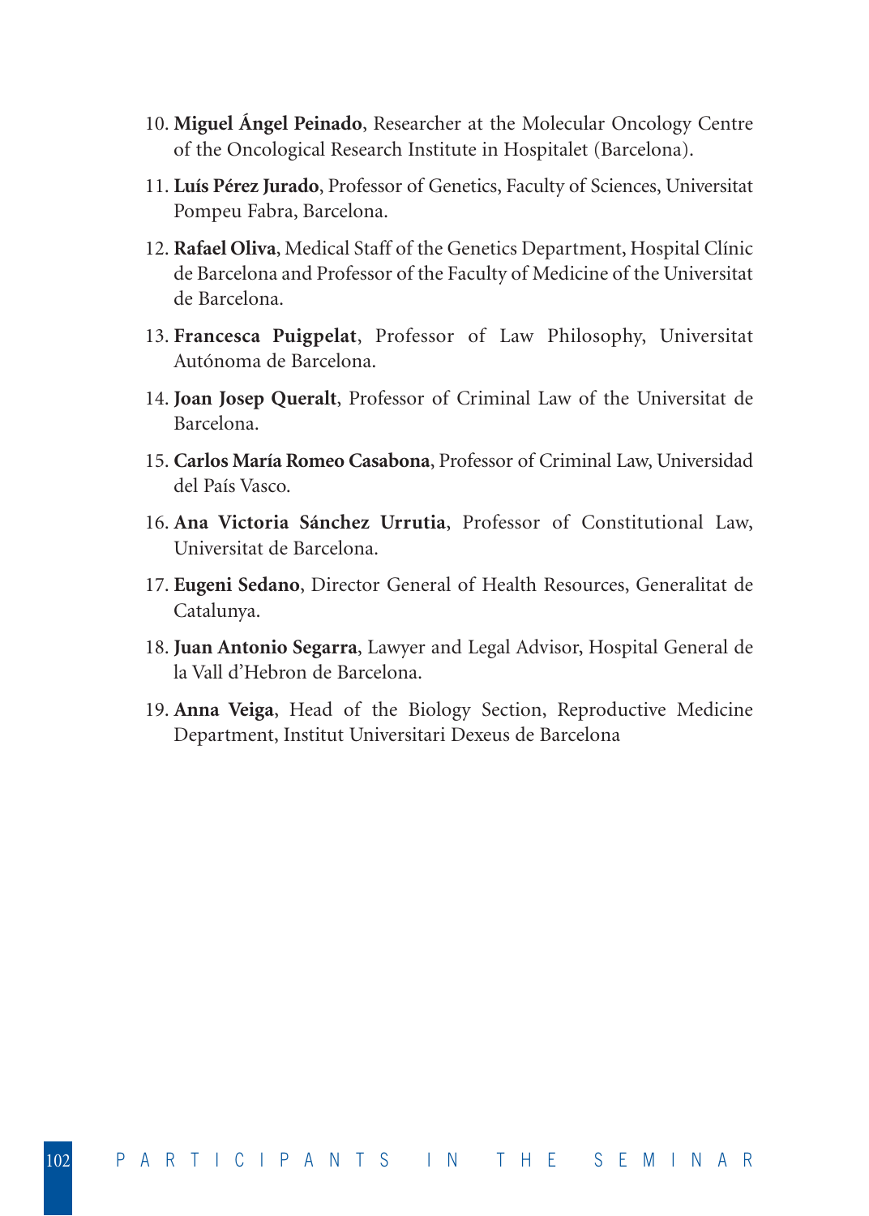10. **Miguel Ángel Peinado**, Researcher at the Molecular Oncology Centre of the Oncological Research Institute in Hospitalet (Barcelona).
11. **Luís Pérez Jurado**, Professor of Genetics, Faculty of Sciences, Universitat Pompeu Fabra, Barcelona.
12. **Rafael Oliva**, Medical Staff of the Genetics Department, Hospital Clínic de Barcelona and Professor of the Faculty of Medicine of the Universitat de Barcelona.
13. **Francesca Puigpelat**, Professor of Law Philosophy, Universitat Autónoma de Barcelona.
14. **Joan Josep Queralt**, Professor of Criminal Law of the Universitat de Barcelona.
15. **Carlos María Romeo Casabona**, Professor of Criminal Law, Universidad del País Vasco.
16. **Ana Victoria Sánchez Urrutia**, Professor of Constitutional Law, Universitat de Barcelona.
17. **Eugeni Sedano**, Director General of Health Resources, Generalitat de Catalunya.
18. **Juan Antonio Segarra**, Lawyer and Legal Advisor, Hospital General de la Vall d'Hebron de Barcelona.
19. **Anna Veiga**, Head of the Biology Section, Reproductive Medicine Department, Institut Universitari Dexeus de Barcelona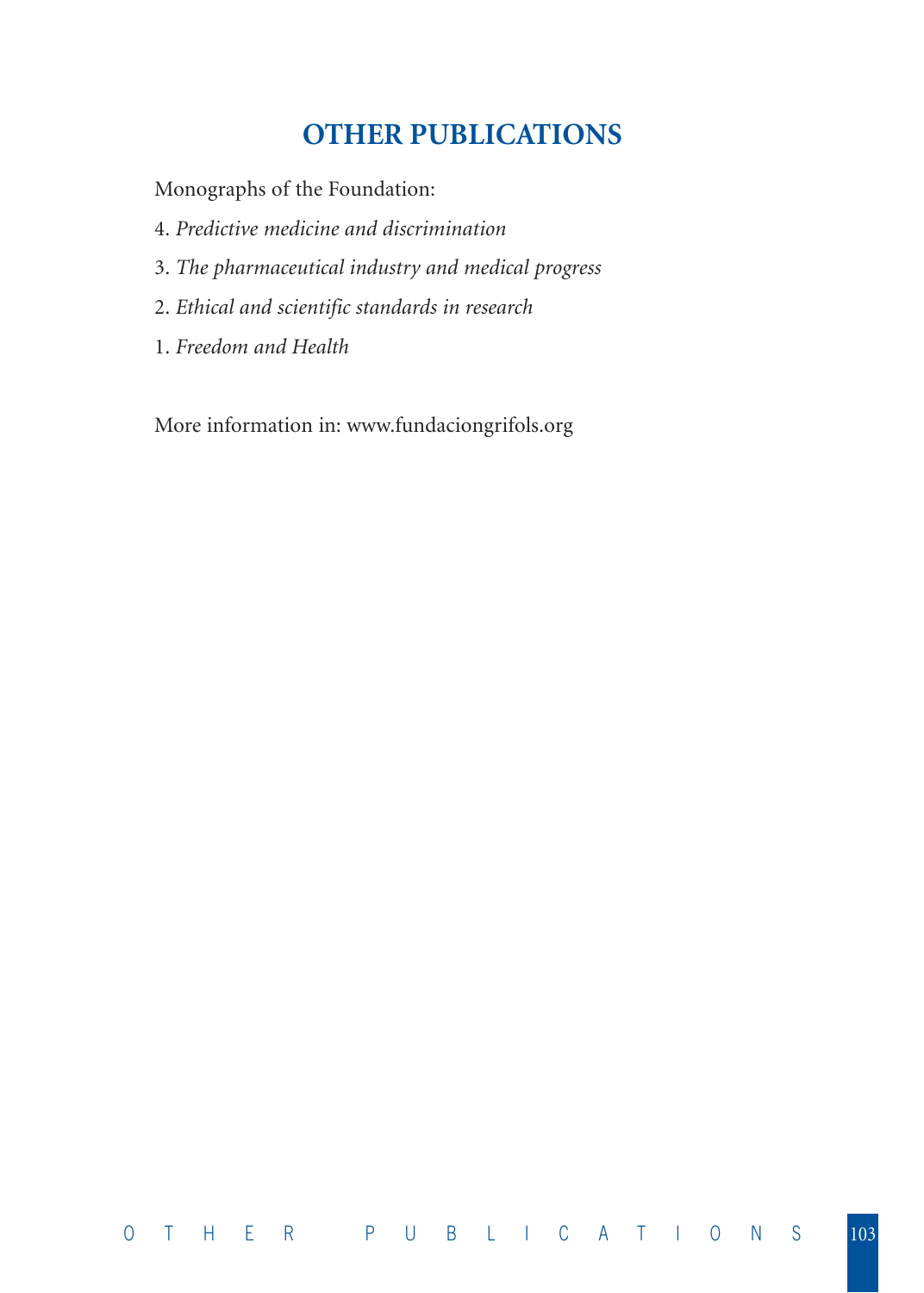# OTHER PUBLICATIONS

Monographs of the Foundation:

4. *Predictive medicine and discrimination*

3. *The pharmaceutical industry and medical progress*

2. *Ethical and scientific standards in research*

1. *Freedom and Health*

More information in: www.fundaciongrifols.org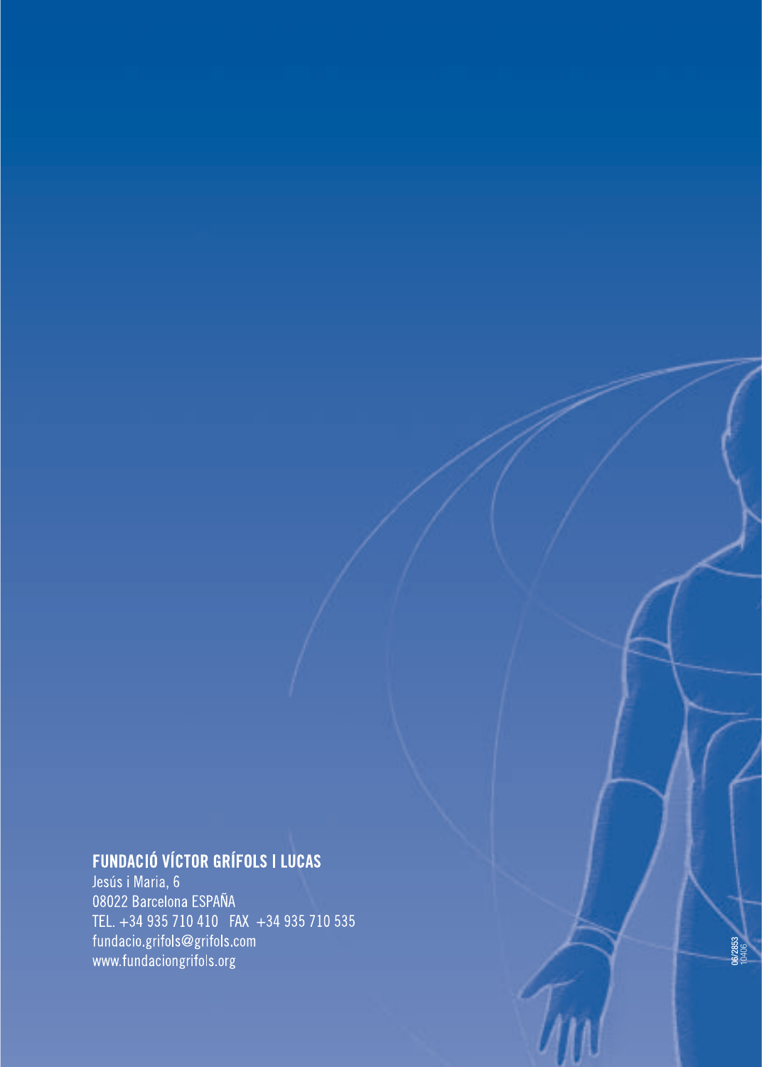**FUNDACIÓ VÍCTOR GRÍFOLS I LUCAS**

Jesús i Maria, 6
08022 Barcelona ESPAÑA
TEL. +34 935 710 410 FAX +34 935 710 535
fundacio.grifols@grifols.com
www.fundaciongrifols.org

06/2853
10406